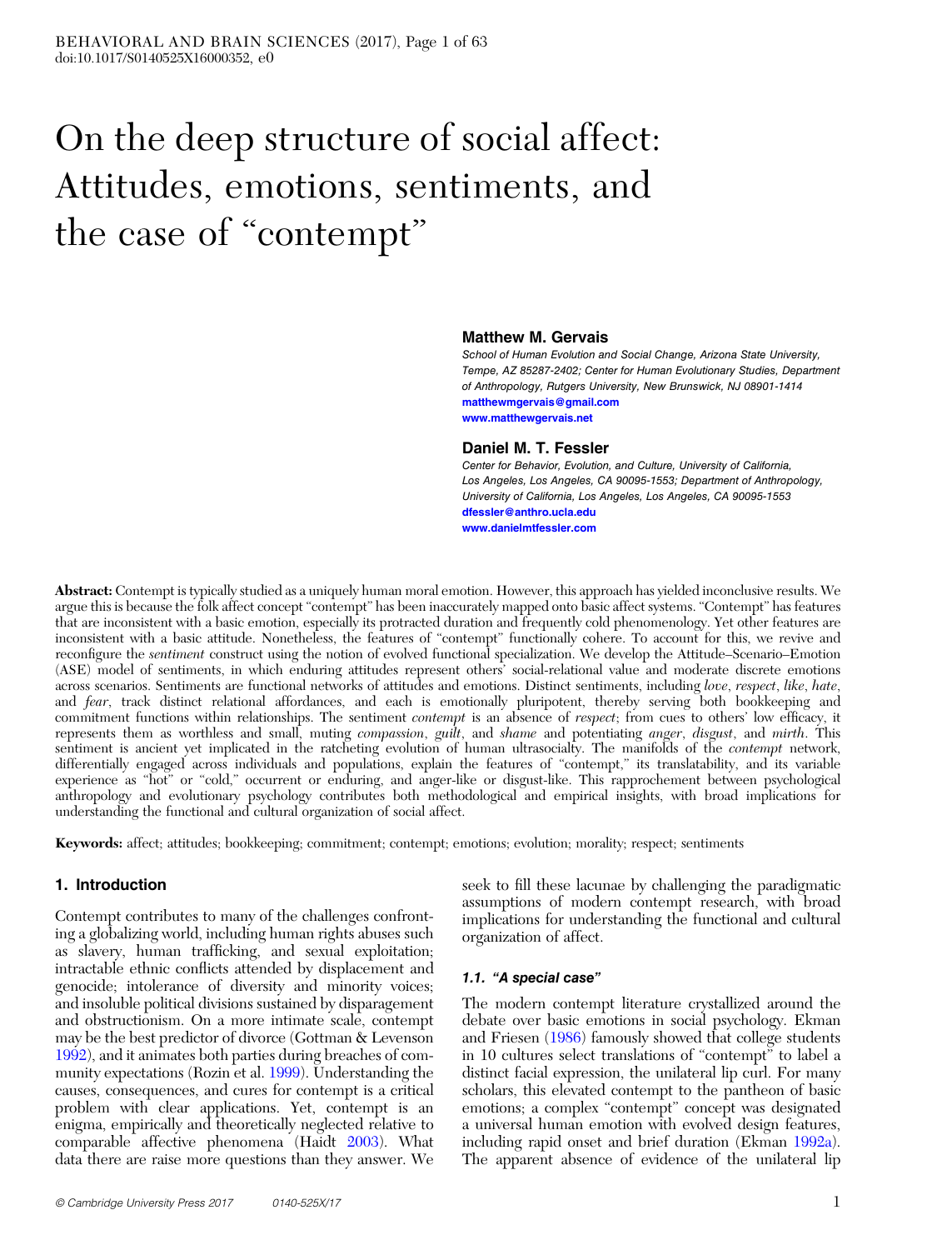# On the deep structure of social affect: Attitudes, emotions, sentiments, and the case of "contempt"

**Matthew M. Gervais**
*School of Human Evolution and Social Change, Arizona State University, Tempe, AZ 85287-2402; Center for Human Evolutionary Studies, Department of Anthropology, Rutgers University, New Brunswick, NJ 08901-1414*
matthewmgervais@gmail.com
www.matthewgervais.net

**Daniel M. T. Fessler**
*Center for Behavior, Evolution, and Culture, University of California, Los Angeles, Los Angeles, CA 90095-1553; Department of Anthropology, University of California, Los Angeles, Los Angeles, CA 90095-1553*
dfessler@anthro.ucla.edu
www.danielmtfessler.com

**Abstract:** Contempt is typically studied as a uniquely human moral emotion. However, this approach has yielded inconclusive results. We argue this is because the folk affect concept "contempt" has been inaccurately mapped onto basic affect systems. "Contempt" has features that are inconsistent with a basic emotion, especially its protracted duration and frequently cold phenomenology. Yet other features are inconsistent with a basic attitude. Nonetheless, the features of "contempt" functionally cohere. To account for this, we revive and reconfigure the *sentiment* construct using the notion of evolved functional specialization. We develop the Attitude–Scenario–Emotion (ASE) model of sentiments, in which enduring attitudes represent others' social-relational value and moderate discrete emotions across scenarios. Sentiments are functional networks of attitudes and emotions. Distinct sentiments, including *love*, *respect*, *like*, *hate*, and *fear*, track distinct relational affordances, and each is emotionally pluripotent, thereby serving both bookkeeping and commitment functions within relationships. The sentiment *contempt* is an absence of *respect*; from cues to others' low efficacy, it represents them as worthless and small, muting *compassion*, *guilt*, and *shame* and potentiating *anger*, *disgust*, and *mirth*. This sentiment is ancient yet implicated in the ratcheting evolution of human ultrasociality. The manifolds of the *contempt* network, differentially engaged across individuals and populations, explain the features of "contempt," its translatability, and its variable experience as "hot" or "cold," occurrent or enduring, and anger-like or disgust-like. This rapprochement between psychological anthropology and evolutionary psychology contributes both methodological and empirical insights, with broad implications for understanding the functional and cultural organization of social affect.

**Keywords:** affect; attitudes; bookkeeping; commitment; contempt; emotions; evolution; morality; respect; sentiments

## 1. Introduction

Contempt contributes to many of the challenges confronting a globalizing world, including human rights abuses such as slavery, human trafficking, and sexual exploitation; intractable ethnic conflicts attended by displacement and genocide; intolerance of diversity and minority voices; and insoluble political divisions sustained by disparagement and obstructionism. On a more intimate scale, contempt may be the best predictor of divorce (Gottman & Levenson 1992), and it animates both parties during breaches of community expectations (Rozin et al. 1999). Understanding the causes, consequences, and cures for contempt is a critical problem with clear applications. Yet, contempt is an enigma, empirically and theoretically neglected relative to comparable affective phenomena (Haidt 2003). What data there are raise more questions than they answer. We seek to fill these lacunae by challenging the paradigmatic assumptions of modern contempt research, with broad implications for understanding the functional and cultural organization of affect.

### 1.1. "A special case"

The modern contempt literature crystallized around the debate over basic emotions in social psychology. Ekman and Friesen (1986) famously showed that college students in 10 cultures select translations of "contempt" to label a distinct facial expression, the unilateral lip curl. For many scholars, this elevated contempt to the pantheon of basic emotions; a complex "contempt" concept was designated a universal human emotion with evolved design features, including rapid onset and brief duration (Ekman 1992a). The apparent absence of evidence of the unilateral lip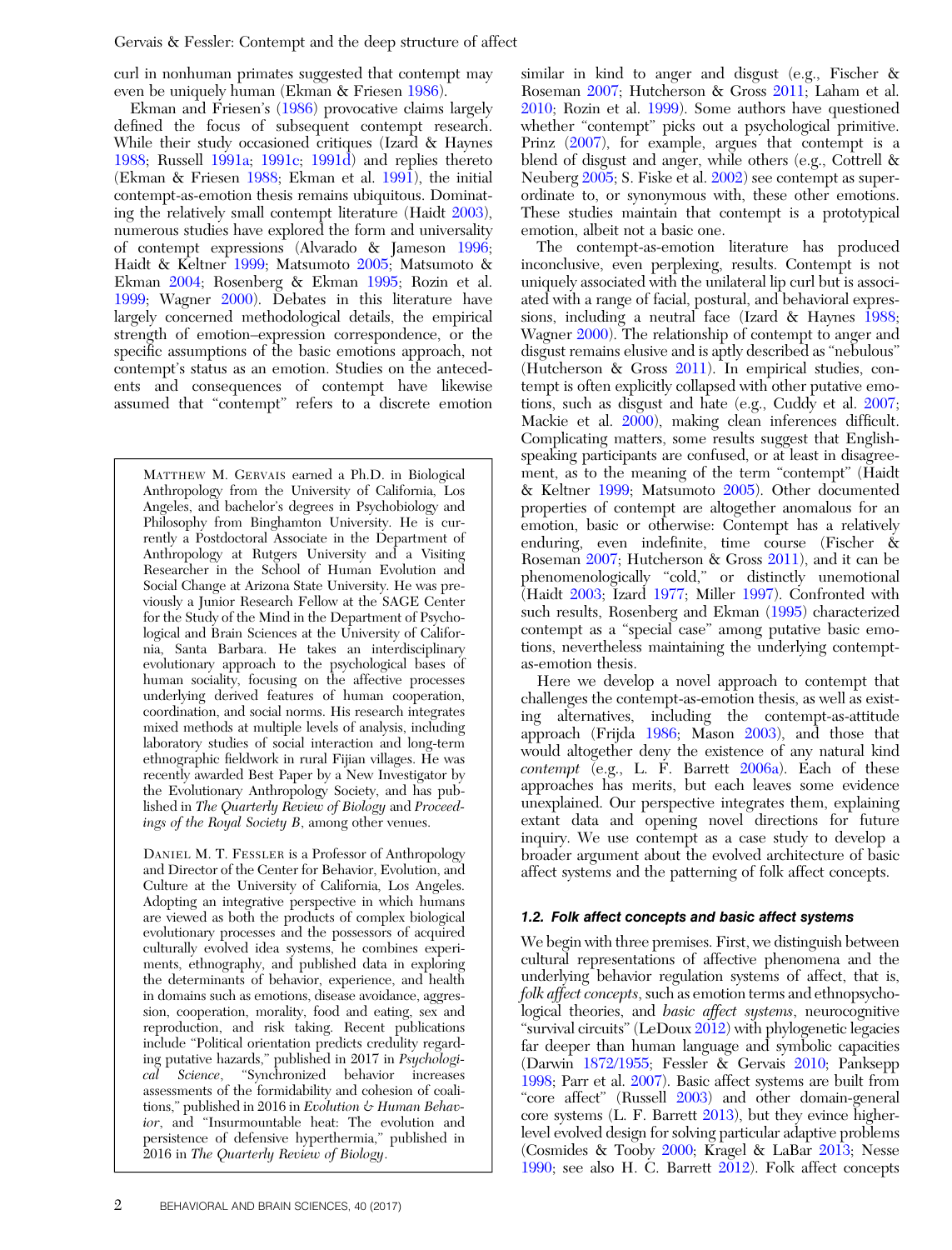curl in nonhuman primates suggested that contempt may even be uniquely human (Ekman & Friesen 1986).

Ekman and Friesen's (1986) provocative claims largely defined the focus of subsequent contempt research. While their study occasioned critiques (Izard & Haynes 1988; Russell 1991a; 1991c; 1991d) and replies thereto (Ekman & Friesen 1988; Ekman et al. 1991), the initial contempt-as-emotion thesis remains ubiquitous. Dominating the relatively small contempt literature (Haidt 2003), numerous studies have explored the form and universality of contempt expressions (Alvarado & Jameson 1996; Haidt & Keltner 1999; Matsumoto 2005; Matsumoto & Ekman 2004; Rosenberg & Ekman 1995; Rozin et al. 1999; Wagner 2000). Debates in this literature have largely concerned methodological details, the empirical strength of emotion–expression correspondence, or the specific assumptions of the basic emotions approach, not contempt's status as an emotion. Studies on the antecedents and consequences of contempt have likewise assumed that "contempt" refers to a discrete emotion similar in kind to anger and disgust (e.g., Fischer & Roseman 2007; Hutcherson & Gross 2011; Laham et al. 2010; Rozin et al. 1999). Some authors have questioned whether "contempt" picks out a psychological primitive. Prinz (2007), for example, argues that contempt is a blend of disgust and anger, while others (e.g., Cottrell & Neuberg 2005; S. Fiske et al. 2002) see contempt as superordinate to, or synonymous with, these other emotions. These studies maintain that contempt is a prototypical emotion, albeit not a basic one.

The contempt-as-emotion literature has produced inconclusive, even perplexing, results. Contempt is not uniquely associated with the unilateral lip curl but is associated with a range of facial, postural, and behavioral expressions, including a neutral face (Izard & Haynes 1988; Wagner 2000). The relationship of contempt to anger and disgust remains elusive and is aptly described as "nebulous" (Hutcherson & Gross 2011). In empirical studies, contempt is often explicitly collapsed with other putative emotions, such as disgust and hate (e.g., Cuddy et al. 2007; Mackie et al. 2000), making clean inferences difficult. Complicating matters, some results suggest that English-speaking participants are confused, or at least in disagreement, as to the meaning of the term "contempt" (Haidt & Keltner 1999; Matsumoto 2005). Other documented properties of contempt are altogether anomalous for an emotion, basic or otherwise: Contempt has a relatively enduring, even indefinite, time course (Fischer & Roseman 2007; Hutcherson & Gross 2011), and it can be phenomenologically "cold," or distinctly unemotional (Haidt 2003; Izard 1977; Miller 1997). Confronted with such results, Rosenberg and Ekman (1995) characterized contempt as a "special case" among putative basic emotions, nevertheless maintaining the underlying contempt-as-emotion thesis.

Here we develop a novel approach to contempt that challenges the contempt-as-emotion thesis, as well as existing alternatives, including the contempt-as-attitude approach (Frijda 1986; Mason 2003), and those that would altogether deny the existence of any natural kind *contempt* (e.g., L. F. Barrett 2006a). Each of these approaches has merits, but each leaves some evidence unexplained. Our perspective integrates them, explaining extant data and opening novel directions for future inquiry. We use contempt as a case study to develop a broader argument about the evolved architecture of basic affect systems and the patterning of folk affect concepts.

MATTHEW M. GERVAIS earned a Ph.D. in Biological Anthropology from the University of California, Los Angeles, and bachelor's degrees in Psychobiology and Philosophy from Binghamton University. He is currently a Postdoctoral Associate in the Department of Anthropology at Rutgers University and a Visiting Researcher in the School of Human Evolution and Social Change at Arizona State University. He was previously a Junior Research Fellow at the SAGE Center for the Study of the Mind in the Department of Psychological and Brain Sciences at the University of California, Santa Barbara. He takes an interdisciplinary evolutionary approach to the psychological bases of human sociality, focusing on the affective processes underlying derived features of human cooperation, coordination, and social norms. His research integrates mixed methods at multiple levels of analysis, including laboratory studies of social interaction and long-term ethnographic fieldwork in rural Fijian villages. He was recently awarded Best Paper by a New Investigator by the Evolutionary Anthropology Society, and has published in *The Quarterly Review of Biology* and *Proceedings of the Royal Society B*, among other venues.

DANIEL M. T. FESSLER is a Professor of Anthropology and Director of the Center for Behavior, Evolution, and Culture at the University of California, Los Angeles. Adopting an integrative perspective in which humans are viewed as both the products of complex biological evolutionary processes and the possessors of acquired culturally evolved idea systems, he combines experiments, ethnography, and published data in exploring the determinants of behavior, experience, and health in domains such as emotions, disease avoidance, aggression, cooperation, morality, food and eating, sex and reproduction, and risk taking. Recent publications include "Political orientation predicts credulity regarding putative hazards," published in 2017 in *Psychological Science*, "Synchronized behavior increases assessments of the formidability and cohesion of coalitions," published in 2016 in *Evolution & Human Behavior*, and "Insurmountable heat: The evolution and persistence of defensive hyperthermia," published in 2016 in *The Quarterly Review of Biology*.

### 1.2. Folk affect concepts and basic affect systems

We begin with three premises. First, we distinguish between cultural representations of affective phenomena and the underlying behavior regulation systems of affect, that is, *folk affect concepts*, such as emotion terms and ethnopsychological theories, and *basic affect systems*, neurocognitive "survival circuits" (LeDoux 2012) with phylogenetic legacies far deeper than human language and symbolic capacities (Darwin 1872/1955; Fessler & Gervais 2010; Panksepp 1998; Parr et al. 2007). Basic affect systems are built from "core affect" (Russell 2003) and other domain-general core systems (L. F. Barrett 2013), but they evince higher-level evolved design for solving particular adaptive problems (Cosmides & Tooby 2000; Kragel & LaBar 2013; Nesse 1990; see also H. C. Barrett 2012). Folk affect concepts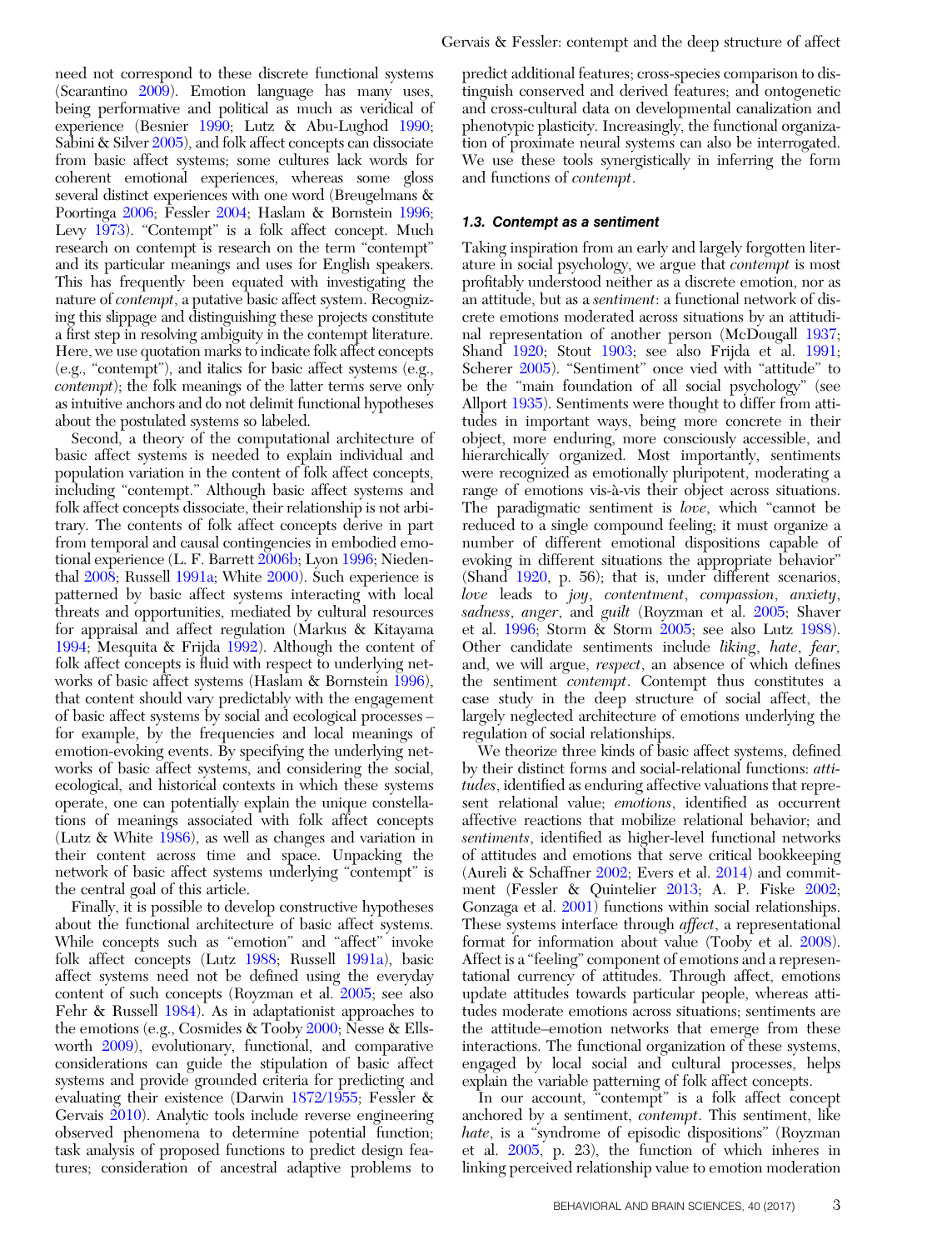need not correspond to these discrete functional systems (Scarantino 2009). Emotion language has many uses, being performative and political as much as veridical of experience (Besnier 1990; Lutz & Abu-Lughod 1990; Sabini & Silver 2005), and folk affect concepts can dissociate from basic affect systems; some cultures lack words for coherent emotional experiences, whereas some gloss several distinct experiences with one word (Breugelmans & Poortinga 2006; Fessler 2004; Haslam & Bornstein 1996; Levy 1973). "Contempt" is a folk affect concept. Much research on contempt is research on the term "contempt" and its particular meanings and uses for English speakers. This has frequently been equated with investigating the nature of *contempt*, a putative basic affect system. Recognizing this slippage and distinguishing these projects constitute a first step in resolving ambiguity in the contempt literature. Here, we use quotation marks to indicate folk affect concepts (e.g., "contempt"), and italics for basic affect systems (e.g., *contempt*); the folk meanings of the latter terms serve only as intuitive anchors and do not delimit functional hypotheses about the postulated systems so labeled.

Second, a theory of the computational architecture of basic affect systems is needed to explain individual and population variation in the content of folk affect concepts, including "contempt." Although basic affect systems and folk affect concepts dissociate, their relationship is not arbitrary. The contents of folk affect concepts derive in part from temporal and causal contingencies in embodied emotional experience (L. F. Barrett 2006b; Lyon 1996; Niedenthal 2008; Russell 1991a; White 2000). Such experience is patterned by basic affect systems interacting with local threats and opportunities, mediated by cultural resources for appraisal and affect regulation (Markus & Kitayama 1994; Mesquita & Frijda 1992). Although the content of folk affect concepts is fluid with respect to underlying networks of basic affect systems (Haslam & Bornstein 1996), that content should vary predictably with the engagement of basic affect systems by social and ecological processes – for example, by the frequencies and local meanings of emotion-evoking events. By specifying the underlying networks of basic affect systems, and considering the social, ecological, and historical contexts in which these systems operate, one can potentially explain the unique constellations of meanings associated with folk affect concepts (Lutz & White 1986), as well as changes and variation in their content across time and space. Unpacking the network of basic affect systems underlying "contempt" is the central goal of this article.

Finally, it is possible to develop constructive hypotheses about the functional architecture of basic affect systems. While concepts such as "emotion" and "affect" invoke folk affect concepts (Lutz 1988; Russell 1991a), basic affect systems need not be defined using the everyday content of such concepts (Royzman et al. 2005; see also Fehr & Russell 1984). As in adaptationist approaches to the emotions (e.g., Cosmides & Tooby 2000; Nesse & Ellsworth 2009), evolutionary, functional, and comparative considerations can guide the stipulation of basic affect systems and provide grounded criteria for predicting and evaluating their existence (Darwin 1872/1955; Fessler & Gervais 2010). Analytic tools include reverse engineering observed phenomena to determine potential function; task analysis of proposed functions to predict design features; consideration of ancestral adaptive problems to predict additional features; cross-species comparison to distinguish conserved and derived features; and ontogenetic and cross-cultural data on developmental canalization and phenotypic plasticity. Increasingly, the functional organization of proximate neural systems can also be interrogated. We use these tools synergistically in inferring the form and functions of *contempt*.

### 1.3. Contempt as a sentiment

Taking inspiration from an early and largely forgotten literature in social psychology, we argue that *contempt* is most profitably understood neither as a discrete emotion, nor as an attitude, but as a *sentiment*: a functional network of discrete emotions moderated across situations by an attitudinal representation of another person (McDougall 1937; Shand 1920; Stout 1903; see also Frijda et al. 1991; Scherer 2005). "Sentiment" once vied with "attitude" to be the "main foundation of all social psychology" (see Allport 1935). Sentiments were thought to differ from attitudes in important ways, being more concrete in their object, more enduring, more consciously accessible, and hierarchically organized. Most importantly, sentiments were recognized as emotionally pluripotent, moderating a range of emotions vis-à-vis their object across situations. The paradigmatic sentiment is *love*, which "cannot be reduced to a single compound feeling; it must organize a number of different emotional dispositions capable of evoking in different situations the appropriate behavior" (Shand 1920, p. 56); that is, under different scenarios, *love* leads to *joy*, *contentment*, *compassion*, *anxiety*, *sadness*, *anger*, and *guilt* (Royzman et al. 2005; Shaver et al. 1996; Storm & Storm 2005; see also Lutz 1988). Other candidate sentiments include *liking*, *hate*, *fear*, and, we will argue, *respect*, an absence of which defines the sentiment *contempt*. Contempt thus constitutes a case study in the deep structure of social affect, the largely neglected architecture of emotions underlying the regulation of social relationships.

We theorize three kinds of basic affect systems, defined by their distinct forms and social-relational functions: *attitudes*, identified as enduring affective valuations that represent relational value; *emotions*, identified as occurrent affective reactions that mobilize relational behavior; and *sentiments*, identified as higher-level functional networks of attitudes and emotions that serve critical bookkeeping (Aureli & Schaffner 2002; Evers et al. 2014) and commitment (Fessler & Quintelier 2013; A. P. Fiske 2002; Gonzaga et al. 2001) functions within social relationships. These systems interface through *affect*, a representational format for information about value (Tooby et al. 2008). Affect is a "feeling" component of emotions and a representational currency of attitudes. Through affect, emotions update attitudes towards particular people, whereas attitudes moderate emotions across situations; sentiments are the attitude–emotion networks that emerge from these interactions. The functional organization of these systems, engaged by local social and cultural processes, helps explain the variable patterning of folk affect concepts.

In our account, "contempt" is a folk affect concept anchored by a sentiment, *contempt*. This sentiment, like *hate*, is a "syndrome of episodic dispositions" (Royzman et al. 2005, p. 23), the function of which inheres in linking perceived relationship value to emotion moderation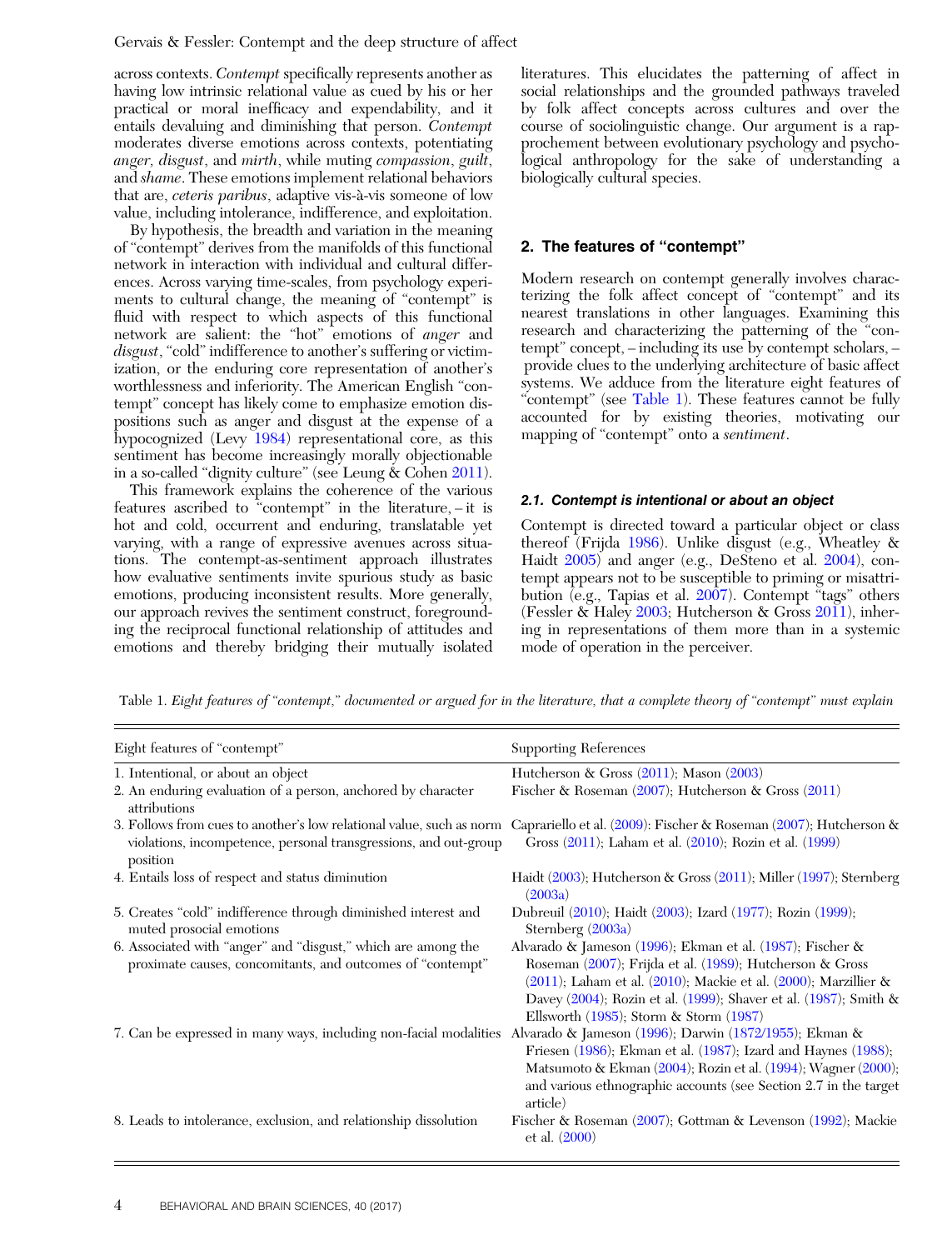across contexts. *Contempt* specifically represents another as having low intrinsic relational value as cued by his or her practical or moral inefficacy and expendability, and it entails devaluing and diminishing that person. *Contempt* moderates diverse emotions across contexts, potentiating *anger*, *disgust*, and *mirth*, while muting *compassion*, *guilt*, and *shame*. These emotions implement relational behaviors that are, *ceteris paribus*, adaptive vis-à-vis someone of low value, including intolerance, indifference, and exploitation.

By hypothesis, the breadth and variation in the meaning of "contempt" derives from the manifolds of this functional network in interaction with individual and cultural differences. Across varying time-scales, from psychology experiments to cultural change, the meaning of "contempt" is fluid with respect to which aspects of this functional network are salient: the "hot" emotions of *anger* and *disgust*, "cold" indifference to another's suffering or victimization, or the enduring core representation of another's worthlessness and inferiority. The American English "contempt" concept has likely come to emphasize emotion dispositions such as anger and disgust at the expense of a hypocognized (Levy 1984) representational core, as this sentiment has become increasingly morally objectionable in a so-called "dignity culture" (see Leung & Cohen 2011).

This framework explains the coherence of the various features ascribed to "contempt" in the literature, – it is hot and cold, occurrent and enduring, translatable yet varying, with a range of expressive avenues across situations. The contempt-as-sentiment approach illustrates how evaluative sentiments invite spurious study as basic emotions, producing inconsistent results. More generally, our approach revives the sentiment construct, foregrounding the reciprocal functional relationship of attitudes and emotions and thereby bridging their mutually isolated literatures. This elucidates the patterning of affect in social relationships and the grounded pathways traveled by folk affect concepts across cultures and over the course of sociolinguistic change. Our argument is a rapprochement between evolutionary psychology and psychological anthropology for the sake of understanding a biologically cultural species.

## 2. The features of "contempt"

Modern research on contempt generally involves characterizing the folk affect concept of "contempt" and its nearest translations in other languages. Examining this research and characterizing the patterning of the "contempt" concept, – including its use by contempt scholars, – provide clues to the underlying architecture of basic affect systems. We adduce from the literature eight features of "contempt" (see Table 1). These features cannot be fully accounted for by existing theories, motivating our mapping of "contempt" onto a *sentiment*.

### 2.1. Contempt is intentional or about an object

Contempt is directed toward a particular object or class thereof (Frijda 1986). Unlike disgust (e.g., Wheatley & Haidt 2005) and anger (e.g., DeSteno et al. 2004), contempt appears not to be susceptible to priming or misattribution (e.g., Tapias et al. 2007). Contempt "tags" others (Fessler & Haley 2003; Hutcherson & Gross 2011), inhering in representations of them more than in a systemic mode of operation in the perceiver.

Table 1. *Eight features of "contempt," documented or argued for in the literature, that a complete theory of "contempt" must explain*

| Eight features of "contempt" | Supporting References |
|---|---|
| 1. Intentional, or about an object | Hutcherson & Gross (2011); Mason (2003) |
| 2. An enduring evaluation of a person, anchored by character attributions | Fischer & Roseman (2007); Hutcherson & Gross (2011) |
| 3. Follows from cues to another's low relational value, such as norm violations, incompetence, personal transgressions, and out-group position | Caprariello et al. (2009): Fischer & Roseman (2007); Hutcherson & Gross (2011); Laham et al. (2010); Rozin et al. (1999) |
| 4. Entails loss of respect and status diminution | Haidt (2003); Hutcherson & Gross (2011); Miller (1997); Sternberg (2003a) |
| 5. Creates "cold" indifference through diminished interest and muted prosocial emotions | Dubreuil (2010); Haidt (2003); Izard (1977); Rozin (1999); Sternberg (2003a) |
| 6. Associated with "anger" and "disgust," which are among the proximate causes, concomitants, and outcomes of "contempt" | Alvarado & Jameson (1996); Ekman et al. (1987); Fischer & Roseman (2007); Frijda et al. (1989); Hutcherson & Gross (2011); Laham et al. (2010); Mackie et al. (2000); Marzillier & Davey (2004); Rozin et al. (1999); Shaver et al. (1987); Smith & Ellsworth (1985); Storm & Storm (1987) |
| 7. Can be expressed in many ways, including non-facial modalities | Alvarado & Jameson (1996); Darwin (1872/1955); Ekman & Friesen (1986); Ekman et al. (1987); Izard and Haynes (1988); Matsumoto & Ekman (2004); Rozin et al. (1994); Wagner (2000); and various ethnographic accounts (see Section 2.7 in the target article) |
| 8. Leads to intolerance, exclusion, and relationship dissolution | Fischer & Roseman (2007); Gottman & Levenson (1992); Mackie et al. (2000) |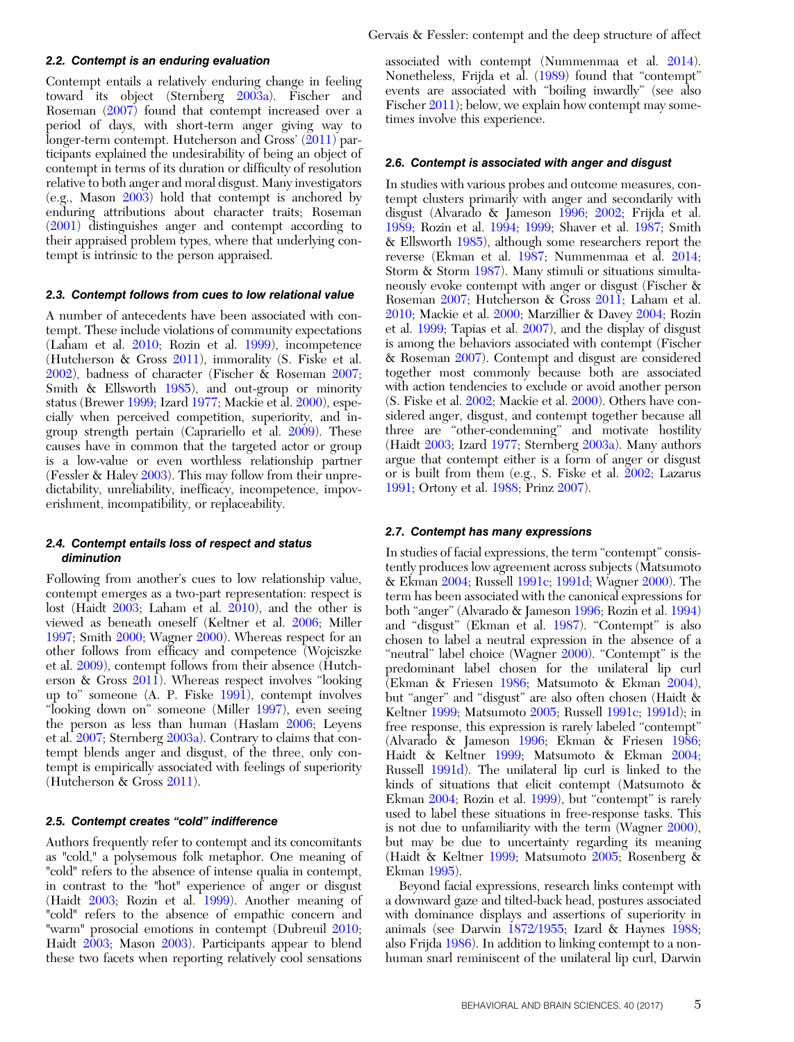### 2.2. Contempt is an enduring evaluation

Contempt entails a relatively enduring change in feeling toward its object (Sternberg 2003a). Fischer and Roseman (2007) found that contempt increased over a period of days, with short-term anger giving way to longer-term contempt. Hutcherson and Gross' (2011) participants explained the undesirability of being an object of contempt in terms of its duration or difficulty of resolution relative to both anger and moral disgust. Many investigators (e.g., Mason 2003) hold that contempt is anchored by enduring attributions about character traits; Roseman (2001) distinguishes anger and contempt according to their appraised problem types, where that underlying contempt is intrinsic to the person appraised.

### 2.3. Contempt follows from cues to low relational value

A number of antecedents have been associated with contempt. These include violations of community expectations (Laham et al. 2010; Rozin et al. 1999), incompetence (Hutcherson & Gross 2011), immorality (S. Fiske et al. 2002), badness of character (Fischer & Roseman 2007; Smith & Ellsworth 1985), and out-group or minority status (Brewer 1999; Izard 1977; Mackie et al. 2000), especially when perceived competition, superiority, and in-group strength pertain (Caprariello et al. 2009). These causes have in common that the targeted actor or group is a low-value or even worthless relationship partner (Fessler & Haley 2003). This may follow from their unpredictability, unreliability, inefficacy, incompetence, impoverishment, incompatibility, or replaceability.

### 2.4. Contempt entails loss of respect and status diminution

Following from another's cues to low relationship value, contempt emerges as a two-part representation: respect is lost (Haidt 2003; Laham et al. 2010), and the other is viewed as beneath oneself (Keltner et al. 2006; Miller 1997; Smith 2000; Wagner 2000). Whereas respect for an other follows from efficacy and competence (Wojciszke et al. 2009), contempt follows from their absence (Hutcherson & Gross 2011). Whereas respect involves "looking up to" someone (A. P. Fiske 1991), contempt involves "looking down on" someone (Miller 1997), even seeing the person as less than human (Haslam 2006; Leyens et al. 2007; Sternberg 2003a). Contrary to claims that contempt blends anger and disgust, of the three, only contempt is empirically associated with feelings of superiority (Hutcherson & Gross 2011).

### 2.5. Contempt creates "cold" indifference

Authors frequently refer to contempt and its concomitants as "cold," a polysemous folk metaphor. One meaning of "cold" refers to the absence of intense qualia in contempt, in contrast to the "hot" experience of anger or disgust (Haidt 2003; Rozin et al. 1999). Another meaning of "cold" refers to the absence of empathic concern and "warm" prosocial emotions in contempt (Dubreuil 2010; Haidt 2003; Mason 2003). Participants appear to blend these two facets when reporting relatively cool sensations associated with contempt (Nummenmaa et al. 2014). Nonetheless, Frijda et al. (1989) found that "contempt" events are associated with "boiling inwardly" (see also Fischer 2011); below, we explain how contempt may sometimes involve this experience.

### 2.6. Contempt is associated with anger and disgust

In studies with various probes and outcome measures, contempt clusters primarily with anger and secondarily with disgust (Alvarado & Jameson 1996; 2002; Frijda et al. 1989; Rozin et al. 1994; 1999; Shaver et al. 1987; Smith & Ellsworth 1985), although some researchers report the reverse (Ekman et al. 1987; Nummenmaa et al. 2014; Storm & Storm 1987). Many stimuli or situations simultaneously evoke contempt with anger or disgust (Fischer & Roseman 2007; Hutcherson & Gross 2011; Laham et al. 2010; Mackie et al. 2000; Marzillier & Davey 2004; Rozin et al. 1999; Tapias et al. 2007), and the display of disgust is among the behaviors associated with contempt (Fischer & Roseman 2007). Contempt and disgust are considered together most commonly because both are associated with action tendencies to exclude or avoid another person (S. Fiske et al. 2002; Mackie et al. 2000). Others have considered anger, disgust, and contempt together because all three are "other-condemning" and motivate hostility (Haidt 2003; Izard 1977; Sternberg 2003a). Many authors argue that contempt either is a form of anger or disgust or is built from them (e.g., S. Fiske et al. 2002; Lazarus 1991; Ortony et al. 1988; Prinz 2007).

### 2.7. Contempt has many expressions

In studies of facial expressions, the term "contempt" consistently produces low agreement across subjects (Matsumoto & Ekman 2004; Russell 1991c; 1991d; Wagner 2000). The term has been associated with the canonical expressions for both "anger" (Alvarado & Jameson 1996; Rozin et al. 1994) and "disgust" (Ekman et al. 1987). "Contempt" is also chosen to label a neutral expression in the absence of a "neutral" label choice (Wagner 2000). "Contempt" is the predominant label chosen for the unilateral lip curl (Ekman & Friesen 1986; Matsumoto & Ekman 2004), but "anger" and "disgust" are also often chosen (Haidt & Keltner 1999; Matsumoto 2005; Russell 1991c; 1991d); in free response, this expression is rarely labeled "contempt" (Alvarado & Jameson 1996; Ekman & Friesen 1986; Haidt & Keltner 1999; Matsumoto & Ekman 2004; Russell 1991d). The unilateral lip curl is linked to the kinds of situations that elicit contempt (Matsumoto & Ekman 2004; Rozin et al. 1999), but "contempt" is rarely used to label these situations in free-response tasks. This is not due to unfamiliarity with the term (Wagner 2000), but may be due to uncertainty regarding its meaning (Haidt & Keltner 1999; Matsumoto 2005; Rosenberg & Ekman 1995).

Beyond facial expressions, research links contempt with a downward gaze and tilted-back head, postures associated with dominance displays and assertions of superiority in animals (see Darwin 1872/1955; Izard & Haynes 1988; also Frijda 1986). In addition to linking contempt to a non-human snarl reminiscent of the unilateral lip curl, Darwin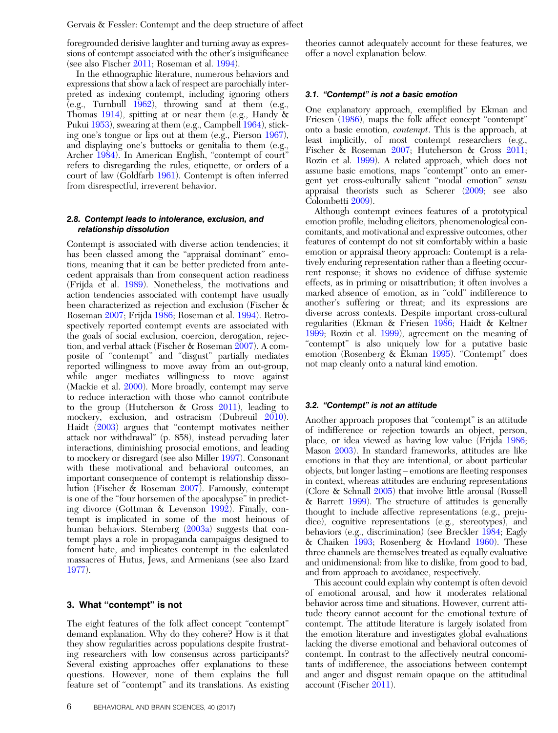foregrounded derisive laughter and turning away as expressions of contempt associated with the other's insignificance (see also Fischer 2011; Roseman et al. 1994).

In the ethnographic literature, numerous behaviors and expressions that show a lack of respect are parochially interpreted as indexing contempt, including ignoring others (e.g., Turnbull 1962), throwing sand at them (e.g., Thomas 1914), spitting at or near them (e.g., Handy & Pukui 1953), swearing at them (e.g., Campbell 1964), sticking one's tongue or lips out at them (e.g., Pierson 1967), and displaying one's buttocks or genitalia to them (e.g., Archer 1984). In American English, "contempt of court" refers to disregarding the rules, etiquette, or orders of a court of law (Goldfarb 1961). Contempt is often inferred from disrespectful, irreverent behavior.

### 2.8. Contempt leads to intolerance, exclusion, and relationship dissolution

Contempt is associated with diverse action tendencies; it has been classed among the "appraisal dominant" emotions, meaning that it can be better predicted from antecedent appraisals than from consequent action readiness (Frijda et al. 1989). Nonetheless, the motivations and action tendencies associated with contempt have usually been characterized as rejection and exclusion (Fischer & Roseman 2007; Frijda 1986; Roseman et al. 1994). Retrospectively reported contempt events are associated with the goals of social exclusion, coercion, derogation, rejection, and verbal attack (Fischer & Roseman 2007). A composite of "contempt" and "disgust" partially mediates reported willingness to move away from an out-group, while anger mediates willingness to move against (Mackie et al. 2000). More broadly, contempt may serve to reduce interaction with those who cannot contribute to the group (Hutcherson & Gross 2011), leading to mockery, exclusion, and ostracism (Dubreuil 2010). Haidt (2003) argues that "contempt motivates neither attack nor withdrawal" (p. 858), instead pervading later interactions, diminishing prosocial emotions, and leading to mockery or disregard (see also Miller 1997). Consonant with these motivational and behavioral outcomes, an important consequence of contempt is relationship dissolution (Fischer & Roseman 2007). Famously, contempt is one of the "four horsemen of the apocalypse" in predicting divorce (Gottman & Levenson 1992). Finally, contempt is implicated in some of the most heinous of human behaviors. Sternberg (2003a) suggests that contempt plays a role in propaganda campaigns designed to foment hate, and implicates contempt in the calculated massacres of Hutus, Jews, and Armenians (see also Izard 1977).

## 3. What "contempt" is not

The eight features of the folk affect concept "contempt" demand explanation. Why do they cohere? How is it that they show regularities across populations despite frustrating researchers with low consensus across participants? Several existing approaches offer explanations to these questions. However, none of them explains the full feature set of "contempt" and its translations. As existing theories cannot adequately account for these features, we offer a novel explanation below.

### 3.1. "Contempt" is not a basic emotion

One explanatory approach, exemplified by Ekman and Friesen (1986), maps the folk affect concept "contempt" onto a basic emotion, *contempt*. This is the approach, at least implicitly, of most contempt researchers (e.g., Fischer & Roseman 2007; Hutcherson & Gross 2011; Rozin et al. 1999). A related approach, which does not assume basic emotions, maps "contempt" onto an emergent yet cross-culturally salient "modal emotion" *sensu* appraisal theorists such as Scherer (2009; see also Colombetti 2009).

Although contempt evinces features of a prototypical emotion profile, including elicitors, phenomenological concomitants, and motivational and expressive outcomes, other features of contempt do not sit comfortably within a basic emotion or appraisal theory approach: Contempt is a relatively enduring representation rather than a fleeting occurrent response; it shows no evidence of diffuse systemic effects, as in priming or misattribution; it often involves a marked absence of emotion, as in "cold" indifference to another's suffering or threat; and its expressions are diverse across contexts. Despite important cross-cultural regularities (Ekman & Friesen 1986; Haidt & Keltner 1999; Rozin et al. 1999), agreement on the meaning of "contempt" is also uniquely low for a putative basic emotion (Rosenberg & Ekman 1995). "Contempt" does not map cleanly onto a natural kind emotion.

### 3.2. "Contempt" is not an attitude

Another approach proposes that "contempt" is an attitude of indifference or rejection towards an object, person, place, or idea viewed as having low value (Frijda 1986; Mason 2003). In standard frameworks, attitudes are like emotions in that they are intentional, or about particular objects, but longer lasting – emotions are fleeting responses in context, whereas attitudes are enduring representations (Clore & Schnall 2005) that involve little arousal (Russell & Barrett 1999). The structure of attitudes is generally thought to include affective representations (e.g., prejudice), cognitive representations (e.g., stereotypes), and behaviors (e.g., discrimination) (see Breckler 1984; Eagly & Chaiken 1993; Rosenberg & Hovland 1960). These three channels are themselves treated as equally evaluative and unidimensional: from like to dislike, from good to bad, and from approach to avoidance, respectively.

This account could explain why contempt is often devoid of emotional arousal, and how it moderates relational behavior across time and situations. However, current attitude theory cannot account for the emotional texture of contempt. The attitude literature is largely isolated from the emotion literature and investigates global evaluations lacking the diverse emotional and behavioral outcomes of contempt. In contrast to the affectively neutral concomitants of indifference, the associations between contempt and anger and disgust remain opaque on the attitudinal account (Fischer 2011).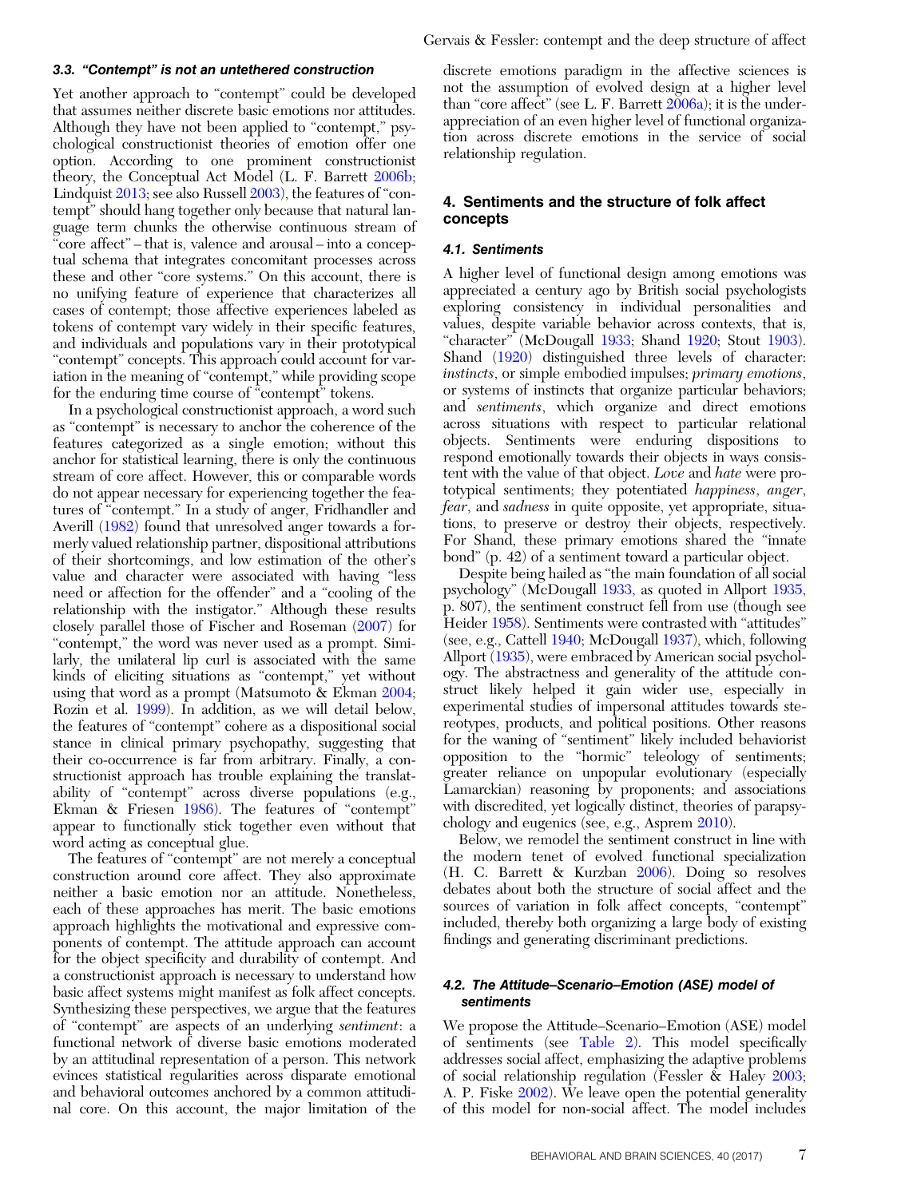### 3.3. "Contempt" is not an untethered construction

Yet another approach to "contempt" could be developed that assumes neither discrete basic emotions nor attitudes. Although they have not been applied to "contempt," psychological constructionist theories of emotion offer one option. According to one prominent constructionist theory, the Conceptual Act Model (L. F. Barrett 2006b; Lindquist 2013; see also Russell 2003), the features of "contempt" should hang together only because that natural language term chunks the otherwise continuous stream of "core affect" – that is, valence and arousal – into a conceptual schema that integrates concomitant processes across these and other "core systems." On this account, there is no unifying feature of experience that characterizes all cases of contempt; those affective experiences labeled as tokens of contempt vary widely in their specific features, and individuals and populations vary in their prototypical "contempt" concepts. This approach could account for variation in the meaning of "contempt," while providing scope for the enduring time course of "contempt" tokens.

In a psychological constructionist approach, a word such as "contempt" is necessary to anchor the coherence of the features categorized as a single emotion; without this anchor for statistical learning, there is only the continuous stream of core affect. However, this or comparable words do not appear necessary for experiencing together the features of "contempt." In a study of anger, Fridhandler and Averill (1982) found that unresolved anger towards a formerly valued relationship partner, dispositional attributions of their shortcomings, and low estimation of the other's value and character were associated with having "less need or affection for the offender" and a "cooling of the relationship with the instigator." Although these results closely parallel those of Fischer and Roseman (2007) for "contempt," the word was never used as a prompt. Similarly, the unilateral lip curl is associated with the same kinds of eliciting situations as "contempt," yet without using that word as a prompt (Matsumoto & Ekman 2004; Rozin et al. 1999). In addition, as we will detail below, the features of "contempt" cohere as a dispositional social stance in clinical primary psychopathy, suggesting that their co-occurrence is far from arbitrary. Finally, a constructionist approach has trouble explaining the translatability of "contempt" across diverse populations (e.g., Ekman & Friesen 1986). The features of "contempt" appear to functionally stick together even without that word acting as conceptual glue.

The features of "contempt" are not merely a conceptual construction around core affect. They also approximate neither a basic emotion nor an attitude. Nonetheless, each of these approaches has merit. The basic emotions approach highlights the motivational and expressive components of contempt. The attitude approach can account for the object specificity and durability of contempt. And a constructionist approach is necessary to understand how basic affect systems might manifest as folk affect concepts. Synthesizing these perspectives, we argue that the features of "contempt" are aspects of an underlying *sentiment*: a functional network of diverse basic emotions moderated by an attitudinal representation of a person. This network evinces statistical regularities across disparate emotional and behavioral outcomes anchored by a common attitudinal core. On this account, the major limitation of the discrete emotions paradigm in the affective sciences is not the assumption of evolved design at a higher level than "core affect" (see L. F. Barrett 2006a); it is the underappreciation of an even higher level of functional organization across discrete emotions in the service of social relationship regulation.

## 4. Sentiments and the structure of folk affect concepts

### 4.1. Sentiments

A higher level of functional design among emotions was appreciated a century ago by British social psychologists exploring consistency in individual personalities and values, despite variable behavior across contexts, that is, "character" (McDougall 1933; Shand 1920; Stout 1903). Shand (1920) distinguished three levels of character: *instincts*, or simple embodied impulses; *primary emotions*, or systems of instincts that organize particular behaviors; and *sentiments*, which organize and direct emotions across situations with respect to particular relational objects. Sentiments were enduring dispositions to respond emotionally towards their objects in ways consistent with the value of that object. *Love* and *hate* were prototypical sentiments; they potentiated *happiness*, *anger*, *fear*, and *sadness* in quite opposite, yet appropriate, situations, to preserve or destroy their objects, respectively. For Shand, these primary emotions shared the "innate bond" (p. 42) of a sentiment toward a particular object.

Despite being hailed as "the main foundation of all social psychology" (McDougall 1933, as quoted in Allport 1935, p. 807), the sentiment construct fell from use (though see Heider 1958). Sentiments were contrasted with "attitudes" (see, e.g., Cattell 1940; McDougall 1937), which, following Allport (1935), were embraced by American social psychology. The abstractness and generality of the attitude construct likely helped it gain wider use, especially in experimental studies of impersonal attitudes towards stereotypes, products, and political positions. Other reasons for the waning of "sentiment" likely included behaviorist opposition to the "hormic" teleology of sentiments; greater reliance on unpopular evolutionary (especially Lamarckian) reasoning by proponents; and associations with discredited, yet logically distinct, theories of parapsychology and eugenics (see, e.g., Asprem 2010).

Below, we remodel the sentiment construct in line with the modern tenet of evolved functional specialization (H. C. Barrett & Kurzban 2006). Doing so resolves debates about both the structure of social affect and the sources of variation in folk affect concepts, "contempt" included, thereby both organizing a large body of existing findings and generating discriminant predictions.

### 4.2. The Attitude–Scenario–Emotion (ASE) model of sentiments

We propose the Attitude–Scenario–Emotion (ASE) model of sentiments (see Table 2). This model specifically addresses social affect, emphasizing the adaptive problems of social relationship regulation (Fessler & Haley 2003; A. P. Fiske 2002). We leave open the potential generality of this model for non-social affect. The model includes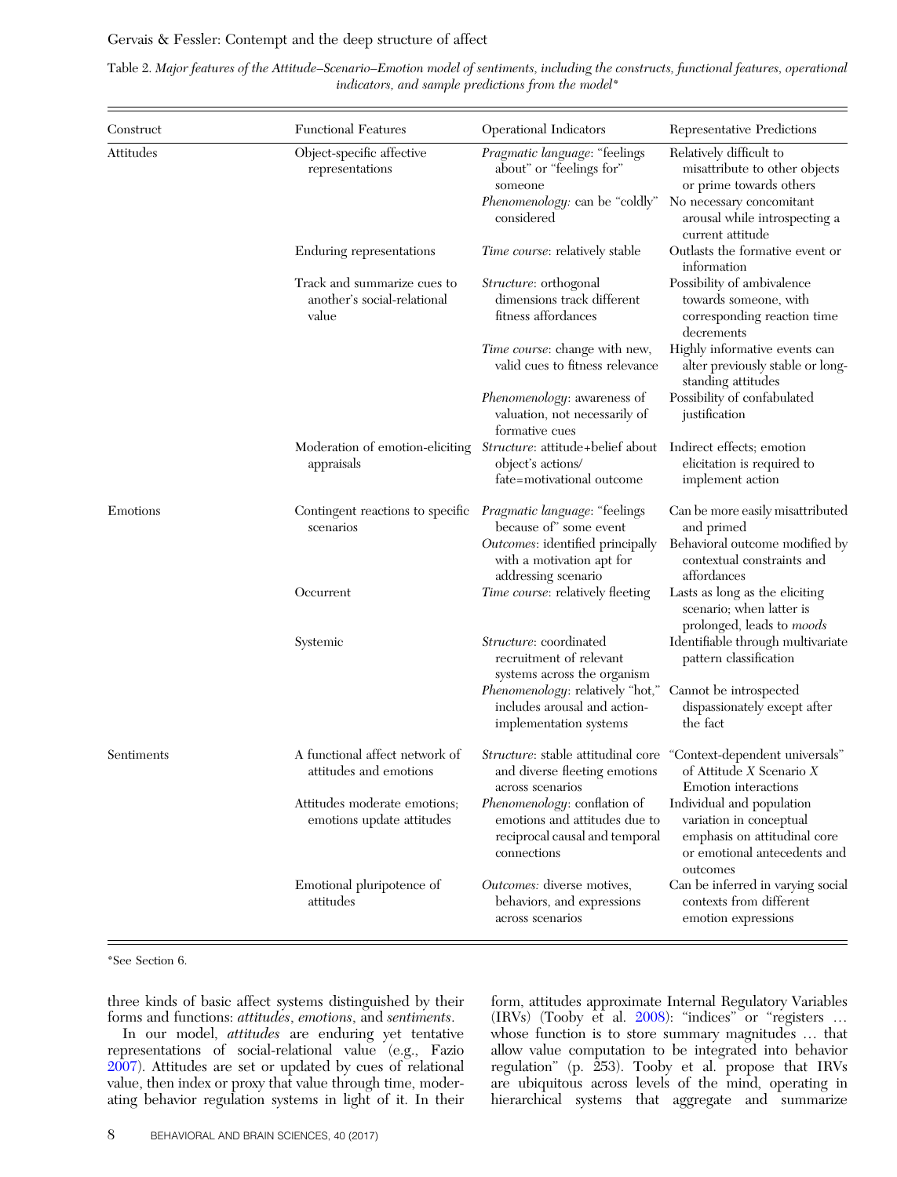Table 2. *Major features of the Attitude–Scenario–Emotion model of sentiments, including the constructs, functional features, operational indicators, and sample predictions from the model**

| Construct | Functional Features | Operational Indicators | Representative Predictions |
|---|---|---|---|
| Attitudes | Object-specific affective representations | *Pragmatic language*: "feelings about" or "feelings for" someone | Relatively difficult to misattribute to other objects or prime towards others |
| | | *Phenomenology*: can be "coldly" considered | No necessary concomitant arousal while introspecting a current attitude |
| | Enduring representations | *Time course*: relatively stable | Outlasts the formative event or information |
| | Track and summarize cues to another's social-relational value | *Structure*: orthogonal dimensions track different fitness affordances | Possibility of ambivalence towards someone, with corresponding reaction time decrements |
| | | *Time course*: change with new, valid cues to fitness relevance | Highly informative events can alter previously stable or long-standing attitudes |
| | | *Phenomenology*: awareness of valuation, not necessarily of formative cues | Possibility of confabulated justification |
| | Moderation of emotion-eliciting appraisals | *Structure*: attitude+belief about object's actions/ fate=motivational outcome | Indirect effects; emotion elicitation is required to implement action |
| Emotions | Contingent reactions to specific scenarios | *Pragmatic language*: "feelings because of" some event | Can be more easily misattributed and primed |
| | | *Outcomes*: identified principally with a motivation apt for addressing scenario | Behavioral outcome modified by contextual constraints and affordances |
| | Occurrent | *Time course*: relatively fleeting | Lasts as long as the eliciting scenario; when latter is prolonged, leads to *moods* |
| | Systemic | *Structure*: coordinated recruitment of relevant systems across the organism | Identifiable through multivariate pattern classification |
| | | *Phenomenology*: relatively "hot," includes arousal and action-implementation systems | Cannot be introspected dispassionately except after the fact |
| Sentiments | A functional affect network of attitudes and emotions | *Structure*: stable attitudinal core and diverse fleeting emotions across scenarios | "Context-dependent universals" of Attitude *X* Scenario *X* Emotion interactions |
| | Attitudes moderate emotions; emotions update attitudes | *Phenomenology*: conflation of emotions and attitudes due to reciprocal causal and temporal connections | Individual and population variation in conceptual emphasis on attitudinal core or emotional antecedents and outcomes |
| | Emotional pluripotence of attitudes | *Outcomes:* diverse motives, behaviors, and expressions across scenarios | Can be inferred in varying social contexts from different emotion expressions |

*See Section 6.

three kinds of basic affect systems distinguished by their forms and functions: *attitudes*, *emotions*, and *sentiments*.

In our model, *attitudes* are enduring yet tentative representations of social-relational value (e.g., Fazio 2007). Attitudes are set or updated by cues of relational value, then index or proxy that value through time, moderating behavior regulation systems in light of it. In their form, attitudes approximate Internal Regulatory Variables (IRVs) (Tooby et al. 2008): "indices" or "registers … whose function is to store summary magnitudes … that allow value computation to be integrated into behavior regulation" (p. 253). Tooby et al. propose that IRVs are ubiquitous across levels of the mind, operating in hierarchical systems that aggregate and summarize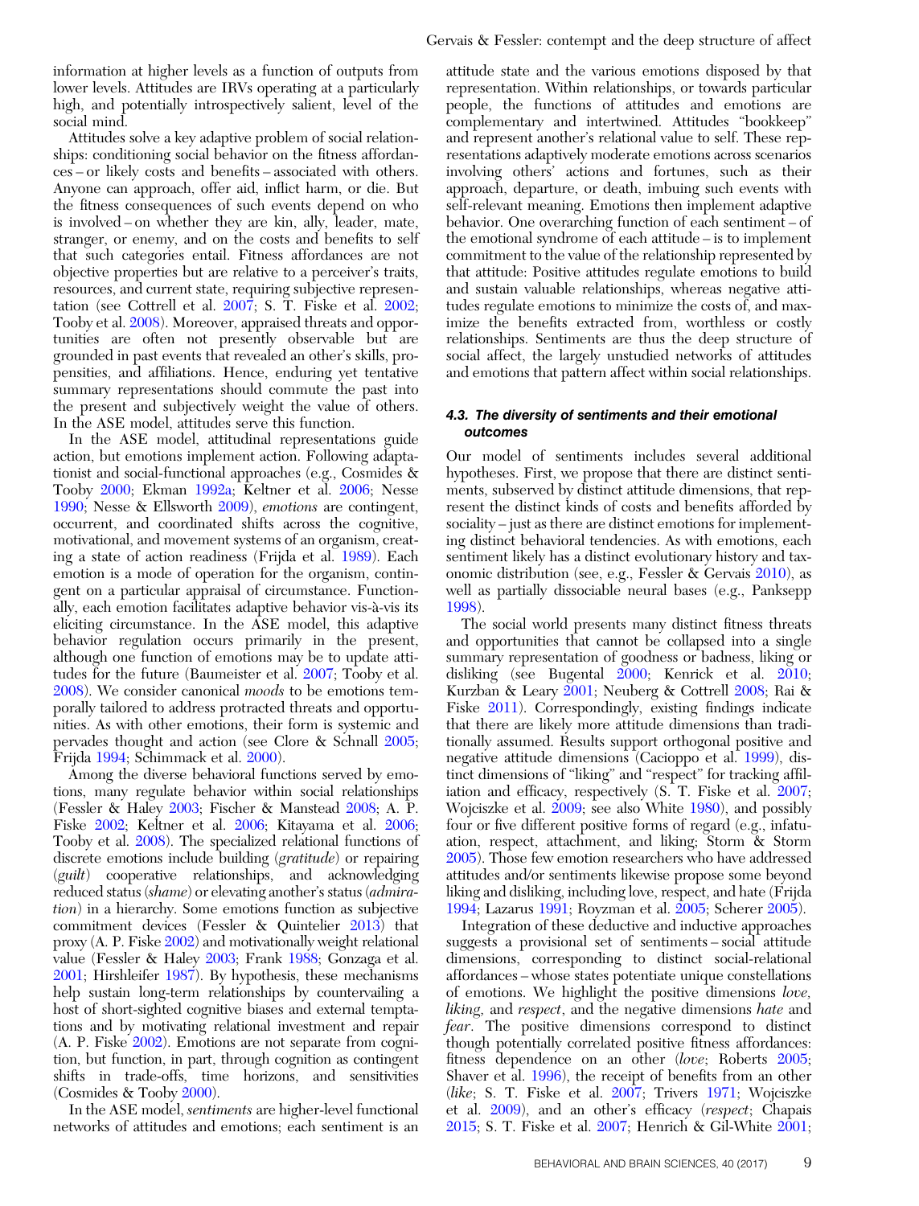information at higher levels as a function of outputs from lower levels. Attitudes are IRVs operating at a particularly high, and potentially introspectively salient, level of the social mind.

Attitudes solve a key adaptive problem of social relationships: conditioning social behavior on the fitness affordances – or likely costs and benefits – associated with others. Anyone can approach, offer aid, inflict harm, or die. But the fitness consequences of such events depend on who is involved – on whether they are kin, ally, leader, mate, stranger, or enemy, and on the costs and benefits to self that such categories entail. Fitness affordances are not objective properties but are relative to a perceiver's traits, resources, and current state, requiring subjective representation (see Cottrell et al. 2007; S. T. Fiske et al. 2002; Tooby et al. 2008). Moreover, appraised threats and opportunities are often not presently observable but are grounded in past events that revealed an other's skills, propensities, and affiliations. Hence, enduring yet tentative summary representations should commute the past into the present and subjectively weight the value of others. In the ASE model, attitudes serve this function.

In the ASE model, attitudinal representations guide action, but emotions implement action. Following adaptationist and social-functional approaches (e.g., Cosmides & Tooby 2000; Ekman 1992a; Keltner et al. 2006; Nesse 1990; Nesse & Ellsworth 2009), *emotions* are contingent, occurrent, and coordinated shifts across the cognitive, motivational, and movement systems of an organism, creating a state of action readiness (Frijda et al. 1989). Each emotion is a mode of operation for the organism, contingent on a particular appraisal of circumstance. Functionally, each emotion facilitates adaptive behavior vis-à-vis its eliciting circumstance. In the ASE model, this adaptive behavior regulation occurs primarily in the present, although one function of emotions may be to update attitudes for the future (Baumeister et al. 2007; Tooby et al. 2008). We consider canonical *moods* to be emotions temporally tailored to address protracted threats and opportunities. As with other emotions, their form is systemic and pervades thought and action (see Clore & Schnall 2005; Frijda 1994; Schimmack et al. 2000).

Among the diverse behavioral functions served by emotions, many regulate behavior within social relationships (Fessler & Haley 2003; Fischer & Manstead 2008; A. P. Fiske 2002; Keltner et al. 2006; Kitayama et al. 2006; Tooby et al. 2008). The specialized relational functions of discrete emotions include building (*gratitude*) or repairing (*guilt*) cooperative relationships, and acknowledging reduced status (*shame*) or elevating another's status (*admiration*) in a hierarchy. Some emotions function as subjective commitment devices (Fessler & Quintelier 2013) that proxy (A. P. Fiske 2002) and motivationally weight relational value (Fessler & Haley 2003; Frank 1988; Gonzaga et al. 2001; Hirshleifer 1987). By hypothesis, these mechanisms help sustain long-term relationships by countervailing a host of short-sighted cognitive biases and external temptations and by motivating relational investment and repair (A. P. Fiske 2002). Emotions are not separate from cognition, but function, in part, through cognition as contingent shifts in trade-offs, time horizons, and sensitivities (Cosmides & Tooby 2000).

In the ASE model, *sentiments* are higher-level functional networks of attitudes and emotions; each sentiment is an attitude state and the various emotions disposed by that representation. Within relationships, or towards particular people, the functions of attitudes and emotions are complementary and intertwined. Attitudes "bookkeep" and represent another's relational value to self. These representations adaptively moderate emotions across scenarios involving others' actions and fortunes, such as their approach, departure, or death, imbuing such events with self-relevant meaning. Emotions then implement adaptive behavior. One overarching function of each sentiment – of the emotional syndrome of each attitude – is to implement commitment to the value of the relationship represented by that attitude: Positive attitudes regulate emotions to build and sustain valuable relationships, whereas negative attitudes regulate emotions to minimize the costs of, and maximize the benefits extracted from, worthless or costly relationships. Sentiments are thus the deep structure of social affect, the largely unstudied networks of attitudes and emotions that pattern affect within social relationships.

#### *4.3. The diversity of sentiments and their emotional outcomes*

Our model of sentiments includes several additional hypotheses. First, we propose that there are distinct sentiments, subserved by distinct attitude dimensions, that represent the distinct kinds of costs and benefits afforded by sociality – just as there are distinct emotions for implementing distinct behavioral tendencies. As with emotions, each sentiment likely has a distinct evolutionary history and taxonomic distribution (see, e.g., Fessler & Gervais 2010), as well as partially dissociable neural bases (e.g., Panksepp 1998).

The social world presents many distinct fitness threats and opportunities that cannot be collapsed into a single summary representation of goodness or badness, liking or disliking (see Bugental 2000; Kenrick et al. 2010; Kurzban & Leary 2001; Neuberg & Cottrell 2008; Rai & Fiske 2011). Correspondingly, existing findings indicate that there are likely more attitude dimensions than traditionally assumed. Results support orthogonal positive and negative attitude dimensions (Cacioppo et al. 1999), distinct dimensions of "liking" and "respect" for tracking affiliation and efficacy, respectively (S. T. Fiske et al. 2007; Wojciszke et al. 2009; see also White 1980), and possibly four or five different positive forms of regard (e.g., infatuation, respect, attachment, and liking; Storm & Storm 2005). Those few emotion researchers who have addressed attitudes and/or sentiments likewise propose some beyond liking and disliking, including love, respect, and hate (Frijda 1994; Lazarus 1991; Royzman et al. 2005; Scherer 2005).

Integration of these deductive and inductive approaches suggests a provisional set of sentiments – social attitude dimensions, corresponding to distinct social-relational affordances – whose states potentiate unique constellations of emotions. We highlight the positive dimensions *love*, *liking*, and *respect*, and the negative dimensions *hate* and *fear*. The positive dimensions correspond to distinct though potentially correlated positive fitness affordances: fitness dependence on an other (*love*; Roberts 2005; Shaver et al. 1996), the receipt of benefits from an other (*like*; S. T. Fiske et al. 2007; Trivers 1971; Wojciszke et al. 2009), and an other's efficacy (*respect*; Chapais 2015; S. T. Fiske et al. 2007; Henrich & Gil-White 2001;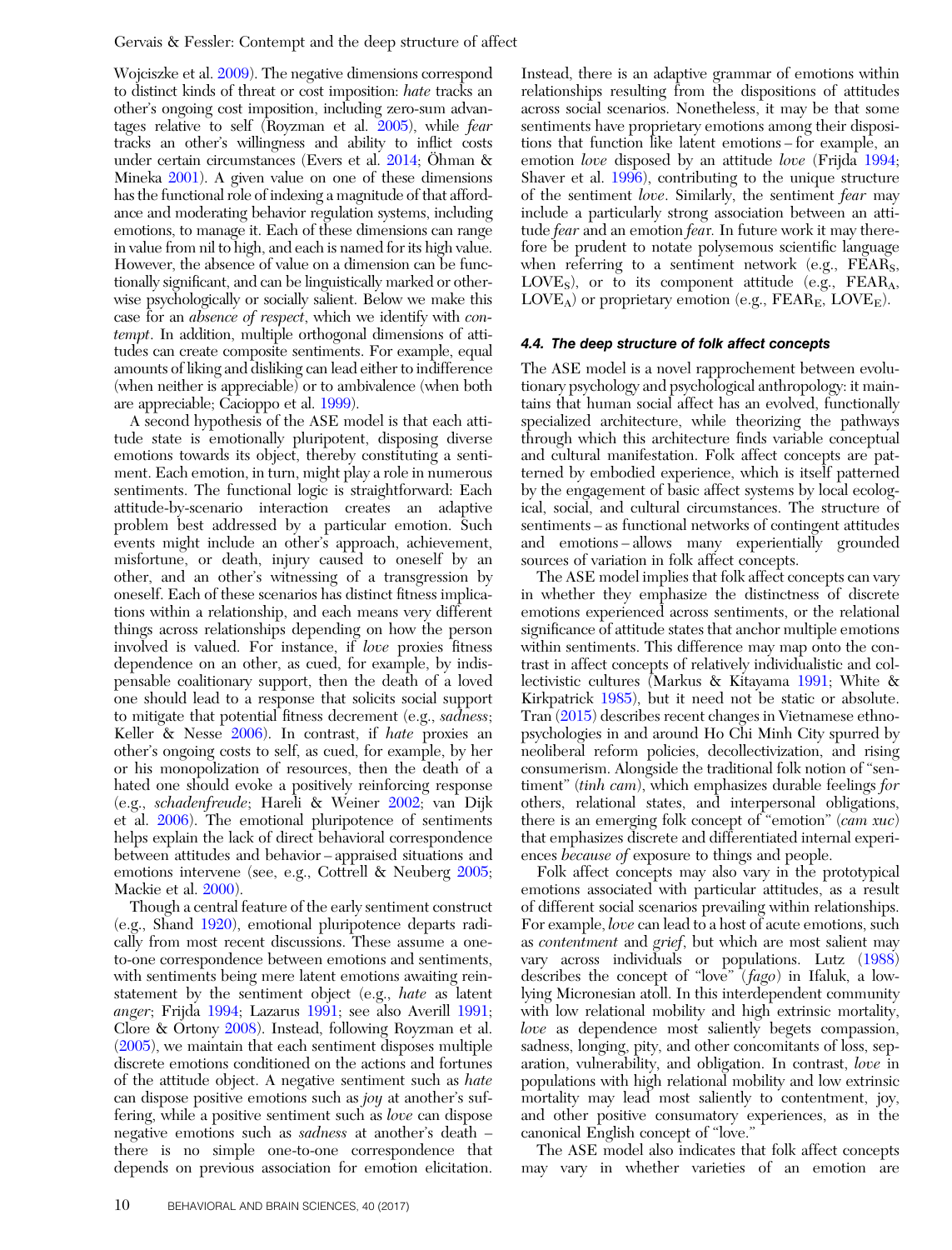Wojciszke et al. 2009). The negative dimensions correspond to distinct kinds of threat or cost imposition: *hate* tracks an other's ongoing cost imposition, including zero-sum advantages relative to self (Royzman et al. 2005), while *fear* tracks an other's willingness and ability to inflict costs under certain circumstances (Evers et al. 2014; Öhman & Mineka 2001). A given value on one of these dimensions has the functional role of indexing a magnitude of that affordance and moderating behavior regulation systems, including emotions, to manage it. Each of these dimensions can range in value from nil to high, and each is named for its high value. However, the absence of value on a dimension can be functionally significant, and can be linguistically marked or otherwise psychologically or socially salient. Below we make this case for an *absence of respect*, which we identify with *contempt*. In addition, multiple orthogonal dimensions of attitudes can create composite sentiments. For example, equal amounts of liking and disliking can lead either to indifference (when neither is appreciable) or to ambivalence (when both are appreciable; Cacioppo et al. 1999).

A second hypothesis of the ASE model is that each attitude state is emotionally pluripotent, disposing diverse emotions towards its object, thereby constituting a sentiment. Each emotion, in turn, might play a role in numerous sentiments. The functional logic is straightforward: Each attitude-by-scenario interaction creates an adaptive problem best addressed by a particular emotion. Such events might include an other's approach, achievement, misfortune, or death, injury caused to oneself by an other, and an other's witnessing of a transgression by oneself. Each of these scenarios has distinct fitness implications within a relationship, and each means very different things across relationships depending on how the person involved is valued. For instance, if *love* proxies fitness dependence on an other, as cued, for example, by indispensable coalitionary support, then the death of a loved one should lead to a response that solicits social support to mitigate that potential fitness decrement (e.g., *sadness*; Keller & Nesse 2006). In contrast, if *hate* proxies an other's ongoing costs to self, as cued, for example, by her or his monopolization of resources, then the death of a hated one should evoke a positively reinforcing response (e.g., *schadenfreude*; Hareli & Weiner 2002; van Dijk et al. 2006). The emotional pluripotence of sentiments helps explain the lack of direct behavioral correspondence between attitudes and behavior – appraised situations and emotions intervene (see, e.g., Cottrell & Neuberg 2005; Mackie et al. 2000).

Though a central feature of the early sentiment construct (e.g., Shand 1920), emotional pluripotence departs radically from most recent discussions. These assume a one-to-one correspondence between emotions and sentiments, with sentiments being mere latent emotions awaiting reinstatement by the sentiment object (e.g., *hate* as latent *anger*; Frijda 1994; Lazarus 1991; see also Averill 1991; Clore & Ortony 2008). Instead, following Royzman et al. (2005), we maintain that each sentiment disposes multiple discrete emotions conditioned on the actions and fortunes of the attitude object. A negative sentiment such as *hate* can dispose positive emotions such as *joy* at another's suffering, while a positive sentiment such as *love* can dispose negative emotions such as *sadness* at another's death – there is no simple one-to-one correspondence that depends on previous association for emotion elicitation. Instead, there is an adaptive grammar of emotions within relationships resulting from the dispositions of attitudes across social scenarios. Nonetheless, it may be that some sentiments have proprietary emotions among their dispositions that function like latent emotions – for example, an emotion *love* disposed by an attitude *love* (Frijda 1994; Shaver et al. 1996), contributing to the unique structure of the sentiment *love*. Similarly, the sentiment *fear* may include a particularly strong association between an attitude *fear* and an emotion *fear*. In future work it may therefore be prudent to notate polysemous scientific language when referring to a sentiment network (e.g., $\text{FEAR}_\text{S}$, $\text{LOVE}_\text{S}$), or to its component attitude (e.g., $\text{FEAR}_\text{A}$, $\text{LOVE}_\text{A}$) or proprietary emotion (e.g., $\text{FEAR}_\text{E}$, $\text{LOVE}_\text{E}$).

#### 4.4. The deep structure of folk affect concepts

The ASE model is a novel rapprochement between evolutionary psychology and psychological anthropology: it maintains that human social affect has an evolved, functionally specialized architecture, while theorizing the pathways through which this architecture finds variable conceptual and cultural manifestation. Folk affect concepts are patterned by embodied experience, which is itself patterned by the engagement of basic affect systems by local ecological, social, and cultural circumstances. The structure of sentiments – as functional networks of contingent attitudes and emotions – allows many experientially grounded sources of variation in folk affect concepts.

The ASE model implies that folk affect concepts can vary in whether they emphasize the distinctness of discrete emotions experienced across sentiments, or the relational significance of attitude states that anchor multiple emotions within sentiments. This difference may map onto the contrast in affect concepts of relatively individualistic and collectivistic cultures (Markus & Kitayama 1991; White & Kirkpatrick 1985), but it need not be static or absolute. Tran (2015) describes recent changes in Vietnamese ethnopsychologies in and around Ho Chi Minh City spurred by neoliberal reform policies, decollectivization, and rising consumerism. Alongside the traditional folk notion of "sentiment" (*tinh cam*), which emphasizes durable feelings *for* others, relational states, and interpersonal obligations, there is an emerging folk concept of "emotion" (*cam xuc*) that emphasizes discrete and differentiated internal experiences *because of* exposure to things and people.

Folk affect concepts may also vary in the prototypical emotions associated with particular attitudes, as a result of different social scenarios prevailing within relationships. For example, *love* can lead to a host of acute emotions, such as *contentment* and *grief*, but which are most salient may vary across individuals or populations. Lutz (1988) describes the concept of "love" (*fago*) in Ifaluk, a low-lying Micronesian atoll. In this interdependent community with low relational mobility and high extrinsic mortality, *love* as dependence most saliently begets compassion, sadness, longing, pity, and other concomitants of loss, separation, vulnerability, and obligation. In contrast, *love* in populations with high relational mobility and low extrinsic mortality may lead most saliently to contentment, joy, and other positive consumatory experiences, as in the canonical English concept of "love."

The ASE model also indicates that folk affect concepts may vary in whether varieties of an emotion are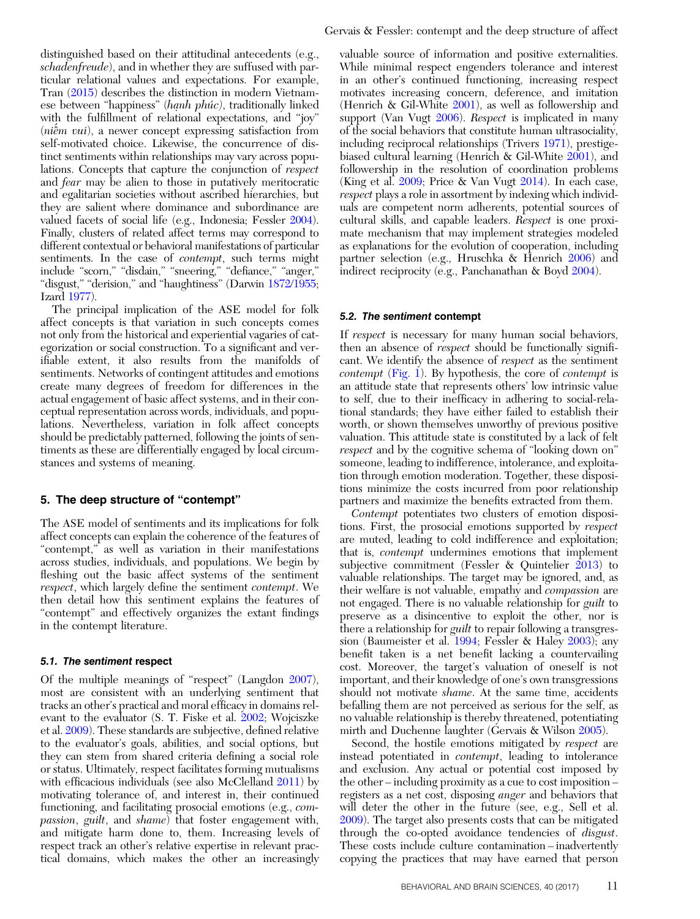distinguished based on their attitudinal antecedents (e.g., *schadenfreude*), and in whether they are suffused with particular relational values and expectations. For example, Tran (2015) describes the distinction in modern Vietnamese between "happiness" (*hạnh phúc*), traditionally linked with the fulfillment of relational expectations, and "joy" (*niềm vui*), a newer concept expressing satisfaction from self-motivated choice. Likewise, the concurrence of distinct sentiments within relationships may vary across populations. Concepts that capture the conjunction of *respect* and *fear* may be alien to those in putatively meritocratic and egalitarian societies without ascribed hierarchies, but they are salient where dominance and subordinance are valued facets of social life (e.g., Indonesia; Fessler 2004). Finally, clusters of related affect terms may correspond to different contextual or behavioral manifestations of particular sentiments. In the case of *contempt*, such terms might include "scorn," "disdain," "sneering," "defiance," "anger," "disgust," "derision," and "haughtiness" (Darwin 1872/1955; Izard 1977).

The principal implication of the ASE model for folk affect concepts is that variation in such concepts comes not only from the historical and experiential vagaries of categorization or social construction. To a significant and verifiable extent, it also results from the manifolds of sentiments. Networks of contingent attitudes and emotions create many degrees of freedom for differences in the actual engagement of basic affect systems, and in their conceptual representation across words, individuals, and populations. Nevertheless, variation in folk affect concepts should be predictably patterned, following the joints of sentiments as these are differentially engaged by local circumstances and systems of meaning.

## 5. The deep structure of "contempt"

The ASE model of sentiments and its implications for folk affect concepts can explain the coherence of the features of "contempt," as well as variation in their manifestations across studies, individuals, and populations. We begin by fleshing out the basic affect systems of the sentiment *respect*, which largely define the sentiment *contempt*. We then detail how this sentiment explains the features of "contempt" and effectively organizes the extant findings in the contempt literature.

### 5.1. *The sentiment* respect

Of the multiple meanings of "respect" (Langdon 2007), most are consistent with an underlying sentiment that tracks an other's practical and moral efficacy in domains relevant to the evaluator (S. T. Fiske et al. 2002; Wojciszke et al. 2009). These standards are subjective, defined relative to the evaluator's goals, abilities, and social options, but they can stem from shared criteria defining a social role or status. Ultimately, respect facilitates forming mutualisms with efficacious individuals (see also McClelland 2011) by motivating tolerance of, and interest in, their continued functioning, and facilitating prosocial emotions (e.g., *compassion*, *guilt*, and *shame*) that foster engagement with, and mitigate harm done to, them. Increasing levels of respect track an other's relative expertise in relevant practical domains, which makes the other an increasingly valuable source of information and positive externalities. While minimal respect engenders tolerance and interest in an other's continued functioning, increasing respect motivates increasing concern, deference, and imitation (Henrich & Gil-White 2001), as well as followership and support (Van Vugt 2006). *Respect* is implicated in many of the social behaviors that constitute human ultrasociality, including reciprocal relationships (Trivers 1971), prestige-biased cultural learning (Henrich & Gil-White 2001), and followership in the resolution of coordination problems (King et al. 2009; Price & Van Vugt 2014). In each case, *respect* plays a role in assortment by indexing which individuals are competent norm adherents, potential sources of cultural skills, and capable leaders. *Respect* is one proximate mechanism that may implement strategies modeled as explanations for the evolution of cooperation, including partner selection (e.g., Hruschka & Henrich 2006) and indirect reciprocity (e.g., Panchanathan & Boyd 2004).

### 5.2. *The sentiment* contempt

If *respect* is necessary for many human social behaviors, then an absence of *respect* should be functionally significant. We identify the absence of *respect* as the sentiment *contempt* (Fig. 1). By hypothesis, the core of *contempt* is an attitude state that represents others' low intrinsic value to self, due to their inefficacy in adhering to social-relational standards; they have either failed to establish their worth, or shown themselves unworthy of previous positive valuation. This attitude state is constituted by a lack of felt *respect* and by the cognitive schema of "looking down on" someone, leading to indifference, intolerance, and exploitation through emotion moderation. Together, these dispositions minimize the costs incurred from poor relationship partners and maximize the benefits extracted from them.

*Contempt* potentiates two clusters of emotion dispositions. First, the prosocial emotions supported by *respect* are muted, leading to cold indifference and exploitation; that is, *contempt* undermines emotions that implement subjective commitment (Fessler & Quintelier 2013) to valuable relationships. The target may be ignored, and, as their welfare is not valuable, empathy and *compassion* are not engaged. There is no valuable relationship for *guilt* to preserve as a disincentive to exploit the other, nor is there a relationship for *guilt* to repair following a transgression (Baumeister et al. 1994; Fessler & Haley 2003); any benefit taken is a net benefit lacking a countervailing cost. Moreover, the target's valuation of oneself is not important, and their knowledge of one's own transgressions should not motivate *shame*. At the same time, accidents befalling them are not perceived as serious for the self, as no valuable relationship is thereby threatened, potentiating mirth and Duchenne laughter (Gervais & Wilson 2005).

Second, the hostile emotions mitigated by *respect* are instead potentiated in *contempt*, leading to intolerance and exclusion. Any actual or potential cost imposed by the other – including proximity as a cue to cost imposition – registers as a net cost, disposing *anger* and behaviors that will deter the other in the future (see, e.g., Sell et al. 2009). The target also presents costs that can be mitigated through the co-opted avoidance tendencies of *disgust*. These costs include culture contamination – inadvertently copying the practices that may have earned that person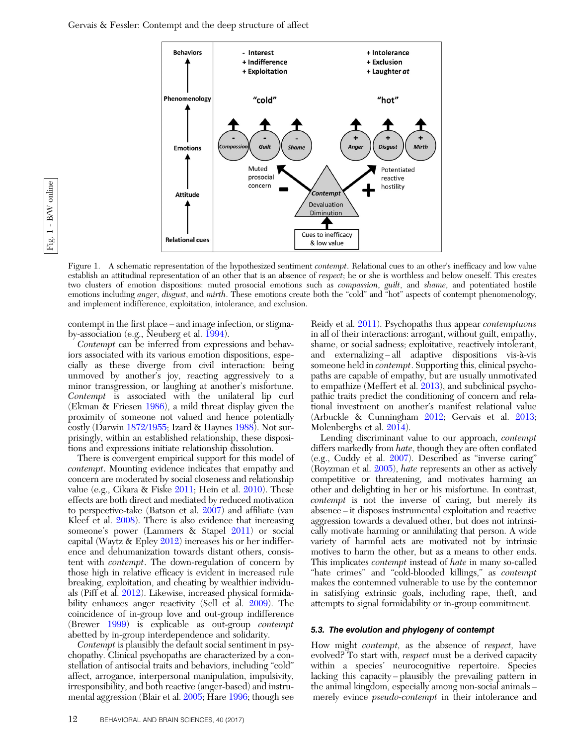Figure 1. A schematic representation of the hypothesized sentiment *contempt*. Relational cues to an other's inefficacy and low value establish an attitudinal representation of an other that is an absence of *respect*; he or she is worthless and below oneself. This creates two clusters of emotion dispositions: muted prosocial emotions such as *compassion*, *guilt*, and *shame*, and potentiated hostile emotions including *anger*, *disgust*, and *mirth*. These emotions create both the "cold" and "hot" aspects of contempt phenomenology, and implement indifference, exploitation, intolerance, and exclusion.

contempt in the first place – and image infection, or stigma-by-association (e.g., Neuberg et al. 1994).

*Contempt* can be inferred from expressions and behaviors associated with its various emotion dispositions, especially as these diverge from civil interaction: being unmoved by another's joy, reacting aggressively to a minor transgression, or laughing at another's misfortune. *Contempt* is associated with the unilateral lip curl (Ekman & Friesen 1986), a mild threat display given the proximity of someone not valued and hence potentially costly (Darwin 1872/1955; Izard & Haynes 1988). Not surprisingly, within an established relationship, these dispositions and expressions initiate relationship dissolution.

There is convergent empirical support for this model of *contempt*. Mounting evidence indicates that empathy and concern are moderated by social closeness and relationship value (e.g., Cikara & Fiske 2011; Hein et al. 2010). These effects are both direct and mediated by reduced motivation to perspective-take (Batson et al. 2007) and affiliate (van Kleef et al. 2008). There is also evidence that increasing someone's power (Lammers & Stapel 2011) or social capital (Waytz & Epley 2012) increases his or her indifference and dehumanization towards distant others, consistent with *contempt*. The down-regulation of concern by those high in relative efficacy is evident in increased rule breaking, exploitation, and cheating by wealthier individuals (Piff et al. 2012). Likewise, increased physical formidability enhances anger reactivity (Sell et al. 2009). The coincidence of in-group love and out-group indifference (Brewer 1999) is explicable as out-group *contempt* abetted by in-group interdependence and solidarity.

*Contempt* is plausibly the default social sentiment in psychopathy. Clinical psychopaths are characterized by a constellation of antisocial traits and behaviors, including "cold" affect, arrogance, interpersonal manipulation, impulsivity, irresponsibility, and both reactive (anger-based) and instrumental aggression (Blair et al. 2005; Hare 1996; though see Reidy et al. 2011). Psychopaths thus appear *contemptuous* in all of their interactions: arrogant, without guilt, empathy, shame, or social sadness; exploitative, reactively intolerant, and externalizing – all adaptive dispositions vis-à-vis someone held in *contempt*. Supporting this, clinical psychopaths are capable of empathy, but are usually unmotivated to empathize (Meffert et al. 2013), and subclinical psychopathic traits predict the conditioning of concern and relational investment on another's manifest relational value (Arbuckle & Cunningham 2012; Gervais et al. 2013; Molenberghs et al. 2014).

Lending discriminant value to our approach, *contempt* differs markedly from *hate*, though they are often conflated (e.g., Cuddy et al. 2007). Described as "inverse caring" (Royzman et al. 2005), *hate* represents an other as actively competitive or threatening, and motivates harming an other and delighting in her or his misfortune. In contrast, *contempt* is not the inverse of caring, but merely its absence – it disposes instrumental exploitation and reactive aggression towards a devalued other, but does not intrinsically motivate harming or annihilating that person. A wide variety of harmful acts are motivated not by intrinsic motives to harm the other, but as a means to other ends. This implicates *contempt* instead of *hate* in many so-called "hate crimes" and "cold-blooded killings," as *contempt* makes the contemned vulnerable to use by the contemnor in satisfying extrinsic goals, including rape, theft, and attempts to signal formidability or in-group commitment.

### 5.3. The evolution and phylogeny of contempt

How might *contempt*, as the absence of *respect*, have evolved? To start with, *respect* must be a derived capacity within a species' neurocognitive repertoire. Species lacking this capacity – plausibly the prevailing pattern in the animal kingdom, especially among non-social animals – merely evince *pseudo-contempt* in their intolerance and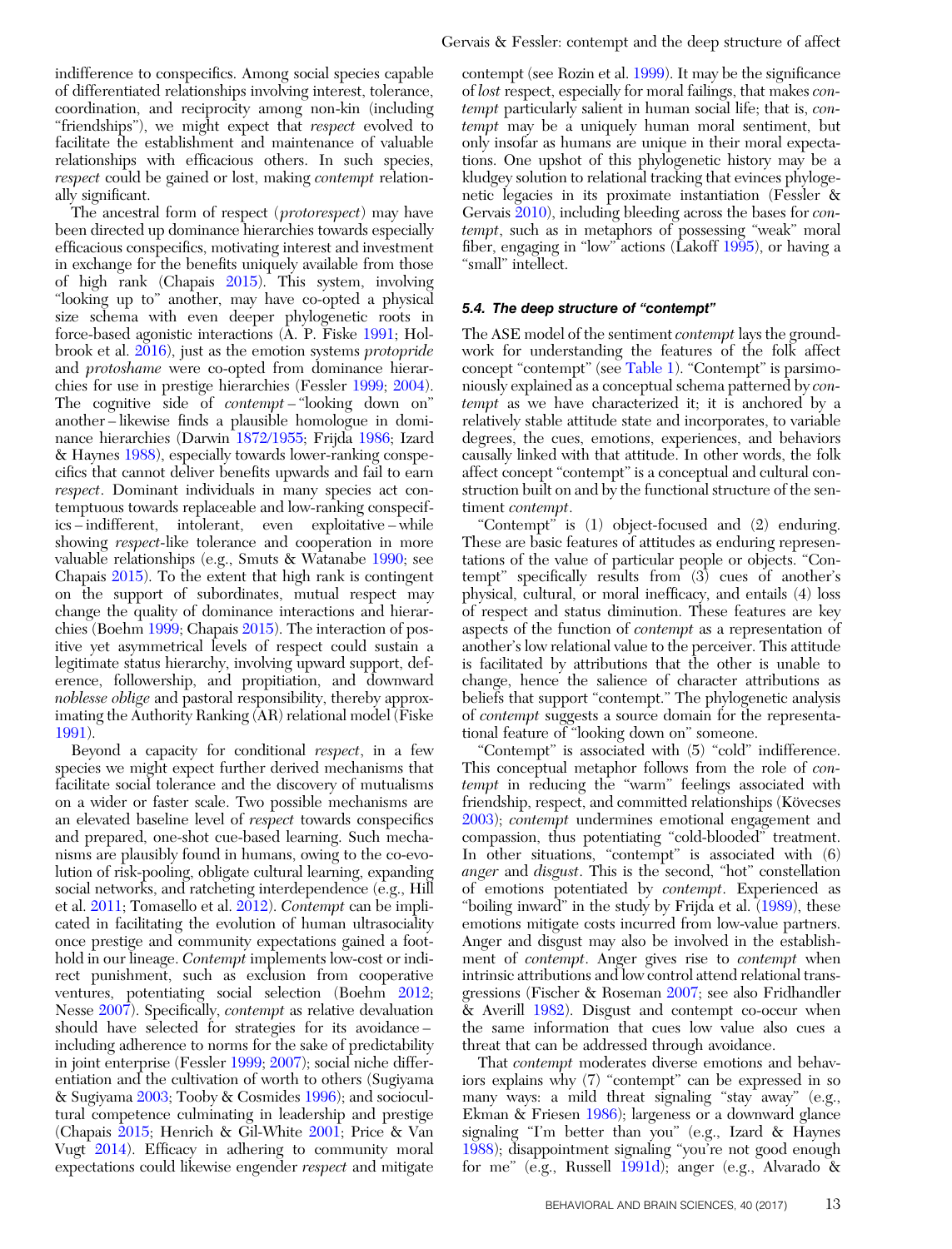indifference to conspecifics. Among social species capable of differentiated relationships involving interest, tolerance, coordination, and reciprocity among non-kin (including "friendships"), we might expect that *respect* evolved to facilitate the establishment and maintenance of valuable relationships with efficacious others. In such species, *respect* could be gained or lost, making *contempt* relationally significant.

The ancestral form of respect (*protorespect*) may have been directed up dominance hierarchies towards especially efficacious conspecifics, motivating interest and investment in exchange for the benefits uniquely available from those of high rank (Chapais 2015). This system, involving "looking up to" another, may have co-opted a physical size schema with even deeper phylogenetic roots in force-based agonistic interactions (A. P. Fiske 1991; Holbrook et al. 2016), just as the emotion systems *protopride* and *protoshame* were co-opted from dominance hierarchies for use in prestige hierarchies (Fessler 1999; 2004). The cognitive side of *contempt* – "looking down on" another – likewise finds a plausible homologue in dominance hierarchies (Darwin 1872/1955; Frijda 1986; Izard & Haynes 1988), especially towards lower-ranking conspecifics that cannot deliver benefits upwards and fail to earn *respect*. Dominant individuals in many species act contemptuous towards replaceable and low-ranking conspecifics – indifferent, intolerant, even exploitative – while showing *respect*-like tolerance and cooperation in more valuable relationships (e.g., Smuts & Watanabe 1990; see Chapais 2015). To the extent that high rank is contingent on the support of subordinates, mutual respect may change the quality of dominance interactions and hierarchies (Boehm 1999; Chapais 2015). The interaction of positive yet asymmetrical levels of respect could sustain a legitimate status hierarchy, involving upward support, deference, followership, and propitiation, and downward *noblesse oblige* and pastoral responsibility, thereby approximating the Authority Ranking (AR) relational model (Fiske 1991).

Beyond a capacity for conditional *respect*, in a few species we might expect further derived mechanisms that facilitate social tolerance and the discovery of mutualisms on a wider or faster scale. Two possible mechanisms are an elevated baseline level of *respect* towards conspecifics and prepared, one-shot cue-based learning. Such mechanisms are plausibly found in humans, owing to the co-evolution of risk-pooling, obligate cultural learning, expanding social networks, and ratcheting interdependence (e.g., Hill et al. 2011; Tomasello et al. 2012). *Contempt* can be implicated in facilitating the evolution of human ultrasociality once prestige and community expectations gained a foothold in our lineage. *Contempt* implements low-cost or indirect punishment, such as exclusion from cooperative ventures, potentiating social selection (Boehm 2012; Nesse 2007). Specifically, *contempt* as relative devaluation should have selected for strategies for its avoidance – including adherence to norms for the sake of predictability in joint enterprise (Fessler 1999; 2007); social niche differentiation and the cultivation of worth to others (Sugiyama & Sugiyama 2003; Tooby & Cosmides 1996); and sociocultural competence culminating in leadership and prestige (Chapais 2015; Henrich & Gil-White 2001; Price & Van Vugt 2014). Efficacy in adhering to community moral expectations could likewise engender *respect* and mitigate contempt (see Rozin et al. 1999). It may be the significance of *lost* respect, especially for moral failings, that makes *contempt* particularly salient in human social life; that is, *contempt* may be a uniquely human moral sentiment, but only insofar as humans are unique in their moral expectations. One upshot of this phylogenetic history may be a kludgey solution to relational tracking that evinces phylogenetic legacies in its proximate instantiation (Fessler & Gervais 2010), including bleeding across the bases for *contempt*, such as in metaphors of possessing "weak" moral fiber, engaging in "low" actions (Lakoff 1995), or having a "small" intellect.

### 5.4. The deep structure of "contempt"

The ASE model of the sentiment *contempt* lays the groundwork for understanding the features of the folk affect concept "contempt" (see Table 1). "Contempt" is parsimoniously explained as a conceptual schema patterned by *contempt* as we have characterized it; it is anchored by a relatively stable attitude state and incorporates, to variable degrees, the cues, emotions, experiences, and behaviors causally linked with that attitude. In other words, the folk affect concept "contempt" is a conceptual and cultural construction built on and by the functional structure of the sentiment *contempt*.

"Contempt" is (1) object-focused and (2) enduring. These are basic features of attitudes as enduring representations of the value of particular people or objects. "Contempt" specifically results from (3) cues of another's physical, cultural, or moral inefficacy, and entails (4) loss of respect and status diminution. These features are key aspects of the function of *contempt* as a representation of another's low relational value to the perceiver. This attitude is facilitated by attributions that the other is unable to change, hence the salience of character attributions as beliefs that support "contempt." The phylogenetic analysis of *contempt* suggests a source domain for the representational feature of "looking down on" someone.

"Contempt" is associated with (5) "cold" indifference. This conceptual metaphor follows from the role of *contempt* in reducing the "warm" feelings associated with friendship, respect, and committed relationships (Kövecses 2003); *contempt* undermines emotional engagement and compassion, thus potentiating "cold-blooded" treatment. In other situations, "contempt" is associated with (6) *anger* and *disgust*. This is the second, "hot" constellation of emotions potentiated by *contempt*. Experienced as "boiling inward" in the study by Frijda et al. (1989), these emotions mitigate costs incurred from low-value partners. Anger and disgust may also be involved in the establishment of *contempt*. Anger gives rise to *contempt* when intrinsic attributions and low control attend relational transgressions (Fischer & Roseman 2007; see also Fridhandler & Averill 1982). Disgust and contempt co-occur when the same information that cues low value also cues a threat that can be addressed through avoidance.

That *contempt* moderates diverse emotions and behaviors explains why (7) "contempt" can be expressed in so many ways: a mild threat signaling "stay away" (e.g., Ekman & Friesen 1986); largeness or a downward glance signaling "I'm better than you" (e.g., Izard & Haynes 1988); disappointment signaling "you're not good enough for me" (e.g., Russell 1991d); anger (e.g., Alvarado &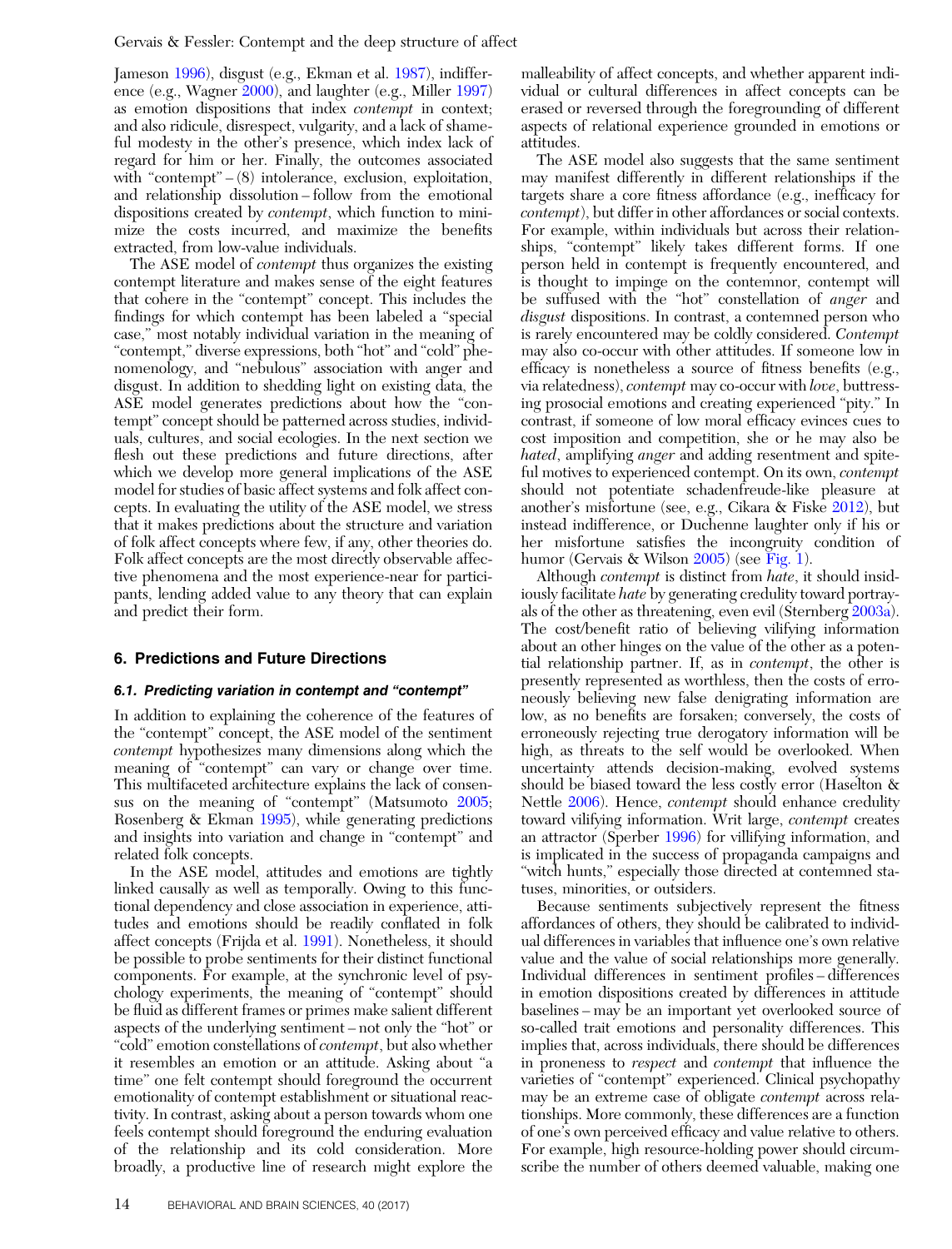Jameson 1996), disgust (e.g., Ekman et al. 1987), indifference (e.g., Wagner 2000), and laughter (e.g., Miller 1997) as emotion dispositions that index *contempt* in context; and also ridicule, disrespect, vulgarity, and a lack of shameful modesty in the other's presence, which index lack of regard for him or her. Finally, the outcomes associated with "contempt" – (8) intolerance, exclusion, exploitation, and relationship dissolution – follow from the emotional dispositions created by *contempt*, which function to minimize the costs incurred, and maximize the benefits extracted, from low-value individuals.

The ASE model of *contempt* thus organizes the existing contempt literature and makes sense of the eight features that cohere in the "contempt" concept. This includes the findings for which contempt has been labeled a "special case," most notably individual variation in the meaning of "contempt," diverse expressions, both "hot" and "cold" phenomenology, and "nebulous" association with anger and disgust. In addition to shedding light on existing data, the ASE model generates predictions about how the "contempt" concept should be patterned across studies, individuals, cultures, and social ecologies. In the next section we flesh out these predictions and future directions, after which we develop more general implications of the ASE model for studies of basic affect systems and folk affect concepts. In evaluating the utility of the ASE model, we stress that it makes predictions about the structure and variation of folk affect concepts where few, if any, other theories do. Folk affect concepts are the most directly observable affective phenomena and the most experience-near for participants, lending added value to any theory that can explain and predict their form.

## 6. Predictions and Future Directions

### 6.1. Predicting variation in contempt and "contempt"

In addition to explaining the coherence of the features of the "contempt" concept, the ASE model of the sentiment *contempt* hypothesizes many dimensions along which the meaning of "contempt" can vary or change over time. This multifaceted architecture explains the lack of consensus on the meaning of "contempt" (Matsumoto 2005; Rosenberg & Ekman 1995), while generating predictions and insights into variation and change in "contempt" and related folk concepts.

In the ASE model, attitudes and emotions are tightly linked causally as well as temporally. Owing to this functional dependency and close association in experience, attitudes and emotions should be readily conflated in folk affect concepts (Frijda et al. 1991). Nonetheless, it should be possible to probe sentiments for their distinct functional components. For example, at the synchronic level of psychology experiments, the meaning of "contempt" should be fluid as different frames or primes make salient different aspects of the underlying sentiment – not only the "hot" or "cold" emotion constellations of *contempt*, but also whether it resembles an emotion or an attitude. Asking about "a time" one felt contempt should foreground the occurrent emotionality of contempt establishment or situational reactivity. In contrast, asking about a person towards whom one feels contempt should foreground the enduring evaluation of the relationship and its cold consideration. More broadly, a productive line of research might explore the malleability of affect concepts, and whether apparent individual or cultural differences in affect concepts can be erased or reversed through the foregrounding of different aspects of relational experience grounded in emotions or attitudes.

The ASE model also suggests that the same sentiment may manifest differently in different relationships if the targets share a core fitness affordance (e.g., inefficacy for *contempt*), but differ in other affordances or social contexts. For example, within individuals but across their relationships, "contempt" likely takes different forms. If one person held in contempt is frequently encountered, and is thought to impinge on the contemnor, contempt will be suffused with the "hot" constellation of *anger* and *disgust* dispositions. In contrast, a contemned person who is rarely encountered may be coldly considered. *Contempt* may also co-occur with other attitudes. If someone low in efficacy is nonetheless a source of fitness benefits (e.g., via relatedness), *contempt* may co-occur with *love*, buttressing prosocial emotions and creating experienced "pity." In contrast, if someone of low moral efficacy evinces cues to cost imposition and competition, she or he may also be *hated*, amplifying *anger* and adding resentment and spiteful motives to experienced contempt. On its own, *contempt* should not potentiate schadenfreude-like pleasure at another's misfortune (see, e.g., Cikara & Fiske 2012), but instead indifference, or Duchenne laughter only if his or her misfortune satisfies the incongruity condition of humor (Gervais & Wilson 2005) (see Fig. 1).

Although *contempt* is distinct from *hate*, it should insidiously facilitate *hate* by generating credulity toward portrayals of the other as threatening, even evil (Sternberg 2003a). The cost/benefit ratio of believing vilifying information about an other hinges on the value of the other as a potential relationship partner. If, as in *contempt*, the other is presently represented as worthless, then the costs of erroneously believing new false denigrating information are low, as no benefits are forsaken; conversely, the costs of erroneously rejecting true derogatory information will be high, as threats to the self would be overlooked. When uncertainty attends decision-making, evolved systems should be biased toward the less costly error (Haselton & Nettle 2006). Hence, *contempt* should enhance credulity toward vilifying information. Writ large, *contempt* creates an attractor (Sperber 1996) for villifying information, and is implicated in the success of propaganda campaigns and "witch hunts," especially those directed at contemned statuses, minorities, or outsiders.

Because sentiments subjectively represent the fitness affordances of others, they should be calibrated to individual differences in variables that influence one's own relative value and the value of social relationships more generally. Individual differences in sentiment profiles – differences in emotion dispositions created by differences in attitude baselines – may be an important yet overlooked source of so-called trait emotions and personality differences. This implies that, across individuals, there should be differences in proneness to *respect* and *contempt* that influence the varieties of "contempt" experienced. Clinical psychopathy may be an extreme case of obligate *contempt* across relationships. More commonly, these differences are a function of one's own perceived efficacy and value relative to others. For example, high resource-holding power should circumscribe the number of others deemed valuable, making one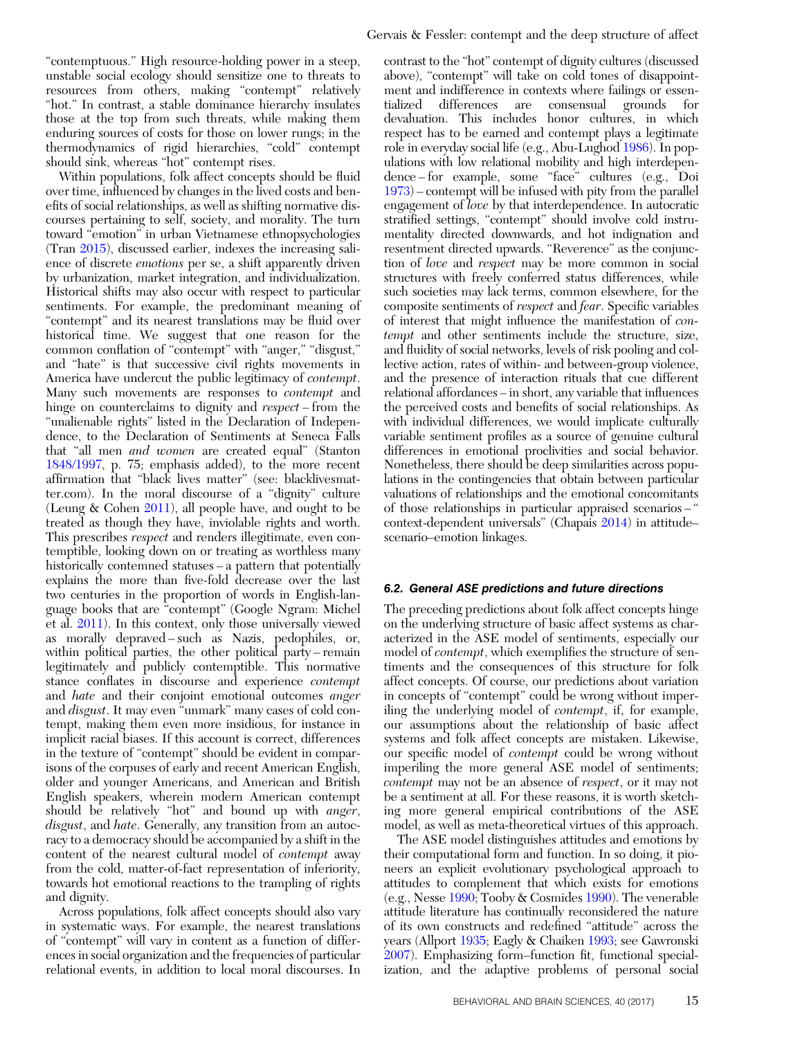"contemptuous." High resource-holding power in a steep, unstable social ecology should sensitize one to threats to resources from others, making "contempt" relatively "hot." In contrast, a stable dominance hierarchy insulates those at the top from such threats, while making them enduring sources of costs for those on lower rungs; in the thermodynamics of rigid hierarchies, "cold" contempt should sink, whereas "hot" contempt rises.

Within populations, folk affect concepts should be fluid over time, influenced by changes in the lived costs and benefits of social relationships, as well as shifting normative discourses pertaining to self, society, and morality. The turn toward "emotion" in urban Vietnamese ethnopsychologies (Tran 2015), discussed earlier, indexes the increasing salience of discrete *emotions* per se, a shift apparently driven by urbanization, market integration, and individualization. Historical shifts may also occur with respect to particular sentiments. For example, the predominant meaning of "contempt" and its nearest translations may be fluid over historical time. We suggest that one reason for the common conflation of "contempt" with "anger," "disgust," and "hate" is that successive civil rights movements in America have undercut the public legitimacy of *contempt*. Many such movements are responses to *contempt* and hinge on counterclaims to dignity and *respect* – from the "unalienable rights" listed in the Declaration of Independence, to the Declaration of Sentiments at Seneca Falls that "all men *and women* are created equal" (Stanton 1848/1997, p. 75; emphasis added), to the more recent affirmation that "black lives matter" (see: blacklivesmatter.com). In the moral discourse of a "dignity" culture (Leung & Cohen 2011), all people have, and ought to be treated as though they have, inviolable rights and worth. This prescribes *respect* and renders illegitimate, even contemptible, looking down on or treating as worthless many historically contemned statuses – a pattern that potentially explains the more than five-fold decrease over the last two centuries in the proportion of words in English-language books that are "contempt" (Google Ngram: Michel et al. 2011). In this context, only those universally viewed as morally depraved – such as Nazis, pedophiles, or, within political parties, the other political party – remain legitimately and publicly contemptible. This normative stance conflates in discourse and experience *contempt* and *hate* and their conjoint emotional outcomes *anger* and *disgust*. It may even "unmark" many cases of cold contempt, making them even more insidious, for instance in implicit racial biases. If this account is correct, differences in the texture of "contempt" should be evident in comparisons of the corpuses of early and recent American English, older and younger Americans, and American and British English speakers, wherein modern American contempt should be relatively "hot" and bound up with *anger*, *disgust*, and *hate*. Generally, any transition from an autocracy to a democracy should be accompanied by a shift in the content of the nearest cultural model of *contempt* away from the cold, matter-of-fact representation of inferiority, towards hot emotional reactions to the trampling of rights and dignity.

Across populations, folk affect concepts should also vary in systematic ways. For example, the nearest translations of "contempt" will vary in content as a function of differences in social organization and the frequencies of particular relational events, in addition to local moral discourses. In contrast to the "hot" contempt of dignity cultures (discussed above), "contempt" will take on cold tones of disappointment and indifference in contexts where failings or essentialized differences are consensual grounds for devaluation. This includes honor cultures, in which respect has to be earned and contempt plays a legitimate role in everyday social life (e.g., Abu-Lughod 1986). In populations with low relational mobility and high interdependence – for example, some "face" cultures (e.g., Doi 1973) – contempt will be infused with pity from the parallel engagement of *love* by that interdependence. In autocratic stratified settings, "contempt" should involve cold instrumentality directed downwards, and hot indignation and resentment directed upwards. "Reverence" as the conjunction of *love* and *respect* may be more common in social structures with freely conferred status differences, while such societies may lack terms, common elsewhere, for the composite sentiments of *respect* and *fear*. Specific variables of interest that might influence the manifestation of *contempt* and other sentiments include the structure, size, and fluidity of social networks, levels of risk pooling and collective action, rates of within- and between-group violence, and the presence of interaction rituals that cue different relational affordances – in short, any variable that influences the perceived costs and benefits of social relationships. As with individual differences, we would implicate culturally variable sentiment profiles as a source of genuine cultural differences in emotional proclivities and social behavior. Nonetheless, there should be deep similarities across populations in the contingencies that obtain between particular valuations of relationships and the emotional concomitants of those relationships in particular appraised scenarios – "context-dependent universals" (Chapais 2014) in attitude–scenario–emotion linkages.

### 6.2. General ASE predictions and future directions

The preceding predictions about folk affect concepts hinge on the underlying structure of basic affect systems as characterized in the ASE model of sentiments, especially our model of *contempt*, which exemplifies the structure of sentiments and the consequences of this structure for folk affect concepts. Of course, our predictions about variation in concepts of "contempt" could be wrong without imperiling the underlying model of *contempt*, if, for example, our assumptions about the relationship of basic affect systems and folk affect concepts are mistaken. Likewise, our specific model of *contempt* could be wrong without imperiling the more general ASE model of sentiments; *contempt* may not be an absence of *respect*, or it may not be a sentiment at all. For these reasons, it is worth sketching more general empirical contributions of the ASE model, as well as meta-theoretical virtues of this approach.

The ASE model distinguishes attitudes and emotions by their computational form and function. In so doing, it pioneers an explicit evolutionary psychological approach to attitudes to complement that which exists for emotions (e.g., Nesse 1990; Tooby & Cosmides 1990). The venerable attitude literature has continually reconsidered the nature of its own constructs and redefined "attitude" across the years (Allport 1935; Eagly & Chaiken 1993; see Gawronski 2007). Emphasizing form–function fit, functional specialization, and the adaptive problems of personal social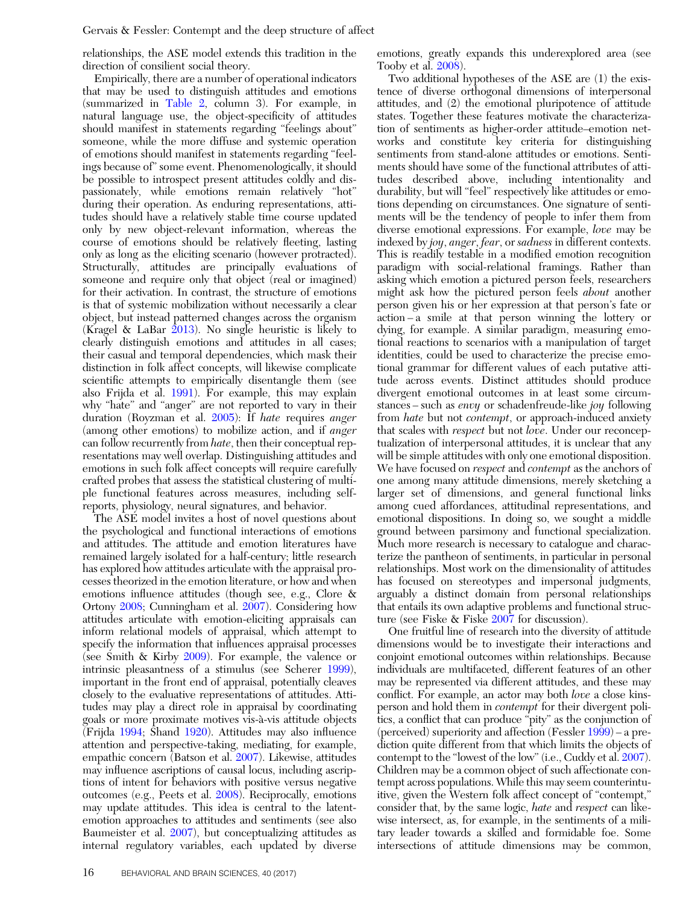relationships, the ASE model extends this tradition in the direction of consilient social theory.

Empirically, there are a number of operational indicators that may be used to distinguish attitudes and emotions (summarized in Table 2, column 3). For example, in natural language use, the object-specificity of attitudes should manifest in statements regarding "feelings about" someone, while the more diffuse and systemic operation of emotions should manifest in statements regarding "feelings because of" some event. Phenomenologically, it should be possible to introspect present attitudes coldly and dispassionately, while emotions remain relatively "hot" during their operation. As enduring representations, attitudes should have a relatively stable time course updated only by new object-relevant information, whereas the course of emotions should be relatively fleeting, lasting only as long as the eliciting scenario (however protracted). Structurally, attitudes are principally evaluations of someone and require only that object (real or imagined) for their activation. In contrast, the structure of emotions is that of systemic mobilization without necessarily a clear object, but instead patterned changes across the organism (Kragel & LaBar 2013). No single heuristic is likely to clearly distinguish emotions and attitudes in all cases; their casual and temporal dependencies, which mask their distinction in folk affect concepts, will likewise complicate scientific attempts to empirically disentangle them (see also Frijda et al. 1991). For example, this may explain why "hate" and "anger" are not reported to vary in their duration (Royzman et al. 2005): If *hate* requires *anger* (among other emotions) to mobilize action, and if *anger* can follow recurrently from *hate*, then their conceptual representations may well overlap. Distinguishing attitudes and emotions in such folk affect concepts will require carefully crafted probes that assess the statistical clustering of multiple functional features across measures, including self-reports, physiology, neural signatures, and behavior.

The ASE model invites a host of novel questions about the psychological and functional interactions of emotions and attitudes. The attitude and emotion literatures have remained largely isolated for a half-century; little research has explored how attitudes articulate with the appraisal processes theorized in the emotion literature, or how and when emotions influence attitudes (though see, e.g., Clore & Ortony 2008; Cunningham et al. 2007). Considering how attitudes articulate with emotion-eliciting appraisals can inform relational models of appraisal, which attempt to specify the information that influences appraisal processes (see Smith & Kirby 2009). For example, the valence or intrinsic pleasantness of a stimulus (see Scherer 1999), important in the front end of appraisal, potentially cleaves closely to the evaluative representations of attitudes. Attitudes may play a direct role in appraisal by coordinating goals or more proximate motives vis-à-vis attitude objects (Frijda 1994; Shand 1920). Attitudes may also influence attention and perspective-taking, mediating, for example, empathic concern (Batson et al. 2007). Likewise, attitudes may influence ascriptions of causal locus, including ascriptions of intent for behaviors with positive versus negative outcomes (e.g., Peets et al. 2008). Reciprocally, emotions may update attitudes. This idea is central to the latent-emotion approaches to attitudes and sentiments (see also Baumeister et al. 2007), but conceptualizing attitudes as internal regulatory variables, each updated by diverse emotions, greatly expands this underexplored area (see Tooby et al. 2008).

Two additional hypotheses of the ASE are (1) the existence of diverse orthogonal dimensions of interpersonal attitudes, and (2) the emotional pluripotence of attitude states. Together these features motivate the characterization of sentiments as higher-order attitude–emotion networks and constitute key criteria for distinguishing sentiments from stand-alone attitudes or emotions. Sentiments should have some of the functional attributes of attitudes described above, including intentionality and durability, but will "feel" respectively like attitudes or emotions depending on circumstances. One signature of sentiments will be the tendency of people to infer them from diverse emotional expressions. For example, *love* may be indexed by *joy*, *anger*, *fear*, or *sadness* in different contexts. This is readily testable in a modified emotion recognition paradigm with social-relational framings. Rather than asking which emotion a pictured person feels, researchers might ask how the pictured person feels *about* another person given his or her expression at that person's fate or action – a smile at that person winning the lottery or dying, for example. A similar paradigm, measuring emotional reactions to scenarios with a manipulation of target identities, could be used to characterize the precise emotional grammar for different values of each putative attitude across events. Distinct attitudes should produce divergent emotional outcomes in at least some circumstances – such as *envy* or schadenfreude-like *joy* following from *hate* but not *contempt*, or approach-induced anxiety that scales with *respect* but not *love*. Under our reconceptualization of interpersonal attitudes, it is unclear that any will be simple attitudes with only one emotional disposition. We have focused on *respect* and *contempt* as the anchors of one among many attitude dimensions, merely sketching a larger set of dimensions, and general functional links among cued affordances, attitudinal representations, and emotional dispositions. In doing so, we sought a middle ground between parsimony and functional specialization. Much more research is necessary to catalogue and characterize the pantheon of sentiments, in particular in personal relationships. Most work on the dimensionality of attitudes has focused on stereotypes and impersonal judgments, arguably a distinct domain from personal relationships that entails its own adaptive problems and functional structure (see Fiske & Fiske 2007 for discussion).

One fruitful line of research into the diversity of attitude dimensions would be to investigate their interactions and conjoint emotional outcomes within relationships. Because individuals are multifaceted, different features of an other may be represented via different attitudes, and these may conflict. For example, an actor may both *love* a close kinsperson and hold them in *contempt* for their divergent politics, a conflict that can produce "pity" as the conjunction of (perceived) superiority and affection (Fessler 1999) – a prediction quite different from that which limits the objects of contempt to the "lowest of the low" (i.e., Cuddy et al. 2007). Children may be a common object of such affectionate contempt across populations. While this may seem counterintuitive, given the Western folk affect concept of "contempt," consider that, by the same logic, *hate* and *respect* can likewise intersect, as, for example, in the sentiments of a military leader towards a skilled and formidable foe. Some intersections of attitude dimensions may be common,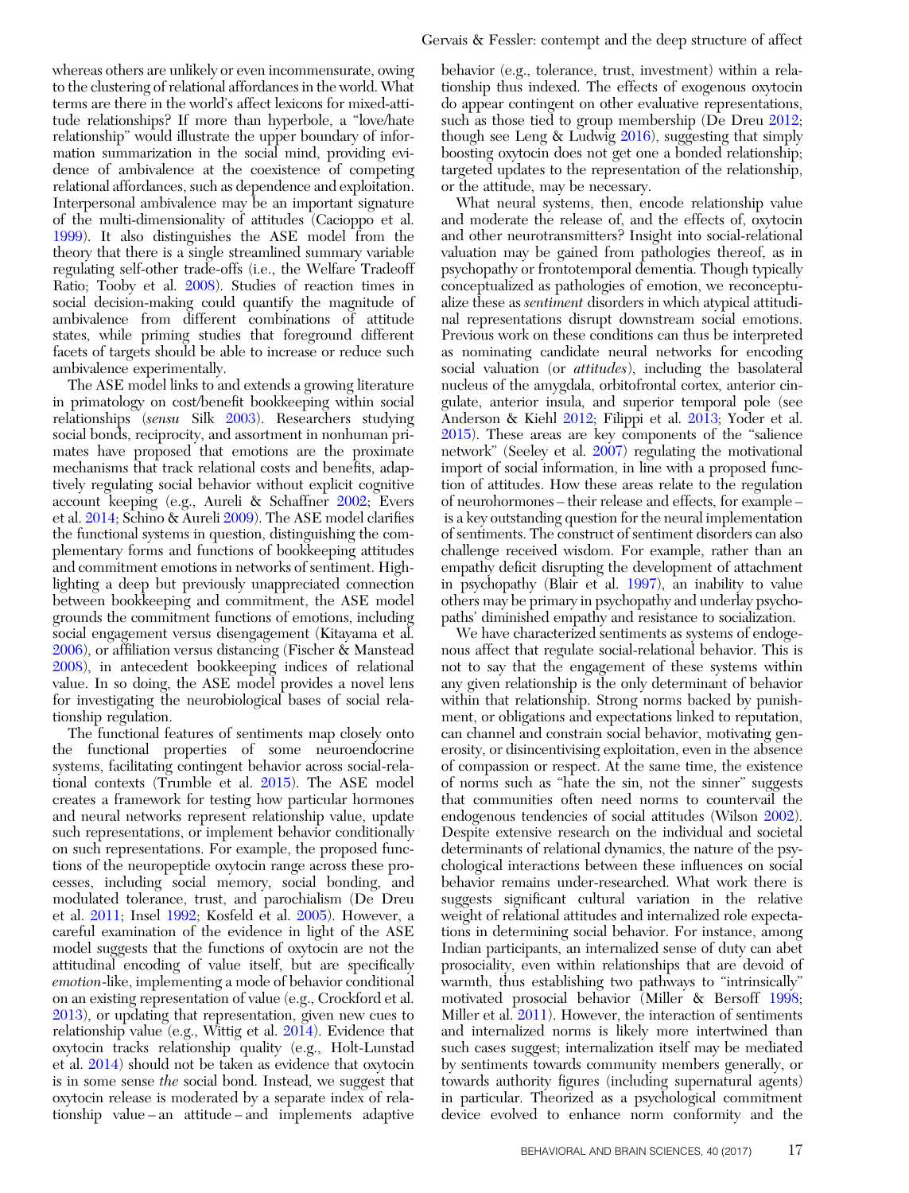whereas others are unlikely or even incommensurate, owing to the clustering of relational affordances in the world. What terms are there in the world's affect lexicons for mixed-attitude relationships? If more than hyperbole, a "love/hate relationship" would illustrate the upper boundary of information summarization in the social mind, providing evidence of ambivalence at the coexistence of competing relational affordances, such as dependence and exploitation. Interpersonal ambivalence may be an important signature of the multi-dimensionality of attitudes (Cacioppo et al. 1999). It also distinguishes the ASE model from the theory that there is a single streamlined summary variable regulating self-other trade-offs (i.e., the Welfare Tradeoff Ratio; Tooby et al. 2008). Studies of reaction times in social decision-making could quantify the magnitude of ambivalence from different combinations of attitude states, while priming studies that foreground different facets of targets should be able to increase or reduce such ambivalence experimentally.

The ASE model links to and extends a growing literature in primatology on cost/benefit bookkeeping within social relationships (*sensu* Silk 2003). Researchers studying social bonds, reciprocity, and assortment in nonhuman primates have proposed that emotions are the proximate mechanisms that track relational costs and benefits, adaptively regulating social behavior without explicit cognitive account keeping (e.g., Aureli & Schaffner 2002; Evers et al. 2014; Schino & Aureli 2009). The ASE model clarifies the functional systems in question, distinguishing the complementary forms and functions of bookkeeping attitudes and commitment emotions in networks of sentiment. Highlighting a deep but previously unappreciated connection between bookkeeping and commitment, the ASE model grounds the commitment functions of emotions, including social engagement versus disengagement (Kitayama et al. 2006), or affiliation versus distancing (Fischer & Manstead 2008), in antecedent bookkeeping indices of relational value. In so doing, the ASE model provides a novel lens for investigating the neurobiological bases of social relationship regulation.

The functional features of sentiments map closely onto the functional properties of some neuroendocrine systems, facilitating contingent behavior across social-relational contexts (Trumble et al. 2015). The ASE model creates a framework for testing how particular hormones and neural networks represent relationship value, update such representations, or implement behavior conditionally on such representations. For example, the proposed functions of the neuropeptide oxytocin range across these processes, including social memory, social bonding, and modulated tolerance, trust, and parochialism (De Dreu et al. 2011; Insel 1992; Kosfeld et al. 2005). However, a careful examination of the evidence in light of the ASE model suggests that the functions of oxytocin are not the attitudinal encoding of value itself, but are specifically *emotion*-like, implementing a mode of behavior conditional on an existing representation of value (e.g., Crockford et al. 2013), or updating that representation, given new cues to relationship value (e.g., Wittig et al. 2014). Evidence that oxytocin tracks relationship quality (e.g., Holt-Lunstad et al. 2014) should not be taken as evidence that oxytocin is in some sense *the* social bond. Instead, we suggest that oxytocin release is moderated by a separate index of relationship value – an attitude – and implements adaptive behavior (e.g., tolerance, trust, investment) within a relationship thus indexed. The effects of exogenous oxytocin do appear contingent on other evaluative representations, such as those tied to group membership (De Dreu 2012; though see Leng & Ludwig 2016), suggesting that simply boosting oxytocin does not get one a bonded relationship; targeted updates to the representation of the relationship, or the attitude, may be necessary.

What neural systems, then, encode relationship value and moderate the release of, and the effects of, oxytocin and other neurotransmitters? Insight into social-relational valuation may be gained from pathologies thereof, as in psychopathy or frontotemporal dementia. Though typically conceptualized as pathologies of emotion, we reconceptualize these as *sentiment* disorders in which atypical attitudinal representations disrupt downstream social emotions. Previous work on these conditions can thus be interpreted as nominating candidate neural networks for encoding social valuation (or *attitudes*), including the basolateral nucleus of the amygdala, orbitofrontal cortex, anterior cingulate, anterior insula, and superior temporal pole (see Anderson & Kiehl 2012; Filippi et al. 2013; Yoder et al. 2015). These areas are key components of the "salience network" (Seeley et al. 2007) regulating the motivational import of social information, in line with a proposed function of attitudes. How these areas relate to the regulation of neurohormones – their release and effects, for example – is a key outstanding question for the neural implementation of sentiments. The construct of sentiment disorders can also challenge received wisdom. For example, rather than an empathy deficit disrupting the development of attachment in psychopathy (Blair et al. 1997), an inability to value others may be primary in psychopathy and underlay psychopaths' diminished empathy and resistance to socialization.

We have characterized sentiments as systems of endogenous affect that regulate social-relational behavior. This is not to say that the engagement of these systems within any given relationship is the only determinant of behavior within that relationship. Strong norms backed by punishment, or obligations and expectations linked to reputation, can channel and constrain social behavior, motivating generosity, or disincentivising exploitation, even in the absence of compassion or respect. At the same time, the existence of norms such as "hate the sin, not the sinner" suggests that communities often need norms to countervail the endogenous tendencies of social attitudes (Wilson 2002). Despite extensive research on the individual and societal determinants of relational dynamics, the nature of the psychological interactions between these influences on social behavior remains under-researched. What work there is suggests significant cultural variation in the relative weight of relational attitudes and internalized role expectations in determining social behavior. For instance, among Indian participants, an internalized sense of duty can abet prosociality, even within relationships that are devoid of warmth, thus establishing two pathways to "intrinsically" motivated prosocial behavior (Miller & Bersoff 1998; Miller et al. 2011). However, the interaction of sentiments and internalized norms is likely more intertwined than such cases suggest; internalization itself may be mediated by sentiments towards community members generally, or towards authority figures (including supernatural agents) in particular. Theorized as a psychological commitment device evolved to enhance norm conformity and the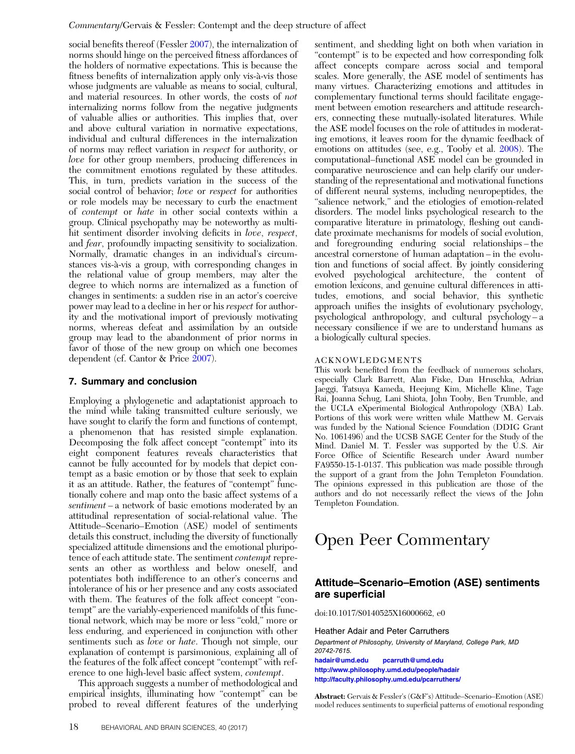social benefits thereof (Fessler 2007), the internalization of norms should hinge on the perceived fitness affordances of the holders of normative expectations. This is because the fitness benefits of internalization apply only vis-à-vis those whose judgments are valuable as means to social, cultural, and material resources. In other words, the costs of *not* internalizing norms follow from the negative judgments of valuable allies or authorities. This implies that, over and above cultural variation in normative expectations, individual and cultural differences in the internalization of norms may reflect variation in *respect* for authority, or *love* for other group members, producing differences in the commitment emotions regulated by these attitudes. This, in turn, predicts variation in the success of the social control of behavior; *love* or *respect* for authorities or role models may be necessary to curb the enactment of *contempt* or *hate* in other social contexts within a group. Clinical psychopathy may be noteworthy as multi-hit sentiment disorder involving deficits in *love*, *respect*, and *fear*, profoundly impacting sensitivity to socialization. Normally, dramatic changes in an individual's circumstances vis-à-vis a group, with corresponding changes in the relational value of group members, may alter the degree to which norms are internalized as a function of changes in sentiments: a sudden rise in an actor's coercive power may lead to a decline in her or his *respect* for authority and the motivational import of previously motivating norms, whereas defeat and assimilation by an outside group may lead to the abandonment of prior norms in favor of those of the new group on which one becomes dependent (cf. Cantor & Price 2007).

## 7. Summary and conclusion

Employing a phylogenetic and adaptationist approach to the mind while taking transmitted culture seriously, we have sought to clarify the form and functions of contempt, a phenomenon that has resisted simple explanation. Decomposing the folk affect concept "contempt" into its eight component features reveals characteristics that cannot be fully accounted for by models that depict contempt as a basic emotion or by those that seek to explain it as an attitude. Rather, the features of "contempt" functionally cohere and map onto the basic affect systems of a *sentiment* – a network of basic emotions moderated by an attitudinal representation of social-relational value. The Attitude–Scenario–Emotion (ASE) model of sentiments details this construct, including the diversity of functionally specialized attitude dimensions and the emotional pluripotence of each attitude state. The sentiment *contempt* represents an other as worthless and below oneself, and potentiates both indifference to an other's concerns and intolerance of his or her presence and any costs associated with them. The features of the folk affect concept "contempt" are the variably-experienced manifolds of this functional network, which may be more or less "cold," more or less enduring, and experienced in conjunction with other sentiments such as *love* or *hate*. Though not simple, our explanation of contempt is parsimonious, explaining all of the features of the folk affect concept "contempt" with reference to one high-level basic affect system, *contempt*.

This approach suggests a number of methodological and empirical insights, illuminating how "contempt" can be probed to reveal different features of the underlying sentiment, and shedding light on both when variation in "contempt" is to be expected and how corresponding folk affect concepts compare across social and temporal scales. More generally, the ASE model of sentiments has many virtues. Characterizing emotions and attitudes in complementary functional terms should facilitate engagement between emotion researchers and attitude researchers, connecting these mutually-isolated literatures. While the ASE model focuses on the role of attitudes in moderating emotions, it leaves room for the dynamic feedback of emotions on attitudes (see, e.g., Tooby et al. 2008). The computational–functional ASE model can be grounded in comparative neuroscience and can help clarify our understanding of the representational and motivational functions of different neural systems, including neuropeptides, the "salience network," and the etiologies of emotion-related disorders. The model links psychological research to the comparative literature in primatology, fleshing out candidate proximate mechanisms for models of social evolution, and foregrounding enduring social relationships – the ancestral cornerstone of human adaptation – in the evolution and functions of social affect. By jointly considering evolved psychological architecture, the content of emotion lexicons, and genuine cultural differences in attitudes, emotions, and social behavior, this synthetic approach unifies the insights of evolutionary psychology, psychological anthropology, and cultural psychology – a necessary consilience if we are to understand humans as a biologically cultural species.

### ACKNOWLEDGMENTS

This work benefited from the feedback of numerous scholars, especially Clark Barrett, Alan Fiske, Dan Hruschka, Adrian Jaeggi, Tatsuya Kameda, Heejung Kim, Michelle Kline, Tage Rai, Joanna Schug, Lani Shiota, John Tooby, Ben Trumble, and the UCLA eXperimental Biological Anthropology (XBA) Lab. Portions of this work were written while Matthew M. Gervais was funded by the National Science Foundation (DDIG Grant No. 1061496) and the UCSB SAGE Center for the Study of the Mind. Daniel M. T. Fessler was supported by the U.S. Air Force Office of Scientific Research under Award number FA9550-15-1-0137. This publication was made possible through the support of a grant from the John Templeton Foundation. The opinions expressed in this publication are those of the authors and do not necessarily reflect the views of the John Templeton Foundation.

# Open Peer Commentary

## Attitude–Scenario–Emotion (ASE) sentiments are superficial

doi:10.1017/S0140525X16000662, e0

Heather Adair and Peter Carruthers

*Department of Philosophy, University of Maryland, College Park, MD 20742-7615.*

hadair@umd.edu pcarruth@umd.edu

http://www.philosophy.umd.edu/people/hadair

http://faculty.philosophy.umd.edu/pcarruthers/

**Abstract:** Gervais & Fessler's (G&F's) Attitude–Scenario–Emotion (ASE) model reduces sentiments to superficial patterns of emotional responding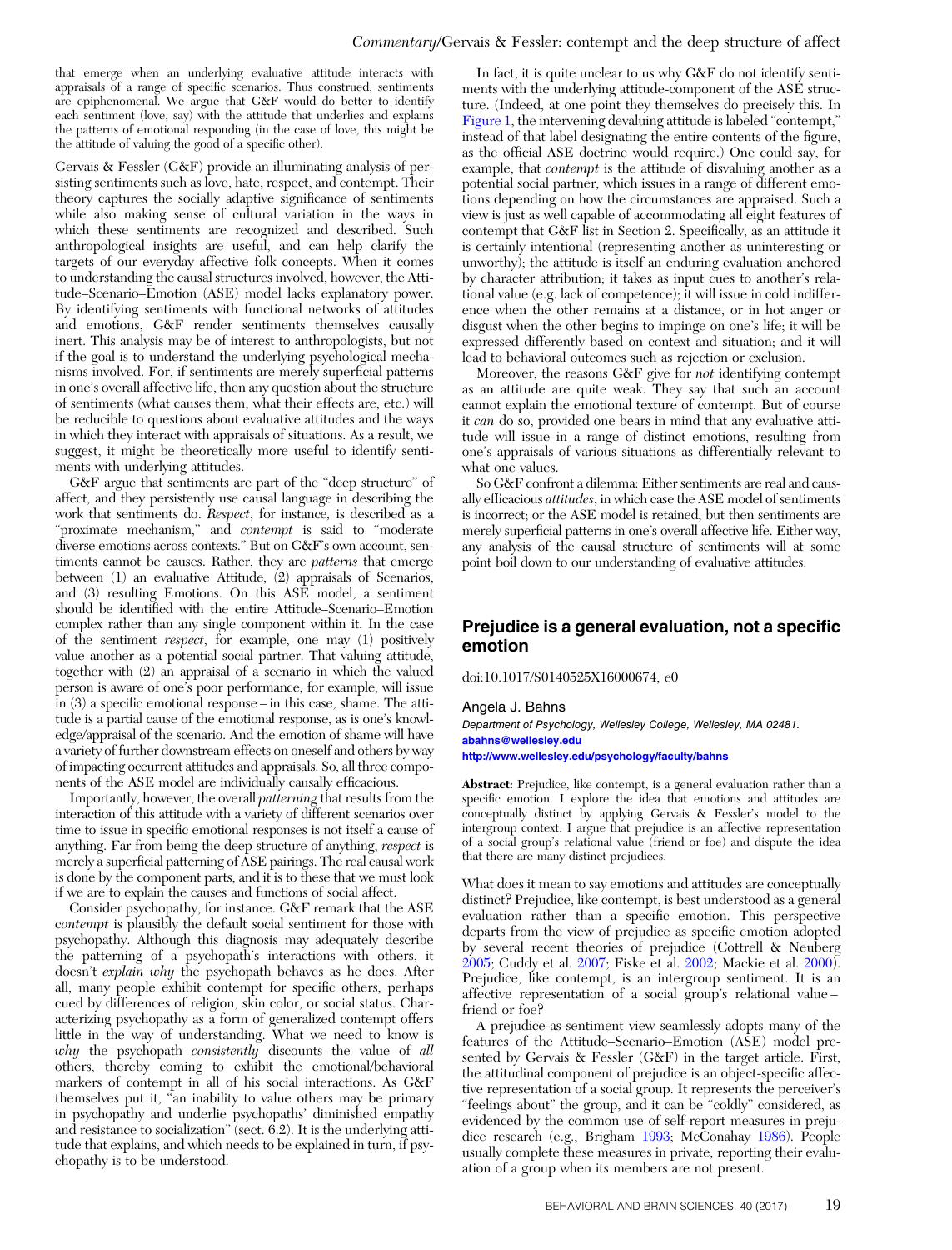that emerge when an underlying evaluative attitude interacts with appraisals of a range of specific scenarios. Thus construed, sentiments are epiphenomenal. We argue that G&F would do better to identify each sentiment (love, say) with the attitude that underlies and explains the patterns of emotional responding (in the case of love, this might be the attitude of valuing the good of a specific other).

Gervais & Fessler (G&F) provide an illuminating analysis of persisting sentiments such as love, hate, respect, and contempt. Their theory captures the socially adaptive significance of sentiments while also making sense of cultural variation in the ways in which these sentiments are recognized and described. Such anthropological insights are useful, and can help clarify the targets of our everyday affective folk concepts. When it comes to understanding the causal structures involved, however, the Attitude–Scenario–Emotion (ASE) model lacks explanatory power. By identifying sentiments with functional networks of attitudes and emotions, G&F render sentiments themselves causally inert. This analysis may be of interest to anthropologists, but not if the goal is to understand the underlying psychological mechanisms involved. For, if sentiments are merely superficial patterns in one's overall affective life, then any question about the structure of sentiments (what causes them, what their effects are, etc.) will be reducible to questions about evaluative attitudes and the ways in which they interact with appraisals of situations. As a result, we suggest, it might be theoretically more useful to identify sentiments with underlying attitudes.

G&F argue that sentiments are part of the "deep structure" of affect, and they persistently use causal language in describing the work that sentiments do. *Respect*, for instance, is described as a "proximate mechanism," and *contempt* is said to "moderate diverse emotions across contexts." But on G&F's own account, sentiments cannot be causes. Rather, they are *patterns* that emerge between (1) an evaluative Attitude, (2) appraisals of Scenarios, and (3) resulting Emotions. On this ASE model, a sentiment should be identified with the entire Attitude–Scenario–Emotion complex rather than any single component within it. In the case of the sentiment *respect*, for example, one may (1) positively value another as a potential social partner. That valuing attitude, together with (2) an appraisal of a scenario in which the valued person is aware of one's poor performance, for example, will issue in (3) a specific emotional response – in this case, shame. The attitude is a partial cause of the emotional response, as is one's knowledge/appraisal of the scenario. And the emotion of shame will have a variety of further downstream effects on oneself and others by way of impacting occurrent attitudes and appraisals. So, all three components of the ASE model are individually causally efficacious.

Importantly, however, the overall *patterning* that results from the interaction of this attitude with a variety of different scenarios over time to issue in specific emotional responses is not itself a cause of anything. Far from being the deep structure of anything, *respect* is merely a superficial patterning of ASE pairings. The real causal work is done by the component parts, and it is to these that we must look if we are to explain the causes and functions of social affect.

Consider psychopathy, for instance. G&F remark that the ASE *contempt* is plausibly the default social sentiment for those with psychopathy. Although this diagnosis may adequately describe the patterning of a psychopath's interactions with others, it doesn't *explain why* the psychopath behaves as he does. After all, many people exhibit contempt for specific others, perhaps cued by differences of religion, skin color, or social status. Characterizing psychopathy as a form of generalized contempt offers little in the way of understanding. What we need to know is *why* the psychopath *consistently* discounts the value of *all* others, thereby coming to exhibit the emotional/behavioral markers of contempt in all of his social interactions. As G&F themselves put it, "an inability to value others may be primary in psychopathy and underlie psychopaths' diminished empathy and resistance to socialization" (sect. 6.2). It is the underlying attitude that explains, and which needs to be explained in turn, if psychopathy is to be understood.

In fact, it is quite unclear to us why G&F do not identify sentiments with the underlying attitude-component of the ASE structure. (Indeed, at one point they themselves do precisely this. In Figure 1, the intervening devaluing attitude is labeled "contempt," instead of that label designating the entire contents of the figure, as the official ASE doctrine would require.) One could say, for example, that *contempt* is the attitude of disvaluing another as a potential social partner, which issues in a range of different emotions depending on how the circumstances are appraised. Such a view is just as well capable of accommodating all eight features of contempt that G&F list in Section 2. Specifically, as an attitude it is certainly intentional (representing another as uninteresting or unworthy); the attitude is itself an enduring evaluation anchored by character attribution; it takes as input cues to another's relational value (e.g. lack of competence); it will issue in cold indifference when the other remains at a distance, or in hot anger or disgust when the other begins to impinge on one's life; it will be expressed differently based on context and situation; and it will lead to behavioral outcomes such as rejection or exclusion.

Moreover, the reasons G&F give for *not* identifying contempt as an attitude are quite weak. They say that such an account cannot explain the emotional texture of contempt. But of course it *can* do so, provided one bears in mind that any evaluative attitude will issue in a range of distinct emotions, resulting from one's appraisals of various situations as differentially relevant to what one values.

So G&F confront a dilemma: Either sentiments are real and causally efficacious *attitudes*, in which case the ASE model of sentiments is incorrect; or the ASE model is retained, but then sentiments are merely superficial patterns in one's overall affective life. Either way, any analysis of the causal structure of sentiments will at some point boil down to our understanding of evaluative attitudes.

## Prejudice is a general evaluation, not a specific emotion

doi:10.1017/S0140525X16000674, e0

Angela J. Bahns

*Department of Psychology, Wellesley College, Wellesley, MA 02481.*
abahns@wellesley.edu
http://www.wellesley.edu/psychology/faculty/bahns

**Abstract:** Prejudice, like contempt, is a general evaluation rather than a specific emotion. I explore the idea that emotions and attitudes are conceptually distinct by applying Gervais & Fessler's model to the intergroup context. I argue that prejudice is an affective representation of a social group's relational value (friend or foe) and dispute the idea that there are many distinct prejudices.

What does it mean to say emotions and attitudes are conceptually distinct? Prejudice, like contempt, is best understood as a general evaluation rather than a specific emotion. This perspective departs from the view of prejudice as specific emotion adopted by several recent theories of prejudice (Cottrell & Neuberg 2005; Cuddy et al. 2007; Fiske et al. 2002; Mackie et al. 2000). Prejudice, like contempt, is an intergroup sentiment. It is an affective representation of a social group's relational value – friend or foe?

A prejudice-as-sentiment view seamlessly adopts many of the features of the Attitude–Scenario–Emotion (ASE) model presented by Gervais & Fessler (G&F) in the target article. First, the attitudinal component of prejudice is an object-specific affective representation of a social group. It represents the perceiver's "feelings about" the group, and it can be "coldly" considered, as evidenced by the common use of self-report measures in prejudice research (e.g., Brigham 1993; McConahay 1986). People usually complete these measures in private, reporting their evaluation of a group when its members are not present.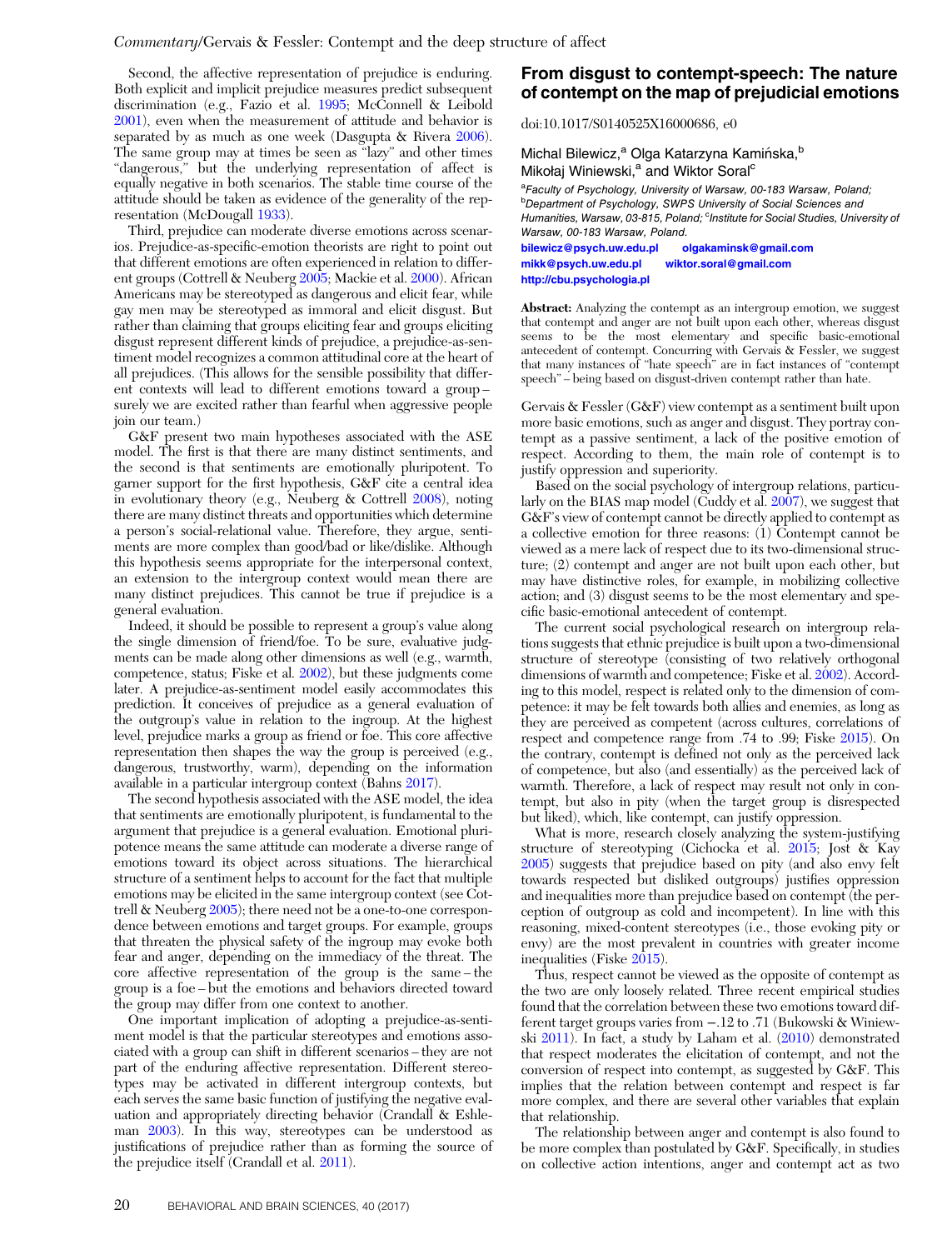Second, the affective representation of prejudice is enduring. Both explicit and implicit prejudice measures predict subsequent discrimination (e.g., Fazio et al. 1995; McConnell & Leibold 2001), even when the measurement of attitude and behavior is separated by as much as one week (Dasgupta & Rivera 2006). The same group may at times be seen as "lazy" and other times "dangerous," but the underlying representation of affect is equally negative in both scenarios. The stable time course of the attitude should be taken as evidence of the generality of the representation (McDougall 1933).

Third, prejudice can moderate diverse emotions across scenarios. Prejudice-as-specific-emotion theorists are right to point out that different emotions are often experienced in relation to different groups (Cottrell & Neuberg 2005; Mackie et al. 2000). African Americans may be stereotyped as dangerous and elicit fear, while gay men may be stereotyped as immoral and elicit disgust. But rather than claiming that groups eliciting fear and groups eliciting disgust represent different kinds of prejudice, a prejudice-as-sentiment model recognizes a common attitudinal core at the heart of all prejudices. (This allows for the sensible possibility that different contexts will lead to different emotions toward a group – surely we are excited rather than fearful when aggressive people join our team.)

G&F present two main hypotheses associated with the ASE model. The first is that there are many distinct sentiments, and the second is that sentiments are emotionally pluripotent. To garner support for the first hypothesis, G&F cite a central idea in evolutionary theory (e.g., Neuberg & Cottrell 2008), noting that there are many distinct threats and opportunities which determine a person's social-relational value. Therefore, they argue, sentiments are more complex than good/bad or like/dislike. Although this hypothesis seems appropriate for the interpersonal context, an extension to the intergroup context would mean there are many distinct prejudices. This cannot be true if prejudice is a general evaluation.

Indeed, it should be possible to represent a group's value along the single dimension of friend/foe. To be sure, evaluative judgments can be made along other dimensions as well (e.g., warmth, competence, status; Fiske et al. 2002), but these judgments come later. A prejudice-as-sentiment model easily accommodates this prediction. It conceives of prejudice as a general evaluation of the outgroup's value in relation to the ingroup. At the highest level, prejudice marks a group as friend or foe. This core affective representation then shapes the way the group is perceived (e.g., dangerous, trustworthy, warm), depending on the information available in a particular intergroup context (Bahns 2017).

The second hypothesis associated with the ASE model, the idea that sentiments are emotionally pluripotent, is fundamental to the argument that prejudice is a general evaluation. Emotional pluripotence means the same attitude can moderate a diverse range of emotions toward its object across situations. The hierarchical structure of a sentiment helps to account for the fact that multiple emotions may be elicited in the same intergroup context (see Cottrell & Neuberg 2005); there need not be a one-to-one correspondence between emotions and target groups. For example, groups that threaten the physical safety of the ingroup may evoke both fear and anger, depending on the immediacy of the threat. The core affective representation of the group is the same – the group is a foe – but the emotions and behaviors directed toward the group may differ from one context to another.

One important implication of adopting a prejudice-as-sentiment model is that the particular stereotypes and emotions associated with a group can shift in different scenarios – they are not part of the enduring affective representation. Different stereotypes may be activated in different intergroup contexts, but each serves the same basic function of justifying the negative evaluation and appropriately directing behavior (Crandall & Eshleman 2003). In this way, stereotypes can be understood as justifications of prejudice rather than as forming the source of the prejudice itself (Crandall et al. 2011).

## From disgust to contempt-speech: The nature of contempt on the map of prejudicial emotions

doi:10.1017/S0140525X16000686, e0

Michal Bilewicz,[a] Olga Katarzyna Kamińska,[b] Mikołaj Winiewski,[a] and Wiktor Soral[c]

[a]Faculty of Psychology, University of Warsaw, 00-183 Warsaw, Poland; [b]Department of Psychology, SWPS University of Social Sciences and Humanities, Warsaw, 03-815, Poland; [c]Institute for Social Studies, University of Warsaw, 00-183 Warsaw, Poland.
bilewicz@psych.uw.edu.pl olgakaminsk@gmail.com
mikk@psych.uw.edu.pl wiktor.soral@gmail.com
http://cbu.psychologia.pl

**Abstract:** Analyzing the contempt as an intergroup emotion, we suggest that contempt and anger are not built upon each other, whereas disgust seems to be the most elementary and specific basic-emotional antecedent of contempt. Concurring with Gervais & Fessler, we suggest that many instances of "hate speech" are in fact instances of "contempt speech" – being based on disgust-driven contempt rather than hate.

Gervais & Fessler (G&F) view contempt as a sentiment built upon more basic emotions, such as anger and disgust. They portray contempt as a passive sentiment, a lack of the positive emotion of respect. According to them, the main role of contempt is to justify oppression and superiority.

Based on the social psychology of intergroup relations, particularly on the BIAS map model (Cuddy et al. 2007), we suggest that G&F's view of contempt cannot be directly applied to contempt as a collective emotion for three reasons: (1) Contempt cannot be viewed as a mere lack of respect due to its two-dimensional structure; (2) contempt and anger are not built upon each other, but may have distinctive roles, for example, in mobilizing collective action; and (3) disgust seems to be the most elementary and specific basic-emotional antecedent of contempt.

The current social psychological research on intergroup relations suggests that ethnic prejudice is built upon a two-dimensional structure of stereotype (consisting of two relatively orthogonal dimensions of warmth and competence; Fiske et al. 2002). According to this model, respect is related only to the dimension of competence: it may be felt towards both allies and enemies, as long as they are perceived as competent (across cultures, correlations of respect and competence range from .74 to .99; Fiske 2015). On the contrary, contempt is defined not only as the perceived lack of competence, but also (and essentially) as the perceived lack of warmth. Therefore, a lack of respect may result not only in contempt, but also in pity (when the target group is disrespected but liked), which, like contempt, can justify oppression.

What is more, research closely analyzing the system-justifying structure of stereotyping (Cichocka et al. 2015; Jost & Kay 2005) suggests that prejudice based on pity (and also envy felt towards respected but disliked outgroups) justifies oppression and inequalities more than prejudice based on contempt (the perception of outgroup as cold and incompetent). In line with this reasoning, mixed-content stereotypes (i.e., those evoking pity or envy) are the most prevalent in countries with greater income inequalities (Fiske 2015).

Thus, respect cannot be viewed as the opposite of contempt as the two are only loosely related. Three recent empirical studies found that the correlation between these two emotions toward different target groups varies from −.12 to .71 (Bukowski & Winiewski 2011). In fact, a study by Laham et al. (2010) demonstrated that respect moderates the elicitation of contempt, and not the conversion of respect into contempt, as suggested by G&F. This implies that the relation between contempt and respect is far more complex, and there are several other variables that explain that relationship.

The relationship between anger and contempt is also found to be more complex than postulated by G&F. Specifically, in studies on collective action intentions, anger and contempt act as two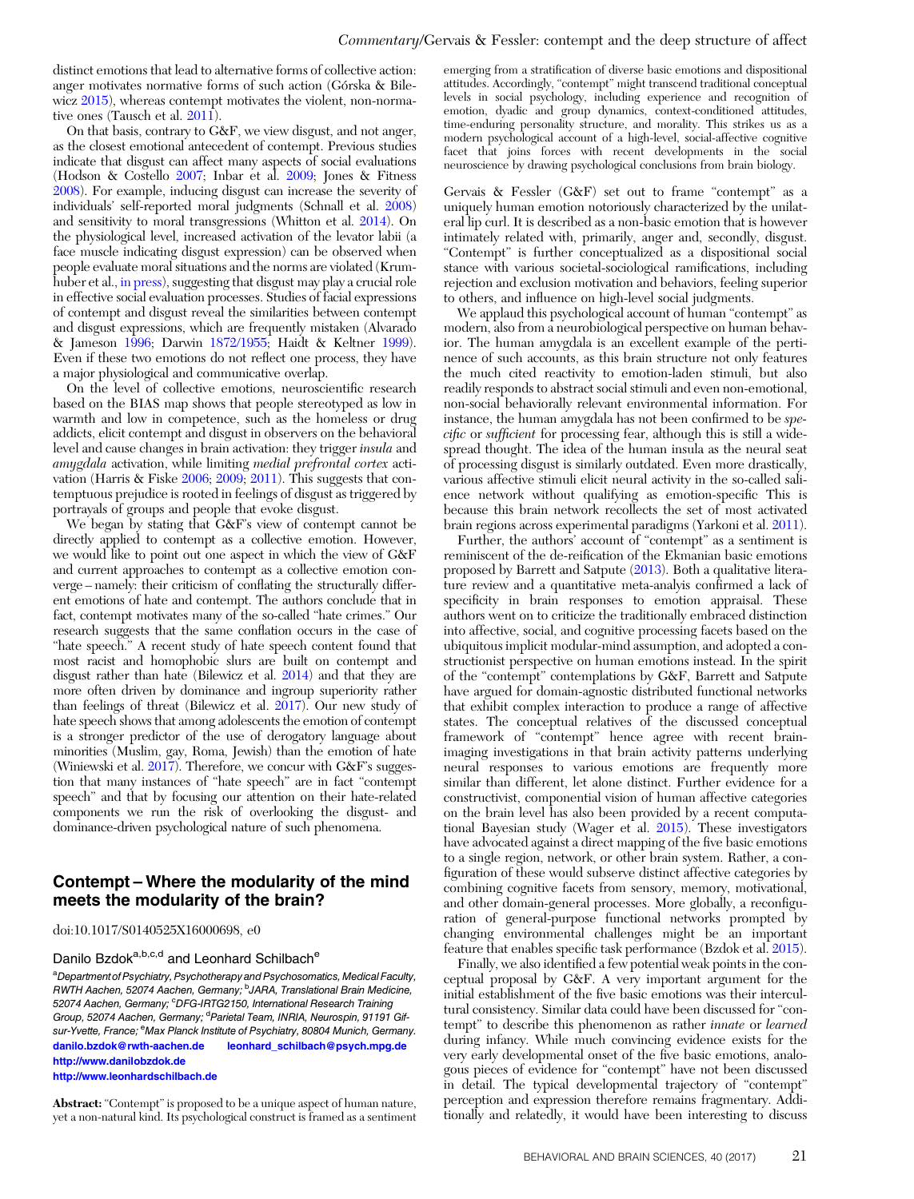distinct emotions that lead to alternative forms of collective action: anger motivates normative forms of such action (Górska & Bilewicz 2015), whereas contempt motivates the violent, non-normative ones (Tausch et al. 2011).

On that basis, contrary to G&F, we view disgust, and not anger, as the closest emotional antecedent of contempt. Previous studies indicate that disgust can affect many aspects of social evaluations (Hodson & Costello 2007; Inbar et al. 2009; Jones & Fitness 2008). For example, inducing disgust can increase the severity of individuals' self-reported moral judgments (Schnall et al. 2008) and sensitivity to moral transgressions (Whitton et al. 2014). On the physiological level, increased activation of the levator labii (a face muscle indicating disgust expression) can be observed when people evaluate moral situations and the norms are violated (Krumhuber et al., in press), suggesting that disgust may play a crucial role in effective social evaluation processes. Studies of facial expressions of contempt and disgust reveal the similarities between contempt and disgust expressions, which are frequently mistaken (Alvarado & Jameson 1996; Darwin 1872/1955; Haidt & Keltner 1999). Even if these two emotions do not reflect one process, they have a major physiological and communicative overlap.

On the level of collective emotions, neuroscientific research based on the BIAS map shows that people stereotyped as low in warmth and low in competence, such as the homeless or drug addicts, elicit contempt and disgust in observers on the behavioral level and cause changes in brain activation: they trigger *insula* and *amygdala* activation, while limiting *medial prefrontal cortex* activation (Harris & Fiske 2006; 2009; 2011). This suggests that contemptuous prejudice is rooted in feelings of disgust as triggered by portrayals of groups and people that evoke disgust.

We began by stating that G&F's view of contempt cannot be directly applied to contempt as a collective emotion. However, we would like to point out one aspect in which the view of G&F and current approaches to contempt as a collective emotion converge – namely: their criticism of conflating the structurally different emotions of hate and contempt. The authors conclude that in fact, contempt motivates many of the so-called "hate crimes." Our research suggests that the same conflation occurs in the case of "hate speech." A recent study of hate speech content found that most racist and homophobic slurs are built on contempt and disgust rather than hate (Bilewicz et al. 2014) and that they are more often driven by dominance and ingroup superiority rather than feelings of threat (Bilewicz et al. 2017). Our new study of hate speech shows that among adolescents the emotion of contempt is a stronger predictor of the use of derogatory language about minorities (Muslim, gay, Roma, Jewish) than the emotion of hate (Winiewski et al. 2017). Therefore, we concur with G&F's suggestion that many instances of "hate speech" are in fact "contempt speech" and that by focusing our attention on their hate-related components we run the risk of overlooking the disgust- and dominance-driven psychological nature of such phenomena.

## Contempt – Where the modularity of the mind meets the modularity of the brain?

doi:10.1017/S0140525X16000698, e0

Danilo Bzdok[a,b,c,d] and Leonhard Schilbach[e]

[a]Department of Psychiatry, Psychotherapy and Psychosomatics, Medical Faculty, RWTH Aachen, 52074 Aachen, Germany; [b]JARA, Translational Brain Medicine, 52074 Aachen, Germany; [c]DFG-IRTG2150, International Research Training Group, 52074 Aachen, Germany; [d]Parietal Team, INRIA, Neurospin, 91191 Gif-sur-Yvette, France; [e]Max Planck Institute of Psychiatry, 80804 Munich, Germany.
danilo.bzdok@rwth-aachen.de leonhard_schilbach@psych.mpg.de
http://www.danilobzdok.de
http://www.leonhardschilbach.de

**Abstract:** "Contempt" is proposed to be a unique aspect of human nature, yet a non-natural kind. Its psychological construct is framed as a sentiment emerging from a stratification of diverse basic emotions and dispositional attitudes. Accordingly, "contempt" might transcend traditional conceptual levels in social psychology, including experience and recognition of emotion, dyadic and group dynamics, context-conditioned attitudes, time-enduring personality structure, and morality. This strikes us as a modern psychological account of a high-level, social-affective cognitive facet that joins forces with recent developments in the social neuroscience by drawing psychological conclusions from brain biology.

Gervais & Fessler (G&F) set out to frame "contempt" as a uniquely human emotion notoriously characterized by the unilateral lip curl. It is described as a non-basic emotion that is however intimately related with, primarily, anger and, secondly, disgust. "Contempt" is further conceptualized as a dispositional social stance with various societal-sociological ramifications, including rejection and exclusion motivation and behaviors, feeling superior to others, and influence on high-level social judgments.

We applaud this psychological account of human "contempt" as modern, also from a neurobiological perspective on human behavior. The human amygdala is an excellent example of the pertinence of such accounts, as this brain structure not only features the much cited reactivity to emotion-laden stimuli, but also readily responds to abstract social stimuli and even non-emotional, non-social behaviorally relevant environmental information. For instance, the human amygdala has not been confirmed to be *specific* or *sufficient* for processing fear, although this is still a widespread thought. The idea of the human insula as the neural seat of processing disgust is similarly outdated. Even more drastically, various affective stimuli elicit neural activity in the so-called salience network without qualifying as emotion-specific This is because this brain network recollects the set of most activated brain regions across experimental paradigms (Yarkoni et al. 2011).

Further, the authors' account of "contempt" as a sentiment is reminiscent of the de-reification of the Ekmanian basic emotions proposed by Barrett and Satpute (2013). Both a qualitative literature review and a quantitative meta-analysis confirmed a lack of specificity in brain responses to emotion appraisal. These authors went on to criticize the traditionally embraced distinction into affective, social, and cognitive processing facets based on the ubiquitous implicit modular-mind assumption, and adopted a constructionist perspective on human emotions instead. In the spirit of the "contempt" contemplations by G&F, Barrett and Satpute have argued for domain-agnostic distributed functional networks that exhibit complex interaction to produce a range of affective states. The conceptual relatives of the discussed conceptual framework of "contempt" hence agree with recent brain-imaging investigations in that brain activity patterns underlying neural responses to various emotions are frequently more similar than different, let alone distinct. Further evidence for a constructivist, componential vision of human affective categories on the brain level has also been provided by a recent computational Bayesian study (Wager et al. 2015). These investigators have advocated against a direct mapping of the five basic emotions to a single region, network, or other brain system. Rather, a configuration of these would subserve distinct affective categories by combining cognitive facets from sensory, memory, motivational, and other domain-general processes. More globally, a reconfiguration of general-purpose functional networks prompted by changing environmental challenges might be an important feature that enables specific task performance (Bzdok et al. 2015).

Finally, we also identified a few potential weak points in the conceptual proposal by G&F. A very important argument for the initial establishment of the five basic emotions was their intercultural consistency. Similar data could have been discussed for "contempt" to describe this phenomenon as rather *innate* or *learned* during infancy. While much convincing evidence exists for the very early developmental onset of the five basic emotions, analogous pieces of evidence for "contempt" have not been discussed in detail. The typical developmental trajectory of "contempt" perception and expression therefore remains fragmentary. Additionally and relatedly, it would have been interesting to discuss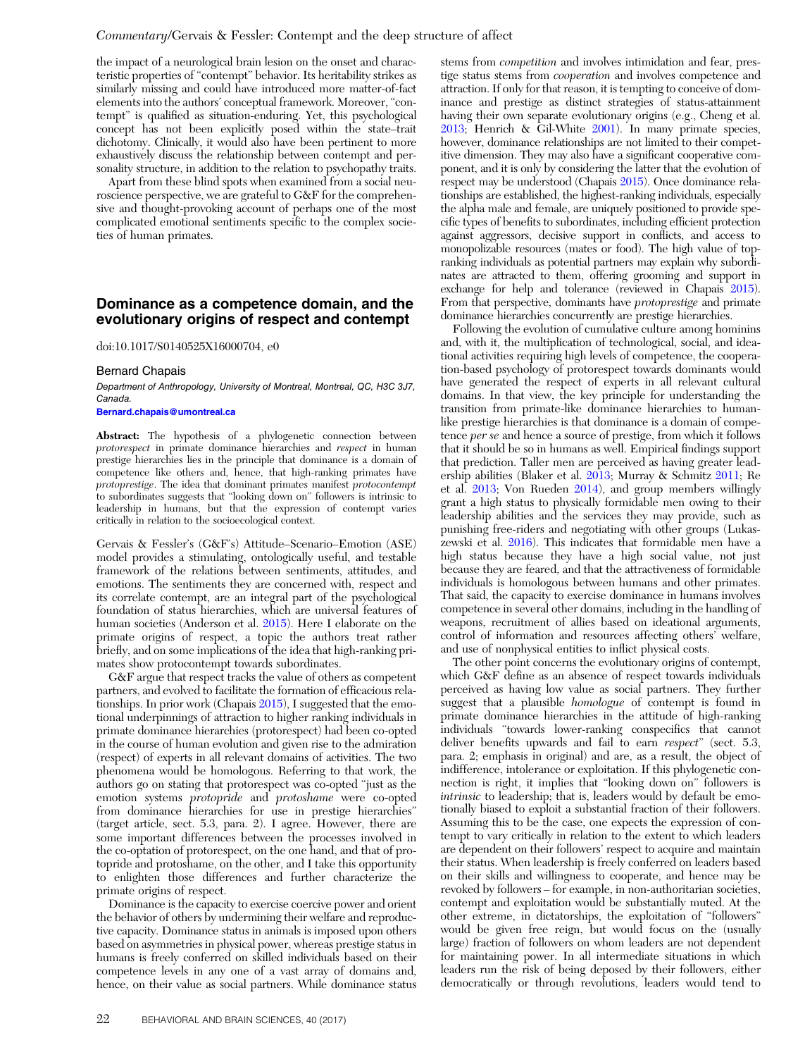the impact of a neurological brain lesion on the onset and characteristic properties of "contempt" behavior. Its heritability strikes as similarly missing and could have introduced more matter-of-fact elements into the authors' conceptual framework. Moreover, "contempt" is qualified as situation-enduring. Yet, this psychological concept has not been explicitly posed within the state–trait dichotomy. Clinically, it would also have been pertinent to more exhaustively discuss the relationship between contempt and personality structure, in addition to the relation to psychopathy traits.

Apart from these blind spots when examined from a social neuroscience perspective, we are grateful to G&F for the comprehensive and thought-provoking account of perhaps one of the most complicated emotional sentiments specific to the complex societies of human primates.

## Dominance as a competence domain, and the evolutionary origins of respect and contempt

doi:10.1017/S0140525X16000704, e0

Bernard Chapais

*Department of Anthropology, University of Montreal, Montreal, QC, H3C 3J7, Canada.*

**Bernard.chapais@umontreal.ca**

**Abstract:** The hypothesis of a phylogenetic connection between *protorespect* in primate dominance hierarchies and *respect* in human prestige hierarchies lies in the principle that dominance is a domain of competence like others and, hence, that high-ranking primates have *protoprestige*. The idea that dominant primates manifest *protocontempt* to subordinates suggests that "looking down on" followers is intrinsic to leadership in humans, but that the expression of contempt varies critically in relation to the socioecological context.

Gervais & Fessler's (G&F's) Attitude–Scenario–Emotion (ASE) model provides a stimulating, ontologically useful, and testable framework of the relations between sentiments, attitudes, and emotions. The sentiments they are concerned with, respect and its correlate contempt, are an integral part of the psychological foundation of status hierarchies, which are universal features of human societies (Anderson et al. 2015). Here I elaborate on the primate origins of respect, a topic the authors treat rather briefly, and on some implications of the idea that high-ranking primates show protocontempt towards subordinates.

G&F argue that respect tracks the value of others as competent partners, and evolved to facilitate the formation of efficacious relationships. In prior work (Chapais 2015), I suggested that the emotional underpinnings of attraction to higher ranking individuals in primate dominance hierarchies (protorespect) had been co-opted in the course of human evolution and given rise to the admiration (respect) of experts in all relevant domains of activities. The two phenomena would be homologous. Referring to that work, the authors go on stating that protorespect was co-opted "just as the emotion systems *protopride* and *protoshame* were co-opted from dominance hierarchies for use in prestige hierarchies" (target article, sect. 5.3, para. 2). I agree. However, there are some important differences between the processes involved in the co-optation of protorespect, on the one hand, and that of protopride and protoshame, on the other, and I take this opportunity to enlighten those differences and further characterize the primate origins of respect.

Dominance is the capacity to exercise coercive power and orient the behavior of others by undermining their welfare and reproductive capacity. Dominance status in animals is imposed upon others based on asymmetries in physical power, whereas prestige status in humans is freely conferred on skilled individuals based on their competence levels in any one of a vast array of domains and, hence, on their value as social partners. While dominance status stems from *competition* and involves intimidation and fear, prestige status stems from *cooperation* and involves competence and attraction. If only for that reason, it is tempting to conceive of dominance and prestige as distinct strategies of status-attainment having their own separate evolutionary origins (e.g., Cheng et al. 2013; Henrich & Gil-White 2001). In many primate species, however, dominance relationships are not limited to their competitive dimension. They may also have a significant cooperative component, and it is only by considering the latter that the evolution of respect may be understood (Chapais 2015). Once dominance relationships are established, the highest-ranking individuals, especially the alpha male and female, are uniquely positioned to provide specific types of benefits to subordinates, including efficient protection against aggressors, decisive support in conflicts, and access to monopolizable resources (mates or food). The high value of top-ranking individuals as potential partners may explain why subordinates are attracted to them, offering grooming and support in exchange for help and tolerance (reviewed in Chapais 2015). From that perspective, dominants have *protoprestige* and primate dominance hierarchies concurrently are prestige hierarchies.

Following the evolution of cumulative culture among hominins and, with it, the multiplication of technological, social, and ideational activities requiring high levels of competence, the cooperation-based psychology of protorespect towards dominants would have generated the respect of experts in all relevant cultural domains. In that view, the key principle for understanding the transition from primate-like dominance hierarchies to human-like prestige hierarchies is that dominance is a domain of competence *per se* and hence a source of prestige, from which it follows that it should be so in humans as well. Empirical findings support that prediction. Taller men are perceived as having greater leadership abilities (Blaker et al. 2013; Murray & Schmitz 2011; Re et al. 2013; Von Rueden 2014), and group members willingly grant a high status to physically formidable men owing to their leadership abilities and the services they may provide, such as punishing free-riders and negotiating with other groups (Lukaszewski et al. 2016). This indicates that formidable men have a high status because they have a high social value, not just because they are feared, and that the attractiveness of formidable individuals is homologous between humans and other primates. That said, the capacity to exercise dominance in humans involves competence in several other domains, including in the handling of weapons, recruitment of allies based on ideational arguments, control of information and resources affecting others' welfare, and use of nonphysical entities to inflict physical costs.

The other point concerns the evolutionary origins of contempt, which G&F define as an absence of respect towards individuals perceived as having low value as social partners. They further suggest that a plausible *homologue* of contempt is found in primate dominance hierarchies in the attitude of high-ranking individuals "towards lower-ranking conspecifics that cannot deliver benefits upwards and fail to earn *respect*" (sect. 5.3, para. 2; emphasis in original) and are, as a result, the object of indifference, intolerance or exploitation. If this phylogenetic connection is right, it implies that "looking down on" followers is *intrinsic* to leadership; that is, leaders would by default be emotionally biased to exploit a substantial fraction of their followers. Assuming this to be the case, one expects the expression of contempt to vary critically in relation to the extent to which leaders are dependent on their followers' respect to acquire and maintain their status. When leadership is freely conferred on leaders based on their skills and willingness to cooperate, and hence may be revoked by followers – for example, in non-authoritarian societies, contempt and exploitation would be substantially muted. At the other extreme, in dictatorships, the exploitation of "followers" would be given free reign, but would focus on the (usually large) fraction of followers on whom leaders are not dependent for maintaining power. In all intermediate situations in which leaders run the risk of being deposed by their followers, either democratically or through revolutions, leaders would tend to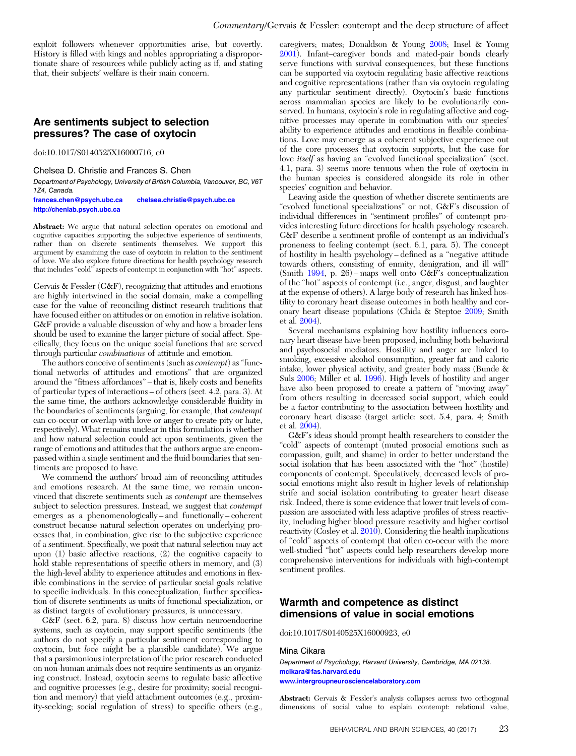exploit followers whenever opportunities arise, but covertly. History is filled with kings and nobles appropriating a disproportionate share of resources while publicly acting as if, and stating that, their subjects' welfare is their main concern.

## Are sentiments subject to selection pressures? The case of oxytocin

doi:10.1017/S0140525X16000716, e0

Chelsea D. Christie and Frances S. Chen

*Department of Psychology, University of British Columbia, Vancouver, BC, V6T 1Z4, Canada.*
frances.chen@psych.ubc.ca chelsea.christie@psych.ubc.ca
http://chenlab.psych.ubc.ca

**Abstract:** We argue that natural selection operates on emotional and cognitive capacities supporting the subjective experience of sentiments, rather than on discrete sentiments themselves. We support this argument by examining the case of oxytocin in relation to the sentiment of love. We also explore future directions for health psychology research that includes "cold" aspects of contempt in conjunction with "hot" aspects.

Gervais & Fessler (G&F), recognizing that attitudes and emotions are highly intertwined in the social domain, make a compelling case for the value of reconciling distinct research traditions that have focused either on attitudes or on emotion in relative isolation. G&F provide a valuable discussion of why and how a broader lens should be used to examine the larger picture of social affect. Specifically, they focus on the unique social functions that are served through particular *combinations* of attitude and emotion.

The authors conceive of sentiments (such as *contempt*) as "functional networks of attitudes and emotions" that are organized around the "fitness affordances" – that is, likely costs and benefits of particular types of interactions – of others (sect. 4.2, para. 3). At the same time, the authors acknowledge considerable fluidity in the boundaries of sentiments (arguing, for example, that *contempt* can co-occur or overlap with love or anger to create pity or hate, respectively). What remains unclear in this formulation is whether and how natural selection could act upon sentiments, given the range of emotions and attitudes that the authors argue are encompassed within a single sentiment and the fluid boundaries that sentiments are proposed to have.

We commend the authors' broad aim of reconciling attitudes and emotions research. At the same time, we remain unconvinced that discrete sentiments such as *contempt* are themselves subject to selection pressures. Instead, we suggest that *contempt* emerges as a phenomenologically – and functionally – coherent construct because natural selection operates on underlying processes that, in combination, give rise to the subjective experience of a sentiment. Specifically, we posit that natural selection may act upon (1) basic affective reactions, (2) the cognitive capacity to hold stable representations of specific others in memory, and (3) the high-level ability to experience attitudes and emotions in flexible combinations in the service of particular social goals relative to specific individuals. In this conceptualization, further specification of discrete sentiments as units of functional specialization, or as distinct targets of evolutionary pressures, is unnecessary.

G&F (sect. 6.2, para. 8) discuss how certain neuroendocrine systems, such as oxytocin, may support specific sentiments (the authors do not specify a particular sentiment corresponding to oxytocin, but *love* might be a plausible candidate). We argue that a parsimonious interpretation of the prior research conducted on non-human animals does not require sentiments as an organizing construct. Instead, oxytocin seems to regulate basic affective and cognitive processes (e.g., desire for proximity; social recognition and memory) that yield attachment outcomes (e.g., proximity-seeking; social regulation of stress) to specific others (e.g., caregivers; mates; Donaldson & Young 2008; Insel & Young 2001). Infant–caregiver bonds and mated-pair bonds clearly serve functions with survival consequences, but these functions can be supported via oxytocin regulating basic affective reactions and cognitive representations (rather than via oxytocin regulating any particular sentiment directly). Oxytocin's basic functions across mammalian species are likely to be evolutionarily conserved. In humans, oxytocin's role in regulating affective and cognitive processes may operate in combination with our species' ability to experience attitudes and emotions in flexible combinations. Love may emerge as a coherent subjective experience out of the core processes that oxytocin supports, but the case for love *itself* as having an "evolved functional specialization" (sect. 4.1, para. 3) seems more tenuous when the role of oxytocin in the human species is considered alongside its role in other species' cognition and behavior.

Leaving aside the question of whether discrete sentiments are "evolved functional specializations" or not, G&F's discussion of individual differences in "sentiment profiles" of contempt provides interesting future directions for health psychology research. G&F describe a sentiment profile of contempt as an individual's proneness to feeling contempt (sect. 6.1, para. 5). The concept of hostility in health psychology – defined as a "negative attitude towards others, consisting of enmity, denigration, and ill will" (Smith 1994, p. 26) – maps well onto G&F's conceptualization of the "hot" aspects of contempt (i.e., anger, disgust, and laughter at the expense of others). A large body of research has linked hostility to coronary heart disease outcomes in both healthy and coronary heart disease populations (Chida & Steptoe 2009; Smith et al. 2004).

Several mechanisms explaining how hostility influences coronary heart disease have been proposed, including both behavioral and psychosocial mediators. Hostility and anger are linked to smoking, excessive alcohol consumption, greater fat and caloric intake, lower physical activity, and greater body mass (Bunde & Suls 2006; Miller et al. 1996). High levels of hostility and anger have also been proposed to create a pattern of "moving away" from others resulting in decreased social support, which could be a factor contributing to the association between hostility and coronary heart disease (target article: sect. 5.4, para. 4; Smith et al. 2004).

G&F's ideas should prompt health researchers to consider the "cold" aspects of contempt (muted prosocial emotions such as compassion, guilt, and shame) in order to better understand the social isolation that has been associated with the "hot" (hostile) components of contempt. Speculatively, decreased levels of prosocial emotions might also result in higher levels of relationship strife and social isolation contributing to greater heart disease risk. Indeed, there is some evidence that lower trait levels of compassion are associated with less adaptive profiles of stress reactivity, including higher blood pressure reactivity and higher cortisol reactivity (Cosley et al. 2010). Considering the health implications of "cold" aspects of contempt that often co-occur with the more well-studied "hot" aspects could help researchers develop more comprehensive interventions for individuals with high-contempt sentiment profiles.

## Warmth and competence as distinct dimensions of value in social emotions

doi:10.1017/S0140525X16000923, e0

Mina Cikara

*Department of Psychology, Harvard University, Cambridge, MA 02138.*
mcikara@fas.harvard.edu
www.intergroupneurosciencelaboratory.com

**Abstract:** Gervais & Fessler's analysis collapses across two orthogonal dimensions of social value to explain contempt: relational value,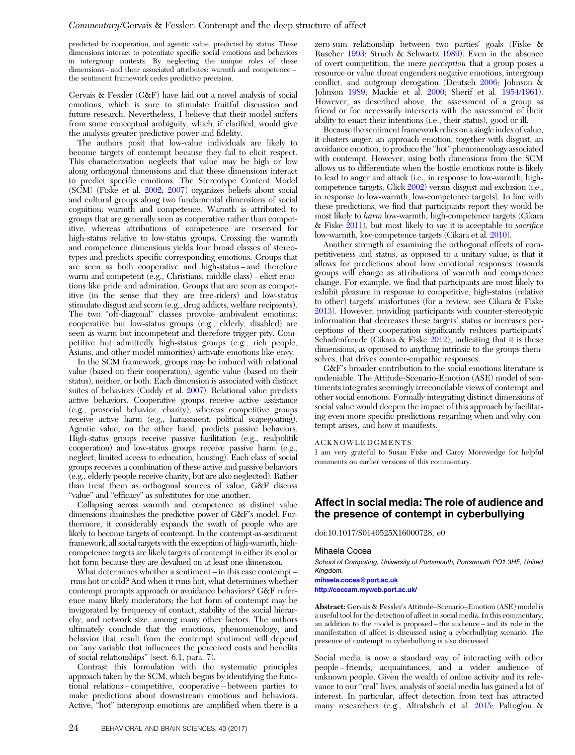predicted by cooperation, and agentic value, predicted by status. These dimensions interact to potentiate specific social emotions and behaviors in intergroup contexts. By neglecting the unique roles of these dimensions – and their associated attributes: warmth and competence – the sentiment framework cedes predictive precision.

Gervais & Fessler (G&F) have laid out a novel analysis of social emotions, which is sure to stimulate fruitful discussion and future research. Nevertheless, I believe that their model suffers from some conceptual ambiguity, which, if clarified, would give the analysis greater predictive power and fidelity.

The authors posit that low-value individuals are likely to become targets of contempt because they fail to elicit respect. This characterization neglects that value may be high or low along orthogonal dimensions and that these dimensions interact to predict specific emotions. The Stereotype Content Model (SCM) (Fiske et al. 2002; 2007) organizes beliefs about social and cultural groups along two fundamental dimensions of social cognition: warmth and competence. Warmth is attributed to groups that are generally seen as cooperative rather than competitive, whereas attributions of competence are reserved for high-status relative to low-status groups. Crossing the warmth and competence dimensions yields four broad classes of stereotypes and predicts specific corresponding emotions. Groups that are seen as both cooperative and high-status – and therefore warm and competent (e.g., Christians, middle class) – elicit emotions like pride and admiration. Groups that are seen as competitive (in the sense that they are free-riders) and low-status stimulate disgust and scorn (e.g., drug addicts, welfare recipients). The two "off-diagonal" classes provoke ambivalent emotions: cooperative but low-status groups (e.g., elderly, disabled) are seen as warm but incompetent and therefore trigger pity. Competitive but admittedly high-status groups (e.g., rich people, Asians, and other model minorities) activate emotions like envy.

In the SCM framework, groups may be imbued with relational value (based on their cooperation), agentic value (based on their status), neither, or both. Each dimension is associated with distinct suites of behaviors (Cuddy et al. 2007). Relational value predicts active behaviors. Cooperative groups receive active assistance (e.g., prosocial behavior, charity), whereas competitive groups receive active harm (e.g., harassment, political scapegoating). Agentic value, on the other hand, predicts passive behaviors. High-status groups receive passive facilitation (e.g., realpolitik cooperation) and low-status groups receive passive harm (e.g., neglect, limited access to education, housing). Each class of social groups receives a combination of these active and passive behaviors (e.g., elderly people receive charity, but are also neglected). Rather than treat them as orthogonal sources of value, G&F discuss "value" and "efficacy" as substitutes for one another.

Collapsing across warmth and competence as distinct value dimensions diminishes the predictive power of G&F's model. Furthermore, it considerably expands the swath of people who are likely to become targets of contempt. In the contempt-as-sentiment framework, all social targets with the exception of high-warmth, high-competence targets are likely targets of contempt in either its cool or hot form because they are devalued on at least one dimension.

What determines whether a sentiment – in this case contempt – runs hot or cold? And when it runs hot, what determines whether contempt prompts approach or avoidance behaviors? G&F reference many likely moderators; the hot form of contempt may be invigorated by frequency of contact, stability of the social hierarchy, and network size, among many other factors. The authors ultimately conclude that the emotions, phenomenology, and behavior that result from the contempt sentiment will depend on "any variable that influences the perceived costs and benefits of social relationships" (sect. 6.1, para. 7).

Contrast this formulation with the systematic principles approach taken by the SCM, which begins by identifying the functional relations – competitive, cooperative – between parties to make predictions about downstream emotions and behaviors. Active, "hot" intergroup emotions are amplified when there is a zero-sum relationship between two parties' goals (Fiske & Ruscher 1993; Struch & Schwartz 1989). Even in the absence of overt competition, the mere *perception* that a group poses a resource or value threat engenders negative emotions, intergroup conflict, and outgroup derogation (Deutsch 2006; Johnson & Johnson 1989; Mackie et al. 2000; Sherif et al. 1954/1961). However, as described above, the assessment of a group as friend or foe necessarily intersects with the assessment of their ability to enact their intentions (i.e., their status), good or ill.

Because the sentiment framework relies on a single index of value, it clusters anger, an approach emotion, together with disgust, an avoidance emotion, to produce the "hot" phenomenology associated with contempt. However, using both dimensions from the SCM allows us to differentiate when the hostile emotions route is likely to lead to anger and attack (i.e., in response to low-warmth, high-competence targets; Glick 2002) versus disgust and exclusion (i.e., in response to low-warmth, low-competence targets). In line with these predictions, we find that participants report they would be most likely to *harm* low-warmth, high-competence targets (Cikara & Fiske 2011), but most likely to say it is acceptable to *sacrifice* low-warmth, low-competence targets (Cikara et al. 2010).

Another strength of examining the orthogonal effects of competitiveness and status, as opposed to a unitary value, is that it allows for predictions about how emotional responses towards groups will change as attributions of warmth and competence change. For example, we find that participants are most likely to exhibit pleasure in response to competitive, high-status (relative to other) targets' misfortunes (for a review, see Cikara & Fiske 2013). However, providing participants with counter-stereotypic information that decreases these targets' status or increases perceptions of their cooperation significantly reduces participants' Schadenfreude (Cikara & Fiske 2012), indicating that it is these dimensions, as opposed to anything intrinsic to the groups themselves, that drives counter-empathic responses.

G&F's broader contribution to the social emotions literature is undeniable. The Attitude-Scenario-Emotion (ASE) model of sentiments integrates seemingly irreconcilable views of contempt and other social emotions. Formally integrating distinct dimensions of social value would deepen the impact of this approach by facilitating even more specific predictions regarding when and why contempt arises, and how it manifests.

ACKNOWLEDGMENTS

I am very grateful to Susan Fiske and Carey Morewedge for helpful comments on earlier versions of this commentary.

## Affect in social media: The role of audience and the presence of contempt in cyberbullying

doi:10.1017/S0140525X16000728, e0

Mihaela Cocea

*School of Computing, University of Portsmouth, Portsmouth PO1 3HE, United Kingdom.*
mihaela.cocea@port.ac.uk
http://coceam.myweb.port.ac.uk/

**Abstract:** Gervais & Fessler's Attitude–Scenario–Emotion (ASE) model is a useful tool for the detection of affect in social media. In this commentary, an addition to the model is proposed – the audience – and its role in the manifestation of affect is discussed using a cyberbullying scenario. The presence of contempt in cyberbullying is also discussed.

Social media is now a standard way of interacting with other people – friends, acquaintances, and a wider audience of unknown people. Given the wealth of online activity and its relevance to our "real" lives, analysis of social media has gained a lot of interest. In particular, affect detection from text has attracted many researchers (e.g., Altrabsheh et al. 2015; Paltoglou &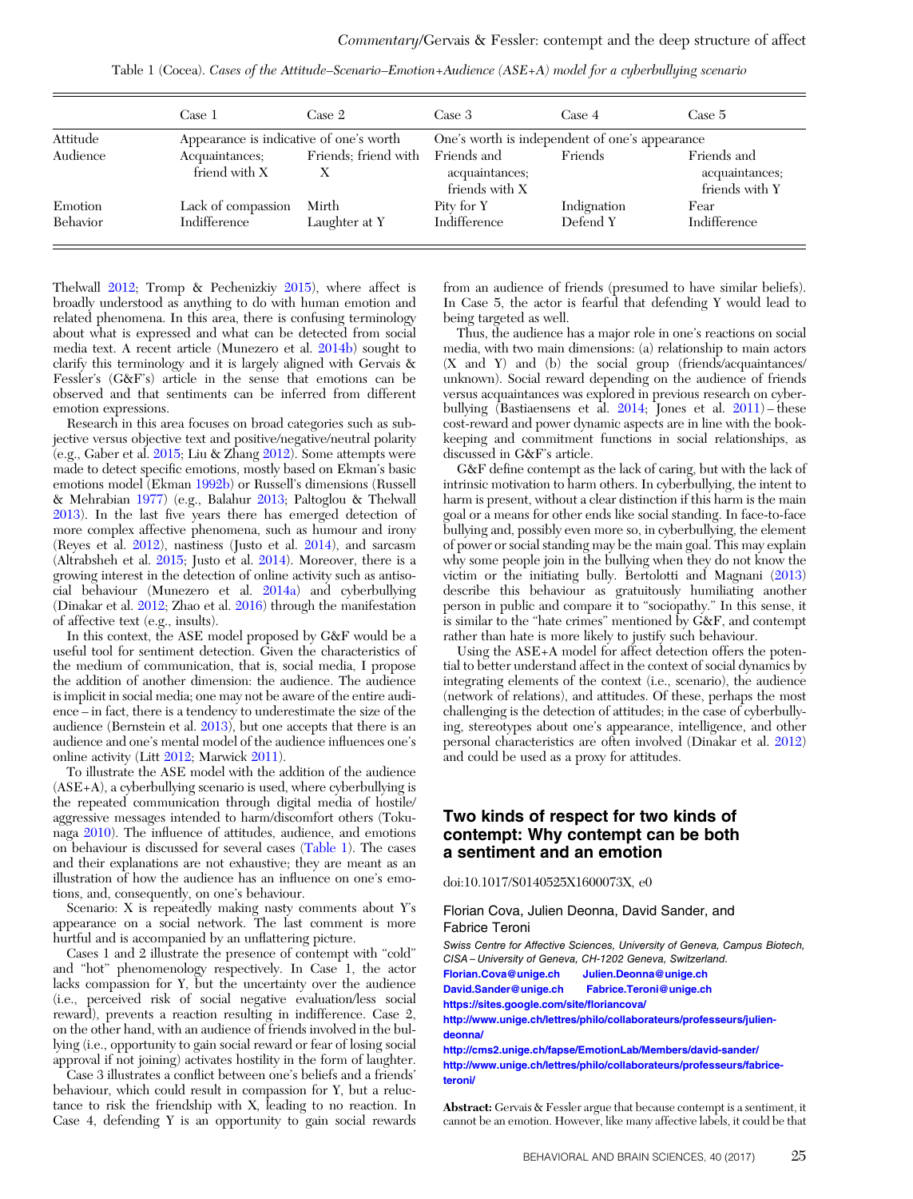Table 1 (Cocea). *Cases of the Attitude–Scenario–Emotion+Audience (ASE+A) model for a cyberbullying scenario*

| | Case 1 | Case 2 | Case 3 | Case 4 | Case 5 |
|---|---|---|---|---|---|
| Attitude | Appearance is indicative of one's worth | | One's worth is independent of one's appearance | | |
| Audience | Acquaintances; friend with X | Friends; friend with X | Friends and acquaintances; friends with X | Friends | Friends and acquaintances; friends with Y |
| Emotion | Lack of compassion | Mirth | Pity for Y | Indignation | Fear |
| Behavior | Indifference | Laughter at Y | Indifference | Defend Y | Indifference |

Thelwall 2012; Tromp & Pechenizkiy 2015), where affect is broadly understood as anything to do with human emotion and related phenomena. In this area, there is confusing terminology about what is expressed and what can be detected from social media text. A recent article (Munezero et al. 2014b) sought to clarify this terminology and it is largely aligned with Gervais & Fessler's (G&F's) article in the sense that emotions can be observed and that sentiments can be inferred from different emotion expressions.

Research in this area focuses on broad categories such as subjective versus objective text and positive/negative/neutral polarity (e.g., Gaber et al. 2015; Liu & Zhang 2012). Some attempts were made to detect specific emotions, mostly based on Ekman's basic emotions model (Ekman 1992b) or Russell's dimensions (Russell & Mehrabian 1977) (e.g., Balahur 2013; Paltoglou & Thelwall 2013). In the last five years there has emerged detection of more complex affective phenomena, such as humour and irony (Reyes et al. 2012), nastiness (Justo et al. 2014), and sarcasm (Altrabsheh et al. 2015; Justo et al. 2014). Moreover, there is a growing interest in the detection of online activity such as antisocial behaviour (Munezero et al. 2014a) and cyberbullying (Dinakar et al. 2012; Zhao et al. 2016) through the manifestation of affective text (e.g., insults).

In this context, the ASE model proposed by G&F would be a useful tool for sentiment detection. Given the characteristics of the medium of communication, that is, social media, I propose the addition of another dimension: the audience. The audience is implicit in social media; one may not be aware of the entire audience – in fact, there is a tendency to underestimate the size of the audience (Bernstein et al. 2013), but one accepts that there is an audience and one's mental model of the audience influences one's online activity (Litt 2012; Marwick 2011).

To illustrate the ASE model with the addition of the audience (ASE+A), a cyberbullying scenario is used, where cyberbullying is the repeated communication through digital media of hostile/aggressive messages intended to harm/discomfort others (Tokunaga 2010). The influence of attitudes, audience, and emotions on behaviour is discussed for several cases (Table 1). The cases and their explanations are not exhaustive; they are meant as an illustration of how the audience has an influence on one's emotions, and, consequently, on one's behaviour.

Scenario: X is repeatedly making nasty comments about Y's appearance on a social network. The last comment is more hurtful and is accompanied by an unflattering picture.

Cases 1 and 2 illustrate the presence of contempt with "cold" and "hot" phenomenology respectively. In Case 1, the actor lacks compassion for Y, but the uncertainty over the audience (i.e., perceived risk of social negative evaluation/less social reward), prevents a reaction resulting in indifference. Case 2, on the other hand, with an audience of friends involved in the bullying (i.e., opportunity to gain social reward or fear of losing social approval if not joining) activates hostility in the form of laughter.

Case 3 illustrates a conflict between one's beliefs and a friends' behaviour, which could result in compassion for Y, but a reluctance to risk the friendship with X, leading to no reaction. In Case 4, defending Y is an opportunity to gain social rewards from an audience of friends (presumed to have similar beliefs). In Case 5, the actor is fearful that defending Y would lead to being targeted as well.

Thus, the audience has a major role in one's reactions on social media, with two main dimensions: (a) relationship to main actors (X and Y) and (b) the social group (friends/acquaintances/unknown). Social reward depending on the audience of friends versus acquaintances was explored in previous research on cyberbullying (Bastiaensens et al. 2014; Jones et al. 2011) – these cost-reward and power dynamic aspects are in line with the book-keeping and commitment functions in social relationships, as discussed in G&F's article.

G&F define contempt as the lack of caring, but with the lack of intrinsic motivation to harm others. In cyberbullying, the intent to harm is present, without a clear distinction if this harm is the main goal or a means for other ends like social standing. In face-to-face bullying and, possibly even more so, in cyberbullying, the element of power or social standing may be the main goal. This may explain why some people join in the bullying when they do not know the victim or the initiating bully. Bertolotti and Magnani (2013) describe this behaviour as gratuitously humiliating another person in public and compare it to "sociopathy." In this sense, it is similar to the "hate crimes" mentioned by G&F, and contempt rather than hate is more likely to justify such behaviour.

Using the ASE+A model for affect detection offers the potential to better understand affect in the context of social dynamics by integrating elements of the context (i.e., scenario), the audience (network of relations), and attitudes. Of these, perhaps the most challenging is the detection of attitudes; in the case of cyberbullying, stereotypes about one's appearance, intelligence, and other personal characteristics are often involved (Dinakar et al. 2012) and could be used as a proxy for attitudes.

## Two kinds of respect for two kinds of contempt: Why contempt can be both a sentiment and an emotion

doi:10.1017/S0140525X1600073X, e0

Florian Cova, Julien Deonna, David Sander, and Fabrice Teroni

*Swiss Centre for Affective Sciences, University of Geneva, Campus Biotech, CISA – University of Geneva, CH-1202 Geneva, Switzerland.*
Florian.Cova@unige.ch Julien.Deonna@unige.ch
David.Sander@unige.ch Fabrice.Teroni@unige.ch
https://sites.google.com/site/floriancova/
http://www.unige.ch/lettres/philo/collaborateurs/professeurs/julien-deonna/
http://cms2.unige.ch/fapse/EmotionLab/Members/david-sander/
http://www.unige.ch/lettres/philo/collaborateurs/professeurs/fabrice-teroni/

**Abstract:** Gervais & Fessler argue that because contempt is a sentiment, it cannot be an emotion. However, like many affective labels, it could be that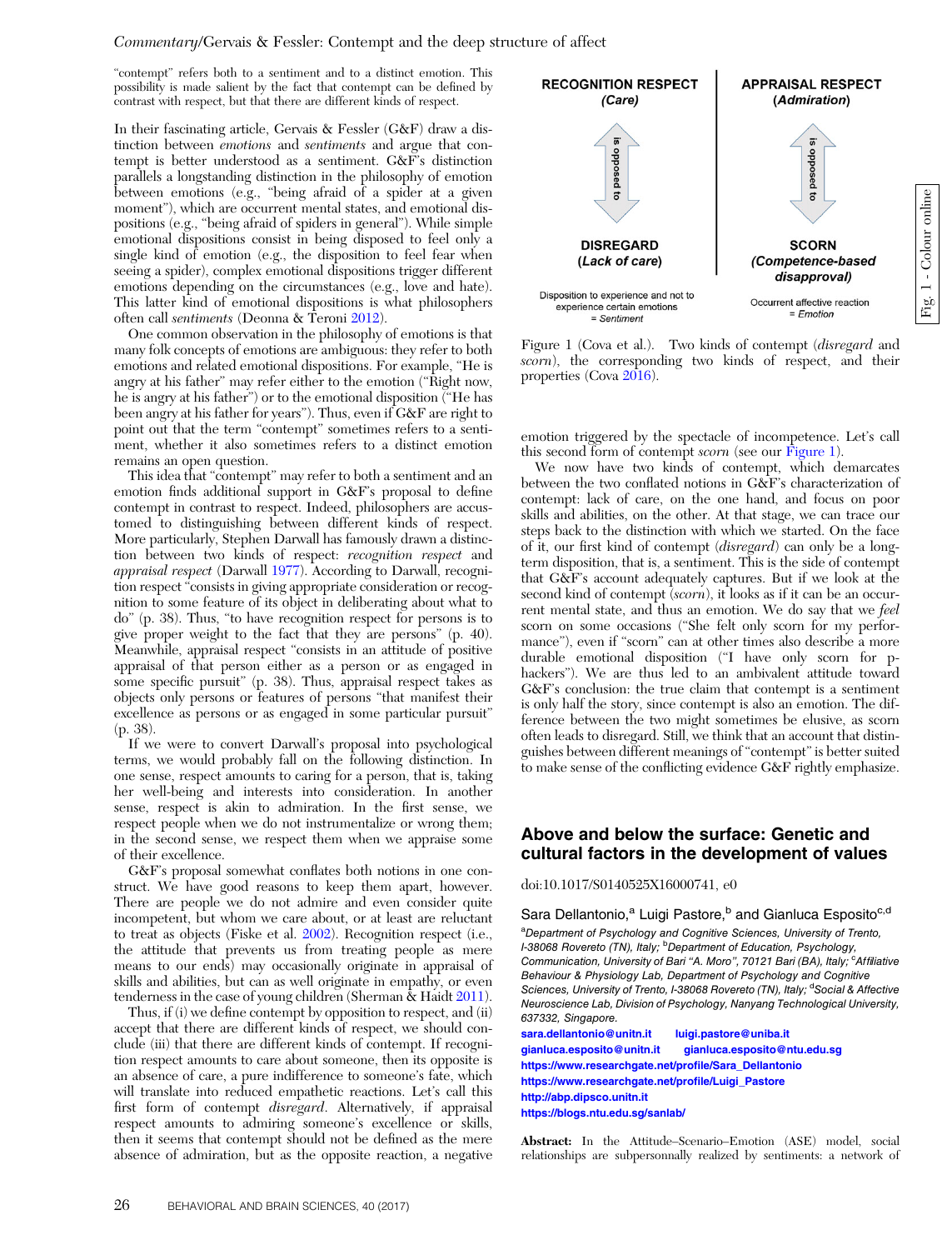"contempt" refers both to a sentiment and to a distinct emotion. This possibility is made salient by the fact that contempt can be defined by contrast with respect, but that there are different kinds of respect.

In their fascinating article, Gervais & Fessler (G&F) draw a distinction between *emotions* and *sentiments* and argue that contempt is better understood as a sentiment. G&F's distinction parallels a longstanding distinction in the philosophy of emotion between emotions (e.g., "being afraid of a spider at a given moment"), which are occurrent mental states, and emotional dispositions (e.g., "being afraid of spiders in general"). While simple emotional dispositions consist in being disposed to feel only a single kind of emotion (e.g., the disposition to feel fear when seeing a spider), complex emotional dispositions trigger different emotions depending on the circumstances (e.g., love and hate). This latter kind of emotional dispositions is what philosophers often call *sentiments* (Deonna & Teroni 2012).

One common observation in the philosophy of emotions is that many folk concepts of emotions are ambiguous: they refer to both emotions and related emotional dispositions. For example, "He is angry at his father" may refer either to the emotion ("Right now, he is angry at his father") or to the emotional disposition ("He has been angry at his father for years"). Thus, even if G&F are right to point out that the term "contempt" sometimes refers to a sentiment, whether it also sometimes refers to a distinct emotion remains an open question.

This idea that "contempt" may refer to both a sentiment and an emotion finds additional support in G&F's proposal to define contempt in contrast to respect. Indeed, philosophers are accustomed to distinguishing between different kinds of respect. More particularly, Stephen Darwall has famously drawn a distinction between two kinds of respect: *recognition respect* and *appraisal respect* (Darwall 1977). According to Darwall, recognition respect "consists in giving appropriate consideration or recognition to some feature of its object in deliberating about what to do" (p. 38). Thus, "to have recognition respect for persons is to give proper weight to the fact that they are persons" (p. 40). Meanwhile, appraisal respect "consists in an attitude of positive appraisal of that person either as a person or as engaged in some specific pursuit" (p. 38). Thus, appraisal respect takes as objects only persons or features of persons "that manifest their excellence as persons or as engaged in some particular pursuit" (p. 38).

If we were to convert Darwall's proposal into psychological terms, we would probably fall on the following distinction. In one sense, respect amounts to caring for a person, that is, taking her well-being and interests into consideration. In another sense, respect is akin to admiration. In the first sense, we respect people when we do not instrumentalize or wrong them; in the second sense, we respect them when we appraise some of their excellence.

G&F's proposal somewhat conflates both notions in one construct. We have good reasons to keep them apart, however. There are people we do not admire and even consider quite incompetent, but whom we care about, or at least are reluctant to treat as objects (Fiske et al. 2002). Recognition respect (i.e., the attitude that prevents us from treating people as mere means to our ends) may occasionally originate in appraisal of skills and abilities, but can as well originate in empathy, or even tenderness in the case of young children (Sherman & Haidt 2011).

Thus, if (i) we define contempt by opposition to respect, and (ii) accept that there are different kinds of respect, we should conclude (iii) that there are different kinds of contempt. If recognition respect amounts to care about someone, then its opposite is an absence of care, a pure indifference to someone's fate, which will translate into reduced empathetic reactions. Let's call this first form of contempt *disregard*. Alternatively, if appraisal respect amounts to admiring someone's excellence or skills, then it seems that contempt should not be defined as the mere absence of admiration, but as the opposite reaction, a negative emotion triggered by the spectacle of incompetence. Let's call this second form of contempt *scorn* (see our Figure 1).

RECOGNITION RESPECT
(Care)
is opposed to
DISREGARD
(Lack of care)
Disposition to experience and not to experience certain emotions
= Sentiment

APPRAISAL RESPECT
(Admiration)
is opposed to
SCORN
(Competence-based disapproval)
Occurrent affective reaction
= Emotion

Figure 1 (Cova et al.). Two kinds of contempt (*disregard* and *scorn*), the corresponding two kinds of respect, and their properties (Cova 2016).

We now have two kinds of contempt, which demarcates between the two conflated notions in G&F's characterization of contempt: lack of care, on the one hand, and focus on poor skills and abilities, on the other. At that stage, we can trace our steps back to the distinction with which we started. On the face of it, our first kind of contempt (*disregard*) can only be a long-term disposition, that is, a sentiment. This is the side of contempt that G&F's account adequately captures. But if we look at the second kind of contempt (*scorn*), it looks as if it can be an occurrent mental state, and thus an emotion. We do say that we *feel* scorn on some occasions ("She felt only scorn for my performance"), even if "scorn" can at other times also describe a more durable emotional disposition ("I have only scorn for p-hackers"). We are thus led to an ambivalent attitude toward G&F's conclusion: the true claim that contempt is a sentiment is only half the story, since contempt is also an emotion. The difference between the two might sometimes be elusive, as scorn often leads to disregard. Still, we think that an account that distinguishes between different meanings of "contempt" is better suited to make sense of the conflicting evidence G&F rightly emphasize.

## Above and below the surface: Genetic and cultural factors in the development of values

doi:10.1017/S0140525X16000741, e0

Sara Dellantonio,[a] Luigi Pastore,[b] and Gianluca Esposito[c,d]

[a]Department of Psychology and Cognitive Sciences, University of Trento, I-38068 Rovereto (TN), Italy; [b]Department of Education, Psychology, Communication, University of Bari "A. Moro", 70121 Bari (BA), Italy; [c]Affiliative Behaviour & Physiology Lab, Department of Psychology and Cognitive Sciences, University of Trento, I-38068 Rovereto (TN), Italy; [d]Social & Affective Neuroscience Lab, Division of Psychology, Nanyang Technological University, 637332, Singapore.

sara.dellantonio@unitn.it luigi.pastore@uniba.it
gianluca.esposito@unitn.it gianluca.esposito@ntu.edu.sg
https://www.researchgate.net/profile/Sara_Dellantonio
https://www.researchgate.net/profile/Luigi_Pastore
http://abp.dipsco.unitn.it
https://blogs.ntu.edu.sg/sanlab/

**Abstract:** In the Attitude–Scenario–Emotion (ASE) model, social relationships are subpersonnally realized by sentiments: a network of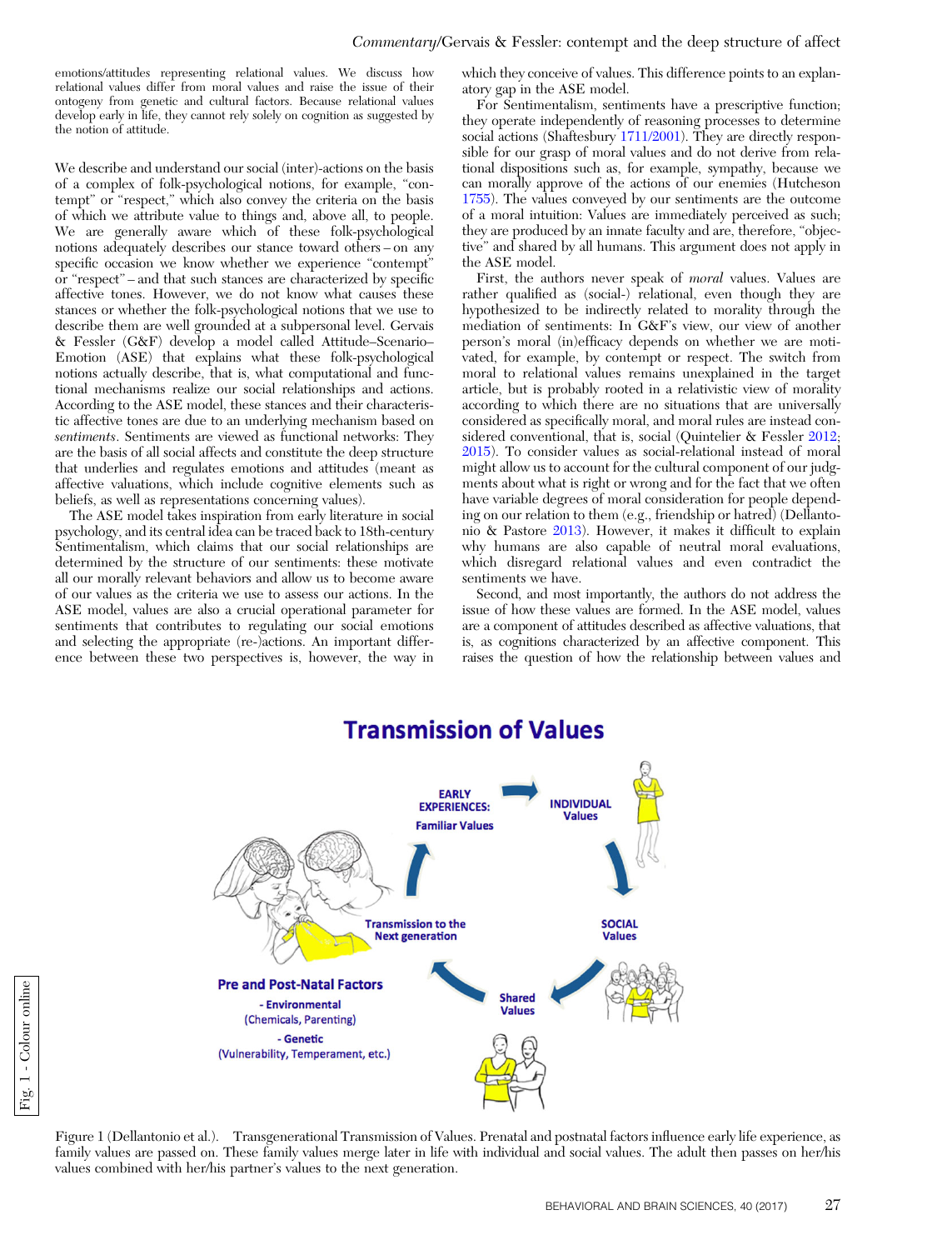emotions/attitudes representing relational values. We discuss how relational values differ from moral values and raise the issue of their ontogeny from genetic and cultural factors. Because relational values develop early in life, they cannot rely solely on cognition as suggested by the notion of attitude.

We describe and understand our social (inter)-actions on the basis of a complex of folk-psychological notions, for example, "contempt" or "respect," which also convey the criteria on the basis of which we attribute value to things and, above all, to people. We are generally aware which of these folk-psychological notions adequately describes our stance toward others – on any specific occasion we know whether we experience "contempt" or "respect" – and that such stances are characterized by specific affective tones. However, we do not know what causes these stances or whether the folk-psychological notions that we use to describe them are well grounded at a subpersonal level. Gervais & Fessler (G&F) develop a model called Attitude–Scenario–Emotion (ASE) that explains what these folk-psychological notions actually describe, that is, what computational and functional mechanisms realize our social relationships and actions. According to the ASE model, these stances and their characteristic affective tones are due to an underlying mechanism based on *sentiments*. Sentiments are viewed as functional networks: They are the basis of all social affects and constitute the deep structure that underlies and regulates emotions and attitudes (meant as affective valuations, which include cognitive elements such as beliefs, as well as representations concerning values).

The ASE model takes inspiration from early literature in social psychology, and its central idea can be traced back to 18th-century Sentimentalism, which claims that our social relationships are determined by the structure of our sentiments: these motivate all our morally relevant behaviors and allow us to become aware of our values as the criteria we use to assess our actions. In the ASE model, values are also a crucial operational parameter for sentiments that contributes to regulating our social emotions and selecting the appropriate (re-)actions. An important difference between these two perspectives is, however, the way in which they conceive of values. This difference points to an explanatory gap in the ASE model.

For Sentimentalism, sentiments have a prescriptive function; they operate independently of reasoning processes to determine social actions (Shaftesbury 1711/2001). They are directly responsible for our grasp of moral values and do not derive from relational dispositions such as, for example, sympathy, because we can morally approve of the actions of our enemies (Hutcheson 1755). The values conveyed by our sentiments are the outcome of a moral intuition: Values are immediately perceived as such; they are produced by an innate faculty and are, therefore, "objective" and shared by all humans. This argument does not apply in the ASE model.

First, the authors never speak of *moral* values. Values are rather qualified as (social-) relational, even though they are hypothesized to be indirectly related to morality through the mediation of sentiments: In G&F's view, our view of another person's moral (in)efficacy depends on whether we are motivated, for example, by contempt or respect. The switch from moral to relational values remains unexplained in the target article, but is probably rooted in a relativistic view of morality according to which there are no situations that are universally considered as specifically moral, and moral rules are instead considered conventional, that is, social (Quintelier & Fessler 2012; 2015). To consider values as social-relational instead of moral might allow us to account for the cultural component of our judgments about what is right or wrong and for the fact that we often have variable degrees of moral consideration for people depending on our relation to them (e.g., friendship or hatred) (Dellantonio & Pastore 2013). However, it makes it difficult to explain why humans are also capable of neutral moral evaluations, which disregard relational values and even contradict the sentiments we have.

Second, and most importantly, the authors do not address the issue of how these values are formed. In the ASE model, values are a component of attitudes described as affective valuations, that is, as cognitions characterized by an affective component. This raises the question of how the relationship between values and

Transmission of Values

EARLY EXPERIENCES: Familiar Values

INDIVIDUAL Values

SOCIAL Values

Shared Values

Transmission to the Next generation

Pre and Post-Natal Factors
- Environmental
(Chemicals, Parenting)
- Genetic
(Vulnerability, Temperament, etc.)

Fig. 1 - Colour online

Figure 1 (Dellantonio et al.). Transgenerational Transmission of Values. Prenatal and postnatal factors influence early life experience, as family values are passed on. These family values merge later in life with individual and social values. The adult then passes on her/his values combined with her/his partner's values to the next generation.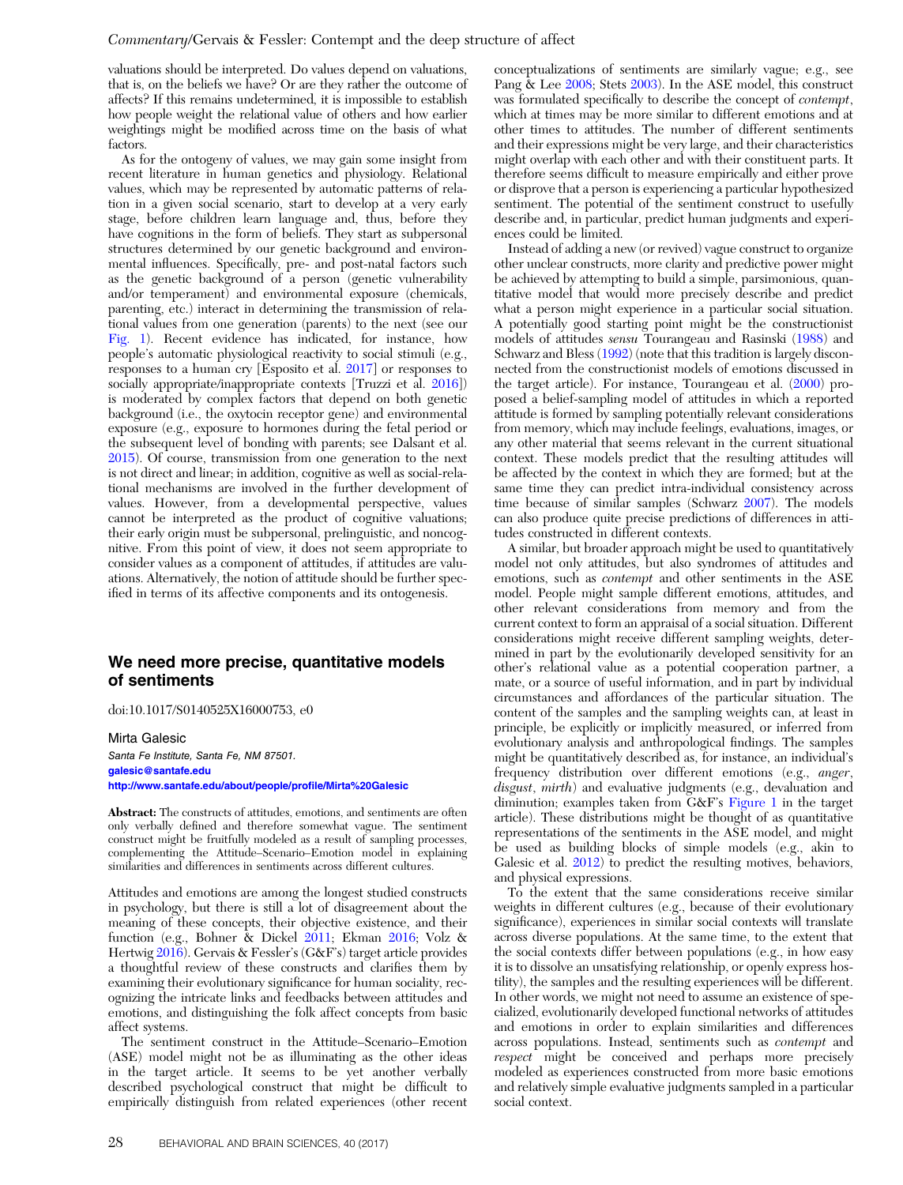valuations should be interpreted. Do values depend on valuations, that is, on the beliefs we have? Or are they rather the outcome of affects? If this remains undetermined, it is impossible to establish how people weight the relational value of others and how earlier weightings might be modified across time on the basis of what factors.

As for the ontogeny of values, we may gain some insight from recent literature in human genetics and physiology. Relational values, which may be represented by automatic patterns of relation in a given social scenario, start to develop at a very early stage, before children learn language and, thus, before they have cognitions in the form of beliefs. They start as subpersonal structures determined by our genetic background and environmental influences. Specifically, pre- and post-natal factors such as the genetic background of a person (genetic vulnerability and/or temperament) and environmental exposure (chemicals, parenting, etc.) interact in determining the transmission of relational values from one generation (parents) to the next (see our Fig. 1). Recent evidence has indicated, for instance, how people's automatic physiological reactivity to social stimuli (e.g., responses to a human cry [Esposito et al. 2017] or responses to socially appropriate/inappropriate contexts [Truzzi et al. 2016]) is moderated by complex factors that depend on both genetic background (i.e., the oxytocin receptor gene) and environmental exposure (e.g., exposure to hormones during the fetal period or the subsequent level of bonding with parents; see Dalsant et al. 2015). Of course, transmission from one generation to the next is not direct and linear; in addition, cognitive as well as social-relational mechanisms are involved in the further development of values. However, from a developmental perspective, values cannot be interpreted as the product of cognitive valuations; their early origin must be subpersonal, prelinguistic, and noncognitive. From this point of view, it does not seem appropriate to consider values as a component of attitudes, if attitudes are valuations. Alternatively, the notion of attitude should be further specified in terms of its affective components and its ontogenesis.

## We need more precise, quantitative models of sentiments

doi:10.1017/S0140525X16000753, e0

Mirta Galesic

*Santa Fe Institute, Santa Fe, NM 87501.*
galesic@santafe.edu
http://www.santafe.edu/about/people/profile/Mirta%20Galesic

**Abstract:** The constructs of attitudes, emotions, and sentiments are often only verbally defined and therefore somewhat vague. The sentiment construct might be fruitfully modeled as a result of sampling processes, complementing the Attitude–Scenario–Emotion model in explaining similarities and differences in sentiments across different cultures.

Attitudes and emotions are among the longest studied constructs in psychology, but there is still a lot of disagreement about the meaning of these concepts, their objective existence, and their function (e.g., Bohner & Dickel 2011; Ekman 2016; Volz & Hertwig 2016). Gervais & Fessler's (G&F's) target article provides a thoughtful review of these constructs and clarifies them by examining their evolutionary significance for human sociality, recognizing the intricate links and feedbacks between attitudes and emotions, and distinguishing the folk affect concepts from basic affect systems.

The sentiment construct in the Attitude–Scenario–Emotion (ASE) model might not be as illuminating as the other ideas in the target article. It seems to be yet another verbally described psychological construct that might be difficult to empirically distinguish from related experiences (other recent conceptualizations of sentiments are similarly vague; e.g., see Pang & Lee 2008; Stets 2003). In the ASE model, this construct was formulated specifically to describe the concept of *contempt*, which at times may be more similar to different emotions and at other times to attitudes. The number of different sentiments and their expressions might be very large, and their characteristics might overlap with each other and with their constituent parts. It therefore seems difficult to measure empirically and either prove or disprove that a person is experiencing a particular hypothesized sentiment. The potential of the sentiment construct to usefully describe and, in particular, predict human judgments and experiences could be limited.

Instead of adding a new (or revived) vague construct to organize other unclear constructs, more clarity and predictive power might be achieved by attempting to build a simple, parsimonious, quantitative model that would more precisely describe and predict what a person might experience in a particular social situation. A potentially good starting point might be the constructionist models of attitudes *sensu* Tourangeau and Rasinski (1988) and Schwarz and Bless (1992) (note that this tradition is largely disconnected from the constructionist models of emotions discussed in the target article). For instance, Tourangeau et al. (2000) proposed a belief-sampling model of attitudes in which a reported attitude is formed by sampling potentially relevant considerations from memory, which may include feelings, evaluations, images, or any other material that seems relevant in the current situational context. These models predict that the resulting attitudes will be affected by the context in which they are formed; but at the same time they can predict intra-individual consistency across time because of similar samples (Schwarz 2007). The models can also produce quite precise predictions of differences in attitudes constructed in different contexts.

A similar, but broader approach might be used to quantitatively model not only attitudes, but also syndromes of attitudes and emotions, such as *contempt* and other sentiments in the ASE model. People might sample different emotions, attitudes, and other relevant considerations from memory and from the current context to form an appraisal of a social situation. Different considerations might receive different sampling weights, determined in part by the evolutionarily developed sensitivity for an other's relational value as a potential cooperation partner, a mate, or a source of useful information, and in part by individual circumstances and affordances of the particular situation. The content of the samples and the sampling weights can, at least in principle, be explicitly or implicitly measured, or inferred from evolutionary analysis and anthropological findings. The samples might be quantitatively described as, for instance, an individual's frequency distribution over different emotions (e.g., *anger*, *disgust*, *mirth*) and evaluative judgments (e.g., devaluation and diminution; examples taken from G&F's Figure 1 in the target article). These distributions might be thought of as quantitative representations of the sentiments in the ASE model, and might be used as building blocks of simple models (e.g., akin to Galesic et al. 2012) to predict the resulting motives, behaviors, and physical expressions.

To the extent that the same considerations receive similar weights in different cultures (e.g., because of their evolutionary significance), experiences in similar social contexts will translate across diverse populations. At the same time, to the extent that the social contexts differ between populations (e.g., in how easy it is to dissolve an unsatisfying relationship, or openly express hostility), the samples and the resulting experiences will be different. In other words, we might not need to assume an existence of specialized, evolutionarily developed functional networks of attitudes and emotions in order to explain similarities and differences across populations. Instead, sentiments such as *contempt* and *respect* might be conceived and perhaps more precisely modeled as experiences constructed from more basic emotions and relatively simple evaluative judgments sampled in a particular social context.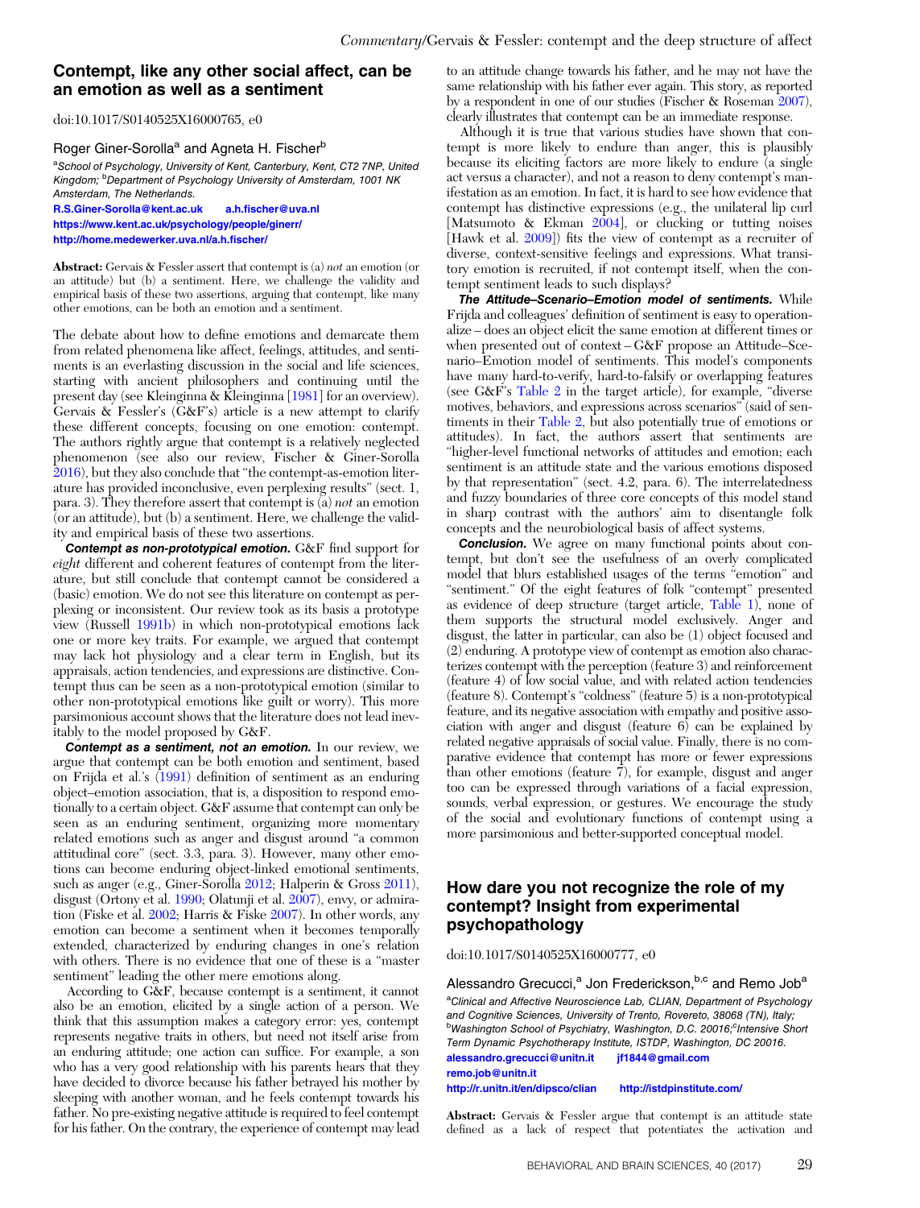## Contempt, like any other social affect, can be an emotion as well as a sentiment

doi:10.1017/S0140525X16000765, e0

Roger Giner-Sorolla[a] and Agneta H. Fischer[b]

[a]School of Psychology, University of Kent, Canterbury, Kent, CT2 7NP, United Kingdom; [b]Department of Psychology University of Amsterdam, 1001 NK Amsterdam, The Netherlands.
R.S.Giner-Sorolla@kent.ac.uk  a.h.fischer@uva.nl
https://www.kent.ac.uk/psychology/people/ginerr/
http://home.medewerker.uva.nl/a.h.fischer/

**Abstract:** Gervais & Fessler assert that contempt is (a) *not* an emotion (or an attitude) but (b) a sentiment. Here, we challenge the validity and empirical basis of these two assertions, arguing that contempt, like many other emotions, can be both an emotion and a sentiment.

The debate about how to define emotions and demarcate them from related phenomena like affect, feelings, attitudes, and sentiments is an everlasting discussion in the social and life sciences, starting with ancient philosophers and continuing until the present day (see Kleinginna & Kleinginna [1981] for an overview). Gervais & Fessler's (G&F's) article is a new attempt to clarify these different concepts, focusing on one emotion: contempt. The authors rightly argue that contempt is a relatively neglected phenomenon (see also our review, Fischer & Giner-Sorolla 2016), but they also conclude that "the contempt-as-emotion literature has provided inconclusive, even perplexing results" (sect. 1, para. 3). They therefore assert that contempt is (a) *not* an emotion (or an attitude), but (b) a sentiment. Here, we challenge the validity and empirical basis of these two assertions.

***Contempt as non-prototypical emotion.*** G&F find support for *eight* different and coherent features of contempt from the literature, but still conclude that contempt cannot be considered a (basic) emotion. We do not see this literature on contempt as perplexing or inconsistent. Our review took as its basis a prototype view (Russell 1991b) in which non-prototypical emotions lack one or more key traits. For example, we argued that contempt may lack hot physiology and a clear term in English, but its appraisals, action tendencies, and expressions are distinctive. Contempt thus can be seen as a non-prototypical emotion (similar to other non-prototypical emotions like guilt or worry). This more parsimonious account shows that the literature does not lead inevitably to the model proposed by G&F.

***Contempt as a sentiment, not an emotion.*** In our review, we argue that contempt can be both emotion and sentiment, based on Frijda et al.'s (1991) definition of sentiment as an enduring object–emotion association, that is, a disposition to respond emotionally to a certain object. G&F assume that contempt can only be seen as an enduring sentiment, organizing more momentary related emotions such as anger and disgust around "a common attitudinal core" (sect. 3.3, para. 3). However, many other emotions can become enduring object-linked emotional sentiments, such as anger (e.g., Giner-Sorolla 2012; Halperin & Gross 2011), disgust (Ortony et al. 1990; Olatunji et al. 2007), envy, or admiration (Fiske et al. 2002; Harris & Fiske 2007). In other words, any emotion can become a sentiment when it becomes temporally extended, characterized by enduring changes in one's relation with others. There is no evidence that one of these is a "master sentiment" leading the other mere emotions along.

According to G&F, because contempt is a sentiment, it cannot also be an emotion, elicited by a single action of a person. We think that this assumption makes a category error: yes, contempt represents negative traits in others, but need not itself arise from an enduring attitude; one action can suffice. For example, a son who has a very good relationship with his parents hears that they have decided to divorce because his father betrayed his mother by sleeping with another woman, and he feels contempt towards his father. No pre-existing negative attitude is required to feel contempt for his father. On the contrary, the experience of contempt may lead to an attitude change towards his father, and he may not have the same relationship with his father ever again. This story, as reported by a respondent in one of our studies (Fischer & Roseman 2007), clearly illustrates that contempt can be an immediate response.

Although it is true that various studies have shown that contempt is more likely to endure than anger, this is plausibly because its eliciting factors are more likely to endure (a single act versus a character), and not a reason to deny contempt's manifestation as an emotion. In fact, it is hard to see how evidence that contempt has distinctive expressions (e.g., the unilateral lip curl [Matsumoto & Ekman 2004], or clucking or tutting noises [Hawk et al. 2009]) fits the view of contempt as a recruiter of diverse, context-sensitive feelings and expressions. What transitory emotion is recruited, if not contempt itself, when the contempt sentiment leads to such displays?

***The Attitude–Scenario–Emotion model of sentiments.*** While Frijda and colleagues' definition of sentiment is easy to operationalize – does an object elicit the same emotion at different times or when presented out of context – G&F propose an Attitude–Scenario–Emotion model of sentiments. This model's components have many hard-to-verify, hard-to-falsify or overlapping features (see G&F's Table 2 in the target article), for example, "diverse motives, behaviors, and expressions across scenarios" (said of sentiments in their Table 2, but also potentially true of emotions or attitudes). In fact, the authors assert that sentiments are "higher-level functional networks of attitudes and emotion; each sentiment is an attitude state and the various emotions disposed by that representation" (sect. 4.2, para. 6). The interrelatedness and fuzzy boundaries of three core concepts of this model stand in sharp contrast with the authors' aim to disentangle folk concepts and the neurobiological basis of affect systems.

***Conclusion.*** We agree on many functional points about contempt, but don't see the usefulness of an overly complicated model that blurs established usages of the terms "emotion" and "sentiment." Of the eight features of folk "contempt" presented as evidence of deep structure (target article, Table 1), none of them supports the structural model exclusively. Anger and disgust, the latter in particular, can also be (1) object focused and (2) enduring. A prototype view of contempt as emotion also characterizes contempt with the perception (feature 3) and reinforcement (feature 4) of low social value, and with related action tendencies (feature 8). Contempt's "coldness" (feature 5) is a non-prototypical feature, and its negative association with empathy and positive association with anger and disgust (feature 6) can be explained by related negative appraisals of social value. Finally, there is no comparative evidence that contempt has more or fewer expressions than other emotions (feature 7), for example, disgust and anger too can be expressed through variations of a facial expression, sounds, verbal expression, or gestures. We encourage the study of the social and evolutionary functions of contempt using a more parsimonious and better-supported conceptual model.

## How dare you not recognize the role of my contempt? Insight from experimental psychopathology

doi:10.1017/S0140525X16000777, e0

Alessandro Grecucci,[a] Jon Frederickson,[b,c] and Remo Job[a]

[a]Clinical and Affective Neuroscience Lab, CLIAN, Department of Psychology and Cognitive Sciences, University of Trento, Rovereto, 38068 (TN), Italy; [b]Washington School of Psychiatry, Washington, D.C. 20016;[c]Intensive Short Term Dynamic Psychotherapy Institute, ISTDP, Washington, DC 20016.
alessandro.grecucci@unitn.it  jf1844@gmail.com
remo.job@unitn.it
http://r.unitn.it/en/dipsco/clian  http://istdpinstitute.com/

**Abstract:** Gervais & Fessler argue that contempt is an attitude state defined as a lack of respect that potentiates the activation and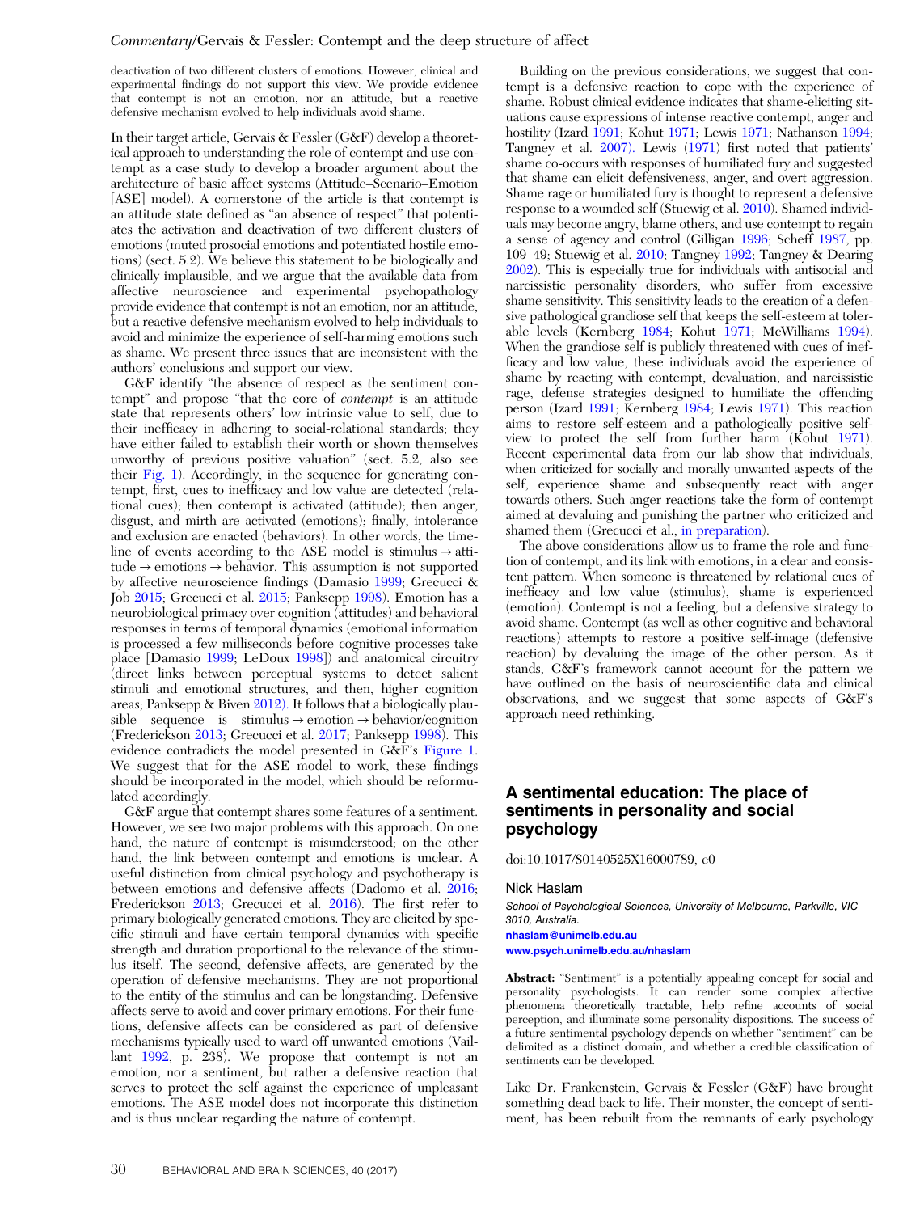deactivation of two different clusters of emotions. However, clinical and experimental findings do not support this view. We provide evidence that contempt is not an emotion, nor an attitude, but a reactive defensive mechanism evolved to help individuals avoid shame.

In their target article, Gervais & Fessler (G&F) develop a theoretical approach to understanding the role of contempt and use contempt as a case study to develop a broader argument about the architecture of basic affect systems (Attitude–Scenario–Emotion [ASE] model). A cornerstone of the article is that contempt is an attitude state defined as "an absence of respect" that potentiates the activation and deactivation of two different clusters of emotions (muted prosocial emotions and potentiated hostile emotions) (sect. 5.2). We believe this statement to be biologically and clinically implausible, and we argue that the available data from affective neuroscience and experimental psychopathology provide evidence that contempt is not an emotion, nor an attitude, but a reactive defensive mechanism evolved to help individuals to avoid and minimize the experience of self-harming emotions such as shame. We present three issues that are inconsistent with the authors' conclusions and support our view.

G&F identify "the absence of respect as the sentiment contempt" and propose "that the core of *contempt* is an attitude state that represents others' low intrinsic value to self, due to their inefficacy in adhering to social-relational standards; they have either failed to establish their worth or shown themselves unworthy of previous positive valuation" (sect. 5.2, also see their Fig. 1). Accordingly, in the sequence for generating contempt, first, cues to inefficacy and low value are detected (relational cues); then contempt is activated (attitude); then anger, disgust, and mirth are activated (emotions); finally, intolerance and exclusion are enacted (behaviors). In other words, the timeline of events according to the ASE model is stimulus → attitude → emotions → behavior. This assumption is not supported by affective neuroscience findings (Damasio 1999; Grecucci & Job 2015; Grecucci et al. 2015; Panksepp 1998). Emotion has a neurobiological primacy over cognition (attitudes) and behavioral responses in terms of temporal dynamics (emotional information is processed a few milliseconds before cognitive processes take place [Damasio 1999; LeDoux 1998]) and anatomical circuitry (direct links between perceptual systems to detect salient stimuli and emotional structures, and then, higher cognition areas; Panksepp & Biven 2012). It follows that a biologically plausible sequence is stimulus → emotion → behavior/cognition (Frederickson 2013; Grecucci et al. 2017; Panksepp 1998). This evidence contradicts the model presented in G&F's Figure 1. We suggest that for the ASE model to work, these findings should be incorporated in the model, which should be reformulated accordingly.

G&F argue that contempt shares some features of a sentiment. However, we see two major problems with this approach. On one hand, the nature of contempt is misunderstood; on the other hand, the link between contempt and emotions is unclear. A useful distinction from clinical psychology and psychotherapy is between emotions and defensive affects (Dadomo et al. 2016; Frederickson 2013; Grecucci et al. 2016). The first refer to primary biologically generated emotions. They are elicited by specific stimuli and have certain temporal dynamics with specific strength and duration proportional to the relevance of the stimulus itself. The second, defensive affects, are generated by the operation of defensive mechanisms. They are not proportional to the entity of the stimulus and can be longstanding. Defensive affects serve to avoid and cover primary emotions. For their functions, defensive affects can be considered as part of defensive mechanisms typically used to ward off unwanted emotions (Vaillant 1992, p. 238). We propose that contempt is not an emotion, nor a sentiment, but rather a defensive reaction that serves to protect the self against the experience of unpleasant emotions. The ASE model does not incorporate this distinction and is thus unclear regarding the nature of contempt.

Building on the previous considerations, we suggest that contempt is a defensive reaction to cope with the experience of shame. Robust clinical evidence indicates that shame-eliciting situations cause expressions of intense reactive contempt, anger and hostility (Izard 1991; Kohut 1971; Lewis 1971; Nathanson 1994; Tangney et al. 2007). Lewis (1971) first noted that patients' shame co-occurs with responses of humiliated fury and suggested that shame can elicit defensiveness, anger, and overt aggression. Shame rage or humiliated fury is thought to represent a defensive response to a wounded self (Stuewig et al. 2010). Shamed individuals may become angry, blame others, and use contempt to regain a sense of agency and control (Gilligan 1996; Scheff 1987, pp. 109–49; Stuewig et al. 2010; Tangney 1992; Tangney & Dearing 2002). This is especially true for individuals with antisocial and narcissistic personality disorders, who suffer from excessive shame sensitivity. This sensitivity leads to the creation of a defensive pathological grandiose self that keeps the self-esteem at tolerable levels (Kernberg 1984; Kohut 1971; McWilliams 1994). When the grandiose self is publicly threatened with cues of inefficacy and low value, these individuals avoid the experience of shame by reacting with contempt, devaluation, and narcissistic rage, defense strategies designed to humiliate the offending person (Izard 1991; Kernberg 1984; Lewis 1971). This reaction aims to restore self-esteem and a pathologically positive self-view to protect the self from further harm (Kohut 1971). Recent experimental data from our lab show that individuals, when criticized for socially and morally unwanted aspects of the self, experience shame and subsequently react with anger towards others. Such anger reactions take the form of contempt aimed at devaluing and punishing the partner who criticized and shamed them (Grecucci et al., in preparation).

The above considerations allow us to frame the role and function of contempt, and its link with emotions, in a clear and consistent pattern. When someone is threatened by relational cues of inefficacy and low value (stimulus), shame is experienced (emotion). Contempt is not a feeling, but a defensive strategy to avoid shame. Contempt (as well as other cognitive and behavioral reactions) attempts to restore a positive self-image (defensive reaction) by devaluing the image of the other person. As it stands, G&F's framework cannot account for the pattern we have outlined on the basis of neuroscientific data and clinical observations, and we suggest that some aspects of G&F's approach need rethinking.

## A sentimental education: The place of sentiments in personality and social psychology

doi:10.1017/S0140525X16000789, e0

Nick Haslam

*School of Psychological Sciences, University of Melbourne, Parkville, VIC 3010, Australia.*
nhaslam@unimelb.edu.au
www.psych.unimelb.edu.au/nhaslam

**Abstract:** "Sentiment" is a potentially appealing concept for social and personality psychologists. It can render some complex affective phenomena theoretically tractable, help refine accounts of social perception, and illuminate some personality dispositions. The success of a future sentimental psychology depends on whether "sentiment" can be delimited as a distinct domain, and whether a credible classification of sentiments can be developed.

Like Dr. Frankenstein, Gervais & Fessler (G&F) have brought something dead back to life. Their monster, the concept of sentiment, has been rebuilt from the remnants of early psychology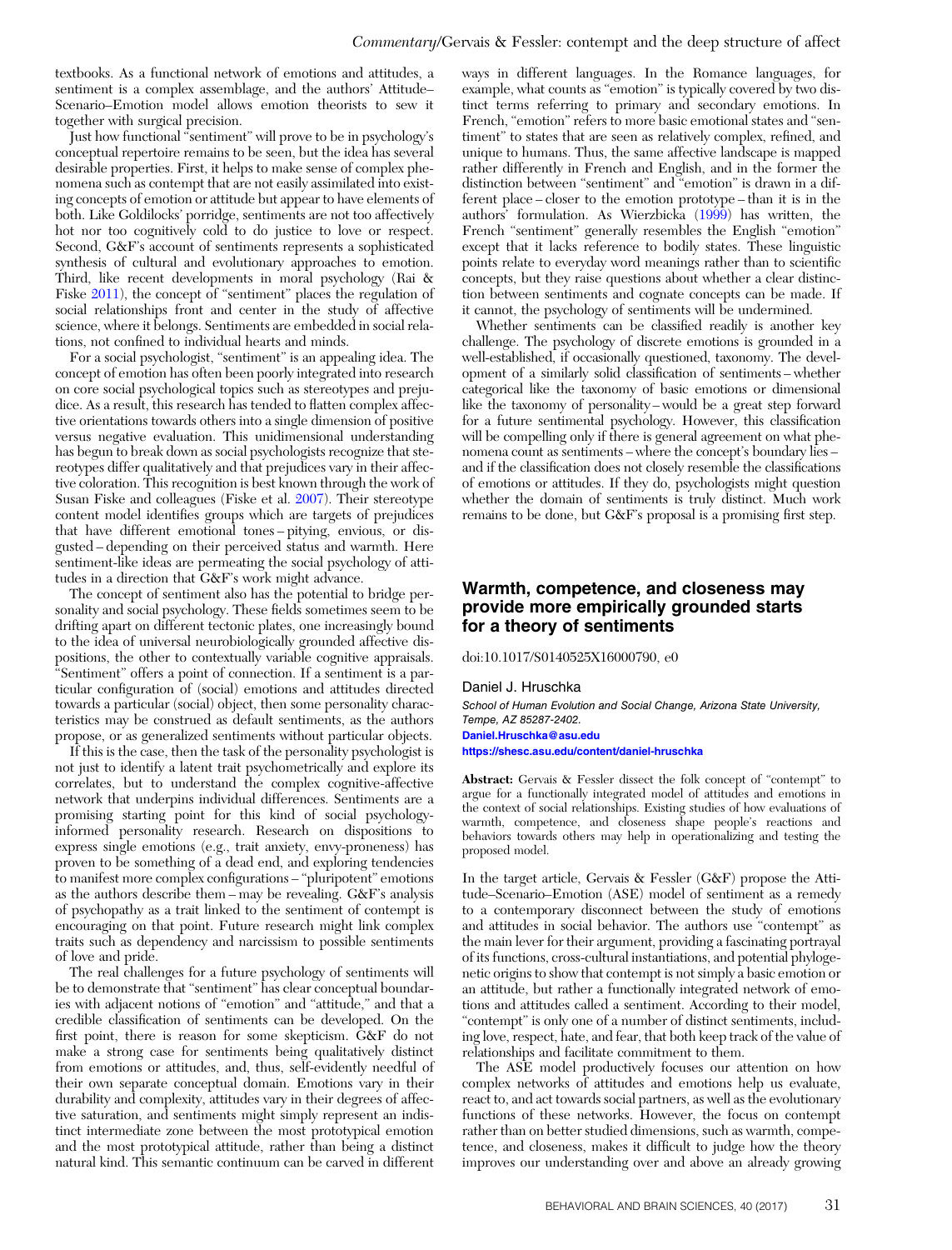textbooks. As a functional network of emotions and attitudes, a sentiment is a complex assemblage, and the authors' Attitude–Scenario–Emotion model allows emotion theorists to sew it together with surgical precision.

Just how functional "sentiment" will prove to be in psychology's conceptual repertoire remains to be seen, but the idea has several desirable properties. First, it helps to make sense of complex phenomena such as contempt that are not easily assimilated into existing concepts of emotion or attitude but appear to have elements of both. Like Goldilocks' porridge, sentiments are not too affectively hot nor too cognitively cold to do justice to love or respect. Second, G&F's account of sentiments represents a sophisticated synthesis of cultural and evolutionary approaches to emotion. Third, like recent developments in moral psychology (Rai & Fiske 2011), the concept of "sentiment" places the regulation of social relationships front and center in the study of affective science, where it belongs. Sentiments are embedded in social relations, not confined to individual hearts and minds.

For a social psychologist, "sentiment" is an appealing idea. The concept of emotion has often been poorly integrated into research on core social psychological topics such as stereotypes and prejudice. As a result, this research has tended to flatten complex affective orientations towards others into a single dimension of positive versus negative evaluation. This unidimensional understanding has begun to break down as social psychologists recognize that stereotypes differ qualitatively and that prejudices vary in their affective coloration. This recognition is best known through the work of Susan Fiske and colleagues (Fiske et al. 2007). Their stereotype content model identifies groups which are targets of prejudices that have different emotional tones – pitying, envious, or disgusted – depending on their perceived status and warmth. Here sentiment-like ideas are permeating the social psychology of attitudes in a direction that G&F's work might advance.

The concept of sentiment also has the potential to bridge personality and social psychology. These fields sometimes seem to be drifting apart on different tectonic plates, one increasingly bound to the idea of universal neurobiologically grounded affective dispositions, the other to contextually variable cognitive appraisals. "Sentiment" offers a point of connection. If a sentiment is a particular configuration of (social) emotions and attitudes directed towards a particular (social) object, then some personality characteristics may be construed as default sentiments, as the authors propose, or as generalized sentiments without particular objects.

If this is the case, then the task of the personality psychologist is not just to identify a latent trait psychometrically and explore its correlates, but to understand the complex cognitive-affective network that underpins individual differences. Sentiments are a promising starting point for this kind of social psychology-informed personality research. Research on dispositions to express single emotions (e.g., trait anxiety, envy-proneness) has proven to be something of a dead end, and exploring tendencies to manifest more complex configurations – "pluripotent" emotions as the authors describe them – may be revealing. G&F's analysis of psychopathy as a trait linked to the sentiment of contempt is encouraging on that point. Future research might link complex traits such as dependency and narcissism to possible sentiments of love and pride.

The real challenges for a future psychology of sentiments will be to demonstrate that "sentiment" has clear conceptual boundaries with adjacent notions of "emotion" and "attitude," and that a credible classification of sentiments can be developed. On the first point, there is reason for some skepticism. G&F do not make a strong case for sentiments being qualitatively distinct from emotions or attitudes, and, thus, self-evidently needful of their own separate conceptual domain. Emotions vary in their durability and complexity, attitudes vary in their degrees of affective saturation, and sentiments might simply represent an indistinct intermediate zone between the most prototypical emotion and the most prototypical attitude, rather than being a distinct natural kind. This semantic continuum can be carved in different ways in different languages. In the Romance languages, for example, what counts as "emotion" is typically covered by two distinct terms referring to primary and secondary emotions. In French, "emotion" refers to more basic emotional states and "sentiment" to states that are seen as relatively complex, refined, and unique to humans. Thus, the same affective landscape is mapped rather differently in French and English, and in the former the distinction between "sentiment" and "emotion" is drawn in a different place – closer to the emotion prototype – than it is in the authors' formulation. As Wierzbicka (1999) has written, the French "sentiment" generally resembles the English "emotion" except that it lacks reference to bodily states. These linguistic points relate to everyday word meanings rather than to scientific concepts, but they raise questions about whether a clear distinction between sentiments and cognate concepts can be made. If it cannot, the psychology of sentiments will be undermined.

Whether sentiments can be classified readily is another key challenge. The psychology of discrete emotions is grounded in a well-established, if occasionally questioned, taxonomy. The development of a similarly solid classification of sentiments – whether categorical like the taxonomy of basic emotions or dimensional like the taxonomy of personality – would be a great step forward for a future sentimental psychology. However, this classification will be compelling only if there is general agreement on what phenomena count as sentiments – where the concept's boundary lies – and if the classification does not closely resemble the classifications of emotions or attitudes. If they do, psychologists might question whether the domain of sentiments is truly distinct. Much work remains to be done, but G&F's proposal is a promising first step.

## Warmth, competence, and closeness may provide more empirically grounded starts for a theory of sentiments

doi:10.1017/S0140525X16000790, e0

Daniel J. Hruschka

*School of Human Evolution and Social Change, Arizona State University, Tempe, AZ 85287-2402.*
Daniel.Hruschka@asu.edu
https://shesc.asu.edu/content/daniel-hruschka

**Abstract:** Gervais & Fessler dissect the folk concept of "contempt" to argue for a functionally integrated model of attitudes and emotions in the context of social relationships. Existing studies of how evaluations of warmth, competence, and closeness shape people's reactions and behaviors towards others may help in operationalizing and testing the proposed model.

In the target article, Gervais & Fessler (G&F) propose the Attitude–Scenario–Emotion (ASE) model of sentiment as a remedy to a contemporary disconnect between the study of emotions and attitudes in social behavior. The authors use "contempt" as the main lever for their argument, providing a fascinating portrayal of its functions, cross-cultural instantiations, and potential phylogenetic origins to show that contempt is not simply a basic emotion or an attitude, but rather a functionally integrated network of emotions and attitudes called a sentiment. According to their model, "contempt" is only one of a number of distinct sentiments, including love, respect, hate, and fear, that both keep track of the value of relationships and facilitate commitment to them.

The ASE model productively focuses our attention on how complex networks of attitudes and emotions help us evaluate, react to, and act towards social partners, as well as the evolutionary functions of these networks. However, the focus on contempt rather than on better studied dimensions, such as warmth, competence, and closeness, makes it difficult to judge how the theory improves our understanding over and above an already growing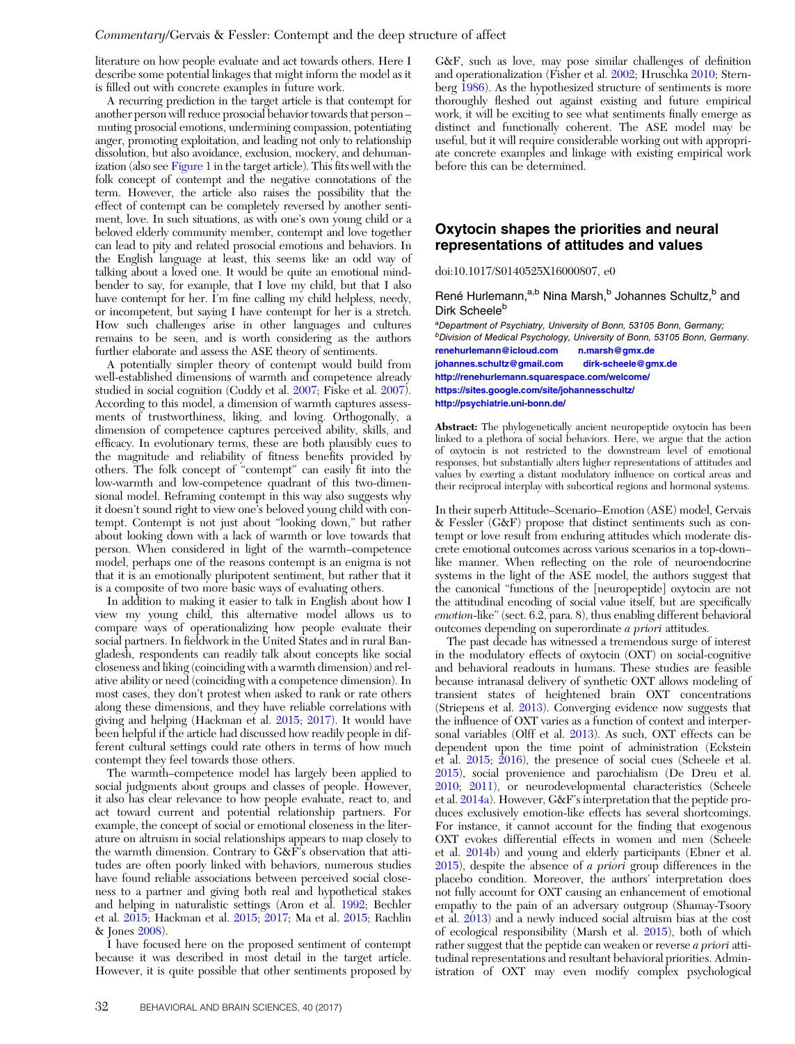literature on how people evaluate and act towards others. Here I describe some potential linkages that might inform the model as it is filled out with concrete examples in future work.

A recurring prediction in the target article is that contempt for another person will reduce prosocial behavior towards that person – muting prosocial emotions, undermining compassion, potentiating anger, promoting exploitation, and leading not only to relationship dissolution, but also avoidance, exclusion, mockery, and dehumanization (also see Figure 1 in the target article). This fits well with the folk concept of contempt and the negative connotations of the term. However, the article also raises the possibility that the effect of contempt can be completely reversed by another sentiment, love. In such situations, as with one's own young child or a beloved elderly community member, contempt and love together can lead to pity and related prosocial emotions and behaviors. In the English language at least, this seems like an odd way of talking about a loved one. It would be quite an emotional mind-bender to say, for example, that I love my child, but that I also have contempt for her. I'm fine calling my child helpless, weak, or incompetent, but saying I have contempt for her is a stretch. How such challenges arise in other languages and cultures remains to be seen, and is worth considering as the authors further elaborate and assess the ASE theory of sentiments.

A potentially simpler theory of contempt would build from well-established dimensions of warmth and competence already studied in social cognition (Cuddy et al. 2007; Fiske et al. 2007). According to this model, a dimension of warmth captures assessments of trustworthiness, liking, and loving. Orthogonally, a dimension of competence captures perceived ability, skills, and efficacy. In evolutionary terms, these are both plausibly cues to the magnitude and reliability of fitness benefits provided by others. The folk concept of "contempt" can easily fit into the low-warmth and low-competence quadrant of this two-dimensional model. Reframing contempt in this way also suggests why it doesn't sound right to view one's beloved young child with contempt. Contempt is not just about "looking down," but rather about looking down with a lack of warmth or love towards that person. When considered in light of the warmth–competence model, perhaps one of the reasons contempt is an enigma is not that it is an emotionally pluripotent sentiment, but rather that it is a composite of two more basic ways of evaluating others.

In addition to making it easier to talk in English about how I view my young child, this alternative model allows us to compare ways of operationalizing how people evaluate their social partners. In fieldwork in the United States and in rural Bangladesh, respondents can readily talk about concepts like social closeness and liking (coinciding with a warmth dimension) and relative ability or need (coinciding with a competence dimension). In most cases, they don't protest when asked to rank or rate others along these dimensions, and they have reliable correlations with giving and helping (Hackman et al. 2015; 2017). It would have been helpful if the article had discussed how readily people in different cultural settings could rate others in terms of how much contempt they feel towards those others.

The warmth–competence model has largely been applied to social judgments about groups and classes of people. However, it also has clear relevance to how people evaluate, react to, and act toward current and potential relationship partners. For example, the concept of social or emotional closeness in the literature on altruism in social relationships appears to map closely to the warmth dimension. Contrary to G&F's observation that attitudes are often poorly linked with behaviors, numerous studies have found reliable associations between perceived social closeness to a partner and giving both real and hypothetical stakes and helping in naturalistic settings (Aron et al. 1992; Bechler et al. 2015; Hackman et al. 2015; 2017; Ma et al. 2015; Rachlin & Jones 2008).

I have focused here on the proposed sentiment of contempt because it was described in most detail in the target article. However, it is quite possible that other sentiments proposed by G&F, such as love, may pose similar challenges of definition and operationalization (Fisher et al. 2002; Hruschka 2010; Sternberg 1986). As the hypothesized structure of sentiments is more thoroughly fleshed out against existing and future empirical work, it will be exciting to see what sentiments finally emerge as distinct and functionally coherent. The ASE model may be useful, but it will require considerable working out with appropriate concrete examples and linkage with existing empirical work before this can be determined.

## Oxytocin shapes the priorities and neural representations of attitudes and values

doi:10.1017/S0140525X16000807, e0

René Hurlemann,[a,b] Nina Marsh,[b] Johannes Schultz,[b] and Dirk Scheele[b]

[a]*Department of Psychiatry, University of Bonn, 53105 Bonn, Germany;*
[b]*Division of Medical Psychology, University of Bonn, 53105 Bonn, Germany.*
renehurlemann@icloud.com n.marsh@gmx.de
johannes.schultz@gmail.com dirk-scheele@gmx.de
http://renehurlemann.squarespace.com/welcome/
https://sites.google.com/site/johannesschultz/
http://psychiatrie.uni-bonn.de/

**Abstract:** The phylogenetically ancient neuropeptide oxytocin has been linked to a plethora of social behaviors. Here, we argue that the action of oxytocin is not restricted to the downstream level of emotional responses, but substantially alters higher representations of attitudes and values by exerting a distant modulatory influence on cortical areas and their reciprocal interplay with subcortical regions and hormonal systems.

In their superb Attitude–Scenario–Emotion (ASE) model, Gervais & Fessler (G&F) propose that distinct sentiments such as contempt or love result from enduring attitudes which moderate discrete emotional outcomes across various scenarios in a top-down–like manner. When reflecting on the role of neuroendocrine systems in the light of the ASE model, the authors suggest that the canonical "functions of the [neuropeptide] oxytocin are not the attitudinal encoding of social value itself, but are specifically *emotion*-like" (sect. 6.2, para. 8), thus enabling different behavioral outcomes depending on superordinate *a priori* attitudes.

The past decade has witnessed a tremendous surge of interest in the modulatory effects of oxytocin (OXT) on social-cognitive and behavioral readouts in humans. These studies are feasible because intranasal delivery of synthetic OXT allows modeling of transient states of heightened brain OXT concentrations (Striepens et al. 2013). Converging evidence now suggests that the influence of OXT varies as a function of context and interpersonal variables (Olff et al. 2013). As such, OXT effects can be dependent upon the time point of administration (Eckstein et al. 2015; 2016), the presence of social cues (Scheele et al. 2015), social provenience and parochialism (De Dreu et al. 2010; 2011), or neurodevelopmental characteristics (Scheele et al. 2014a). However, G&F's interpretation that the peptide produces exclusively emotion-like effects has several shortcomings. For instance, it cannot account for the finding that exogenous OXT evokes differential effects in women and men (Scheele et al. 2014b) and young and elderly participants (Ebner et al. 2015), despite the absence of *a priori* group differences in the placebo condition. Moreover, the authors' interpretation does not fully account for OXT causing an enhancement of emotional empathy to the pain of an adversary outgroup (Shamay-Tsoory et al. 2013) and a newly induced social altruism bias at the cost of ecological responsibility (Marsh et al. 2015), both of which rather suggest that the peptide can weaken or reverse *a priori* attitudinal representations and resultant behavioral priorities. Administration of OXT may even modify complex psychological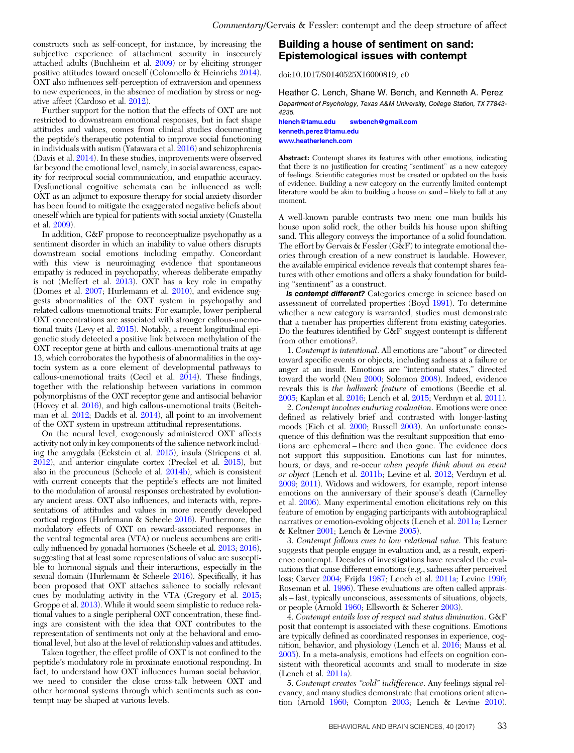constructs such as self-concept, for instance, by increasing the subjective experience of attachment security in insecurely attached adults (Buchheim et al. 2009) or by eliciting stronger positive attitudes toward oneself (Colonnello & Heinrichs 2014). OXT also influences self-perception of extraversion and openness to new experiences, in the absence of mediation by stress or negative affect (Cardoso et al. 2012).

Further support for the notion that the effects of OXT are not restricted to downstream emotional responses, but in fact shape attitudes and values, comes from clinical studies documenting the peptide's therapeutic potential to improve social functioning in individuals with autism (Yatawara et al. 2016) and schizophrenia (Davis et al. 2014). In these studies, improvements were observed far beyond the emotional level, namely, in social awareness, capacity for reciprocal social communication, and empathic accuracy. Dysfunctional cognitive schemata can be influenced as well: OXT as an adjunct to exposure therapy for social anxiety disorder has been found to mitigate the exaggerated negative beliefs about oneself which are typical for patients with social anxiety (Guastella et al. 2009).

In addition, G&F propose to reconceptualize psychopathy as a sentiment disorder in which an inability to value others disrupts downstream social emotions including empathy. Concordant with this view is neuroimaging evidence that spontaneous empathy is reduced in psychopathy, whereas deliberate empathy is not (Meffert et al. 2013). OXT has a key role in empathy (Domes et al. 2007; Hurlemann et al. 2010), and evidence suggests abnormalities of the OXT system in psychopathy and related callous-unemotional traits: For example, lower peripheral OXT concentrations are associated with stronger callous-unemotional traits (Levy et al. 2015). Notably, a recent longitudinal epigenetic study detected a positive link between methylation of the OXT receptor gene at birth and callous-unemotional traits at age 13, which corroborates the hypothesis of abnormalities in the oxytocin system as a core element of developmental pathways to callous-unemotional traits (Cecil et al. 2014). These findings, together with the relationship between variations in common polymorphisms of the OXT receptor gene and antisocial behavior (Hovey et al. 2016), and high callous-unemotional traits (Beitchman et al. 2012; Dadds et al. 2014), all point to an involvement of the OXT system in upstream attitudinal representations.

On the neural level, exogenously administered OXT affects activity not only in key components of the salience network including the amygdala (Eckstein et al. 2015), insula (Striepens et al. 2012), and anterior cingulate cortex (Preckel et al. 2015), but also in the precuneus (Scheele et al. 2014b), which is consistent with current concepts that the peptide's effects are not limited to the modulation of arousal responses orchestrated by evolutionary ancient areas. OXT also influences, and interacts with, representations of attitudes and values in more recently developed cortical regions (Hurlemann & Scheele 2016). Furthermore, the modulatory effects of OXT on reward-associated responses in the ventral tegmental area (VTA) or nucleus accumbens are critically influenced by gonadal hormones (Scheele et al. 2013; 2016), suggesting that at least some representations of value are susceptible to hormonal signals and their interactions, especially in the sexual domain (Hurlemann & Scheele 2016). Specifically, it has been proposed that OXT attaches salience to socially relevant cues by modulating activity in the VTA (Gregory et al. 2015; Groppe et al. 2013). While it would seem simplistic to reduce relational values to a single peripheral OXT concentration, these findings are consistent with the idea that OXT contributes to the representation of sentiments not only at the behavioral and emotional level, but also at the level of relationship values and attitudes.

Taken together, the effect profile of OXT is not confined to the peptide's modulatory role in proximate emotional responding. In fact, to understand how OXT influences human social behavior, we need to consider the close cross-talk between OXT and other hormonal systems through which sentiments such as contempt may be shaped at various levels.

## Building a house of sentiment on sand: Epistemological issues with contempt

doi:10.1017/S0140525X16000819, e0

Heather C. Lench, Shane W. Bench, and Kenneth A. Perez

*Department of Psychology, Texas A&M University, College Station, TX 77843-4235.*

hlench@tamu.edu swbench@gmail.com
kenneth.perez@tamu.edu
www.heatherlench.com

**Abstract:** Contempt shares its features with other emotions, indicating that there is no justification for creating "sentiment" as a new category of feelings. Scientific categories must be created or updated on the basis of evidence. Building a new category on the currently limited contempt literature would be akin to building a house on sand – likely to fall at any moment.

A well-known parable contrasts two men: one man builds his house upon solid rock, the other builds his house upon shifting sand. This allegory conveys the importance of a solid foundation. The effort by Gervais & Fessler (G&F) to integrate emotional theories through creation of a new construct is laudable. However, the available empirical evidence reveals that contempt shares features with other emotions and offers a shaky foundation for building "sentiment" as a construct.

***Is contempt different?*** Categories emerge in science based on assessment of correlated properties (Boyd 1991). To determine whether a new category is warranted, studies must demonstrate that a member has properties different from existing categories. Do the features identified by G&F suggest contempt is different from other emotions?.

1. *Contempt is intentional*. All emotions are "about" or directed toward specific events or objects, including sadness at a failure or anger at an insult. Emotions are "intentional states," directed toward the world (Neu 2000; Solomon 2008). Indeed, evidence reveals this is *the hallmark feature* of emotions (Beedie et al. 2005; Kaplan et al. 2016; Lench et al. 2015; Verduyn et al. 2011).

2. *Contempt involves enduring evaluation*. Emotions were once defined as relatively brief and contrasted with longer-lasting moods (Eich et al. 2000; Russell 2003). An unfortunate consequence of this definition was the resultant supposition that emotions are ephemeral – there and then gone. The evidence does not support this supposition. Emotions can last for minutes, hours, or days, and re-occur *when people think about an event or object* (Lench et al. 2011b; Levine et al. 2012; Verduyn et al. 2009; 2011). Widows and widowers, for example, report intense emotions on the anniversary of their spouse's death (Carnelley et al. 2006). Many experimental emotion elicitations rely on this feature of emotion by engaging participants with autobiographical narratives or emotion-evoking objects (Lench et al. 2011a; Lerner & Keltner 2001; Lench & Levine 2005).

3. *Contempt follows cues to low relational value*. This feature suggests that people engage in evaluation and, as a result, experience contempt. Decades of investigations have revealed the evaluations that cause different emotions (e.g., sadness after perceived loss; Carver 2004; Frijda 1987; Lench et al. 2011a; Levine 1996; Roseman et al. 1996). These evaluations are often called appraisals – fast, typically unconscious, assessments of situations, objects, or people (Arnold 1960; Ellsworth & Scherer 2003).

4. *Contempt entails loss of respect and status diminution*. G&F posit that contempt is associated with these cognitions. Emotions are typically defined as coordinated responses in experience, cognition, behavior, and physiology (Lench et al. 2016; Mauss et al. 2005). In a meta-analysis, emotions had effects on cognition consistent with theoretical accounts and small to moderate in size (Lench et al. 2011a).

5. *Contempt creates "cold" indifference*. Any feelings signal relevancy, and many studies demonstrate that emotions orient attention (Arnold 1960; Compton 2003; Lench & Levine 2010).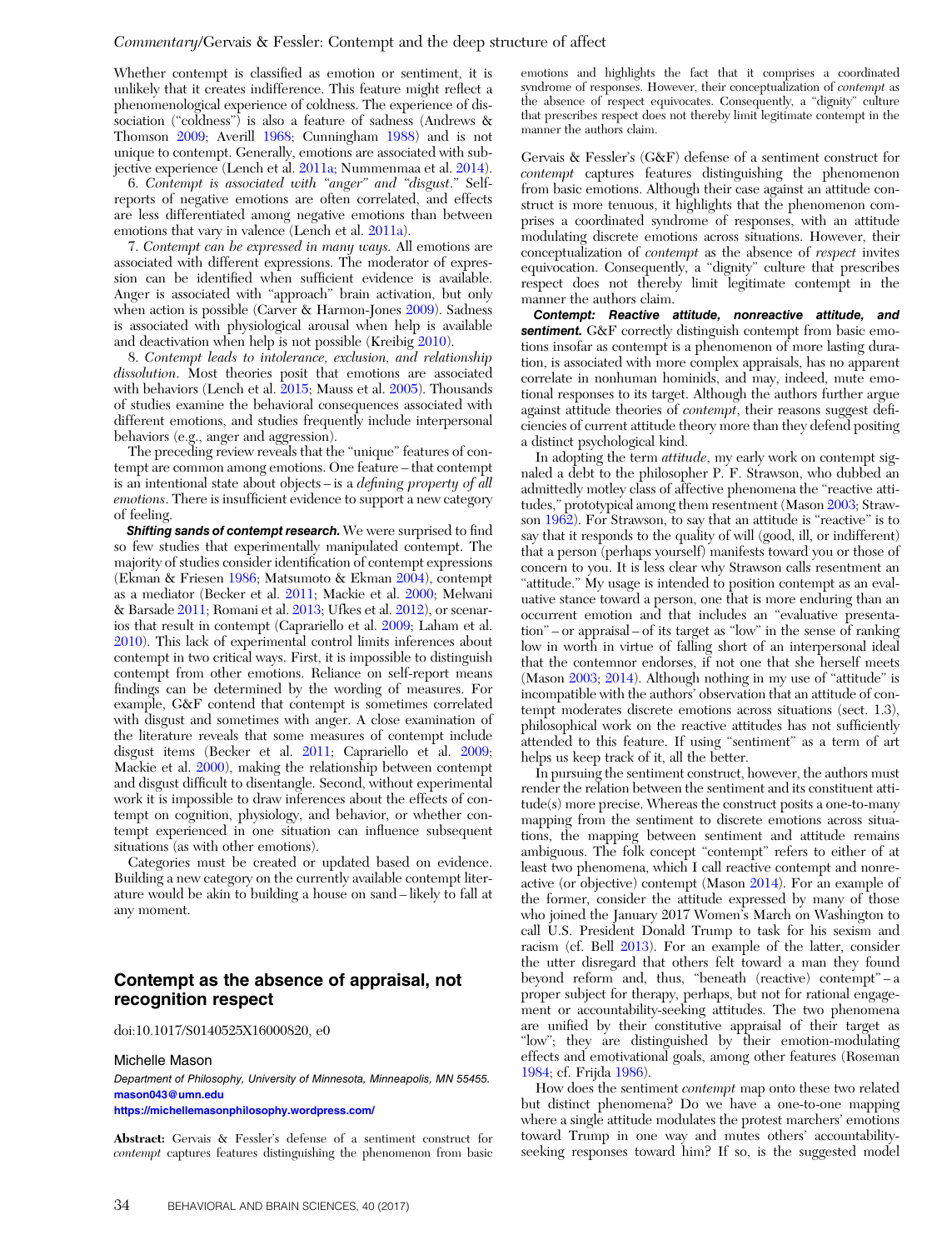Whether contempt is classified as emotion or sentiment, it is unlikely that it creates indifference. This feature might reflect a phenomenological experience of coldness. The experience of dissociation ("coldness") is also a feature of sadness (Andrews & Thomson 2009; Averill 1968; Cunningham 1988) and is not unique to contempt. Generally, emotions are associated with subjective experience (Lench et al. 2011a; Nummenmaa et al. 2014).

6. *Contempt is associated with "anger" and "disgust."* Self-reports of negative emotions are often correlated, and effects are less differentiated among negative emotions than between emotions that vary in valence (Lench et al. 2011a).

7. *Contempt can be expressed in many ways.* All emotions are associated with different expressions. The moderator of expression can be identified when sufficient evidence is available. Anger is associated with "approach" brain activation, but only when action is possible (Carver & Harmon-Jones 2009). Sadness is associated with physiological arousal when help is available and deactivation when help is not possible (Kreibig 2010).

8. *Contempt leads to intolerance, exclusion, and relationship dissolution.* Most theories posit that emotions are associated with behaviors (Lench et al. 2015; Mauss et al. 2005). Thousands of studies examine the behavioral consequences associated with different emotions, and studies frequently include interpersonal behaviors (e.g., anger and aggression).

The preceding review reveals that the "unique" features of contempt are common among emotions. One feature – that contempt is an intentional state about objects – is a *defining property of all emotions*. There is insufficient evidence to support a new category of feeling.

***Shifting sands of contempt research.*** We were surprised to find so few studies that experimentally manipulated contempt. The majority of studies consider identification of contempt expressions (Ekman & Friesen 1986; Matsumoto & Ekman 2004), contempt as a mediator (Becker et al. 2011; Mackie et al. 2000; Melwani & Barsade 2011; Romani et al. 2013; Ufkes et al. 2012), or scenarios that result in contempt (Caprariello et al. 2009; Laham et al. 2010). This lack of experimental control limits inferences about contempt in two critical ways. First, it is impossible to distinguish contempt from other emotions. Reliance on self-report means findings can be determined by the wording of measures. For example, G&F contend that contempt is sometimes correlated with disgust and sometimes with anger. A close examination of the literature reveals that some measures of contempt include disgust items (Becker et al. 2011; Caprariello et al. 2009; Mackie et al. 2000), making the relationship between contempt and disgust difficult to disentangle. Second, without experimental work it is impossible to draw inferences about the effects of contempt on cognition, physiology, and behavior, or whether contempt experienced in one situation can influence subsequent situations (as with other emotions).

Categories must be created or updated based on evidence. Building a new category on the currently available contempt literature would be akin to building a house on sand – likely to fall at any moment.

## Contempt as the absence of appraisal, not recognition respect

doi:10.1017/S0140525X16000820, e0

Michelle Mason

Department of Philosophy, University of Minnesota, Minneapolis, MN 55455.
mason043@umn.edu
https://michellemasonphilosophy.wordpress.com/

**Abstract:** Gervais & Fessler's defense of a sentiment construct for *contempt* captures features distinguishing the phenomenon from basic emotions and highlights the fact that it comprises a coordinated syndrome of responses. However, their conceptualization of *contempt* as the absence of respect equivocates. Consequently, a "dignity" culture that prescribes respect does not thereby limit legitimate contempt in the manner the authors claim.

Gervais & Fessler's (G&F) defense of a sentiment construct for *contempt* captures features distinguishing the phenomenon from basic emotions. Although their case against an attitude construct is more tenuous, it highlights that the phenomenon comprises a coordinated syndrome of responses, with an attitude modulating discrete emotions across situations. However, their conceptualization of *contempt* as the absence of *respect* invites equivocation. Consequently, a "dignity" culture that prescribes respect does not thereby limit legitimate contempt in the manner the authors claim.

***Contempt: Reactive attitude, nonreactive attitude, and sentiment.*** G&F correctly distinguish contempt from basic emotions insofar as contempt is a phenomenon of more lasting duration, is associated with more complex appraisals, has no apparent correlate in nonhuman hominids, and may, indeed, mute emotional responses to its target. Although the authors further argue against attitude theories of *contempt*, their reasons suggest deficiencies of current attitude theory more than they defend positing a distinct psychological kind.

In adopting the term *attitude*, my early work on contempt signaled a debt to the philosopher P. F. Strawson, who dubbed an admittedly motley class of affective phenomena the "reactive attitudes," prototypical among them resentment (Mason 2003; Strawson 1962). For Strawson, to say that an attitude is "reactive" is to say that it responds to the quality of will (good, ill, or indifferent) that a person (perhaps yourself) manifests toward you or those of concern to you. It is less clear why Strawson calls resentment an "attitude." My usage is intended to position contempt as an evaluative stance toward a person, one that is more enduring than an occurrent emotion and that includes an "evaluative presentation" – or appraisal – of its target as "low" in the sense of ranking low in worth in virtue of falling short of an interpersonal ideal that the contemnor endorses, if not one that she herself meets (Mason 2003; 2014). Although nothing in my use of "attitude" is incompatible with the authors' observation that an attitude of contempt moderates discrete emotions across situations (sect. 1.3), philosophical work on the reactive attitudes has not sufficiently attended to this feature. If using "sentiment" as a term of art helps us keep track of it, all the better.

In pursuing the sentiment construct, however, the authors must render the relation between the sentiment and its constituent attitude(s) more precise. Whereas the construct posits a one-to-many mapping from the sentiment to discrete emotions across situations, the mapping between sentiment and attitude remains ambiguous. The folk concept "contempt" refers to either of at least two phenomena, which I call reactive contempt and nonreactive (or objective) contempt (Mason 2014). For an example of the former, consider the attitude expressed by many of those who joined the January 2017 Women's March on Washington to call U.S. President Donald Trump to task for his sexism and racism (cf. Bell 2013). For an example of the latter, consider the utter disregard that others felt toward a man they found beyond reform and, thus, "beneath (reactive) contempt" – a proper subject for therapy, perhaps, but not for rational engagement or accountability-seeking attitudes. The two phenomena are unified by their constitutive appraisal of their target as "low"; they are distinguished by their emotion-modulating effects and emotivational goals, among other features (Roseman 1984; cf. Frijda 1986).

How does the sentiment *contempt* map onto these two related but distinct phenomena? Do we have a one-to-one mapping where a single attitude modulates the protest marchers' emotions toward Trump in one way and mutes others' accountability-seeking responses toward him? If so, is the suggested model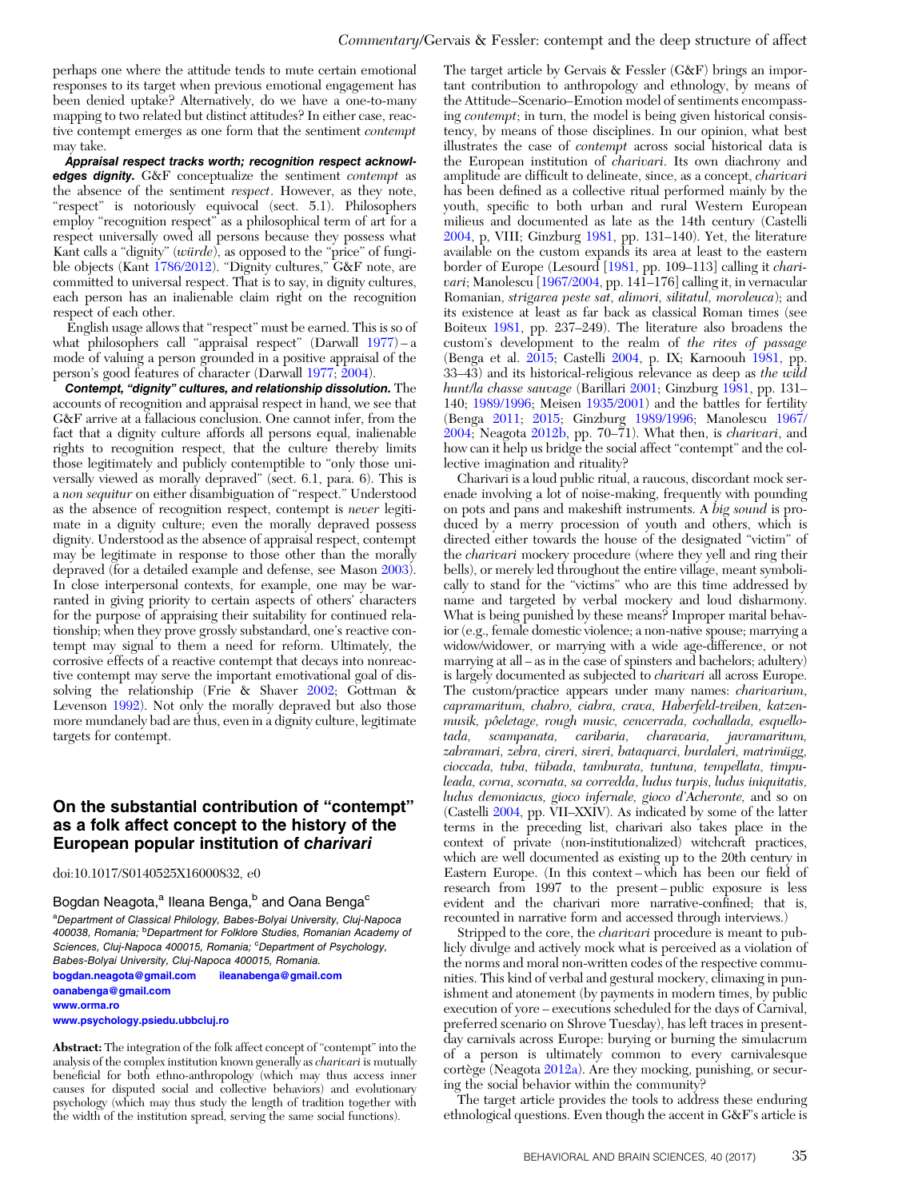perhaps one where the attitude tends to mute certain emotional responses to its target when previous emotional engagement has been denied uptake? Alternatively, do we have a one-to-many mapping to two related but distinct attitudes? In either case, reactive contempt emerges as one form that the sentiment *contempt* may take.

***Appraisal respect tracks worth; recognition respect acknowledges dignity.*** G&F conceptualize the sentiment *contempt* as the absence of the sentiment *respect*. However, as they note, "respect" is notoriously equivocal (sect. 5.1). Philosophers employ "recognition respect" as a philosophical term of art for a respect universally owed all persons because they possess what Kant calls a "dignity" (*würde*), as opposed to the "price" of fungible objects (Kant 1786/2012). "Dignity cultures," G&F note, are committed to universal respect. That is to say, in dignity cultures, each person has an inalienable claim right on the recognition respect of each other.

English usage allows that "respect" must be earned. This is so of what philosophers call "appraisal respect" (Darwall 1977) – a mode of valuing a person grounded in a positive appraisal of the person's good features of character (Darwall 1977; 2004).

***Contempt, "dignity" cultures, and relationship dissolution.*** The accounts of recognition and appraisal respect in hand, we see that G&F arrive at a fallacious conclusion. One cannot infer, from the fact that a dignity culture affords all persons equal, inalienable rights to recognition respect, that the culture thereby limits those legitimately and publicly contemptible to "only those universally viewed as morally depraved" (sect. 6.1, para. 6). This is a *non sequitur* on either disambiguation of "respect." Understood as the absence of recognition respect, contempt is *never* legitimate in a dignity culture; even the morally depraved possess dignity. Understood as the absence of appraisal respect, contempt may be legitimate in response to those other than the morally depraved (for a detailed example and defense, see Mason 2003). In close interpersonal contexts, for example, one may be warranted in giving priority to certain aspects of others' characters for the purpose of appraising their suitability for continued relationship; when they prove grossly substandard, one's reactive contempt may signal to them a need for reform. Ultimately, the corrosive effects of a reactive contempt that decays into nonreactive contempt may serve the important emotivational goal of dissolving the relationship (Frie & Shaver 2002; Gottman & Levenson 1992). Not only the morally depraved but also those more mundanely bad are thus, even in a dignity culture, legitimate targets for contempt.

## On the substantial contribution of "contempt" as a folk affect concept to the history of the European popular institution of *charivari*

doi:10.1017/S0140525X16000832, e0

Bogdan Neagota,[a] Ileana Benga,[b] and Oana Benga[c]

[a]Department of Classical Philology, Babes-Bolyai University, Cluj-Napoca 400038, Romania; [b]Department for Folklore Studies, Romanian Academy of Sciences, Cluj-Napoca 400015, Romania; [c]Department of Psychology, Babes-Bolyai University, Cluj-Napoca 400015, Romania.
bogdan.neagota@gmail.com ileanabenga@gmail.com
oanabenga@gmail.com
www.orma.ro
www.psychology.psiedu.ubbcluj.ro

**Abstract:** The integration of the folk affect concept of "contempt" into the analysis of the complex institution known generally as *charivari* is mutually beneficial for both ethno-anthropology (which may thus access inner causes for disputed social and collective behaviors) and evolutionary psychology (which may thus study the length of tradition together with the width of the institution spread, serving the same social functions).

The target article by Gervais & Fessler (G&F) brings an important contribution to anthropology and ethnology, by means of the Attitude–Scenario–Emotion model of sentiments encompassing *contempt*; in turn, the model is being given historical consistency, by means of those disciplines. In our opinion, what best illustrates the case of *contempt* across social historical data is the European institution of *charivari*. Its own diachrony and amplitude are difficult to delineate, since, as a concept, *charivari* has been defined as a collective ritual performed mainly by the youth, specific to both urban and rural Western European milieus and documented as late as the 14th century (Castelli 2004, p. VIII; Ginzburg 1981, pp. 131–140). Yet, the literature available on the custom expands its area at least to the eastern border of Europe (Lesourd [1981, pp. 109–113] calling it *charivari*; Manolescu [1967/2004, pp. 141–176] calling it, in vernacular Romanian, *strigarea peste sat, alimori, silitatul, moroleuca*); and its existence at least as far back as classical Roman times (see Boiteux 1981, pp. 237–249). The literature also broadens the custom's development to the realm of *the rites of passage* (Benga et al. 2015; Castelli 2004, p. IX; Karnoouh 1981, pp. 33–43) and its historical-religious relevance as deep as *the wild hunt/la chasse sauvage* (Barillari 2001; Ginzburg 1981, pp. 131–140; 1989/1996; Meisen 1935/2001) and the battles for fertility (Benga 2011; 2015; Ginzburg 1989/1996; Manolescu 1967/2004; Neagota 2012b, pp. 70–71). What then, is *charivari*, and how can it help us bridge the social affect "contempt" and the collective imagination and rituality?

Charivari is a loud public ritual, a raucous, discordant mock serenade involving a lot of noise-making, frequently with pounding on pots and pans and makeshift instruments. A *big sound* is produced by a merry procession of youth and others, which is directed either towards the house of the designated "victim" of the *charivari* mockery procedure (where they yell and ring their bells), or merely led throughout the entire village, meant symbolically to stand for the "victims" who are this time addressed by name and targeted by verbal mockery and loud disharmony. What is being punished by these means? Improper marital behavior (e.g., female domestic violence; a non-native spouse; marrying a widow/widower, or marrying with a wide age-difference, or not marrying at all – as in the case of spinsters and bachelors; adultery) is largely documented as subjected to *charivari* all across Europe. The custom/practice appears under many names: *charivarium, capramaritum, chabro, ciabra, crava, Haberfeld-treiben, katzenmusik, pôeletage, rough music, cencerrada, cochallada, esquellotada, scampanata, caribaria, charavaria, javramaritum, zabramari, zebra, cireri, sireri, bataquarci, burdaleri, matrimügg, cioccada, tuba, tübada, tamburata, tuntuna, tempellata, timpuleada, corna, scornata, sa corredda, ludus turpis, ludus iniquitatis, ludus demoniacus, gioco infernale, gioco d'Acheronte,* and so on (Castelli 2004, pp. VII–XXIV). As indicated by some of the latter terms in the preceding list, charivari also takes place in the context of private (non-institutionalized) witchcraft practices, which are well documented as existing up to the 20th century in Eastern Europe. (In this context – which has been our field of research from 1997 to the present – public exposure is less evident and the charivari more narrative-confined; that is, recounted in narrative form and accessed through interviews.)

Stripped to the core, the *charivari* procedure is meant to publicly divulge and actively mock what is perceived as a violation of the norms and moral non-written codes of the respective communities. This kind of verbal and gestural mockery, climaxing in punishment and atonement (by payments in modern times, by public execution of yore – executions scheduled for the days of Carnival, preferred scenario on Shrove Tuesday), has left traces in present-day carnivals across Europe: burying or burning the simulacrum of a person is ultimately common to every carnivalesque cortège (Neagota 2012a). Are they mocking, punishing, or securing the social behavior within the community?

The target article provides the tools to address these enduring ethnological questions. Even though the accent in G&F's article is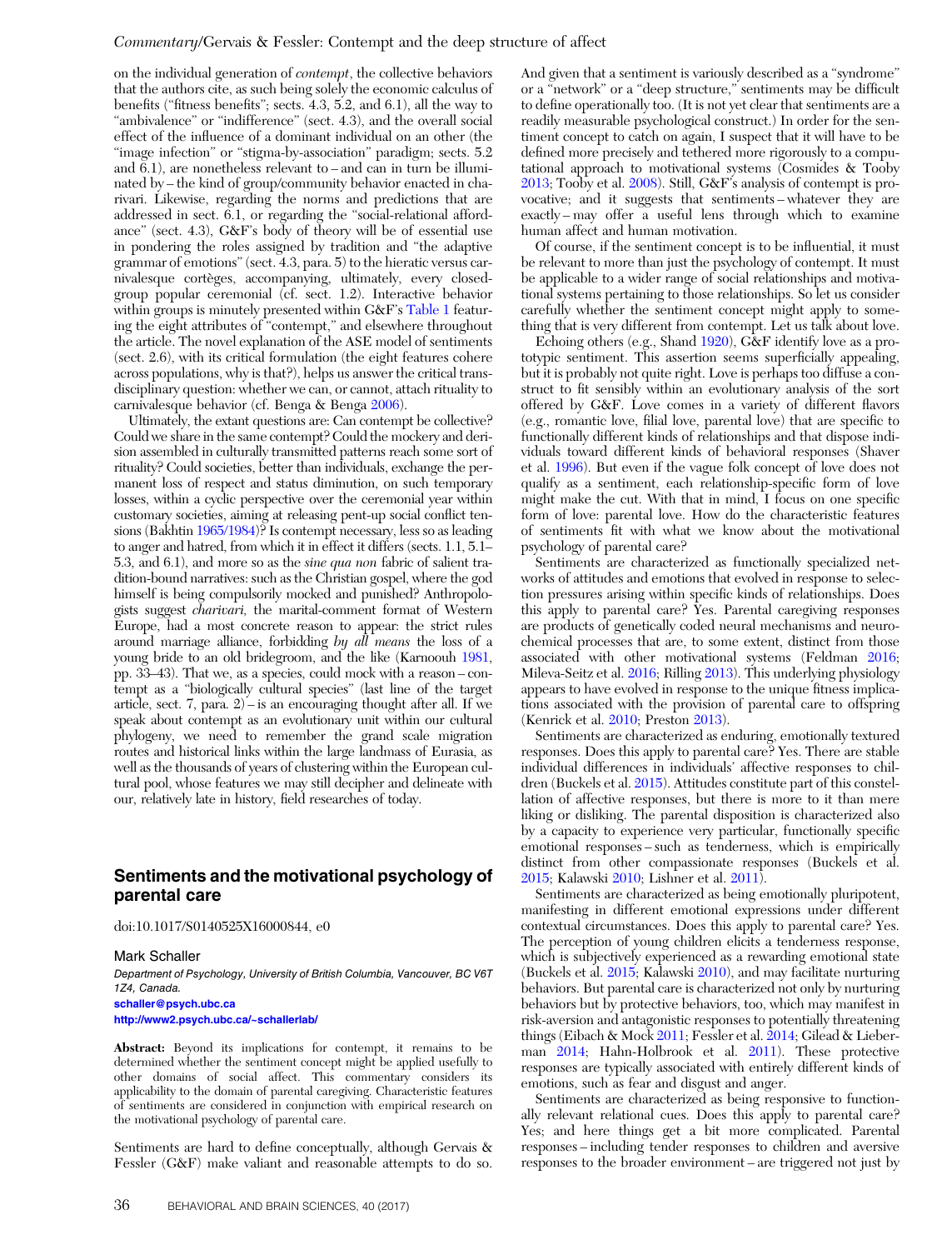on the individual generation of *contempt*, the collective behaviors that the authors cite, as such being solely the economic calculus of benefits ("fitness benefits"; sects. 4.3, 5.2, and 6.1), all the way to "ambivalence" or "indifference" (sect. 4.3), and the overall social effect of the influence of a dominant individual on an other (the "image infection" or "stigma-by-association" paradigm; sects. 5.2 and 6.1), are nonetheless relevant to – and can in turn be illuminated by – the kind of group/community behavior enacted in charivari. Likewise, regarding the norms and predictions that are addressed in sect. 6.1, or regarding the "social-relational affordance" (sect. 4.3), G&F's body of theory will be of essential use in pondering the roles assigned by tradition and "the adaptive grammar of emotions" (sect. 4.3, para. 5) to the hieratic versus carnivalesque cortèges, accompanying, ultimately, every closed-group popular ceremonial (cf. sect. 1.2). Interactive behavior within groups is minutely presented within G&F's Table 1 featuring the eight attributes of "contempt," and elsewhere throughout the article. The novel explanation of the ASE model of sentiments (sect. 2.6), with its critical formulation (the eight features cohere across populations, why is that?), helps us answer the critical transdisciplinary question: whether we can, or cannot, attach rituality to carnivalesque behavior (cf. Benga & Benga 2006).

Ultimately, the extant questions are: Can contempt be collective? Could we share in the same contempt? Could the mockery and derision assembled in culturally transmitted patterns reach some sort of rituality? Could societies, better than individuals, exchange the permanent loss of respect and status diminution, on such temporary losses, within a cyclic perspective over the ceremonial year within customary societies, aiming at releasing pent-up social conflict tensions (Bakhtin 1965/1984)? Is contempt necessary, less so as leading to anger and hatred, from which it in effect it differs (sects. 1.1, 5.1–5.3, and 6.1), and more so as the *sine qua non* fabric of salient tradition-bound narratives: such as the Christian gospel, where the god himself is being compulsorily mocked and punished? Anthropologists suggest *charivari*, the marital-comment format of Western Europe, had a most concrete reason to appear: the strict rules around marriage alliance, forbidding *by all means* the loss of a young bride to an old bridegroom, and the like (Karnoouh 1981, pp. 33–43). That we, as a species, could mock with a reason – contempt as a "biologically cultural species" (last line of the target article, sect. 7, para. 2) – is an encouraging thought after all. If we speak about contempt as an evolutionary unit within our cultural phylogeny, we need to remember the grand scale migration routes and historical links within the large landmass of Eurasia, as well as the thousands of years of clustering within the European cultural pool, whose features we may still decipher and delineate with our, relatively late in history, field researches of today.

## Sentiments and the motivational psychology of parental care

doi:10.1017/S0140525X16000844, e0

Mark Schaller

*Department of Psychology, University of British Columbia, Vancouver, BC V6T 1Z4, Canada.*
schaller@psych.ubc.ca
http://www2.psych.ubc.ca/~schallerlab/

**Abstract:** Beyond its implications for contempt, it remains to be determined whether the sentiment concept might be applied usefully to other domains of social affect. This commentary considers its applicability to the domain of parental caregiving. Characteristic features of sentiments are considered in conjunction with empirical research on the motivational psychology of parental care.

Sentiments are hard to define conceptually, although Gervais & Fessler (G&F) make valiant and reasonable attempts to do so. And given that a sentiment is variously described as a "syndrome" or a "network" or a "deep structure," sentiments may be difficult to define operationally too. (It is not yet clear that sentiments are a readily measurable psychological construct.) In order for the sentiment concept to catch on again, I suspect that it will have to be defined more precisely and tethered more rigorously to a computational approach to motivational systems (Cosmides & Tooby 2013; Tooby et al. 2008). Still, G&F's analysis of contempt is provocative; and it suggests that sentiments – whatever they are exactly – may offer a useful lens through which to examine human affect and human motivation.

Of course, if the sentiment concept is to be influential, it must be relevant to more than just the psychology of contempt. It must be applicable to a wider range of social relationships and motivational systems pertaining to those relationships. So let us consider carefully whether the sentiment concept might apply to something that is very different from contempt. Let us talk about love.

Echoing others (e.g., Shand 1920), G&F identify love as a prototypic sentiment. This assertion seems superficially appealing, but it is probably not quite right. Love is perhaps too diffuse a construct to fit sensibly within an evolutionary analysis of the sort offered by G&F. Love comes in a variety of different flavors (e.g., romantic love, filial love, parental love) that are specific to functionally different kinds of relationships and that dispose individuals toward different kinds of behavioral responses (Shaver et al. 1996). But even if the vague folk concept of love does not qualify as a sentiment, each relationship-specific form of love might make the cut. With that in mind, I focus on one specific form of love: parental love. How do the characteristic features of sentiments fit with what we know about the motivational psychology of parental care?

Sentiments are characterized as functionally specialized networks of attitudes and emotions that evolved in response to selection pressures arising within specific kinds of relationships. Does this apply to parental care? Yes. Parental caregiving responses are products of genetically coded neural mechanisms and neurochemical processes that are, to some extent, distinct from those associated with other motivational systems (Feldman 2016; Mileva-Seitz et al. 2016; Rilling 2013). This underlying physiology appears to have evolved in response to the unique fitness implications associated with the provision of parental care to offspring (Kenrick et al. 2010; Preston 2013).

Sentiments are characterized as enduring, emotionally textured responses. Does this apply to parental care? Yes. There are stable individual differences in individuals' affective responses to children (Buckels et al. 2015). Attitudes constitute part of this constellation of affective responses, but there is more to it than mere liking or disliking. The parental disposition is characterized also by a capacity to experience very particular, functionally specific emotional responses – such as tenderness, which is empirically distinct from other compassionate responses (Buckels et al. 2015; Kalawski 2010; Lishner et al. 2011).

Sentiments are characterized as being emotionally pluripotent, manifesting in different emotional expressions under different contextual circumstances. Does this apply to parental care? Yes. The perception of young children elicits a tenderness response, which is subjectively experienced as a rewarding emotional state (Buckels et al. 2015; Kalawski 2010), and may facilitate nurturing behaviors. But parental care is characterized not only by nurturing behaviors but by protective behaviors, too, which may manifest in risk-aversion and antagonistic responses to potentially threatening things (Eibach & Mock 2011; Fessler et al. 2014; Gilead & Liberman 2014; Hahn-Holbrook et al. 2011). These protective responses are typically associated with entirely different kinds of emotions, such as fear and disgust and anger.

Sentiments are characterized as being responsive to functionally relevant relational cues. Does this apply to parental care? Yes; and here things get a bit more complicated. Parental responses – including tender responses to children and aversive responses to the broader environment – are triggered not just by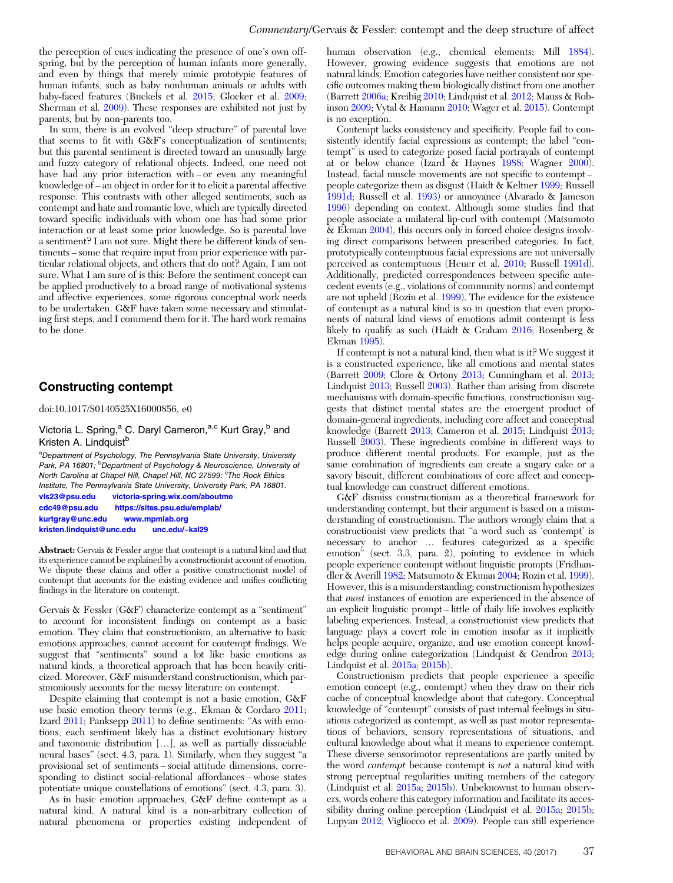the perception of cues indicating the presence of one's own offspring, but by the perception of human infants more generally, and even by things that merely mimic prototypic features of human infants, such as baby nonhuman animals or adults with baby-faced features (Buckels et al. 2015; Glocker et al. 2009; Sherman et al. 2009). These responses are exhibited not just by parents, but by non-parents too.

In sum, there is an evolved "deep structure" of parental love that seems to fit with G&F's conceptualization of sentiments; but this parental sentiment is directed toward an unusually large and fuzzy category of relational objects. Indeed, one need not have had any prior interaction with – or even any meaningful knowledge of – an object in order for it to elicit a parental affective response. This contrasts with other alleged sentiments, such as contempt and hate and romantic love, which are typically directed toward specific individuals with whom one has had some prior interaction or at least some prior knowledge. So is parental love a sentiment? I am not sure. Might there be different kinds of sentiments – some that require input from prior experience with particular relational objects, and others that do not? Again, I am not sure. What I am sure of is this: Before the sentiment concept can be applied productively to a broad range of motivational systems and affective experiences, some rigorous conceptual work needs to be undertaken. G&F have taken some necessary and stimulating first steps, and I commend them for it. The hard work remains to be done.

## Constructing contempt

doi:10.1017/S0140525X16000856, e0

Victoria L. Spring,[a] C. Daryl Cameron,[a,c] Kurt Gray,[b] and Kristen A. Lindquist[b]

[a]Department of Psychology, The Pennsylvania State University, University Park, PA 16801; [b]Department of Psychology & Neuroscience, University of North Carolina at Chapel Hill, Chapel Hill, NC 27599; [c]The Rock Ethics Institute, The Pennsylvania State University, University Park, PA 16801.
vls23@psu.edu victoria-spring.wix.com/aboutme
cdc49@psu.edu https://sites.psu.edu/emplab/
kurtgray@unc.edu www.mpmlab.org
kristen.lindquist@unc.edu unc.edu/~kal29

**Abstract:** Gervais & Fessler argue that contempt is a natural kind and that its experience cannot be explained by a constructionist account of emotion. We dispute these claims and offer a positive constructionist model of contempt that accounts for the existing evidence and unifies conflicting findings in the literature on contempt.

Gervais & Fessler (G&F) characterize contempt as a "sentiment" to account for inconsistent findings on contempt as a basic emotion. They claim that constructionism, an alternative to basic emotions approaches, cannot account for contempt findings. We suggest that "sentiments" sound a lot like basic emotions as natural kinds, a theoretical approach that has been heavily criticized. Moreover, G&F misunderstand constructionism, which parsimoniously accounts for the messy literature on contempt.

Despite claiming that contempt is not a basic emotion, G&F use basic emotion theory terms (e.g., Ekman & Cordaro 2011; Izard 2011; Panksepp 2011) to define sentiments: "As with emotions, each sentiment likely has a distinct evolutionary history and taxonomic distribution […], as well as partially dissociable neural bases" (sect. 4.3, para. 1). Similarly, when they suggest "a provisional set of sentiments – social attitude dimensions, corresponding to distinct social-relational affordances – whose states potentiate unique constellations of emotions" (sect. 4.3, para. 3).

As in basic emotion approaches, G&F define contempt as a natural kind. A natural kind is a non-arbitrary collection of natural phenomena or properties existing independent of human observation (e.g., chemical elements; Mill 1884). However, growing evidence suggests that emotions are not natural kinds. Emotion categories have neither consistent nor specific outcomes making them biologically distinct from one another (Barrett 2006a; Kreibig 2010; Lindquist et al. 2012; Mauss & Robinson 2009; Vytal & Hamann 2010; Wager et al. 2015). Contempt is no exception.

Contempt lacks consistency and specificity. People fail to consistently identify facial expressions as contempt; the label "contempt" is used to categorize posed facial portrayals of contempt at or below chance (Izard & Haynes 1988; Wagner 2000). Instead, facial muscle movements are not specific to contempt – people categorize them as disgust (Haidt & Keltner 1999; Russell 1991d; Russell et al. 1993) or annoyance (Alvarado & Jameson 1996) depending on context. Although some studies find that people associate a unilateral lip-curl with contempt (Matsumoto & Ekman 2004), this occurs only in forced choice designs involving direct comparisons between prescribed categories. In fact, prototypically contemptuous facial expressions are not universally perceived as contemptuous (Heuer et al. 2010; Russell 1991d). Additionally, predicted correspondences between specific antecedent events (e.g., violations of community norms) and contempt are not upheld (Rozin et al. 1999). The evidence for the existence of contempt as a natural kind is so in question that even proponents of natural kind views of emotions admit contempt is less likely to qualify as such (Haidt & Graham 2016; Rosenberg & Ekman 1995).

If contempt is not a natural kind, then what is it? We suggest it is a constructed experience, like all emotions and mental states (Barrett 2009; Clore & Ortony 2013; Cunningham et al. 2013; Lindquist 2013; Russell 2003). Rather than arising from discrete mechanisms with domain-specific functions, constructionism suggests that distinct mental states are the emergent product of domain-general ingredients, including core affect and conceptual knowledge (Barrett 2013; Cameron et al. 2015; Lindquist 2013; Russell 2003). These ingredients combine in different ways to produce different mental products. For example, just as the same combination of ingredients can create a sugary cake or a savory biscuit, different combinations of core affect and conceptual knowledge can construct different emotions.

G&F dismiss constructionism as a theoretical framework for understanding contempt, but their argument is based on a misunderstanding of constructionism. The authors wrongly claim that a constructionist view predicts that "a word such as 'contempt' is necessary to anchor … features categorized as a specific emotion" (sect. 3.3, para. 2), pointing to evidence in which people experience contempt without linguistic prompts (Fridhandler & Averill 1982; Matsumoto & Ekman 2004; Rozin et al. 1999). However, this is a misunderstanding; constructionism hypothesizes that *most* instances of emotion are experienced in the absence of an explicit linguistic prompt – little of daily life involves explicitly labeling experiences. Instead, a constructionist view predicts that language plays a covert role in emotion insofar as it implicitly helps people acquire, organize, and use emotion concept knowledge during online categorization (Lindquist & Gendron 2013; Lindquist et al. 2015a; 2015b).

Constructionism predicts that people experience a specific emotion concept (e.g., contempt) when they draw on their rich cache of conceptual knowledge about that category. Conceptual knowledge of "contempt" consists of past internal feelings in situations categorized as contempt, as well as past motor representations of behaviors, sensory representations of situations, and cultural knowledge about what it means to experience contempt. These diverse sensorimotor representations are partly united by the word *contempt* because contempt is *not* a natural kind with strong perceptual regularities uniting members of the category (Lindquist et al. 2015a; 2015b). Unbeknownst to human observers, words cohere this category information and facilitate its accessibility during online perception (Lindquist et al. 2015a; 2015b; Lupyan 2012; Vigliocco et al. 2009). People can still experience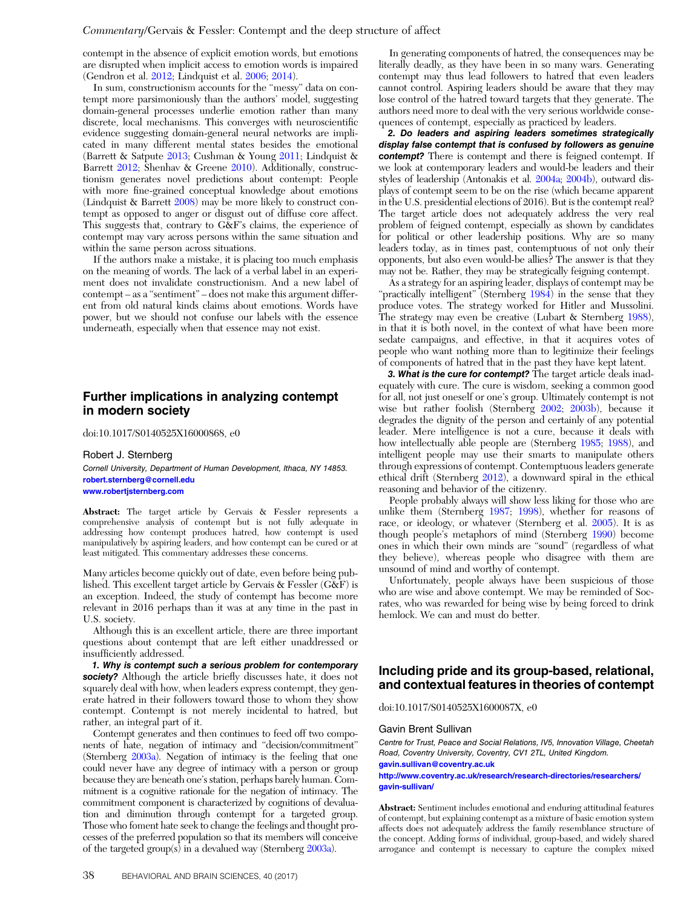contempt in the absence of explicit emotion words, but emotions are disrupted when implicit access to emotion words is impaired (Gendron et al. 2012; Lindquist et al. 2006; 2014).

In sum, constructionism accounts for the "messy" data on contempt more parsimoniously than the authors' model, suggesting domain-general processes underlie emotion rather than many discrete, local mechanisms. This converges with neuroscientific evidence suggesting domain-general neural networks are implicated in many different mental states besides the emotional (Barrett & Satpute 2013; Cushman & Young 2011; Lindquist & Barrett 2012; Shenhav & Greene 2010). Additionally, constructionism generates novel predictions about contempt: People with more fine-grained conceptual knowledge about emotions (Lindquist & Barrett 2008) may be more likely to construct contempt as opposed to anger or disgust out of diffuse core affect. This suggests that, contrary to G&F's claims, the experience of contempt may vary across persons within the same situation and within the same person across situations.

If the authors make a mistake, it is placing too much emphasis on the meaning of words. The lack of a verbal label in an experiment does not invalidate constructionism. And a new label of contempt – as a "sentiment" – does not make this argument different from old natural kinds claims about emotions. Words have power, but we should not confuse our labels with the essence underneath, especially when that essence may not exist.

## Further implications in analyzing contempt in modern society

doi:10.1017/S0140525X16000868, e0

Robert J. Sternberg

*Cornell University, Department of Human Development, Ithaca, NY 14853.*
robert.sternberg@cornell.edu
www.robertjsternberg.com

**Abstract:** The target article by Gervais & Fessler represents a comprehensive analysis of contempt but is not fully adequate in addressing how contempt produces hatred, how contempt is used manipulatively by aspiring leaders, and how contempt can be cured or at least mitigated. This commentary addresses these concerns.

Many articles become quickly out of date, even before being published. This excellent target article by Gervais & Fessler (G&F) is an exception. Indeed, the study of contempt has become more relevant in 2016 perhaps than it was at any time in the past in U.S. society.

Although this is an excellent article, there are three important questions about contempt that are left either unaddressed or insufficiently addressed.

***1. Why is contempt such a serious problem for contemporary society?*** Although the article briefly discusses hate, it does not squarely deal with how, when leaders express contempt, they generate hatred in their followers toward those to whom they show contempt. Contempt is not merely incidental to hatred, but rather, an integral part of it.

Contempt generates and then continues to feed off two components of hate, negation of intimacy and "decision/commitment" (Sternberg 2003a). Negation of intimacy is the feeling that one could never have any degree of intimacy with a person or group because they are beneath one's station, perhaps barely human. Commitment is a cognitive rationale for the negation of intimacy. The commitment component is characterized by cognitions of devaluation and diminution through contempt for a targeted group. Those who foment hate seek to change the feelings and thought processes of the preferred population so that its members will conceive of the targeted group(s) in a devalued way (Sternberg 2003a).

In generating components of hatred, the consequences may be literally deadly, as they have been in so many wars. Generating contempt may thus lead followers to hatred that even leaders cannot control. Aspiring leaders should be aware that they may lose control of the hatred toward targets that they generate. The authors need more to deal with the very serious worldwide consequences of contempt, especially as practiced by leaders.

***2. Do leaders and aspiring leaders sometimes strategically display false contempt that is confused by followers as genuine contempt?*** There is contempt and there is feigned contempt. If we look at contemporary leaders and would-be leaders and their styles of leadership (Antonakis et al. 2004a; 2004b), outward displays of contempt seem to be on the rise (which became apparent in the U.S. presidential elections of 2016). But is the contempt real? The target article does not adequately address the very real problem of feigned contempt, especially as shown by candidates for political or other leadership positions. Why are so many leaders today, as in times past, contemptuous of not only their opponents, but also even would-be allies? The answer is that they may not be. Rather, they may be strategically feigning contempt.

As a strategy for an aspiring leader, displays of contempt may be "practically intelligent" (Sternberg 1984) in the sense that they produce votes. The strategy worked for Hitler and Mussolini. The strategy may even be creative (Lubart & Sternberg 1988), in that it is both novel, in the context of what have been more sedate campaigns, and effective, in that it acquires votes of people who want nothing more than to legitimize their feelings of components of hatred that in the past they have kept latent.

***3. What is the cure for contempt?*** The target article deals inadequately with cure. The cure is wisdom, seeking a common good for all, not just oneself or one's group. Ultimately contempt is not wise but rather foolish (Sternberg 2002; 2003b), because it degrades the dignity of the person and certainly of any potential leader. Mere intelligence is not a cure, because it deals with how intellectually able people are (Sternberg 1985; 1988), and intelligent people may use their smarts to manipulate others through expressions of contempt. Contemptuous leaders generate ethical drift (Sternberg 2012), a downward spiral in the ethical reasoning and behavior of the citizenry.

People probably always will show less liking for those who are unlike them (Sternberg 1987; 1998), whether for reasons of race, or ideology, or whatever (Sternberg et al. 2005). It is as though people's metaphors of mind (Sternberg 1990) become ones in which their own minds are "sound" (regardless of what they believe), whereas people who disagree with them are unsound of mind and worthy of contempt.

Unfortunately, people always have been suspicious of those who are wise and above contempt. We may be reminded of Socrates, who was rewarded for being wise by being forced to drink hemlock. We can and must do better.

## Including pride and its group-based, relational, and contextual features in theories of contempt

doi:10.1017/S0140525X1600087X, e0

Gavin Brent Sullivan

*Centre for Trust, Peace and Social Relations, IV5, Innovation Village, Cheetah Road, Coventry University, Coventry, CV1 2TL, United Kingdom.*
gavin.sullivan@coventry.ac.uk
http://www.coventry.ac.uk/research/research-directories/researchers/gavin-sullivan/

**Abstract:** Sentiment includes emotional and enduring attitudinal features of contempt, but explaining contempt as a mixture of basic emotion system affects does not adequately address the family resemblance structure of the concept. Adding forms of individual, group-based, and widely shared arrogance and contempt is necessary to capture the complex mixed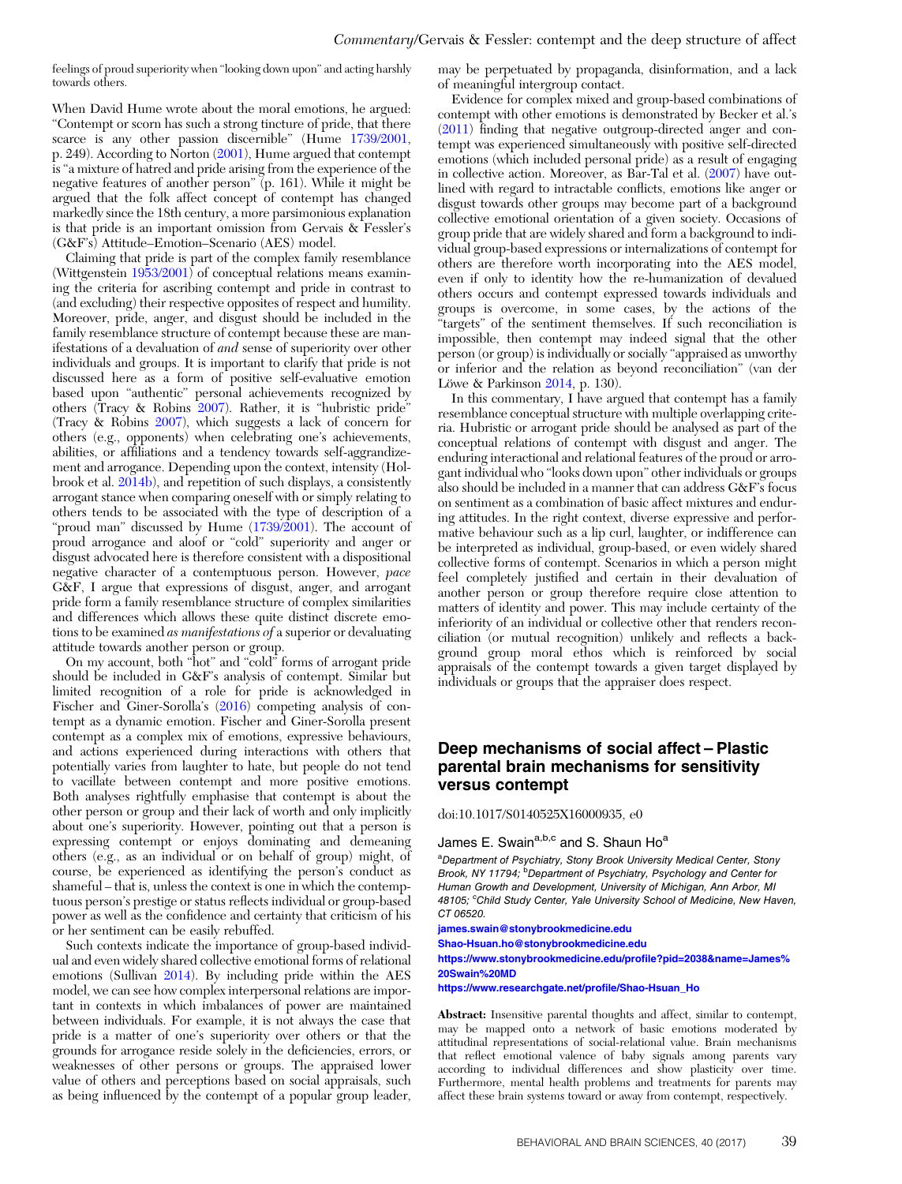feelings of proud superiority when "looking down upon" and acting harshly towards others.

When David Hume wrote about the moral emotions, he argued: "Contempt or scorn has such a strong tincture of pride, that there scarce is any other passion discernible" (Hume 1739/2001, p. 249). According to Norton (2001), Hume argued that contempt is "a mixture of hatred and pride arising from the experience of the negative features of another person" (p. 161). While it might be argued that the folk affect concept of contempt has changed markedly since the 18th century, a more parsimonious explanation is that pride is an important omission from Gervais & Fessler's (G&F's) Attitude–Emotion–Scenario (AES) model.

Claiming that pride is part of the complex family resemblance (Wittgenstein 1953/2001) of conceptual relations means examining the criteria for ascribing contempt and pride in contrast to (and excluding) their respective opposites of respect and humility. Moreover, pride, anger, and disgust should be included in the family resemblance structure of contempt because these are manifestations of a devaluation of *and* sense of superiority over other individuals and groups. It is important to clarify that pride is not discussed here as a form of positive self-evaluative emotion based upon "authentic" personal achievements recognized by others (Tracy & Robins 2007). Rather, it is "hubristic pride" (Tracy & Robins 2007), which suggests a lack of concern for others (e.g., opponents) when celebrating one's achievements, abilities, or affiliations and a tendency towards self-aggrandizement and arrogance. Depending upon the context, intensity (Holbrook et al. 2014b), and repetition of such displays, a consistently arrogant stance when comparing oneself with or simply relating to others tends to be associated with the type of description of a "proud man" discussed by Hume (1739/2001). The account of proud arrogance and aloof or "cold" superiority and anger or disgust advocated here is therefore consistent with a dispositional negative character of a contemptuous person. However, *pace* G&F, I argue that expressions of disgust, anger, and arrogant pride form a family resemblance structure of complex similarities and differences which allows these quite distinct discrete emotions to be examined *as manifestations of* a superior or devaluating attitude towards another person or group.

On my account, both "hot" and "cold" forms of arrogant pride should be included in G&F's analysis of contempt. Similar but limited recognition of a role for pride is acknowledged in Fischer and Giner-Sorolla's (2016) competing analysis of contempt as a dynamic emotion. Fischer and Giner-Sorolla present contempt as a complex mix of emotions, expressive behaviours, and actions experienced during interactions with others that potentially varies from laughter to hate, but people do not tend to vacillate between contempt and more positive emotions. Both analyses rightfully emphasise that contempt is about the other person or group and their lack of worth and only implicitly about one's superiority. However, pointing out that a person is expressing contempt or enjoys dominating and demeaning others (e.g., as an individual or on behalf of group) might, of course, be experienced as identifying the person's conduct as shameful – that is, unless the context is one in which the contemptuous person's prestige or status reflects individual or group-based power as well as the confidence and certainty that criticism of his or her sentiment can be easily rebuffed.

Such contexts indicate the importance of group-based individual and even widely shared collective emotional forms of relational emotions (Sullivan 2014). By including pride within the AES model, we can see how complex interpersonal relations are important in contexts in which imbalances of power are maintained between individuals. For example, it is not always the case that pride is a matter of one's superiority over others or that the grounds for arrogance reside solely in the deficiencies, errors, or weaknesses of other persons or groups. The appraised lower value of others and perceptions based on social appraisals, such as being influenced by the contempt of a popular group leader, may be perpetuated by propaganda, disinformation, and a lack of meaningful intergroup contact.

Evidence for complex mixed and group-based combinations of contempt with other emotions is demonstrated by Becker et al.'s (2011) finding that negative outgroup-directed anger and contempt was experienced simultaneously with positive self-directed emotions (which included personal pride) as a result of engaging in collective action. Moreover, as Bar-Tal et al. (2007) have outlined with regard to intractable conflicts, emotions like anger or disgust towards other groups may become part of a background collective emotional orientation of a given society. Occasions of group pride that are widely shared and form a background to individual group-based expressions or internalizations of contempt for others are therefore worth incorporating into the AES model, even if only to identity how the re-humanization of devalued others occurs and contempt expressed towards individuals and groups is overcome, in some cases, by the actions of the "targets" of the sentiment themselves. If such reconciliation is impossible, then contempt may indeed signal that the other person (or group) is individually or socially "appraised as unworthy or inferior and the relation as beyond reconciliation" (van der Löwe & Parkinson 2014, p. 130).

In this commentary, I have argued that contempt has a family resemblance conceptual structure with multiple overlapping criteria. Hubristic or arrogant pride should be analysed as part of the conceptual relations of contempt with disgust and anger. The enduring interactional and relational features of the proud or arrogant individual who "looks down upon" other individuals or groups also should be included in a manner that can address G&F's focus on sentiment as a combination of basic affect mixtures and enduring attitudes. In the right context, diverse expressive and performative behaviour such as a lip curl, laughter, or indifference can be interpreted as individual, group-based, or even widely shared collective forms of contempt. Scenarios in which a person might feel completely justified and certain in their devaluation of another person or group therefore require close attention to matters of identity and power. This may include certainty of the inferiority of an individual or collective other that renders reconciliation (or mutual recognition) unlikely and reflects a background group moral ethos which is reinforced by social appraisals of the contempt towards a given target displayed by individuals or groups that the appraiser does respect.

## Deep mechanisms of social affect – Plastic parental brain mechanisms for sensitivity versus contempt

doi:10.1017/S0140525X16000935, e0

James E. Swain[a,b,c] and S. Shaun Ho[a]

[a]Department of Psychiatry, Stony Brook University Medical Center, Stony Brook, NY 11794; [b]Department of Psychiatry, Psychology and Center for Human Growth and Development, University of Michigan, Ann Arbor, MI 48105; [c]Child Study Center, Yale University School of Medicine, New Haven, CT 06520.

james.swain@stonybrookmedicine.edu
Shao-Hsuan.ho@stonybrookmedicine.edu
https://www.stonybrookmedicine.edu/profile?pid=2038&name=James%20Swain%20MD
https://www.researchgate.net/profile/Shao-Hsuan_Ho

**Abstract:** Insensitive parental thoughts and affect, similar to contempt, may be mapped onto a network of basic emotions moderated by attitudinal representations of social-relational value. Brain mechanisms that reflect emotional valence of baby signals among parents vary according to individual differences and show plasticity over time. Furthermore, mental health problems and treatments for parents may affect these brain systems toward or away from contempt, respectively.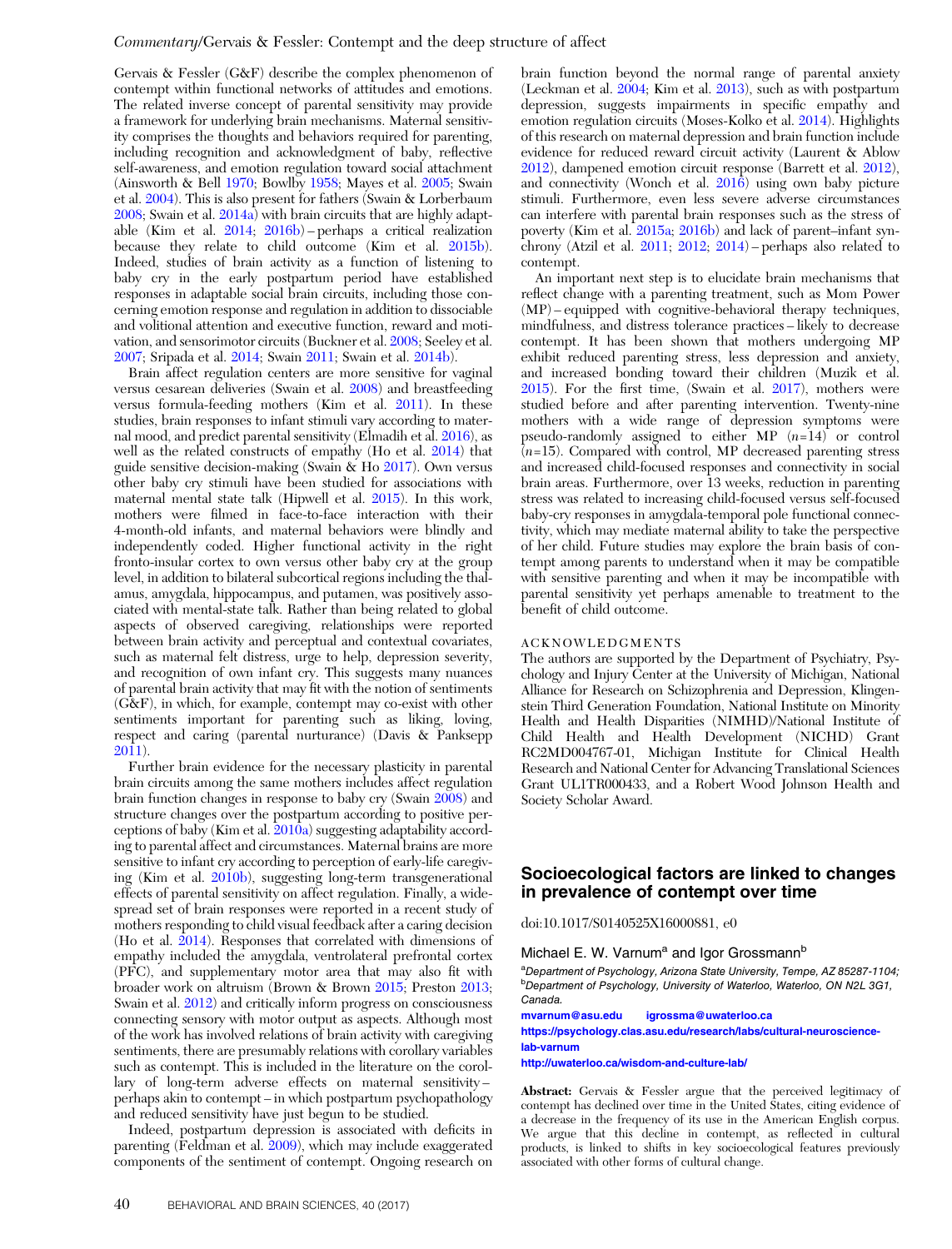Gervais & Fessler (G&F) describe the complex phenomenon of contempt within functional networks of attitudes and emotions. The related inverse concept of parental sensitivity may provide a framework for underlying brain mechanisms. Maternal sensitivity comprises the thoughts and behaviors required for parenting, including recognition and acknowledgment of baby, reflective self-awareness, and emotion regulation toward social attachment (Ainsworth & Bell 1970; Bowlby 1958; Mayes et al. 2005; Swain et al. 2004). This is also present for fathers (Swain & Lorberbaum 2008; Swain et al. 2014a) with brain circuits that are highly adaptable (Kim et al. 2014; 2016b) – perhaps a critical realization because they relate to child outcome (Kim et al. 2015b). Indeed, studies of brain activity as a function of listening to baby cry in the early postpartum period have established responses in adaptable social brain circuits, including those concerning emotion response and regulation in addition to dissociable and volitional attention and executive function, reward and motivation, and sensorimotor circuits (Buckner et al. 2008; Seeley et al. 2007; Sripada et al. 2014; Swain 2011; Swain et al. 2014b).

Brain affect regulation centers are more sensitive for vaginal versus cesarean deliveries (Swain et al. 2008) and breastfeeding versus formula-feeding mothers (Kim et al. 2011). In these studies, brain responses to infant stimuli vary according to maternal mood, and predict parental sensitivity (Elmadih et al. 2016), as well as the related constructs of empathy (Ho et al. 2014) that guide sensitive decision-making (Swain & Ho 2017). Own versus other baby cry stimuli have been studied for associations with maternal mental state talk (Hipwell et al. 2015). In this work, mothers were filmed in face-to-face interaction with their 4-month-old infants, and maternal behaviors were blindly and independently coded. Higher functional activity in the right fronto-insular cortex to own versus other baby cry at the group level, in addition to bilateral subcortical regions including the thalamus, amygdala, hippocampus, and putamen, was positively associated with mental-state talk. Rather than being related to global aspects of observed caregiving, relationships were reported between brain activity and perceptual and contextual covariates, such as maternal felt distress, urge to help, depression severity, and recognition of own infant cry. This suggests many nuances of parental brain activity that may fit with the notion of sentiments (G&F), in which, for example, contempt may co-exist with other sentiments important for parenting such as liking, loving, respect and caring (parental nurturance) (Davis & Panksepp 2011).

Further brain evidence for the necessary plasticity in parental brain circuits among the same mothers includes affect regulation brain function changes in response to baby cry (Swain 2008) and structure changes over the postpartum according to positive perceptions of baby (Kim et al. 2010a) suggesting adaptability according to parental affect and circumstances. Maternal brains are more sensitive to infant cry according to perception of early-life caregiving (Kim et al. 2010b), suggesting long-term transgenerational effects of parental sensitivity on affect regulation. Finally, a widespread set of brain responses were reported in a recent study of mothers responding to child visual feedback after a caring decision (Ho et al. 2014). Responses that correlated with dimensions of empathy included the amygdala, ventrolateral prefrontal cortex (PFC), and supplementary motor area that may also fit with broader work on altruism (Brown & Brown 2015; Preston 2013; Swain et al. 2012) and critically inform progress on consciousness connecting sensory with motor output as aspects. Although most of the work has involved relations of brain activity with caregiving sentiments, there are presumably relations with corollary variables such as contempt. This is included in the literature on the corollary of long-term adverse effects on maternal sensitivity – perhaps akin to contempt – in which postpartum psychopathology and reduced sensitivity have just begun to be studied.

Indeed, postpartum depression is associated with deficits in parenting (Feldman et al. 2009), which may include exaggerated components of the sentiment of contempt. Ongoing research on brain function beyond the normal range of parental anxiety (Leckman et al. 2004; Kim et al. 2013), such as with postpartum depression, suggests impairments in specific empathy and emotion regulation circuits (Moses-Kolko et al. 2014). Highlights of this research on maternal depression and brain function include evidence for reduced reward circuit activity (Laurent & Ablow 2012), dampened emotion circuit response (Barrett et al. 2012), and connectivity (Wonch et al. 2016) using own baby picture stimuli. Furthermore, even less severe adverse circumstances can interfere with parental brain responses such as the stress of poverty (Kim et al. 2015a; 2016b) and lack of parent–infant synchrony (Atzil et al. 2011; 2012; 2014) – perhaps also related to contempt.

An important next step is to elucidate brain mechanisms that reflect change with a parenting treatment, such as Mom Power (MP) – equipped with cognitive-behavioral therapy techniques, mindfulness, and distress tolerance practices – likely to decrease contempt. It has been shown that mothers undergoing MP exhibit reduced parenting stress, less depression and anxiety, and increased bonding toward their children (Muzik et al. 2015). For the first time, (Swain et al. 2017), mothers were studied before and after parenting intervention. Twenty-nine mothers with a wide range of depression symptoms were pseudo-randomly assigned to either MP ($n$=14) or control ($n$=15). Compared with control, MP decreased parenting stress and increased child-focused responses and connectivity in social brain areas. Furthermore, over 13 weeks, reduction in parenting stress was related to increasing child-focused versus self-focused baby-cry responses in amygdala-temporal pole functional connectivity, which may mediate maternal ability to take the perspective of her child. Future studies may explore the brain basis of contempt among parents to understand when it may be compatible with sensitive parenting and when it may be incompatible with parental sensitivity yet perhaps amenable to treatment to the benefit of child outcome.

### ACKNOWLEDGMENTS

The authors are supported by the Department of Psychiatry, Psychology and Injury Center at the University of Michigan, National Alliance for Research on Schizophrenia and Depression, Klingenstein Third Generation Foundation, National Institute on Minority Health and Health Disparities (NIMHD)/National Institute of Child Health and Health Development (NICHD) Grant RC2MD004767-01, Michigan Institute for Clinical Health Research and National Center for Advancing Translational Sciences Grant UL1TR000433, and a Robert Wood Johnson Health and Society Scholar Award.

## Socioecological factors are linked to changes in prevalence of contempt over time

doi:10.1017/S0140525X16000881, e0

Michael E. W. Varnum[a] and Igor Grossmann[b]

[a]*Department of Psychology, Arizona State University, Tempe, AZ 85287-1104;* [b]*Department of Psychology, University of Waterloo, Waterloo, ON N2L 3G1, Canada.*

mvarnum@asu.edu igrossma@uwaterloo.ca

https://psychology.clas.asu.edu/research/labs/cultural-neuroscience-lab-varnum

http://uwaterloo.ca/wisdom-and-culture-lab/

**Abstract:** Gervais & Fessler argue that the perceived legitimacy of contempt has declined over time in the United States, citing evidence of a decrease in the frequency of its use in the American English corpus. We argue that this decline in contempt, as reflected in cultural products, is linked to shifts in key socioecological features previously associated with other forms of cultural change.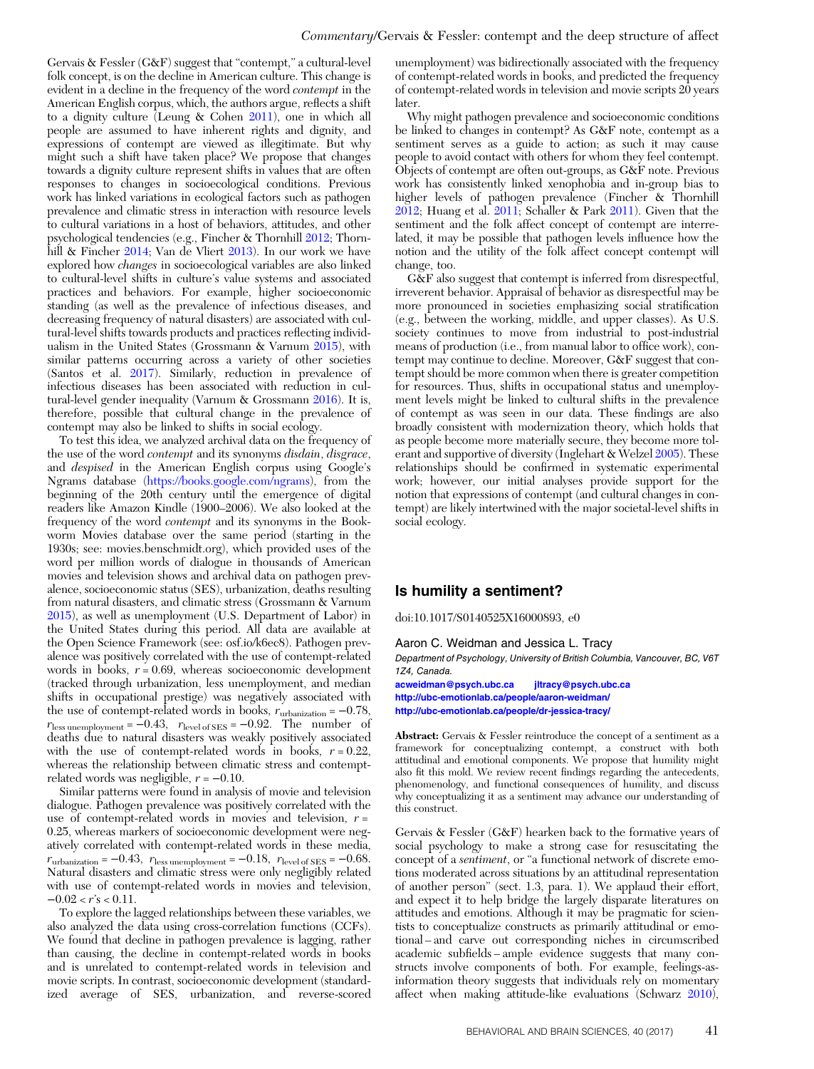Gervais & Fessler (G&F) suggest that "contempt," a cultural-level folk concept, is on the decline in American culture. This change is evident in a decline in the frequency of the word *contempt* in the American English corpus, which, the authors argue, reflects a shift to a dignity culture (Leung & Cohen 2011), one in which all people are assumed to have inherent rights and dignity, and expressions of contempt are viewed as illegitimate. But why might such a shift have taken place? We propose that changes towards a dignity culture represent shifts in values that are often responses to changes in socioecological conditions. Previous work has linked variations in ecological factors such as pathogen prevalence and climatic stress in interaction with resource levels to cultural variations in a host of behaviors, attitudes, and other psychological tendencies (e.g., Fincher & Thornhill 2012; Thornhill & Fincher 2014; Van de Vliert 2013). In our work we have explored how *changes* in socioecological variables are also linked to cultural-level shifts in culture's value systems and associated practices and behaviors. For example, higher socioeconomic standing (as well as the prevalence of infectious diseases, and decreasing frequency of natural disasters) are associated with cultural-level shifts towards products and practices reflecting individualism in the United States (Grossmann & Varnum 2015), with similar patterns occurring across a variety of other societies (Santos et al. 2017). Similarly, reduction in prevalence of infectious diseases has been associated with reduction in cultural-level gender inequality (Varnum & Grossmann 2016). It is, therefore, possible that cultural change in the prevalence of contempt may also be linked to shifts in social ecology.

To test this idea, we analyzed archival data on the frequency of the use of the word *contempt* and its synonyms *disdain*, *disgrace*, and *despised* in the American English corpus using Google's Ngrams database (https://books.google.com/ngrams), from the beginning of the 20th century until the emergence of digital readers like Amazon Kindle (1900–2006). We also looked at the frequency of the word *contempt* and its synonyms in the Bookworm Movies database over the same period (starting in the 1930s; see: movies.benschmidt.org), which provided uses of the word per million words of dialogue in thousands of American movies and television shows and archival data on pathogen prevalence, socioeconomic status (SES), urbanization, deaths resulting from natural disasters, and climatic stress (Grossmann & Varnum 2015), as well as unemployment (U.S. Department of Labor) in the United States during this period. All data are available at the Open Science Framework (see: osf.io/k6ec8). Pathogen prevalence was positively correlated with the use of contempt-related words in books, $r = 0.69$, whereas socioeconomic development (tracked through urbanization, less unemployment, and median shifts in occupational prestige) was negatively associated with the use of contempt-related words in books, $r_{\text{urbanization}} = -0.78$, $r_{\text{less unemployment}} = -0.43$, $r_{\text{level of SES}} = -0.92$. The number of deaths due to natural disasters was weakly positively associated with the use of contempt-related words in books, $r = 0.22$, whereas the relationship between climatic stress and contempt-related words was negligible, $r = -0.10$.

Similar patterns were found in analysis of movie and television dialogue. Pathogen prevalence was positively correlated with the use of contempt-related words in movies and television, $r = 0.25$, whereas markers of socioeconomic development were negatively correlated with contempt-related words in these media, $r_{\text{urbanization}} = -0.43$, $r_{\text{less unemployment}} = -0.18$, $r_{\text{level of SES}} = -0.68$. Natural disasters and climatic stress were only negligibly related with use of contempt-related words in movies and television, $-0.02 < r\text{'s} < 0.11$.

To explore the lagged relationships between these variables, we also analyzed the data using cross-correlation functions (CCFs). We found that decline in pathogen prevalence is lagging, rather than causing, the decline in contempt-related words in books and is unrelated to contempt-related words in television and movie scripts. In contrast, socioeconomic development (standardized average of SES, urbanization, and reverse-scored unemployment) was bidirectionally associated with the frequency of contempt-related words in books, and predicted the frequency of contempt-related words in television and movie scripts 20 years later.

Why might pathogen prevalence and socioeconomic conditions be linked to changes in contempt? As G&F note, contempt as a sentiment serves as a guide to action; as such it may cause people to avoid contact with others for whom they feel contempt. Objects of contempt are often out-groups, as G&F note. Previous work has consistently linked xenophobia and in-group bias to higher levels of pathogen prevalence (Fincher & Thornhill 2012; Huang et al. 2011; Schaller & Park 2011). Given that the sentiment and the folk affect concept of contempt are interrelated, it may be possible that pathogen levels influence how the notion and the utility of the folk affect concept contempt will change, too.

G&F also suggest that contempt is inferred from disrespectful, irreverent behavior. Appraisal of behavior as disrespectful may be more pronounced in societies emphasizing social stratification (e.g., between the working, middle, and upper classes). As U.S. society continues to move from industrial to post-industrial means of production (i.e., from manual labor to office work), contempt may continue to decline. Moreover, G&F suggest that contempt should be more common when there is greater competition for resources. Thus, shifts in occupational status and unemployment levels might be linked to cultural shifts in the prevalence of contempt as was seen in our data. These findings are also broadly consistent with modernization theory, which holds that as people become more materially secure, they become more tolerant and supportive of diversity (Inglehart & Welzel 2005). These relationships should be confirmed in systematic experimental work; however, our initial analyses provide support for the notion that expressions of contempt (and cultural changes in contempt) are likely intertwined with the major societal-level shifts in social ecology.

## Is humility a sentiment?

doi:10.1017/S0140525X16000893, e0

Aaron C. Weidman and Jessica L. Tracy

*Department of Psychology, University of British Columbia, Vancouver, BC, V6T 1Z4, Canada.*

acweidman@psych.ubc.ca jltracy@psych.ubc.ca
http://ubc-emotionlab.ca/people/aaron-weidman/
http://ubc-emotionlab.ca/people/dr-jessica-tracy/

**Abstract:** Gervais & Fessler reintroduce the concept of a sentiment as a framework for conceptualizing contempt, a construct with both attitudinal and emotional components. We propose that humility might also fit this mold. We review recent findings regarding the antecedents, phenomenology, and functional consequences of humility, and discuss why conceptualizing it as a sentiment may advance our understanding of this construct.

Gervais & Fessler (G&F) hearken back to the formative years of social psychology to make a strong case for resuscitating the concept of a *sentiment*, or "a functional network of discrete emotions moderated across situations by an attitudinal representation of another person" (sect. 1.3, para. 1). We applaud their effort, and expect it to help bridge the largely disparate literatures on attitudes and emotions. Although it may be pragmatic for scientists to conceptualize constructs as primarily attitudinal or emotional – and carve out corresponding niches in circumscribed academic subfields – ample evidence suggests that many constructs involve components of both. For example, feelings-as-information theory suggests that individuals rely on momentary affect when making attitude-like evaluations (Schwarz 2010),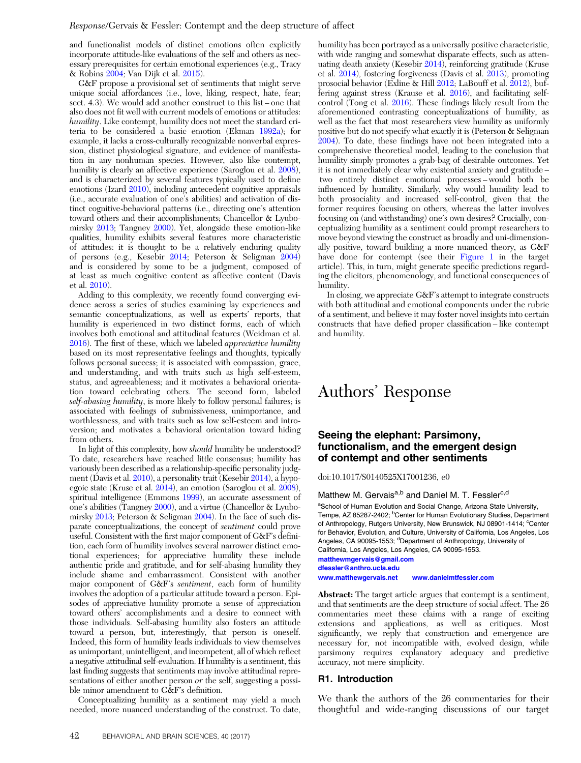and functionalist models of distinct emotions often explicitly incorporate attitude-like evaluations of the self and others as necessary prerequisites for certain emotional experiences (e.g., Tracy & Robins 2004; Van Dijk et al. 2015).

G&F propose a provisional set of sentiments that might serve unique social affordances (i.e., love, liking, respect, hate, fear; sect. 4.3). We would add another construct to this list – one that also does not fit well with current models of emotions or attitudes: *humility*. Like contempt, humility does not meet the standard criteria to be considered a basic emotion (Ekman 1992a); for example, it lacks a cross-culturally recognizable nonverbal expression, distinct physiological signature, and evidence of manifestation in any nonhuman species. However, also like contempt, humility is clearly an affective experience (Saroglou et al. 2008), and is characterized by several features typically used to define emotions (Izard 2010), including antecedent cognitive appraisals (i.e., accurate evaluation of one's abilities) and activation of distinct cognitive-behavioral patterns (i.e., directing one's attention toward others and their accomplishments; Chancellor & Lyubomirsky 2013; Tangney 2000). Yet, alongside these emotion-like qualities, humility exhibits several features more characteristic of attitudes: it is thought to be a relatively enduring quality of persons (e.g., Kesebir 2014; Peterson & Seligman 2004) and is considered by some to be a judgment, composed of at least as much cognitive content as affective content (Davis et al. 2010).

Adding to this complexity, we recently found converging evidence across a series of studies examining lay experiences and semantic conceptualizations, as well as experts' reports, that humility is experienced in two distinct forms, each of which involves both emotional and attitudinal features (Weidman et al. 2016). The first of these, which we labeled *appreciative humility* based on its most representative feelings and thoughts, typically follows personal success; it is associated with compassion, grace, and understanding, and with traits such as high self-esteem, status, and agreeableness; and it motivates a behavioral orientation toward celebrating others. The second form, labeled *self-abasing humility*, is more likely to follow personal failures; is associated with feelings of submissiveness, unimportance, and worthlessness, and with traits such as low self-esteem and introversion; and motivates a behavioral orientation toward hiding from others.

In light of this complexity, how *should* humility be understood? To date, researchers have reached little consensus; humility has variously been described as a relationship-specific personality judgment (Davis et al. 2010), a personality trait (Kesebir 2014), a hypoegoic state (Kruse et al. 2014), an emotion (Saroglou et al. 2008), spiritual intelligence (Emmons 1999), an accurate assessment of one's abilities (Tangney 2000), and a virtue (Chancellor & Lyubomirsky 2013; Peterson & Seligman 2004). In the face of such disparate conceptualizations, the concept of *sentiment* could prove useful. Consistent with the first major component of G&F's definition, each form of humility involves several narrower distinct emotional experiences; for appreciative humility these include authentic pride and gratitude, and for self-abasing humility they include shame and embarrassment. Consistent with another major component of G&F's *sentiment*, each form of humility involves the adoption of a particular attitude toward a person. Episodes of appreciative humility promote a sense of appreciation toward others' accomplishments and a desire to connect with those individuals. Self-abasing humility also fosters an attitude toward a person, but, interestingly, that person is oneself. Indeed, this form of humility leads individuals to view themselves as unimportant, unintelligent, and incompetent, all of which reflect a negative attitudinal self-evaluation. If humility is a sentiment, this last finding suggests that sentiments may involve attitudinal representations of either another person *or* the self, suggesting a possible minor amendment to G&F's definition.

Conceptualizing humility as a sentiment may yield a much needed, more nuanced understanding of the construct. To date, humility has been portrayed as a universally positive characteristic, with wide ranging and somewhat disparate effects, such as attenuating death anxiety (Kesebir 2014), reinforcing gratitude (Kruse et al. 2014), fostering forgiveness (Davis et al. 2013), promoting prosocial behavior (Exline & Hill 2012; LaBouff et al. 2012), buffering against stress (Krause et al. 2016), and facilitating self-control (Tong et al. 2016). These findings likely result from the aforementioned contrasting conceptualizations of humility, as well as the fact that most researchers view humility as uniformly positive but do not specify what exactly it is (Peterson & Seligman 2004). To date, these findings have not been integrated into a comprehensive theoretical model, leading to the conclusion that humility simply promotes a grab-bag of desirable outcomes. Yet it is not immediately clear why existential anxiety and gratitude – two entirely distinct emotional processes – would both be influenced by humility. Similarly, why would humility lead to both prosociality and increased self-control, given that the former requires focusing on others, whereas the latter involves focusing on (and withstanding) one's own desires? Crucially, conceptualizing humility as a sentiment could prompt researchers to move beyond viewing the construct as broadly and uni-dimensionally positive, toward building a more nuanced theory, as G&F have done for contempt (see their Figure 1 in the target article). This, in turn, might generate specific predictions regarding the elicitors, phenomenology, and functional consequences of humility.

In closing, we appreciate G&F's attempt to integrate constructs with both attitudinal and emotional components under the rubric of a sentiment, and believe it may foster novel insights into certain constructs that have defied proper classification – like contempt and humility.

# Authors' Response

## Seeing the elephant: Parsimony, functionalism, and the emergent design of contempt and other sentiments

doi:10.1017/S0140525X17001236, e0

Matthew M. Gervais[a,b] and Daniel M. T. Fessler[c,d]

[a]School of Human Evolution and Social Change, Arizona State University, Tempe, AZ 85287-2402; [b]Center for Human Evolutionary Studies, Department of Anthropology, Rutgers University, New Brunswick, NJ 08901-1414; [c]Center for Behavior, Evolution, and Culture, University of California, Los Angeles, Los Angeles, CA 90095-1553; [d]Department of Anthropology, University of California, Los Angeles, Los Angeles, CA 90095-1553.

matthewmgervais@gmail.com
dfessler@anthro.ucla.edu
www.matthewgervais.net www.danielmtfessler.com

**Abstract:** The target article argues that contempt is a sentiment, and that sentiments are the deep structure of social affect. The 26 commentaries meet these claims with a range of exciting extensions and applications, as well as critiques. Most significantly, we reply that construction and emergence are necessary for, not incompatible with, evolved design, while parsimony requires explanatory adequacy and predictive accuracy, not mere simplicity.

## R1. Introduction

We thank the authors of the 26 commentaries for their thoughtful and wide-ranging discussions of our target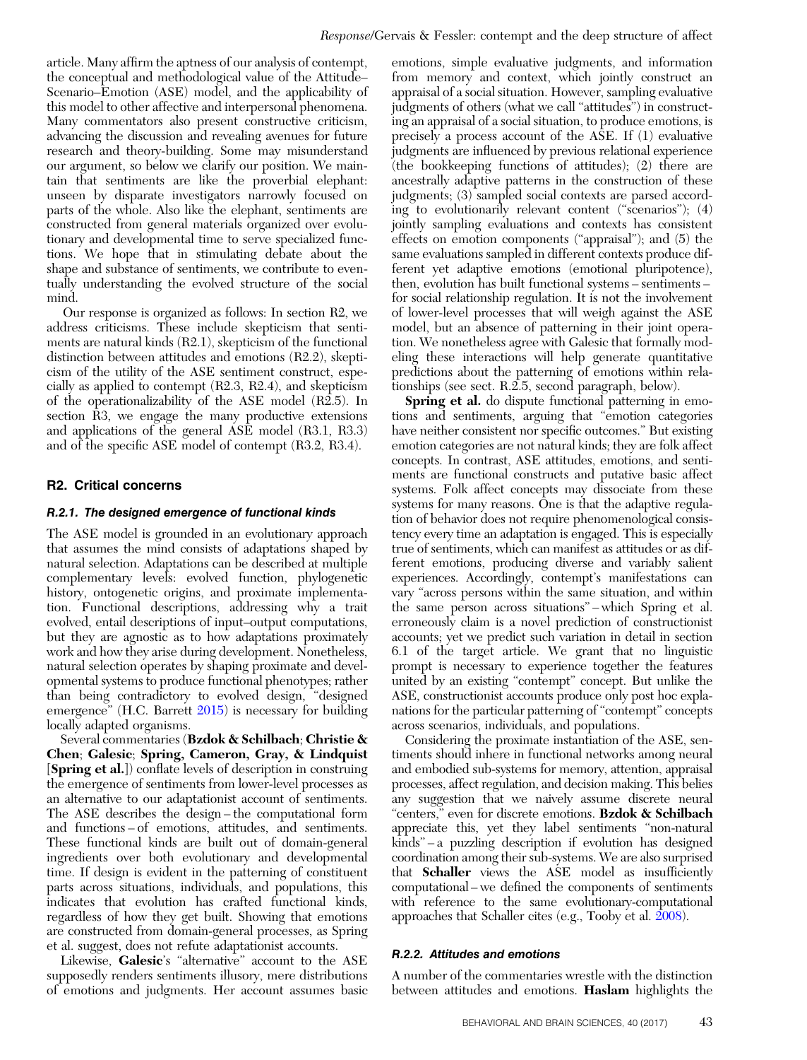article. Many affirm the aptness of our analysis of contempt, the conceptual and methodological value of the Attitude–Scenario–Emotion (ASE) model, and the applicability of this model to other affective and interpersonal phenomena. Many commentators also present constructive criticism, advancing the discussion and revealing avenues for future research and theory-building. Some may misunderstand our argument, so below we clarify our position. We maintain that sentiments are like the proverbial elephant: unseen by disparate investigators narrowly focused on parts of the whole. Also like the elephant, sentiments are constructed from general materials organized over evolutionary and developmental time to serve specialized functions. We hope that in stimulating debate about the shape and substance of sentiments, we contribute to eventually understanding the evolved structure of the social mind.

Our response is organized as follows: In section R2, we address criticisms. These include skepticism that sentiments are natural kinds (R2.1), skepticism of the functional distinction between attitudes and emotions (R2.2), skepticism of the utility of the ASE sentiment construct, especially as applied to contempt (R2.3, R2.4), and skepticism of the operationalizability of the ASE model (R2.5). In section R3, we engage the many productive extensions and applications of the general ASE model (R3.1, R3.3) and of the specific ASE model of contempt (R3.2, R3.4).

## R2. Critical concerns

### R.2.1. The designed emergence of functional kinds

The ASE model is grounded in an evolutionary approach that assumes the mind consists of adaptations shaped by natural selection. Adaptations can be described at multiple complementary levels: evolved function, phylogenetic history, ontogenetic origins, and proximate implementation. Functional descriptions, addressing why a trait evolved, entail descriptions of input–output computations, but they are agnostic as to how adaptations proximately work and how they arise during development. Nonetheless, natural selection operates by shaping proximate and developmental systems to produce functional phenotypes; rather than being contradictory to evolved design, "designed emergence" (H.C. Barrett 2015) is necessary for building locally adapted organisms.

Several commentaries (**Bzdok & Schilbach**; **Christie & Chen**; **Galesic**; **Spring, Cameron, Gray, & Lindquist** [**Spring et al.**]) conflate levels of description in construing the emergence of sentiments from lower-level processes as an alternative to our adaptationist account of sentiments. The ASE describes the design – the computational form and functions – of emotions, attitudes, and sentiments. These functional kinds are built out of domain-general ingredients over both evolutionary and developmental time. If design is evident in the patterning of constituent parts across situations, individuals, and populations, this indicates that evolution has crafted functional kinds, regardless of how they get built. Showing that emotions are constructed from domain-general processes, as Spring et al. suggest, does not refute adaptationist accounts.

Likewise, **Galesic**'s "alternative" account to the ASE supposedly renders sentiments illusory, mere distributions of emotions and judgments. Her account assumes basic emotions, simple evaluative judgments, and information from memory and context, which jointly construct an appraisal of a social situation. However, sampling evaluative judgments of others (what we call "attitudes") in constructing an appraisal of a social situation, to produce emotions, is precisely a process account of the ASE. If (1) evaluative judgments are influenced by previous relational experience (the bookkeeping functions of attitudes); (2) there are ancestrally adaptive patterns in the construction of these judgments; (3) sampled social contexts are parsed according to evolutionarily relevant content ("scenarios"); (4) jointly sampling evaluations and contexts has consistent effects on emotion components ("appraisal"); and (5) the same evaluations sampled in different contexts produce different yet adaptive emotions (emotional pluripotence), then, evolution has built functional systems – sentiments – for social relationship regulation. It is not the involvement of lower-level processes that will weigh against the ASE model, but an absence of patterning in their joint operation. We nonetheless agree with Galesic that formally modeling these interactions will help generate quantitative predictions about the patterning of emotions within relationships (see sect. R.2.5, second paragraph, below).

**Spring et al.** do dispute functional patterning in emotions and sentiments, arguing that "emotion categories have neither consistent nor specific outcomes." But existing emotion categories are not natural kinds; they are folk affect concepts. In contrast, ASE attitudes, emotions, and sentiments are functional constructs and putative basic affect systems. Folk affect concepts may dissociate from these systems for many reasons. One is that the adaptive regulation of behavior does not require phenomenological consistency every time an adaptation is engaged. This is especially true of sentiments, which can manifest as attitudes or as different emotions, producing diverse and variably salient experiences. Accordingly, contempt's manifestations can vary "across persons within the same situation, and within the same person across situations" – which Spring et al. erroneously claim is a novel prediction of constructionist accounts; yet we predict such variation in detail in section 6.1 of the target article. We grant that no linguistic prompt is necessary to experience together the features united by an existing "contempt" concept. But unlike the ASE, constructionist accounts produce only post hoc explanations for the particular patterning of "contempt" concepts across scenarios, individuals, and populations.

Considering the proximate instantiation of the ASE, sentiments should inhere in functional networks among neural and embodied sub-systems for memory, attention, appraisal processes, affect regulation, and decision making. This belies any suggestion that we naively assume discrete neural "centers," even for discrete emotions. **Bzdok & Schilbach** appreciate this, yet they label sentiments "non-natural kinds" – a puzzling description if evolution has designed coordination among their sub-systems. We are also surprised that **Schaller** views the ASE model as insufficiently computational – we defined the components of sentiments with reference to the same evolutionary-computational approaches that Schaller cites (e.g., Tooby et al. 2008).

### R.2.2. Attitudes and emotions

A number of the commentaries wrestle with the distinction between attitudes and emotions. **Haslam** highlights the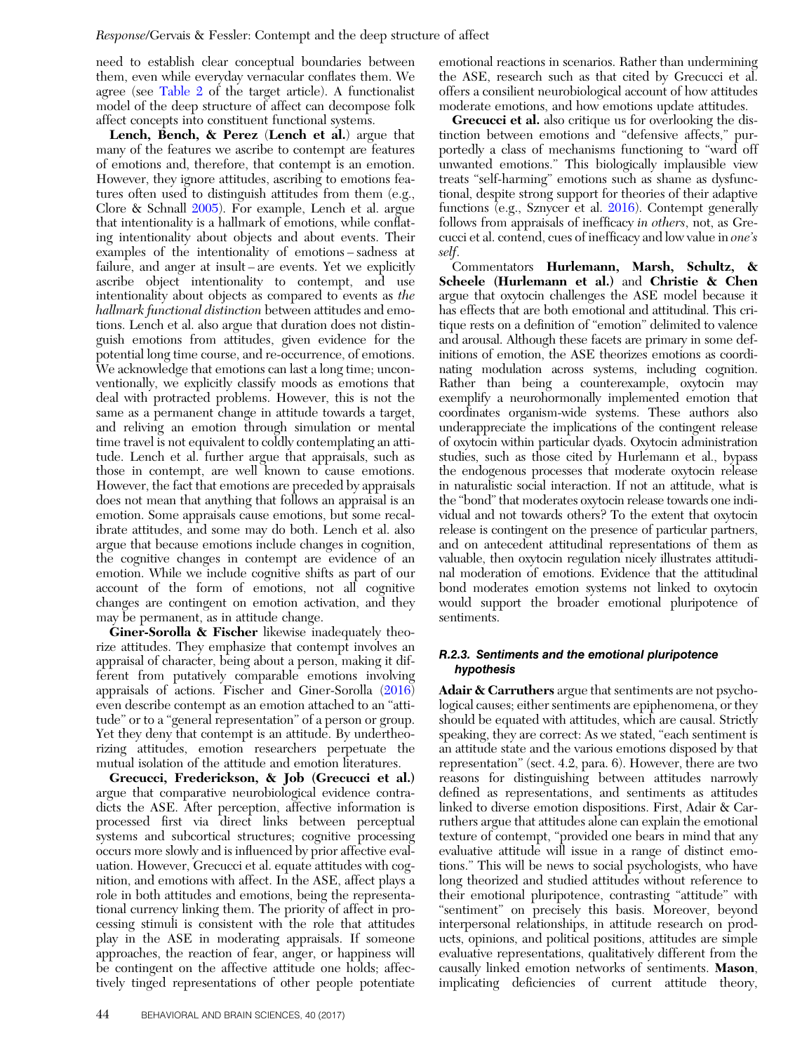need to establish clear conceptual boundaries between them, even while everyday vernacular conflates them. We agree (see Table 2 of the target article). A functionalist model of the deep structure of affect can decompose folk affect concepts into constituent functional systems.

**Lench, Bench, & Perez (Lench et al.)** argue that many of the features we ascribe to contempt are features of emotions and, therefore, that contempt is an emotion. However, they ignore attitudes, ascribing to emotions features often used to distinguish attitudes from them (e.g., Clore & Schnall 2005). For example, Lench et al. argue that intentionality is a hallmark of emotions, while conflating intentionality about objects and about events. Their examples of the intentionality of emotions – sadness at failure, and anger at insult – are events. Yet we explicitly ascribe object intentionality to contempt, and use intentionality about objects as compared to events as *the hallmark functional distinction* between attitudes and emotions. Lench et al. also argue that duration does not distinguish emotions from attitudes, given evidence for the potential long time course, and re-occurrence, of emotions. We acknowledge that emotions can last a long time; unconventionally, we explicitly classify moods as emotions that deal with protracted problems. However, this is not the same as a permanent change in attitude towards a target, and reliving an emotion through simulation or mental time travel is not equivalent to coldly contemplating an attitude. Lench et al. further argue that appraisals, such as those in contempt, are well known to cause emotions. However, the fact that emotions are preceded by appraisals does not mean that anything that follows an appraisal is an emotion. Some appraisals cause emotions, but some recalibrate attitudes, and some may do both. Lench et al. also argue that because emotions include changes in cognition, the cognitive changes in contempt are evidence of an emotion. While we include cognitive shifts as part of our account of the form of emotions, not all cognitive changes are contingent on emotion activation, and they may be permanent, as in attitude change.

**Giner-Sorolla & Fischer** likewise inadequately theorize attitudes. They emphasize that contempt involves an appraisal of character, being about a person, making it different from putatively comparable emotions involving appraisals of actions. Fischer and Giner-Sorolla (2016) even describe contempt as an emotion attached to an "attitude" or to a "general representation" of a person or group. Yet they deny that contempt is an attitude. By undertheorizing attitudes, emotion researchers perpetuate the mutual isolation of the attitude and emotion literatures.

**Grecucci, Frederickson, & Job (Grecucci et al.)** argue that comparative neurobiological evidence contradicts the ASE. After perception, affective information is processed first via direct links between perceptual systems and subcortical structures; cognitive processing occurs more slowly and is influenced by prior affective evaluation. However, Grecucci et al. equate attitudes with cognition, and emotions with affect. In the ASE, affect plays a role in both attitudes and emotions, being the representational currency linking them. The priority of affect in processing stimuli is consistent with the role that attitudes play in the ASE in moderating appraisals. If someone approaches, the reaction of fear, anger, or happiness will be contingent on the affective attitude one holds; affectively tinged representations of other people potentiate emotional reactions in scenarios. Rather than undermining the ASE, research such as that cited by Grecucci et al. offers a consilient neurobiological account of how attitudes moderate emotions, and how emotions update attitudes.

**Grecucci et al.** also critique us for overlooking the distinction between emotions and "defensive affects," purportedly a class of mechanisms functioning to "ward off unwanted emotions." This biologically implausible view treats "self-harming" emotions such as shame as dysfunctional, despite strong support for theories of their adaptive functions (e.g., Sznycer et al. 2016). Contempt generally follows from appraisals of inefficacy *in others*, not, as Grecucci et al. contend, cues of inefficacy and low value in *one's self*.

Commentators **Hurlemann, Marsh, Schultz, & Scheele (Hurlemann et al.)** and **Christie & Chen** argue that oxytocin challenges the ASE model because it has effects that are both emotional and attitudinal. This critique rests on a definition of "emotion" delimited to valence and arousal. Although these facets are primary in some definitions of emotion, the ASE theorizes emotions as coordinating modulation across systems, including cognition. Rather than being a counterexample, oxytocin may exemplify a neurohormonally implemented emotion that coordinates organism-wide systems. These authors also underappreciate the implications of the contingent release of oxytocin within particular dyads. Oxytocin administration studies, such as those cited by Hurlemann et al., bypass the endogenous processes that moderate oxytocin release in naturalistic social interaction. If not an attitude, what is the "bond" that moderates oxytocin release towards one individual and not towards others? To the extent that oxytocin release is contingent on the presence of particular partners, and on antecedent attitudinal representations of them as valuable, then oxytocin regulation nicely illustrates attitudinal moderation of emotions. Evidence that the attitudinal bond moderates emotion systems not linked to oxytocin would support the broader emotional pluripotence of sentiments.

#### R.2.3. Sentiments and the emotional pluripotence hypothesis

**Adair & Carruthers** argue that sentiments are not psychological causes; either sentiments are epiphenomena, or they should be equated with attitudes, which are causal. Strictly speaking, they are correct: As we stated, "each sentiment is an attitude state and the various emotions disposed by that representation" (sect. 4.2, para. 6). However, there are two reasons for distinguishing between attitudes narrowly defined as representations, and sentiments as attitudes linked to diverse emotion dispositions. First, Adair & Carruthers argue that attitudes alone can explain the emotional texture of contempt, "provided one bears in mind that any evaluative attitude will issue in a range of distinct emotions." This will be news to social psychologists, who have long theorized and studied attitudes without reference to their emotional pluripotence, contrasting "attitude" with "sentiment" on precisely this basis. Moreover, beyond interpersonal relationships, in attitude research on products, opinions, and political positions, attitudes are simple evaluative representations, qualitatively different from the causally linked emotion networks of sentiments. **Mason**, implicating deficiencies of current attitude theory,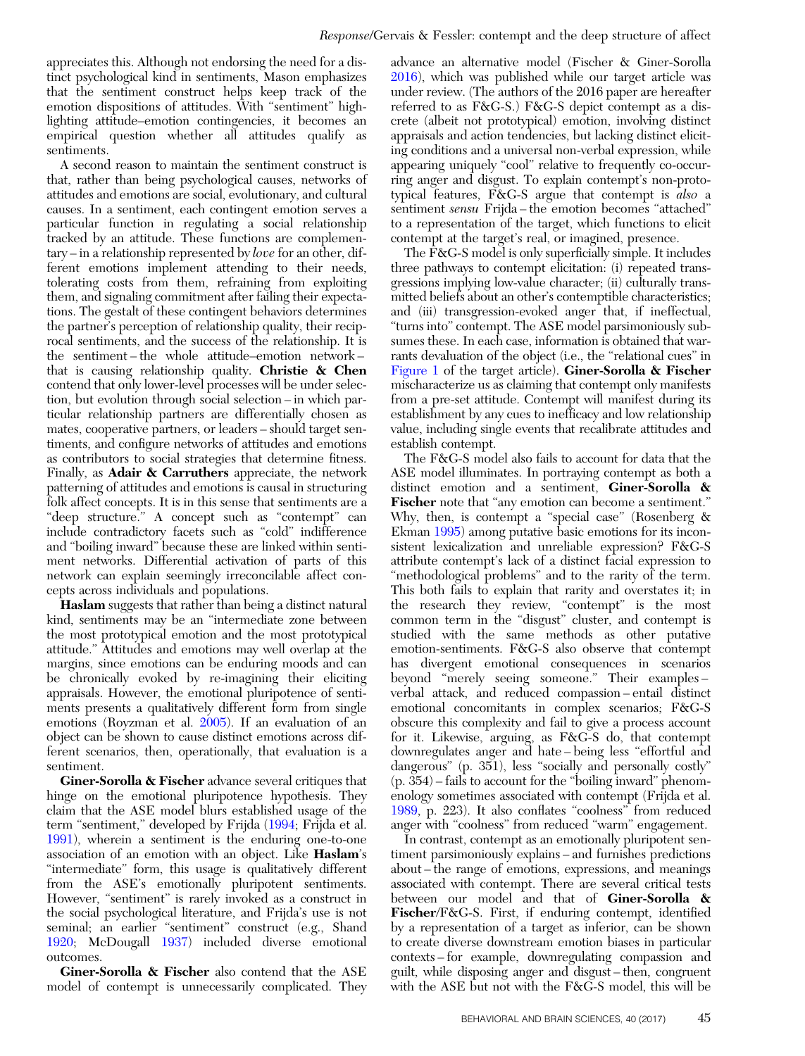appreciates this. Although not endorsing the need for a distinct psychological kind in sentiments, Mason emphasizes that the sentiment construct helps keep track of the emotion dispositions of attitudes. With "sentiment" highlighting attitude–emotion contingencies, it becomes an empirical question whether all attitudes qualify as sentiments.

A second reason to maintain the sentiment construct is that, rather than being psychological causes, networks of attitudes and emotions are social, evolutionary, and cultural causes. In a sentiment, each contingent emotion serves a particular function in regulating a social relationship tracked by an attitude. These functions are complementary – in a relationship represented by *love* for an other, different emotions implement attending to their needs, tolerating costs from them, refraining from exploiting them, and signaling commitment after failing their expectations. The gestalt of these contingent behaviors determines the partner's perception of relationship quality, their reciprocal sentiments, and the success of the relationship. It is the sentiment – the whole attitude–emotion network – that is causing relationship quality. **Christie & Chen** contend that only lower-level processes will be under selection, but evolution through social selection – in which particular relationship partners are differentially chosen as mates, cooperative partners, or leaders – should target sentiments, and configure networks of attitudes and emotions as contributors to social strategies that determine fitness. Finally, as **Adair & Carruthers** appreciate, the network patterning of attitudes and emotions is causal in structuring folk affect concepts. It is in this sense that sentiments are a "deep structure." A concept such as "contempt" can include contradictory facets such as "cold" indifference and "boiling inward" because these are linked within sentiment networks. Differential activation of parts of this network can explain seemingly irreconcilable affect concepts across individuals and populations.

**Haslam** suggests that rather than being a distinct natural kind, sentiments may be an "intermediate zone between the most prototypical emotion and the most prototypical attitude." Attitudes and emotions may well overlap at the margins, since emotions can be enduring moods and can be chronically evoked by re-imagining their eliciting appraisals. However, the emotional pluripotence of sentiments presents a qualitatively different form from single emotions (Royzman et al. 2005). If an evaluation of an object can be shown to cause distinct emotions across different scenarios, then, operationally, that evaluation is a sentiment.

**Giner-Sorolla & Fischer** advance several critiques that hinge on the emotional pluripotence hypothesis. They claim that the ASE model blurs established usage of the term "sentiment," developed by Frijda (1994; Frijda et al. 1991), wherein a sentiment is the enduring one-to-one association of an emotion with an object. Like **Haslam**'s "intermediate" form, this usage is qualitatively different from the ASE's emotionally pluripotent sentiments. However, "sentiment" is rarely invoked as a construct in the social psychological literature, and Frijda's use is not seminal; an earlier "sentiment" construct (e.g., Shand 1920; McDougall 1937) included diverse emotional outcomes.

**Giner-Sorolla & Fischer** also contend that the ASE model of contempt is unnecessarily complicated. They advance an alternative model (Fischer & Giner-Sorolla 2016), which was published while our target article was under review. (The authors of the 2016 paper are hereafter referred to as F&G-S.) F&G-S depict contempt as a discrete (albeit not prototypical) emotion, involving distinct appraisals and action tendencies, but lacking distinct eliciting conditions and a universal non-verbal expression, while appearing uniquely "cool" relative to frequently co-occurring anger and disgust. To explain contempt's non-prototypical features, F&G-S argue that contempt is *also* a sentiment *sensu* Frijda – the emotion becomes "attached" to a representation of the target, which functions to elicit contempt at the target's real, or imagined, presence.

The F&G-S model is only superficially simple. It includes three pathways to contempt elicitation: (i) repeated transgressions implying low-value character; (ii) culturally transmitted beliefs about an other's contemptible characteristics; and (iii) transgression-evoked anger that, if ineffectual, "turns into" contempt. The ASE model parsimoniously subsumes these. In each case, information is obtained that warrants devaluation of the object (i.e., the "relational cues" in Figure 1 of the target article). **Giner-Sorolla & Fischer** mischaracterize us as claiming that contempt only manifests from a pre-set attitude. Contempt will manifest during its establishment by any cues to inefficacy and low relationship value, including single events that recalibrate attitudes and establish contempt.

The F&G-S model also fails to account for data that the ASE model illuminates. In portraying contempt as both a distinct emotion and a sentiment, **Giner-Sorolla & Fischer** note that "any emotion can become a sentiment." Why, then, is contempt a "special case" (Rosenberg & Ekman 1995) among putative basic emotions for its inconsistent lexicalization and unreliable expression? F&G-S attribute contempt's lack of a distinct facial expression to "methodological problems" and to the rarity of the term. This both fails to explain that rarity and overstates it; in the research they review, "contempt" is the most common term in the "disgust" cluster, and contempt is studied with the same methods as other putative emotion-sentiments. F&G-S also observe that contempt has divergent emotional consequences in scenarios beyond "merely seeing someone." Their examples – verbal attack, and reduced compassion – entail distinct emotional concomitants in complex scenarios; F&G-S obscure this complexity and fail to give a process account for it. Likewise, arguing, as F&G-S do, that contempt downregulates anger and hate – being less "effortful and dangerous" (p. 351), less "socially and personally costly" (p. 354) – fails to account for the "boiling inward" phenomenology sometimes associated with contempt (Frijda et al. 1989, p. 223). It also conflates "coolness" from reduced anger with "coolness" from reduced "warm" engagement.

In contrast, contempt as an emotionally pluripotent sentiment parsimoniously explains – and furnishes predictions about – the range of emotions, expressions, and meanings associated with contempt. There are several critical tests between our model and that of **Giner-Sorolla & Fischer**/F&G-S. First, if enduring contempt, identified by a representation of a target as inferior, can be shown to create diverse downstream emotion biases in particular contexts – for example, downregulating compassion and guilt, while disposing anger and disgust – then, congruent with the ASE but not with the F&G-S model, this will be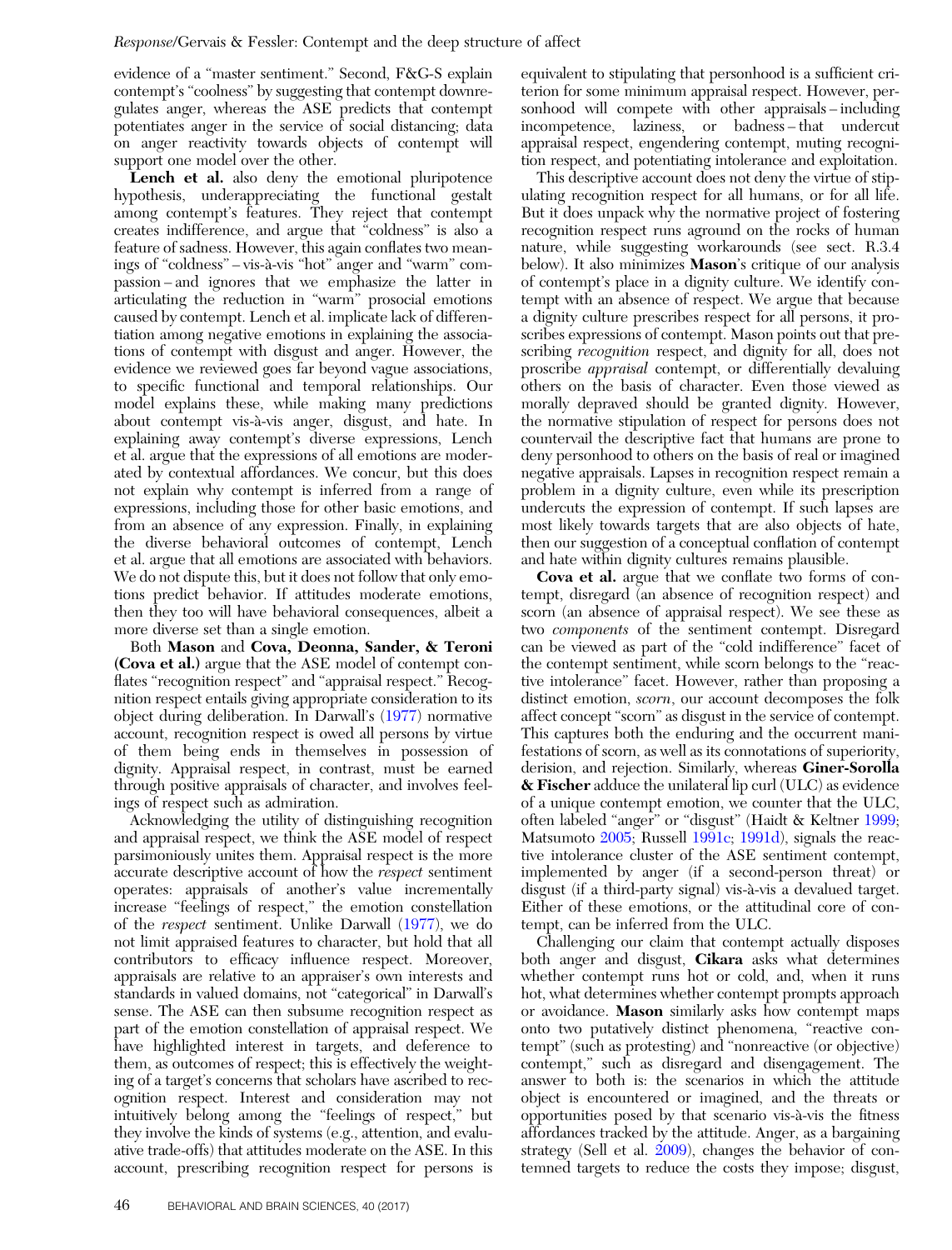evidence of a "master sentiment." Second, F&G-S explain contempt's "coolness" by suggesting that contempt downregulates anger, whereas the ASE predicts that contempt potentiates anger in the service of social distancing; data on anger reactivity towards objects of contempt will support one model over the other.

**Lench et al.** also deny the emotional pluripotence hypothesis, underappreciating the functional gestalt among contempt's features. They reject that contempt creates indifference, and argue that "coldness" is also a feature of sadness. However, this again conflates two meanings of "coldness" – vis-à-vis "hot" anger and "warm" compassion – and ignores that we emphasize the latter in articulating the reduction in "warm" prosocial emotions caused by contempt. Lench et al. implicate lack of differentiation among negative emotions in explaining the associations of contempt with disgust and anger. However, the evidence we reviewed goes far beyond vague associations, to specific functional and temporal relationships. Our model explains these, while making many predictions about contempt vis-à-vis anger, disgust, and hate. In explaining away contempt's diverse expressions, Lench et al. argue that the expressions of all emotions are moderated by contextual affordances. We concur, but this does not explain why contempt is inferred from a range of expressions, including those for other basic emotions, and from an absence of any expression. Finally, in explaining the diverse behavioral outcomes of contempt, Lench et al. argue that all emotions are associated with behaviors. We do not dispute this, but it does not follow that only emotions predict behavior. If attitudes moderate emotions, then they too will have behavioral consequences, albeit a more diverse set than a single emotion.

Both **Mason** and **Cova, Deonna, Sander, & Teroni (Cova et al.)** argue that the ASE model of contempt conflates "recognition respect" and "appraisal respect." Recognition respect entails giving appropriate consideration to its object during deliberation. In Darwall's (1977) normative account, recognition respect is owed all persons by virtue of them being ends in themselves in possession of dignity. Appraisal respect, in contrast, must be earned through positive appraisals of character, and involves feelings of respect such as admiration.

Acknowledging the utility of distinguishing recognition and appraisal respect, we think the ASE model of respect parsimoniously unites them. Appraisal respect is the more accurate descriptive account of how the *respect* sentiment operates: appraisals of another's value incrementally increase "feelings of respect," the emotion constellation of the *respect* sentiment. Unlike Darwall (1977), we do not limit appraised features to character, but hold that all contributors to efficacy influence respect. Moreover, appraisals are relative to an appraiser's own interests and standards in valued domains, not "categorical" in Darwall's sense. The ASE can then subsume recognition respect as part of the emotion constellation of appraisal respect. We have highlighted interest in targets, and deference to them, as outcomes of respect; this is effectively the weighting of a target's concerns that scholars have ascribed to recognition respect. Interest and consideration may not intuitively belong among the "feelings of respect," but they involve the kinds of systems (e.g., attention, and evaluative trade-offs) that attitudes moderate on the ASE. In this account, prescribing recognition respect for persons is equivalent to stipulating that personhood is a sufficient criterion for some minimum appraisal respect. However, personhood will compete with other appraisals – including incompetence, laziness, or badness – that undercut appraisal respect, engendering contempt, muting recognition respect, and potentiating intolerance and exploitation.

This descriptive account does not deny the virtue of stipulating recognition respect for all humans, or for all life. But it does unpack why the normative project of fostering recognition respect runs aground on the rocks of human nature, while suggesting workarounds (see sect. R.3.4 below). It also minimizes **Mason**'s critique of our analysis of contempt's place in a dignity culture. We identify contempt with an absence of respect. We argue that because a dignity culture prescribes respect for all persons, it proscribes expressions of contempt. Mason points out that prescribing *recognition* respect, and dignity for all, does not proscribe *appraisal* contempt, or differentially devaluing others on the basis of character. Even those viewed as morally depraved should be granted dignity. However, the normative stipulation of respect for persons does not countervail the descriptive fact that humans are prone to deny personhood to others on the basis of real or imagined negative appraisals. Lapses in recognition respect remain a problem in a dignity culture, even while its prescription undercuts the expression of contempt. If such lapses are most likely towards targets that are also objects of hate, then our suggestion of a conceptual conflation of contempt and hate within dignity cultures remains plausible.

**Cova et al.** argue that we conflate two forms of contempt, disregard (an absence of recognition respect) and scorn (an absence of appraisal respect). We see these as two *components* of the sentiment contempt. Disregard can be viewed as part of the "cold indifference" facet of the contempt sentiment, while scorn belongs to the "reactive intolerance" facet. However, rather than proposing a distinct emotion, *scorn*, our account decomposes the folk affect concept "scorn" as disgust in the service of contempt. This captures both the enduring and the occurrent manifestations of scorn, as well as its connotations of superiority, derision, and rejection. Similarly, whereas **Giner-Sorolla & Fischer** adduce the unilateral lip curl (ULC) as evidence of a unique contempt emotion, we counter that the ULC, often labeled "anger" or "disgust" (Haidt & Keltner 1999; Matsumoto 2005; Russell 1991c; 1991d), signals the reactive intolerance cluster of the ASE sentiment contempt, implemented by anger (if a second-person threat) or disgust (if a third-party signal) vis-à-vis a devalued target. Either of these emotions, or the attitudinal core of contempt, can be inferred from the ULC.

Challenging our claim that contempt actually disposes both anger and disgust, **Cikara** asks what determines whether contempt runs hot or cold, and, when it runs hot, what determines whether contempt prompts approach or avoidance. **Mason** similarly asks how contempt maps onto two putatively distinct phenomena, "reactive contempt" (such as protesting) and "nonreactive (or objective) contempt," such as disregard and disengagement. The answer to both is: the scenarios in which the attitude object is encountered or imagined, and the threats or opportunities posed by that scenario vis-à-vis the fitness affordances tracked by the attitude. Anger, as a bargaining strategy (Sell et al. 2009), changes the behavior of contemned targets to reduce the costs they impose; disgust,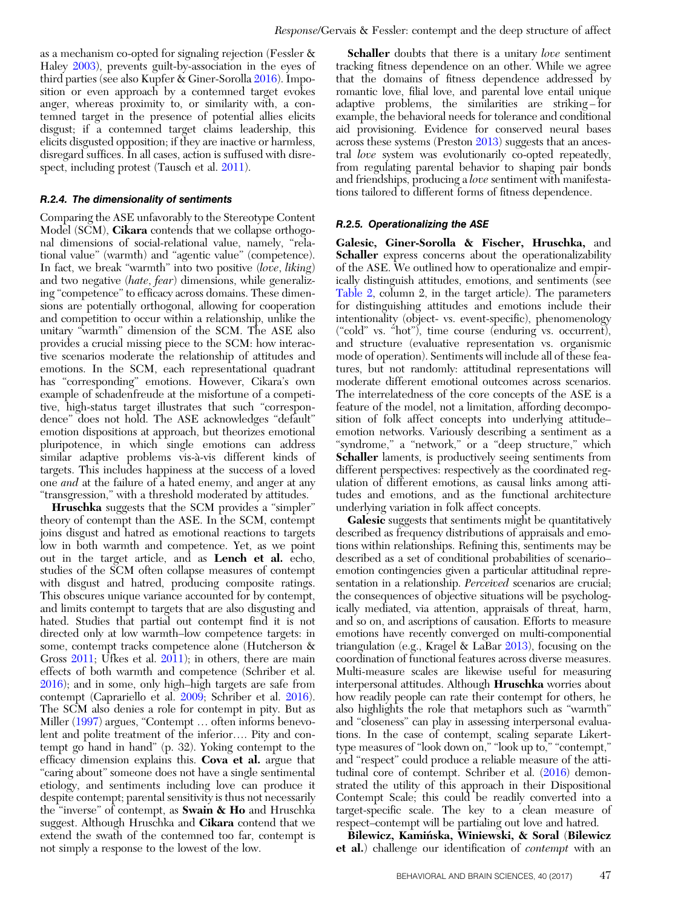as a mechanism co-opted for signaling rejection (Fessler & Haley 2003), prevents guilt-by-association in the eyes of third parties (see also Kupfer & Giner-Sorolla 2016). Imposition or even approach by a contemned target evokes anger, whereas proximity to, or similarity with, a contemned target in the presence of potential allies elicits disgust; if a contemned target claims leadership, this elicits disgusted opposition; if they are inactive or harmless, disregard suffices. In all cases, action is suffused with disrespect, including protest (Tausch et al. 2011).

### R.2.4. The dimensionality of sentiments

Comparing the ASE unfavorably to the Stereotype Content Model (SCM), **Cikara** contends that we collapse orthogonal dimensions of social-relational value, namely, "relational value" (warmth) and "agentic value" (competence). In fact, we break "warmth" into two positive (*love*, *liking*) and two negative (*hate*, *fear*) dimensions, while generalizing "competence" to efficacy across domains. These dimensions are potentially orthogonal, allowing for cooperation and competition to occur within a relationship, unlike the unitary "warmth" dimension of the SCM. The ASE also provides a crucial missing piece to the SCM: how interactive scenarios moderate the relationship of attitudes and emotions. In the SCM, each representational quadrant has "corresponding" emotions. However, Cikara's own example of schadenfreude at the misfortune of a competitive, high-status target illustrates that such "correspondence" does not hold. The ASE acknowledges "default" emotion dispositions at approach, but theorizes emotional pluripotence, in which single emotions can address similar adaptive problems vis-à-vis different kinds of targets. This includes happiness at the success of a loved one *and* at the failure of a hated enemy, and anger at any "transgression," with a threshold moderated by attitudes.

**Hruschka** suggests that the SCM provides a "simpler" theory of contempt than the ASE. In the SCM, contempt joins disgust and hatred as emotional reactions to targets low in both warmth and competence. Yet, as we point out in the target article, and as **Lench et al.** echo, studies of the SCM often collapse measures of contempt with disgust and hatred, producing composite ratings. This obscures unique variance accounted for by contempt, and limits contempt to targets that are also disgusting and hated. Studies that partial out contempt find it is not directed only at low warmth–low competence targets: in some, contempt tracks competence alone (Hutcherson & Gross 2011; Ufkes et al. 2011); in others, there are main effects of both warmth and competence (Schriber et al. 2016); and in some, only high–high targets are safe from contempt (Caprariello et al. 2009; Schriber et al. 2016). The SCM also denies a role for contempt in pity. But as Miller (1997) argues, "Contempt … often informs benevolent and polite treatment of the inferior…. Pity and contempt go hand in hand" (p. 32). Yoking contempt to the efficacy dimension explains this. **Cova et al.** argue that "caring about" someone does not have a single sentimental etiology, and sentiments including love can produce it despite contempt; parental sensitivity is thus not necessarily the "inverse" of contempt, as **Swain & Ho** and Hruschka suggest. Although Hruschka and **Cikara** contend that we extend the swath of the contemned too far, contempt is not simply a response to the lowest of the low.

**Schaller** doubts that there is a unitary *love* sentiment tracking fitness dependence on an other. While we agree that the domains of fitness dependence addressed by romantic love, filial love, and parental love entail unique adaptive problems, the similarities are striking – for example, the behavioral needs for tolerance and conditional aid provisioning. Evidence for conserved neural bases across these systems (Preston 2013) suggests that an ancestral *love* system was evolutionarily co-opted repeatedly, from regulating parental behavior to shaping pair bonds and friendships, producing a *love* sentiment with manifestations tailored to different forms of fitness dependence.

### R.2.5. Operationalizing the ASE

**Galesic, Giner-Sorolla & Fischer, Hruschka,** and **Schaller** express concerns about the operationalizability of the ASE. We outlined how to operationalize and empirically distinguish attitudes, emotions, and sentiments (see Table 2, column 2, in the target article). The parameters for distinguishing attitudes and emotions include their intentionality (object- vs. event-specific), phenomenology ("cold" vs. "hot"), time course (enduring vs. occurrent), and structure (evaluative representation vs. organismic mode of operation). Sentiments will include all of these features, but not randomly: attitudinal representations will moderate different emotional outcomes across scenarios. The interrelatedness of the core concepts of the ASE is a feature of the model, not a limitation, affording decomposition of folk affect concepts into underlying attitude–emotion networks. Variously describing a sentiment as a "syndrome," a "network," or a "deep structure," which **Schaller** laments, is productively seeing sentiments from different perspectives: respectively as the coordinated regulation of different emotions, as causal links among attitudes and emotions, and as the functional architecture underlying variation in folk affect concepts.

**Galesic** suggests that sentiments might be quantitatively described as frequency distributions of appraisals and emotions within relationships. Refining this, sentiments may be described as a set of conditional probabilities of scenario–emotion contingencies given a particular attitudinal representation in a relationship. *Perceived* scenarios are crucial; the consequences of objective situations will be psychologically mediated, via attention, appraisals of threat, harm, and so on, and ascriptions of causation. Efforts to measure emotions have recently converged on multi-componential triangulation (e.g., Kragel & LaBar 2013), focusing on the coordination of functional features across diverse measures. Multi-measure scales are likewise useful for measuring interpersonal attitudes. Although **Hruschka** worries about how readily people can rate their contempt for others, he also highlights the role that metaphors such as "warmth" and "closeness" can play in assessing interpersonal evaluations. In the case of contempt, scaling separate Likert-type measures of "look down on," "look up to," "contempt," and "respect" could produce a reliable measure of the attitudinal core of contempt. Schriber et al. (2016) demonstrated the utility of this approach in their Dispositional Contempt Scale; this could be readily converted into a target-specific scale. The key to a clean measure of respect–contempt will be partialing out love and hatred.

**Bilewicz, Kamińska, Winiewski, & Soral (Bilewicz et al.)** challenge our identification of *contempt* with an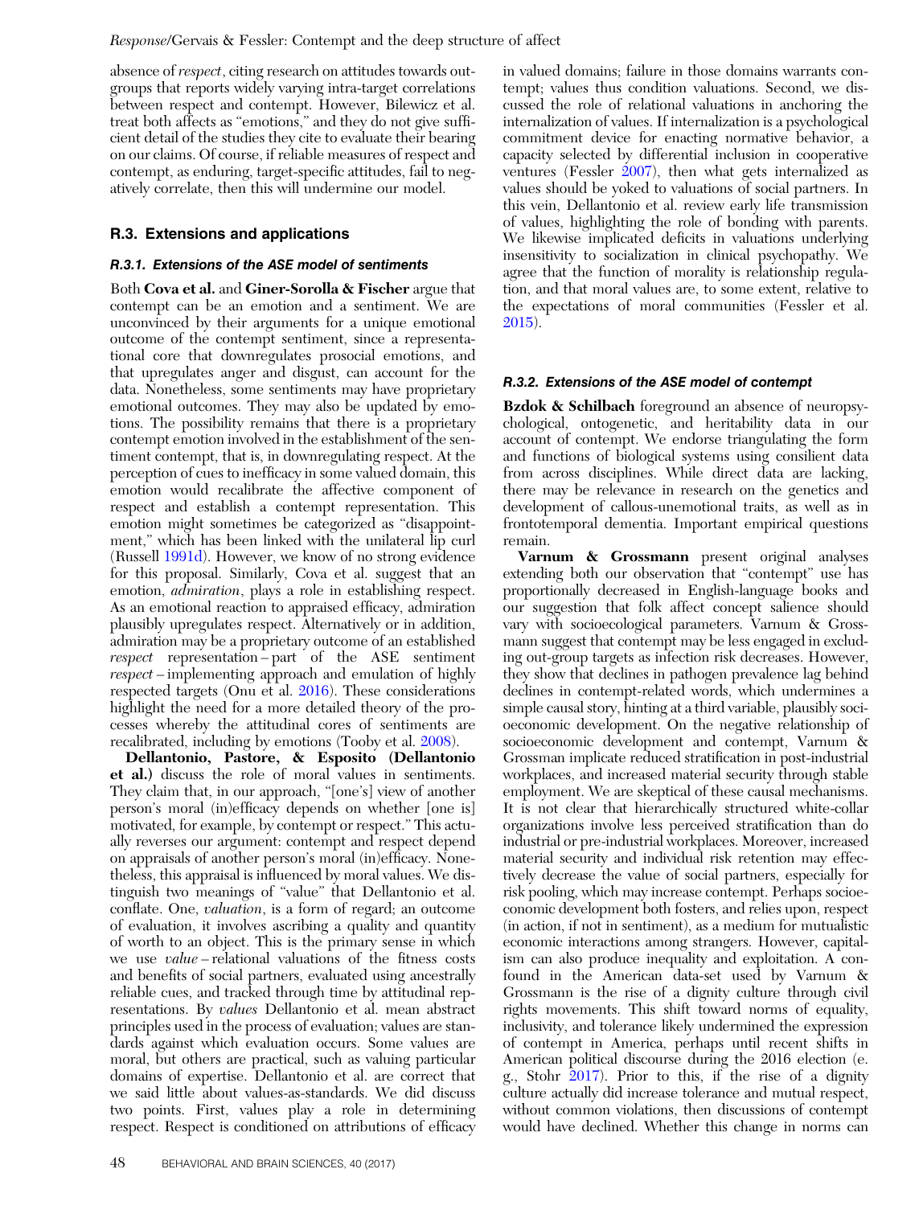absence of *respect*, citing research on attitudes towards outgroups that reports widely varying intra-target correlations between respect and contempt. However, Bilewicz et al. treat both affects as "emotions," and they do not give sufficient detail of the studies they cite to evaluate their bearing on our claims. Of course, if reliable measures of respect and contempt, as enduring, target-specific attitudes, fail to negatively correlate, then this will undermine our model.

## R.3. Extensions and applications

### *R.3.1. Extensions of the ASE model of sentiments*

Both **Cova et al.** and **Giner-Sorolla & Fischer** argue that contempt can be an emotion and a sentiment. We are unconvinced by their arguments for a unique emotional outcome of the contempt sentiment, since a representational core that downregulates prosocial emotions, and that upregulates anger and disgust, can account for the data. Nonetheless, some sentiments may have proprietary emotional outcomes. They may also be updated by emotions. The possibility remains that there is a proprietary contempt emotion involved in the establishment of the sentiment contempt, that is, in downregulating respect. At the perception of cues to inefficacy in some valued domain, this emotion would recalibrate the affective component of respect and establish a contempt representation. This emotion might sometimes be categorized as "disappointment," which has been linked with the unilateral lip curl (Russell 1991d). However, we know of no strong evidence for this proposal. Similarly, Cova et al. suggest that an emotion, *admiration*, plays a role in establishing respect. As an emotional reaction to appraised efficacy, admiration plausibly upregulates respect. Alternatively or in addition, admiration may be a proprietary outcome of an established *respect* representation – part of the ASE sentiment *respect* – implementing approach and emulation of highly respected targets (Onu et al. 2016). These considerations highlight the need for a more detailed theory of the processes whereby the attitudinal cores of sentiments are recalibrated, including by emotions (Tooby et al. 2008).

**Dellantonio, Pastore, & Esposito (Dellantonio et al.)** discuss the role of moral values in sentiments. They claim that, in our approach, "[one's] view of another person's moral (in)efficacy depends on whether [one is] motivated, for example, by contempt or respect." This actually reverses our argument: contempt and respect depend on appraisals of another person's moral (in)efficacy. Nonetheless, this appraisal is influenced by moral values. We distinguish two meanings of "value" that Dellantonio et al. conflate. One, *valuation*, is a form of regard; an outcome of evaluation, it involves ascribing a quality and quantity of worth to an object. This is the primary sense in which we use *value* – relational valuations of the fitness costs and benefits of social partners, evaluated using ancestrally reliable cues, and tracked through time by attitudinal representations. By *values* Dellantonio et al. mean abstract principles used in the process of evaluation; values are standards against which evaluation occurs. Some values are moral, but others are practical, such as valuing particular domains of expertise. Dellantonio et al. are correct that we said little about values-as-standards. We did discuss two points. First, values play a role in determining respect. Respect is conditioned on attributions of efficacy in valued domains; failure in those domains warrants contempt; values thus condition valuations. Second, we discussed the role of relational valuations in anchoring the internalization of values. If internalization is a psychological commitment device for enacting normative behavior, a capacity selected by differential inclusion in cooperative ventures (Fessler 2007), then what gets internalized as values should be yoked to valuations of social partners. In this vein, Dellantonio et al. review early life transmission of values, highlighting the role of bonding with parents. We likewise implicated deficits in valuations underlying insensitivity to socialization in clinical psychopathy. We agree that the function of morality is relationship regulation, and that moral values are, to some extent, relative to the expectations of moral communities (Fessler et al. 2015).

### *R.3.2. Extensions of the ASE model of contempt*

**Bzdok & Schilbach** foreground an absence of neuropsychological, ontogenetic, and heritability data in our account of contempt. We endorse triangulating the form and functions of biological systems using consilient data from across disciplines. While direct data are lacking, there may be relevance in research on the genetics and development of callous-unemotional traits, as well as in frontotemporal dementia. Important empirical questions remain.

**Varnum & Grossmann** present original analyses extending both our observation that "contempt" use has proportionally decreased in English-language books and our suggestion that folk affect concept salience should vary with socioecological parameters. Varnum & Grossmann suggest that contempt may be less engaged in excluding out-group targets as infection risk decreases. However, they show that declines in pathogen prevalence lag behind declines in contempt-related words, which undermines a simple causal story, hinting at a third variable, plausibly socioeconomic development. On the negative relationship of socioeconomic development and contempt, Varnum & Grossman implicate reduced stratification in post-industrial workplaces, and increased material security through stable employment. We are skeptical of these causal mechanisms. It is not clear that hierarchically structured white-collar organizations involve less perceived stratification than do industrial or pre-industrial workplaces. Moreover, increased material security and individual risk retention may effectively decrease the value of social partners, especially for risk pooling, which may increase contempt. Perhaps socioeconomic development both fosters, and relies upon, respect (in action, if not in sentiment), as a medium for mutualistic economic interactions among strangers. However, capitalism can also produce inequality and exploitation. A confound in the American data-set used by Varnum & Grossmann is the rise of a dignity culture through civil rights movements. This shift toward norms of equality, inclusivity, and tolerance likely undermined the expression of contempt in America, perhaps until recent shifts in American political discourse during the 2016 election (e. g., Stohr 2017). Prior to this, if the rise of a dignity culture actually did increase tolerance and mutual respect, without common violations, then discussions of contempt would have declined. Whether this change in norms can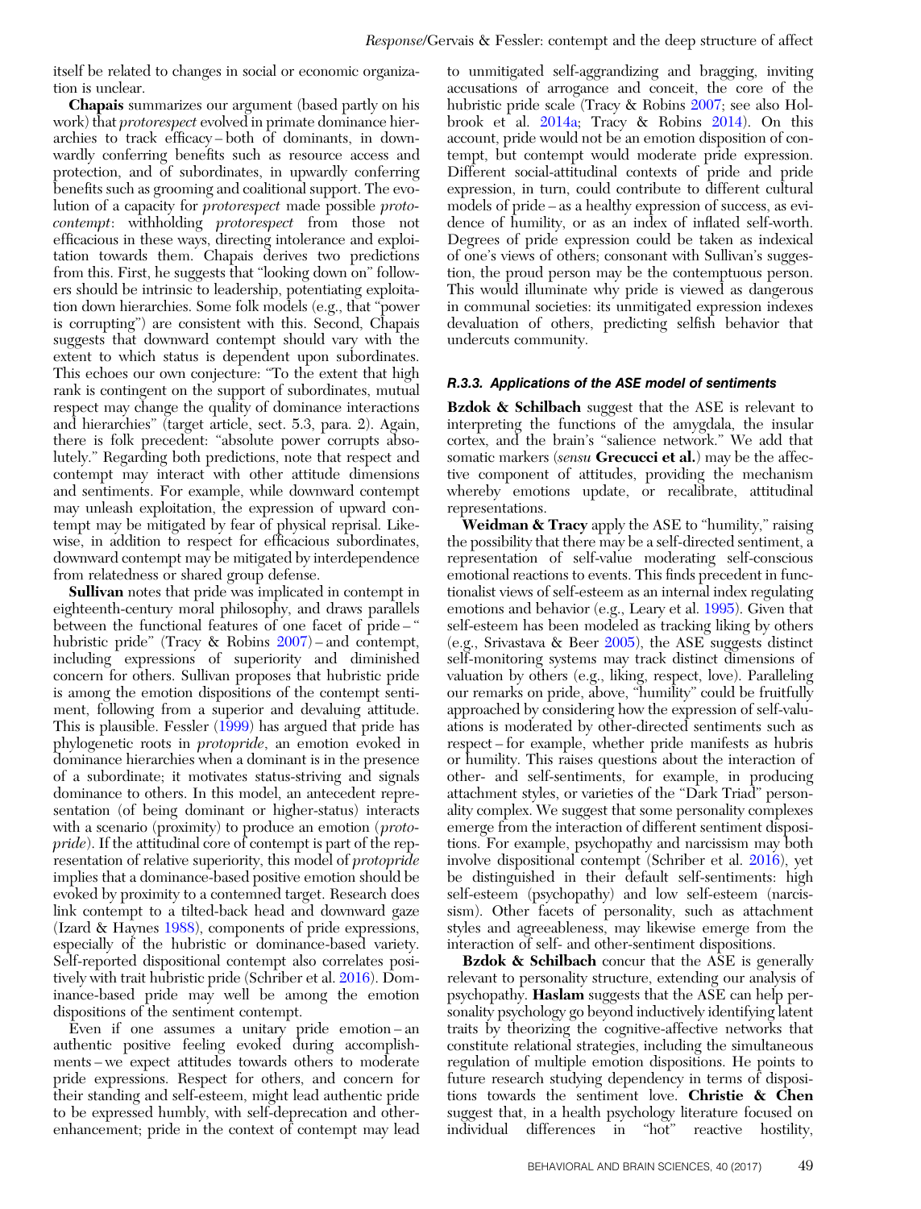itself be related to changes in social or economic organization is unclear.

**Chapais** summarizes our argument (based partly on his work) that *protorespect* evolved in primate dominance hierarchies to track efficacy – both of dominants, in downwardly conferring benefits such as resource access and protection, and of subordinates, in upwardly conferring benefits such as grooming and coalitional support. The evolution of a capacity for *protorespect* made possible *protocontempt*: withholding *protorespect* from those not efficacious in these ways, directing intolerance and exploitation towards them. Chapais derives two predictions from this. First, he suggests that "looking down on" followers should be intrinsic to leadership, potentiating exploitation down hierarchies. Some folk models (e.g., that "power is corrupting") are consistent with this. Second, Chapais suggests that downward contempt should vary with the extent to which status is dependent upon subordinates. This echoes our own conjecture: "To the extent that high rank is contingent on the support of subordinates, mutual respect may change the quality of dominance interactions and hierarchies" (target article, sect. 5.3, para. 2). Again, there is folk precedent: "absolute power corrupts absolutely." Regarding both predictions, note that respect and contempt may interact with other attitude dimensions and sentiments. For example, while downward contempt may unleash exploitation, the expression of upward contempt may be mitigated by fear of physical reprisal. Likewise, in addition to respect for efficacious subordinates, downward contempt may be mitigated by interdependence from relatedness or shared group defense.

**Sullivan** notes that pride was implicated in contempt in eighteenth-century moral philosophy, and draws parallels between the functional features of one facet of pride – " hubristic pride" (Tracy & Robins 2007) – and contempt, including expressions of superiority and diminished concern for others. Sullivan proposes that hubristic pride is among the emotion dispositions of the contempt sentiment, following from a superior and devaluing attitude. This is plausible. Fessler (1999) has argued that pride has phylogenetic roots in *protopride*, an emotion evoked in dominance hierarchies when a dominant is in the presence of a subordinate; it motivates status-striving and signals dominance to others. In this model, an antecedent representation (of being dominant or higher-status) interacts with a scenario (proximity) to produce an emotion (*protopride*). If the attitudinal core of contempt is part of the representation of relative superiority, this model of *protopride* implies that a dominance-based positive emotion should be evoked by proximity to a contemned target. Research does link contempt to a tilted-back head and downward gaze (Izard & Haynes 1988), components of pride expressions, especially of the hubristic or dominance-based variety. Self-reported dispositional contempt also correlates positively with trait hubristic pride (Schriber et al. 2016). Dominance-based pride may well be among the emotion dispositions of the sentiment contempt.

Even if one assumes a unitary pride emotion – an authentic positive feeling evoked during accomplishments – we expect attitudes towards others to moderate pride expressions. Respect for others, and concern for their standing and self-esteem, might lead authentic pride to be expressed humbly, with self-deprecation and other-enhancement; pride in the context of contempt may lead to unmitigated self-aggrandizing and bragging, inviting accusations of arrogance and conceit, the core of the hubristic pride scale (Tracy & Robins 2007; see also Holbrook et al. 2014a; Tracy & Robins 2014). On this account, pride would not be an emotion disposition of contempt, but contempt would moderate pride expression. Different social-attitudinal contexts of pride and pride expression, in turn, could contribute to different cultural models of pride – as a healthy expression of success, as evidence of humility, or as an index of inflated self-worth. Degrees of pride expression could be taken as indexical of one's views of others; consonant with Sullivan's suggestion, the proud person may be the contemptuous person. This would illuminate why pride is viewed as dangerous in communal societies: its unmitigated expression indexes devaluation of others, predicting selfish behavior that undercuts community.

#### R.3.3. Applications of the ASE model of sentiments

**Bzdok & Schilbach** suggest that the ASE is relevant to interpreting the functions of the amygdala, the insular cortex, and the brain's "salience network." We add that somatic markers (*sensu* **Grecucci et al.**) may be the affective component of attitudes, providing the mechanism whereby emotions update, or recalibrate, attitudinal representations.

**Weidman & Tracy** apply the ASE to "humility," raising the possibility that there may be a self-directed sentiment, a representation of self-value moderating self-conscious emotional reactions to events. This finds precedent in functionalist views of self-esteem as an internal index regulating emotions and behavior (e.g., Leary et al. 1995). Given that self-esteem has been modeled as tracking liking by others (e.g., Srivastava & Beer 2005), the ASE suggests distinct self-monitoring systems may track distinct dimensions of valuation by others (e.g., liking, respect, love). Paralleling our remarks on pride, above, "humility" could be fruitfully approached by considering how the expression of self-valuations is moderated by other-directed sentiments such as respect – for example, whether pride manifests as hubris or humility. This raises questions about the interaction of other- and self-sentiments, for example, in producing attachment styles, or varieties of the "Dark Triad" personality complex. We suggest that some personality complexes emerge from the interaction of different sentiment dispositions. For example, psychopathy and narcissism may both involve dispositional contempt (Schriber et al. 2016), yet be distinguished in their default self-sentiments: high self-esteem (psychopathy) and low self-esteem (narcissism). Other facets of personality, such as attachment styles and agreeableness, may likewise emerge from the interaction of self- and other-sentiment dispositions.

**Bzdok & Schilbach** concur that the ASE is generally relevant to personality structure, extending our analysis of psychopathy. **Haslam** suggests that the ASE can help personality psychology go beyond inductively identifying latent traits by theorizing the cognitive-affective networks that constitute relational strategies, including the simultaneous regulation of multiple emotion dispositions. He points to future research studying dependency in terms of dispositions towards the sentiment love. **Christie & Chen** suggest that, in a health psychology literature focused on individual differences in "hot" reactive hostility,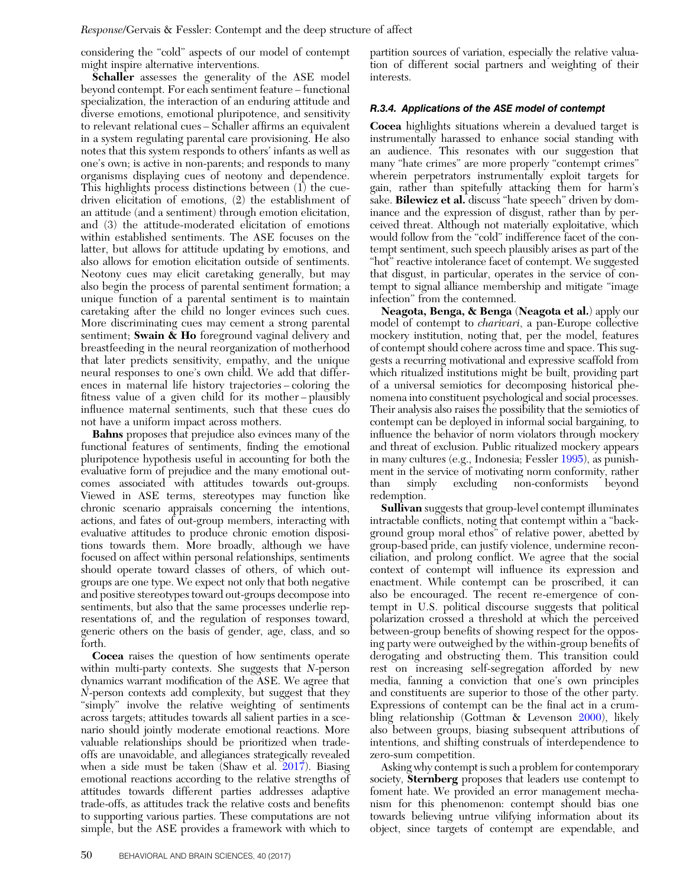considering the "cold" aspects of our model of contempt might inspire alternative interventions.

**Schaller** assesses the generality of the ASE model beyond contempt. For each sentiment feature – functional specialization, the interaction of an enduring attitude and diverse emotions, emotional pluripotence, and sensitivity to relevant relational cues – Schaller affirms an equivalent in a system regulating parental care provisioning. He also notes that this system responds to others' infants as well as one's own; is active in non-parents; and responds to many organisms displaying cues of neotony and dependence. This highlights process distinctions between (1) the cue-driven elicitation of emotions, (2) the establishment of an attitude (and a sentiment) through emotion elicitation, and (3) the attitude-moderated elicitation of emotions within established sentiments. The ASE focuses on the latter, but allows for attitude updating by emotions, and also allows for emotion elicitation outside of sentiments. Neotony cues may elicit caretaking generally, but may also begin the process of parental sentiment formation; a unique function of a parental sentiment is to maintain caretaking after the child no longer evinces such cues. More discriminating cues may cement a strong parental sentiment; **Swain & Ho** foreground vaginal delivery and breastfeeding in the neural reorganization of motherhood that later predicts sensitivity, empathy, and the unique neural responses to one's own child. We add that differences in maternal life history trajectories – coloring the fitness value of a given child for its mother – plausibly influence maternal sentiments, such that these cues do not have a uniform impact across mothers.

**Bahns** proposes that prejudice also evinces many of the functional features of sentiments, finding the emotional pluripotence hypothesis useful in accounting for both the evaluative form of prejudice and the many emotional outcomes associated with attitudes towards out-groups. Viewed in ASE terms, stereotypes may function like chronic scenario appraisals concerning the intentions, actions, and fates of out-group members, interacting with evaluative attitudes to produce chronic emotion dispositions towards them. More broadly, although we have focused on affect within personal relationships, sentiments should operate toward classes of others, of which out-groups are one type. We expect not only that both negative and positive stereotypes toward out-groups decompose into sentiments, but also that the same processes underlie representations of, and the regulation of responses toward, generic others on the basis of gender, age, class, and so forth.

**Cocea** raises the question of how sentiments operate within multi-party contexts. She suggests that *N*-person dynamics warrant modification of the ASE. We agree that *N*-person contexts add complexity, but suggest that they "simply" involve the relative weighting of sentiments across targets; attitudes towards all salient parties in a scenario should jointly moderate emotional reactions. More valuable relationships should be prioritized when trade-offs are unavoidable, and allegiances strategically revealed when a side must be taken (Shaw et al. 2017). Biasing emotional reactions according to the relative strengths of attitudes towards different parties addresses adaptive trade-offs, as attitudes track the relative costs and benefits to supporting various parties. These computations are not simple, but the ASE provides a framework with which to partition sources of variation, especially the relative valuation of different social partners and weighting of their interests.

#### R.3.4. Applications of the ASE model of contempt

**Cocea** highlights situations wherein a devalued target is instrumentally harassed to enhance social standing with an audience. This resonates with our suggestion that many "hate crimes" are more properly "contempt crimes" wherein perpetrators instrumentally exploit targets for gain, rather than spitefully attacking them for harm's sake. **Bilewicz et al.** discuss "hate speech" driven by dominance and the expression of disgust, rather than by perceived threat. Although not materially exploitative, which would follow from the "cold" indifference facet of the contempt sentiment, such speech plausibly arises as part of the "hot" reactive intolerance facet of contempt. We suggested that disgust, in particular, operates in the service of contempt to signal alliance membership and mitigate "image infection" from the contemned.

**Neagota, Benga, & Benga** (**Neagota et al.**) apply our model of contempt to *charivari*, a pan-Europe collective mockery institution, noting that, per the model, features of contempt should cohere across time and space. This suggests a recurring motivational and expressive scaffold from which ritualized institutions might be built, providing part of a universal semiotics for decomposing historical phenomena into constituent psychological and social processes. Their analysis also raises the possibility that the semiotics of contempt can be deployed in informal social bargaining, to influence the behavior of norm violators through mockery and threat of exclusion. Public ritualized mockery appears in many cultures (e.g., Indonesia; Fessler 1995), as punishment in the service of motivating norm conformity, rather than simply excluding non-conformists beyond redemption.

**Sullivan** suggests that group-level contempt illuminates intractable conflicts, noting that contempt within a "background group moral ethos" of relative power, abetted by group-based pride, can justify violence, undermine reconciliation, and prolong conflict. We agree that the social context of contempt will influence its expression and enactment. While contempt can be proscribed, it can also be encouraged. The recent re-emergence of contempt in U.S. political discourse suggests that political polarization crossed a threshold at which the perceived between-group benefits of showing respect for the opposing party were outweighed by the within-group benefits of derogating and obstructing them. This transition could rest on increasing self-segregation afforded by new media, fanning a conviction that one's own principles and constituents are superior to those of the other party. Expressions of contempt can be the final act in a crumbling relationship (Gottman & Levenson 2000), likely also between groups, biasing subsequent attributions of intentions, and shifting construals of interdependence to zero-sum competition.

Asking why contempt is such a problem for contemporary society, **Sternberg** proposes that leaders use contempt to foment hate. We provided an error management mechanism for this phenomenon: contempt should bias one towards believing untrue vilifying information about its object, since targets of contempt are expendable, and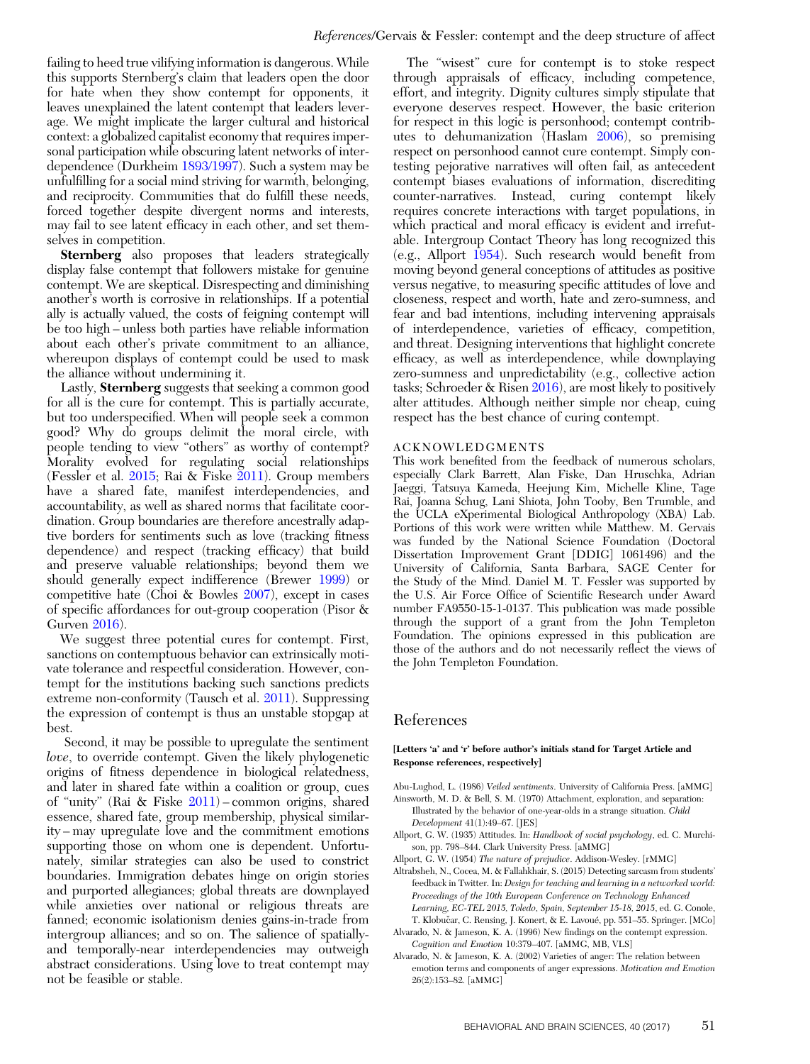failing to heed true vilifying information is dangerous. While this supports Sternberg's claim that leaders open the door for hate when they show contempt for opponents, it leaves unexplained the latent contempt that leaders leverage. We might implicate the larger cultural and historical context: a globalized capitalist economy that requires impersonal participation while obscuring latent networks of interdependence (Durkheim 1893/1997). Such a system may be unfulfilling for a social mind striving for warmth, belonging, and reciprocity. Communities that do fulfill these needs, forced together despite divergent norms and interests, may fail to see latent efficacy in each other, and set themselves in competition.

**Sternberg** also proposes that leaders strategically display false contempt that followers mistake for genuine contempt. We are skeptical. Disrespecting and diminishing another's worth is corrosive in relationships. If a potential ally is actually valued, the costs of feigning contempt will be too high – unless both parties have reliable information about each other's private commitment to an alliance, whereupon displays of contempt could be used to mask the alliance without undermining it.

Lastly, **Sternberg** suggests that seeking a common good for all is the cure for contempt. This is partially accurate, but too underspecified. When will people seek a common good? Why do groups delimit the moral circle, with people tending to view "others" as worthy of contempt? Morality evolved for regulating social relationships (Fessler et al. 2015; Rai & Fiske 2011). Group members have a shared fate, manifest interdependencies, and accountability, as well as shared norms that facilitate coordination. Group boundaries are therefore ancestrally adaptive borders for sentiments such as love (tracking fitness dependence) and respect (tracking efficacy) that build and preserve valuable relationships; beyond them we should generally expect indifference (Brewer 1999) or competitive hate (Choi & Bowles 2007), except in cases of specific affordances for out-group cooperation (Pisor & Gurven 2016).

We suggest three potential cures for contempt. First, sanctions on contemptuous behavior can extrinsically motivate tolerance and respectful consideration. However, contempt for the institutions backing such sanctions predicts extreme non-conformity (Tausch et al. 2011). Suppressing the expression of contempt is thus an unstable stopgap at best.

Second, it may be possible to upregulate the sentiment *love*, to override contempt. Given the likely phylogenetic origins of fitness dependence in biological relatedness, and later in shared fate within a coalition or group, cues of "unity" (Rai & Fiske 2011) – common origins, shared essence, shared fate, group membership, physical similarity – may upregulate love and the commitment emotions supporting those on whom one is dependent. Unfortunately, similar strategies can also be used to constrict boundaries. Immigration debates hinge on origin stories and purported allegiances; global threats are downplayed while anxieties over national or religious threats are fanned; economic isolationism denies gains-in-trade from intergroup alliances; and so on. The salience of spatially- and temporally-near interdependencies may outweigh abstract considerations. Using love to treat contempt may not be feasible or stable.

The "wisest" cure for contempt is to stoke respect through appraisals of efficacy, including competence, effort, and integrity. Dignity cultures simply stipulate that everyone deserves respect. However, the basic criterion for respect in this logic is personhood; contempt contributes to dehumanization (Haslam 2006), so premising respect on personhood cannot cure contempt. Simply contesting pejorative narratives will often fail, as antecedent contempt biases evaluations of information, discrediting counter-narratives. Instead, curing contempt likely requires concrete interactions with target populations, in which practical and moral efficacy is evident and irrefutable. Intergroup Contact Theory has long recognized this (e.g., Allport 1954). Such research would benefit from moving beyond general conceptions of attitudes as positive versus negative, to measuring specific attitudes of love and closeness, respect and worth, hate and zero-sumness, and fear and bad intentions, including intervening appraisals of interdependence, varieties of efficacy, competition, and threat. Designing interventions that highlight concrete efficacy, as well as interdependence, while downplaying zero-sumness and unpredictability (e.g., collective action tasks; Schroeder & Risen 2016), are most likely to positively alter attitudes. Although neither simple nor cheap, cuing respect has the best chance of curing contempt.

## ACKNOWLEDGMENTS

This work benefited from the feedback of numerous scholars, especially Clark Barrett, Alan Fiske, Dan Hruschka, Adrian Jaeggi, Tatsuya Kameda, Heejung Kim, Michelle Kline, Tage Rai, Joanna Schug, Lani Shiota, John Tooby, Ben Trumble, and the UCLA eXperimental Biological Anthropology (XBA) Lab. Portions of this work were written while Matthew. M. Gervais was funded by the National Science Foundation (Doctoral Dissertation Improvement Grant [DDIG] 1061496) and the University of California, Santa Barbara, SAGE Center for the Study of the Mind. Daniel M. T. Fessler was supported by the U.S. Air Force Office of Scientific Research under Award number FA9550-15-1-0137. This publication was made possible through the support of a grant from the John Templeton Foundation. The opinions expressed in this publication are those of the authors and do not necessarily reflect the views of the John Templeton Foundation.

# References

**[Letters 'a' and 'r' before author's initials stand for Target Article and Response references, respectively]**

Abu-Lughod, L. (1986) *Veiled sentiments*. University of California Press. [aMMG]

Ainsworth, M. D. & Bell, S. M. (1970) Attachment, exploration, and separation: Illustrated by the behavior of one-year-olds in a strange situation. *Child Development* 41(1):49–67. [JES]

Allport, G. W. (1935) Attitudes. In: *Handbook of social psychology*, ed. C. Murchison, pp. 798–844. Clark University Press. [aMMG]

Allport, G. W. (1954) *The nature of prejudice*. Addison-Wesley. [rMMG]

Altrabsheh, N., Cocea, M. & Fallahkhair, S. (2015) Detecting sarcasm from students' feedback in Twitter. In: *Design for teaching and learning in a networked world: Proceedings of the 10th European Conference on Technology Enhanced Learning, EC-TEL 2015, Toledo, Spain, September 15-18, 2015*, ed. G. Conole, T. Klobučar, C. Rensing, J. Konert, & E. Lavoué, pp. 551–55. Springer. [MCo]

Alvarado, N. & Jameson, K. A. (1996) New findings on the contempt expression. *Cognition and Emotion* 10:379–407. [aMMG, MB, VLS]

Alvarado, N. & Jameson, K. A. (2002) Varieties of anger: The relation between emotion terms and components of anger expressions. *Motivation and Emotion* 26(2):153–82. [aMMG]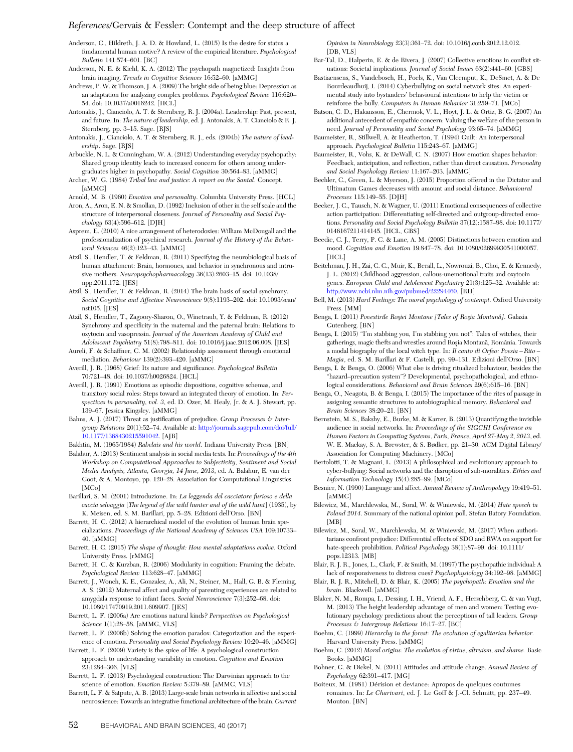Anderson, C., Hildreth, J. A. D. & Howland, L. (2015) Is the desire for status a fundamental human motive? A review of the empirical literature. *Psychological Bulletin* 141:574–601. [BC]

Anderson, N. E. & Kiehl, K. A. (2012) The psychopath magnetized: Insights from brain imaging. *Trends in Cognitive Sciences* 16:52–60. [aMMG]

Andrews, P. W. & Thomson, J. A. (2009) The bright side of being blue: Depression as an adaptation for analyzing complex problems. *Psychological Review* 116:620–54. doi: 10.1037/a0016242. [HCL]

Antonakis, J., Cianciolo, A. T. & Sternberg, R. J. (2004a). Leadership: Past, present, and future. In: *The nature of leadership*, ed. J. Antonakis, A. T. Cianciolo & R. J. Sternberg, pp. 3–15. Sage. [RJS]

Antonakis, J., Cianciolo, A. T. & Sternberg, R. J., eds. (2004b) *The nature of leadership*. Sage. [RJS]

Arbuckle, N. L. & Cunningham, W. A. (2012) Understanding everyday psychopathy: Shared group identity leads to increased concern for others among undergraduates higher in psychopathy. *Social Cognition* 30:564–83. [aMMG]

Archer, W. G. (1984) *Tribal law and justice: A report on the Santal*. Concept. [aMMG]

Arnold, M. B. (1960) *Emotion and personality*. Columbia University Press. [HCL]

Aron, A., Aron, E. N. & Smollan, D. (1992) Inclusion of other in the self scale and the structure of interpersonal closeness. *Journal of Personality and Social Psychology* 63(4):596–612. [DJH]

Asprem, E. (2010) A nice arrangement of heterodoxies: William McDougall and the professionalization of psychical research. *Journal of the History of the Behavioral Sciences* 46(2):123–43. [aMMG]

Atzil, S., Hendler, T. & Feldman, R. (2011) Specifying the neurobiological basis of human attachment: Brain, hormones, and behavior in synchronous and intrusive mothers. *Neuropsychopharmacology* 36(13):2603–15. doi: 10.1038/npp.2011.172. [JES]

Atzil, S., Hendler, T. & Feldman, R. (2014) The brain basis of social synchrony. *Social Cognitive and Affective Neuroscience* 9(8):1193–202. doi: 10.1093/scan/nst105. [JES]

Atzil, S., Hendler, T., Zagoory-Sharon, O., Winetraub, Y. & Feldman, R. (2012) Synchrony and specificity in the maternal and the paternal brain: Relations to oxytocin and vasopressin. *Journal of the American Academy of Child and Adolescent Psychiatry* 51(8):798–811. doi: 10.1016/j.jaac.2012.06.008. [JES]

Aureli, F. & Schaffner, C. M. (2002) Relationship assessment through emotional mediation. *Behaviour* 139(2):393–420. [aMMG]

Averill, J. R. (1968) Grief: Its nature and significance. *Psychological Bulletin* 70:721–48. doi: 10.1037/h0026824. [HCL]

Averill, J. R. (1991) Emotions as episodic dispositions, cognitive schemas, and transitory social roles: Steps toward an integrated theory of emotion. In: *Perspectives in personality, vol. 3*, ed. D. Ozer, M. Healy, Jr. & A. J. Stewart, pp. 139–67. Jessica Kingsley. [aMMG]

Bahns, A. J. (2017) Threat as justification of prejudice. *Group Processes & Intergroup Relations* 20(1):52–74. Available at: http://journals.sagepub.com/doi/full/10.1177/1368430215591042. [AJB]

Bakhtin, M. (1965/1984) *Rabelais and his world*. Indiana University Press. [BN]

Balahur, A. (2013) Sentiment analysis in social media texts. In: *Proceedings of the 4th Workshop on Computational Approaches to Subjectivity, Sentiment and Social Media Analysis, Atlanta, Georgia, 14 June, 2013*, ed. A. Balahur, E. van der Goot, & A. Montoyo, pp. 120–28. Association for Computational Linguistics. [MCo]

Barillari, S. M. (2001) Introduzione. In: *La leggenda del cacciatore furioso e della caccia selvaggia* [*The legend of the wild hunter and of the wild hunt*] (1935), by K. Meisen, ed. S. M. Barillari, pp. 5–28. Edizioni dell'Orso. [BN]

Barrett, H. C. (2012) A hierarchical model of the evolution of human brain specializations. *Proceedings of the National Academy of Sciences USA* 109:10733–40. [aMMG]

Barrett, H. C. (2015) *The shape of thought: How mental adaptations evolve.* Oxford University Press. [rMMG]

Barrett, H. C. & Kurzban, R. (2006) Modularity in cognition: Framing the debate. *Psychological Review* 113:628–47. [aMMG]

Barrett, J., Wonch, K. E., Gonzalez, A., Ali, N., Steiner, M., Hall, G. B. & Fleming, A. S. (2012) Maternal affect and quality of parenting experiences are related to amygdala response to infant faces. *Social Neuroscience* 7(3):252–68. doi: 10.1080/17470919.2011.609907. [JES]

Barrett, L. F. (2006a) Are emotions natural kinds? *Perspectives on Psychological Science* 1(1):28–58. [aMMG, VLS]

Barrett, L. F. (2006b) Solving the emotion paradox: Categorization and the experience of emotion. *Personality and Social Psychology Review* 10:20–46. [aMMG]

Barrett, L. F. (2009) Variety is the spice of life: A psychological construction approach to understanding variability in emotion. *Cognition and Emotion* 23:1284–306. [VLS]

Barrett, L. F. (2013) Psychological construction: The Darwinian approach to the science of emotion. *Emotion Review* 5:379–89. [aMMG, VLS]

Barrett, L. F. & Satpute, A. B. (2013) Large-scale brain networks in affective and social neuroscience: Towards an integrative functional architecture of the brain. *Current Opinion in Neurobiology* 23(3):361–72. doi: 10.1016/j.conb.2012.12.012. [DB, VLS]

Bar-Tal, D., Halperin, E. & de Rivera, J. (2007) Collective emotions in conflict situations: Societal implications. *Journal of Social Issues* 63(2):441–60. [GBS]

Bastiaensens, S., Vandebosch, H., Poels, K., Van Cleemput, K., DeSmet, A. & De Bourdeaudhuij, I. (2014) Cyberbullying on social network sites: An experimental study into bystanders' behavioural intentions to help the victim or reinforce the bully. *Computers in Human Behavior* 31:259–71. [MCo]

Batson, C. D., Hakansson, E., Chermok, V. L., Hoyt, J. L. & Ortiz, B. G. (2007) An additional antecedent of empathic concern: Valuing the welfare of the person in need. *Journal of Personality and Social Psychology* 93:65–74. [aMMG]

Baumeister, R., Stillwell, A. & Heatherton, T. (1994) Guilt: An interpersonal approach. *Psychological Bulletin* 115:243–67. [aMMG]

Baumeister, R., Vohs, K. & DeWall, C. N. (2007) How emotion shapes behavior: Feedback, anticipation, and reflection, rather than direct causation. *Personality and Social Psychology Review* 11:167–203. [aMMG]

Bechler, C., Green, L. & Myerson, J. (2015) Proportion offered in the Dictator and Ultimatum Games decreases with amount and social distance. *Behavioural Processes* 115:149–55. [DJH]

Becker, J. C., Tausch, N. & Wagner, U. (2011) Emotional consequences of collective action participation: Differentiating self-directed and outgroup-directed emotions. *Personality and Social Psychology Bulletin* 37(12):1587–98. doi: 10.1177/0146167211414145. [HCL, GBS]

Beedie, C. J., Terry, P. C. & Lane, A. M. (2005) Distinctions between emotion and mood. *Cognition and Emotion* 19:847–78. doi: 10.1080/02699930541000057. [HCL]

Beitchman, J. H., Zai, C. C., Muir, K., Berall, L., Nowrouzi, B., Choi, E. & Kennedy, J. L. (2012) Childhood aggression, callous-unemotional traits and oxytocin genes. *European Child and Adolescent Psychiatry* 21(3):125–32. Available at: http://www.ncbi.nlm.nih.gov/pubmed/22294460. [RH]

Bell, M. (2013) *Hard Feelings: The moral psychology of contempt.* Oxford University Press. [MM]

Benga, I. (2011) *Poveștirile Roșiei Montane [Tales of Roșia Montană]*. Galaxia Gutenberg. [BN]

Benga, I. (2015) "I'm stabbing you, I'm stabbing you not": Tales of witches, their gatherings, magic thefts and wrestles around Roșia Montană, România. Towards a modal biography of the local witch type. In: *Il canto di Orfeo: Poesia – Rito – Magia*, ed. S. M. Barillari & F. Castelli, pp. 99–131. Edizioni dell'Orso. [BN]

Benga, I. & Benga, O. (2006) What else is driving ritualized behaviour, besides the "hazard–precaution system"? Developmental, psychopathological, and ethnological considerations. *Behavioral and Brain Sciences* 29(6):615–16. [BN]

Benga, O., Neagota, B. & Benga, I. (2015) The importance of the rites of passage in assigning semantic structures to autobiographical memory. *Behavioral and Brain Sciences* 38:20–21. [BN]

Bernstein, M. S., Bakshy, E., Burke, M. & Karrer, B. (2013) Quantifying the invisible audience in social networks. In: *Proceedings of the SIGCHI Conference on Human Factors in Computing Systems, Paris, France, April 27-May 2, 2013*, ed. W. E. Mackay, S. A. Brewster, & S. Bødker, pp. 21–30. ACM Digital Library/Association for Computing Machinery. [MCo]

Bertolotti, T. & Magnani, L. (2013) A philosophical and evolutionary approach to cyber-bullying: Social networks and the disruption of sub-moralities. *Ethics and Information Technology* 15(4):285–99. [MCo]

Besnier, N. (1990) Language and affect. *Annual Review of Anthropology* 19:419–51. [aMMG]

Bilewicz, M., Marchlewska, M., Soral, W. & Winiewski, M. (2014) *Hate speech in Poland 2014*. Summary of the national opinion poll. Stefan Batory Foundation. [MB]

Bilewicz, M., Soral, W., Marchlewska, M. & Winiewski, M. (2017) When authoritarians confront prejudice: Differential effects of SDO and RWA on support for hate-speech prohibition. *Political Psychology* 38(1):87–99. doi: 10.1111/pops.12313. [MB]

Blair, R. J. R., Jones, L., Clark, F. & Smith, M. (1997) The psychopathic individual: A lack of responsiveness to distress cues? *Psychophysiology* 34:192–98. [aMMG]

Blair, R. J. R., Mitchell, D. & Blair, K. (2005) *The psychopath: Emotion and the brain*. Blackwell. [aMMG]

Blaker, N. M., Rompa, I., Dessing, I. H., Vriend, A. F., Herschberg, C. & van Vugt, M. (2013) The height leadership advantage of men and women: Testing evolutionary psychology predictions about the perceptions of tall leaders. *Group Processes & Intergroup Relations* 16:17–27. [BC]

Boehm, C. (1999) *Hierarchy in the forest: The evolution of egalitarian behavior.* Harvard University Press. [aMMG]

Boehm, C. (2012) *Moral origins: The evolution of virtue, altruism, and shame.* Basic Books. [aMMG]

Bohner, G. & Dickel, N. (2011) Attitudes and attitude change. *Annual Review of Psychology* 62:391–417. [MG]

Boiteux, M. (1981) Dérision et deviance: Apropos de quelques coutumes romaines. In: *Le Charivari*, ed. J. Le Goff & J.-Cl. Schmitt, pp. 237–49. Mouton. [BN]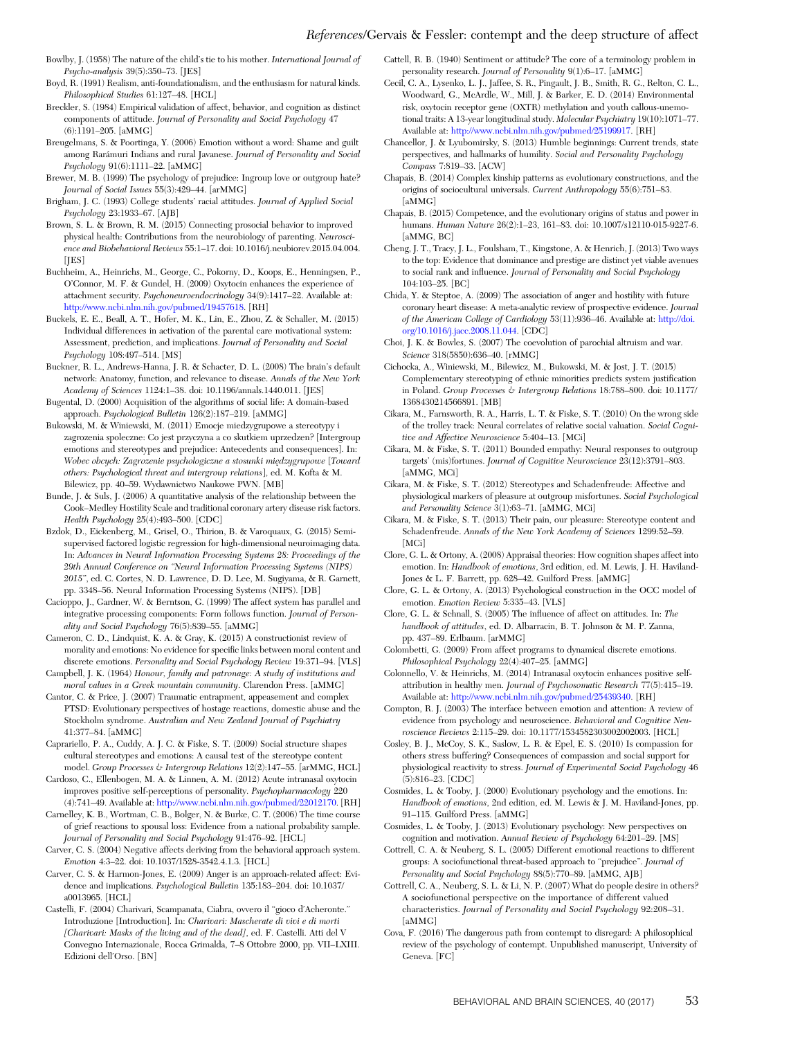Bowlby, J. (1958) The nature of the child's tie to his mother. *International Journal of Psycho-analysis* 39(5):350–73. [JES]

Boyd, R. (1991) Realism, anti-foundationalism, and the enthusiasm for natural kinds. *Philosophical Studies* 61:127–48. [HCL]

Breckler, S. (1984) Empirical validation of affect, behavior, and cognition as distinct components of attitude. *Journal of Personality and Social Psychology* 47 (6):1191–205. [aMMG]

Breugelmans, S. & Poortinga, Y. (2006) Emotion without a word: Shame and guilt among Rarámuri Indians and rural Javanese. *Journal of Personality and Social Psychology* 91(6):1111–22. [aMMG]

Brewer, M. B. (1999) The psychology of prejudice: Ingroup love or outgroup hate? *Journal of Social Issues* 55(3):429–44. [arMMG]

Brigham, J. C. (1993) College students' racial attitudes. *Journal of Applied Social Psychology* 23:1933–67. [AJB]

Brown, S. L. & Brown, R. M. (2015) Connecting prosocial behavior to improved physical health: Contributions from the neurobiology of parenting. *Neuroscience and Biobehavioral Reviews* 55:1–17. doi: 10.1016/j.neubiorev.2015.04.004. [JES]

Buchheim, A., Heinrichs, M., George, C., Pokorny, D., Koops, E., Henningsen, P., O'Connor, M. F. & Gundel, H. (2009) Oxytocin enhances the experience of attachment security. *Psychoneuroendocrinology* 34(9):1417–22. Available at: http://www.ncbi.nlm.nih.gov/pubmed/19457618. [RH]

Buckels, E. E., Beall, A. T., Hofer, M. K., Lin, E., Zhou, Z. & Schaller, M. (2015) Individual differences in activation of the parental care motivational system: Assessment, prediction, and implications. *Journal of Personality and Social Psychology* 108:497–514. [MS]

Buckner, R. L., Andrews-Hanna, J. R. & Schacter, D. L. (2008) The brain's default network: Anatomy, function, and relevance to disease. *Annals of the New York Academy of Sciences* 1124:1–38. doi: 10.1196/annals.1440.011. [JES]

Bugental, D. (2000) Acquisition of the algorithms of social life: A domain-based approach. *Psychological Bulletin* 126(2):187–219. [aMMG]

Bukowski, M. & Winiewski, M. (2011) Emocje miedzygrupowe a stereotypy i zagrozenia spoleczne: Co jest przyczyna a co skutkiem uprzedzen? [Intergroup emotions and stereotypes and prejudice: Antecedents and consequences]. In: *Wobec obcych: Zagrozenie psychologiczne a stosunki międzygrupowe* [*Toward others: Psychological threat and intergroup relations*], ed. M. Kofta & M. Bilewicz, pp. 40–59. Wydawnictwo Naukowe PWN. [MB]

Bunde, J. & Suls, J. (2006) A quantitative analysis of the relationship between the Cook–Medley Hostility Scale and traditional coronary artery disease risk factors. *Health Psychology* 25(4):493–500. [CDC]

Bzdok, D., Eickenberg, M., Grisel, O., Thirion, B. & Varoquaux, G. (2015) Semi-supervised factored logistic regression for high-dimensional neuroimaging data. In: *Advances in Neural Information Processing Systems 28: Proceedings of the 29th Annual Conference on "Neural Information Processing Systems (NIPS) 2015"*, ed. C. Cortes, N. D. Lawrence, D. D. Lee, M. Sugiyama, & R. Garnett, pp. 3348–56. Neural Information Processing Systems (NIPS). [DB]

Cacioppo, J., Gardner, W. & Berntson, G. (1999) The affect system has parallel and integrative processing components: Form follows function. *Journal of Personality and Social Psychology* 76(5):839–55. [aMMG]

Cameron, C. D., Lindquist, K. A. & Gray, K. (2015) A constructionist review of morality and emotions: No evidence for specific links between moral content and discrete emotions. *Personality and Social Psychology Review* 19:371–94. [VLS]

Campbell, J. K. (1964) *Honour, family and patronage: A study of institutions and moral values in a Greek mountain community*. Clarendon Press. [aMMG]

Cantor, C. & Price, J. (2007) Traumatic entrapment, appeasement and complex PTSD: Evolutionary perspectives of hostage reactions, domestic abuse and the Stockholm syndrome. *Australian and New Zealand Journal of Psychiatry* 41:377–84. [aMMG]

Caprariello, P. A., Cuddy, A. J. C. & Fiske, S. T. (2009) Social structure shapes cultural stereotypes and emotions: A causal test of the stereotype content model. *Group Processes & Intergroup Relations* 12(2):147–55. [arMMG, HCL]

Cardoso, C., Ellenbogen, M. A. & Linnen, A. M. (2012) Acute intranasal oxytocin improves positive self-perceptions of personality. *Psychopharmacology* 220 (4):741–49. Available at: http://www.ncbi.nlm.nih.gov/pubmed/22012170. [RH]

Carnelley, K. B., Wortman, C. B., Bolger, N. & Burke, C. T. (2006) The time course of grief reactions to spousal loss: Evidence from a national probability sample. *Journal of Personality and Social Psychology* 91:476–92. [HCL]

Carver, C. S. (2004) Negative affects deriving from the behavioral approach system. *Emotion* 4:3–22. doi: 10.1037/1528-3542.4.1.3. [HCL]

Carver, C. S. & Harmon-Jones, E. (2009) Anger is an approach-related affect: Evidence and implications. *Psychological Bulletin* 135:183–204. doi: 10.1037/a0013965. [HCL]

Castelli, F. (2004) Charivari, Scampanata, Ciabra, ovvero il "gioco d'Acheronte." Introduzione [Introduction]. In: *Charivari: Mascherate di vivi e di morti [Charivari: Masks of the living and of the dead]*, ed. F. Castelli. Atti del V Convegno Internazionale, Rocca Grimalda, 7–8 Ottobre 2000, pp. VII–LXIII. Edizioni dell'Orso. [BN]

Cattell, R. B. (1940) Sentiment or attitude? The core of a terminology problem in personality research. *Journal of Personality* 9(1):6–17. [aMMG]

Cecil, C. A., Lysenko, L. J., Jaffee, S. R., Pingault, J. B., Smith, R. G., Relton, C. L., Woodward, G., McArdle, W., Mill, J. & Barker, E. D. (2014) Environmental risk, oxytocin receptor gene (OXTR) methylation and youth callous-unemotional traits: A 13-year longitudinal study. *Molecular Psychiatry* 19(10):1071–77. Available at: http://www.ncbi.nlm.nih.gov/pubmed/25199917. [RH]

Chancellor, J. & Lyubomirsky, S. (2013) Humble beginnings: Current trends, state perspectives, and hallmarks of humility. *Social and Personality Psychology Compass* 7:819–33. [ACW]

Chapais, B. (2014) Complex kinship patterns as evolutionary constructions, and the origins of sociocultural universals. *Current Anthropology* 55(6):751–83. [aMMG]

Chapais, B. (2015) Competence, and the evolutionary origins of status and power in humans. *Human Nature* 26(2):1–23, 161–83. doi: 10.1007/s12110-015-9227-6. [aMMG, BC]

Cheng, J. T., Tracy, J. L., Foulsham, T., Kingstone, A. & Henrich, J. (2013) Two ways to the top: Evidence that dominance and prestige are distinct yet viable avenues to social rank and influence. *Journal of Personality and Social Psychology* 104:103–25. [BC]

Chida, Y. & Steptoe, A. (2009) The association of anger and hostility with future coronary heart disease: A meta-analytic review of prospective evidence. *Journal of the American College of Cardiology* 53(11):936–46. Available at: http://doi.org/10.1016/j.jacc.2008.11.044. [CDC]

Choi, J. K. & Bowles, S. (2007) The coevolution of parochial altruism and war. *Science* 318(5850):636–40. [rMMG]

Cichocka, A., Winiewski, M., Bilewicz, M., Bukowski, M. & Jost, J. T. (2015) Complementary stereotyping of ethnic minorities predicts system justification in Poland. *Group Processes & Intergroup Relations* 18:788–800. doi: 10.1177/1368430214566891. [MB]

Cikara, M., Farnsworth, R. A., Harris, L. T. & Fiske, S. T. (2010) On the wrong side of the trolley track: Neural correlates of relative social valuation. *Social Cognitive and Affective Neuroscience* 5:404–13. [MCi]

Cikara, M. & Fiske, S. T. (2011) Bounded empathy: Neural responses to outgroup targets' (mis)fortunes. *Journal of Cognitive Neuroscience* 23(12):3791–803. [aMMG, MCi]

Cikara, M. & Fiske, S. T. (2012) Stereotypes and Schadenfreude: Affective and physiological markers of pleasure at outgroup misfortunes. *Social Psychological and Personality Science* 3(1):63–71. [aMMG, MCi]

Cikara, M. & Fiske, S. T. (2013) Their pain, our pleasure: Stereotype content and Schadenfreude. *Annals of the New York Academy of Sciences* 1299:52–59. [MCi]

Clore, G. L. & Ortony, A. (2008) Appraisal theories: How cognition shapes affect into emotion. In: *Handbook of emotions*, 3rd edition, ed. M. Lewis, J. H. Haviland-Jones & L. F. Barrett, pp. 628–42. Guilford Press. [aMMG]

Clore, G. L. & Ortony, A. (2013) Psychological construction in the OCC model of emotion. *Emotion Review* 5:335–43. [VLS]

Clore, G. L. & Schnall, S. (2005) The influence of affect on attitudes. In: *The handbook of attitudes*, ed. D. Albarracin, B. T. Johnson & M. P. Zanna, pp. 437–89. Erlbaum. [arMMG]

Colombetti, G. (2009) From affect programs to dynamical discrete emotions. *Philosophical Psychology* 22(4):407–25. [aMMG]

Colonnello, V. & Heinrichs, M. (2014) Intranasal oxytocin enhances positive self-attribution in healthy men. *Journal of Psychosomatic Research* 77(5):415–19. Available at: http://www.ncbi.nlm.nih.gov/pubmed/25439340. [RH]

Compton, R. J. (2003) The interface between emotion and attention: A review of evidence from psychology and neuroscience. *Behavioral and Cognitive Neuroscience Reviews* 2:115–29. doi: 10.1177/1534582303002002003. [HCL]

Cosley, B. J., McCoy, S. K., Saslow, L. R. & Epel, E. S. (2010) Is compassion for others stress buffering? Consequences of compassion and social support for physiological reactivity to stress. *Journal of Experimental Social Psychology* 46 (5):816–23. [CDC]

Cosmides, L. & Tooby, J. (2000) Evolutionary psychology and the emotions. In: *Handbook of emotions*, 2nd edition, ed. M. Lewis & J. M. Haviland-Jones, pp. 91–115. Guilford Press. [aMMG]

Cosmides, L. & Tooby, J. (2013) Evolutionary psychology: New perspectives on cognition and motivation. *Annual Review of Psychology* 64:201–29. [MS]

Cottrell, C. A. & Neuberg, S. L. (2005) Different emotional reactions to different groups: A sociofunctional threat-based approach to "prejudice". *Journal of Personality and Social Psychology* 88(5):770–89. [aMMG, AJB]

Cottrell, C. A., Neuberg, S. L. & Li, N. P. (2007) What do people desire in others? A sociofunctional perspective on the importance of different valued characteristics. *Journal of Personality and Social Psychology* 92:208–31. [aMMG]

Cova, F. (2016) The dangerous path from contempt to disregard: A philosophical review of the psychology of contempt. Unpublished manuscript, University of Geneva. [FC]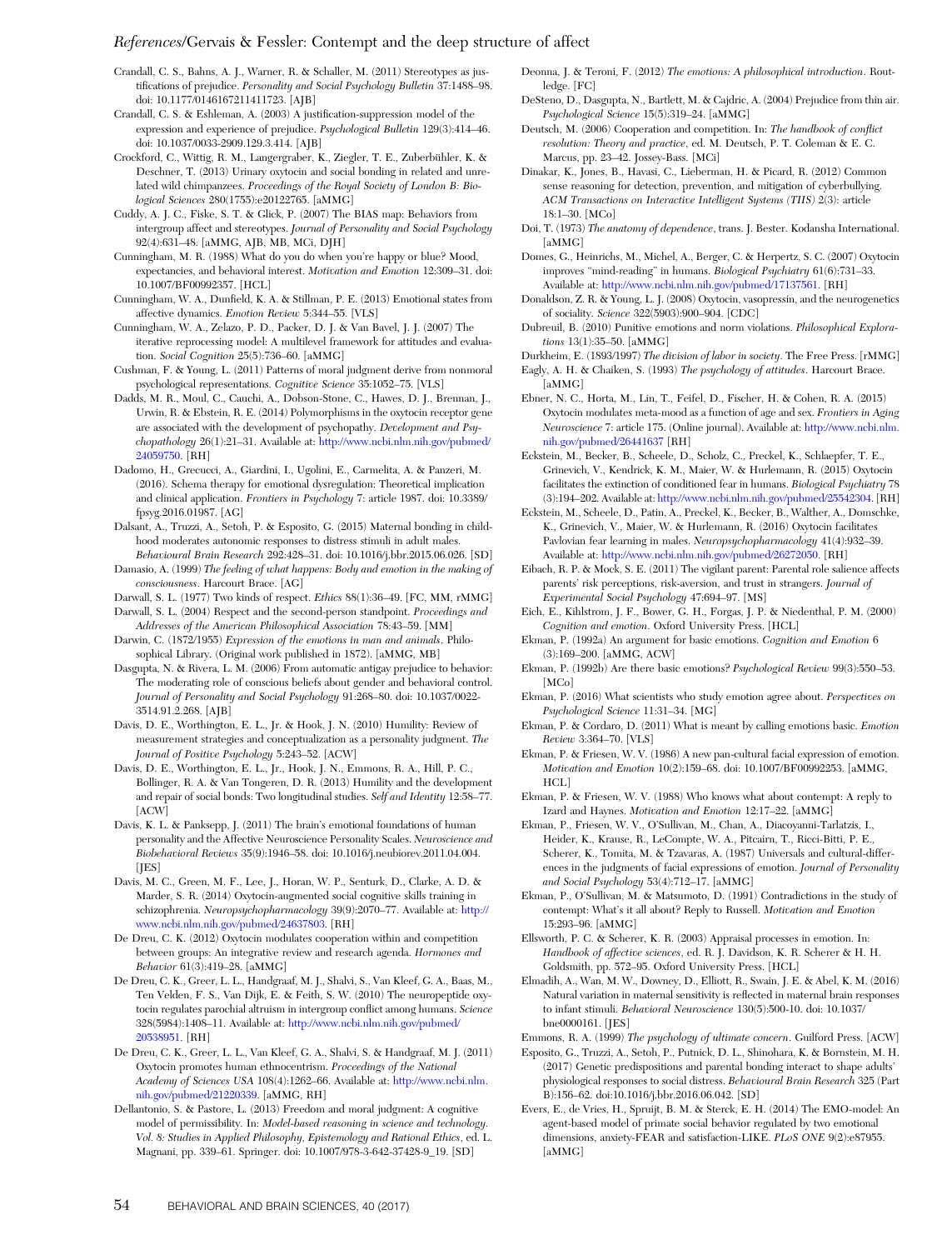Crandall, C. S., Bahns, A. J., Warner, R. & Schaller, M. (2011) Stereotypes as justifications of prejudice. *Personality and Social Psychology Bulletin* 37:1488–98. doi: 10.1177/0146167211411723. [AJB]

Crandall, C. S. & Eshleman, A. (2003) A justification-suppression model of the expression and experience of prejudice. *Psychological Bulletin* 129(3):414–46. doi: 10.1037/0033-2909.129.3.414. [AJB]

Crockford, C., Wittig, R. M., Langergraber, K., Ziegler, T. E., Zuberbühler, K. & Deschner, T. (2013) Urinary oxytocin and social bonding in related and unrelated wild chimpanzees. *Proceedings of the Royal Society of London B: Biological Sciences* 280(1755):e20122765. [aMMG]

Cuddy, A. J. C., Fiske, S. T. & Glick, P. (2007) The BIAS map: Behaviors from intergroup affect and stereotypes. *Journal of Personality and Social Psychology* 92(4):631–48. [aMMG, AJB, MB, MCi, DJH]

Cunningham, M. R. (1988) What do you do when you're happy or blue? Mood, expectancies, and behavioral interest. *Motivation and Emotion* 12:309–31. doi: 10.1007/BF00992357. [HCL]

Cunningham, W. A., Dunfield, K. A. & Stillman, P. E. (2013) Emotional states from affective dynamics. *Emotion Review* 5:344–55. [VLS]

Cunningham, W. A., Zelazo, P. D., Packer, D. J. & Van Bavel, J. J. (2007) The iterative reprocessing model: A multilevel framework for attitudes and evaluation. *Social Cognition* 25(5):736–60. [aMMG]

Cushman, F. & Young, L. (2011) Patterns of moral judgment derive from nonmoral psychological representations. *Cognitive Science* 35:1052–75. [VLS]

Dadds, M. R., Moul, C., Cauchi, A., Dobson-Stone, C., Hawes, D. J., Brennan, J., Urwin, R. & Ebstein, R. E. (2014) Polymorphisms in the oxytocin receptor gene are associated with the development of psychopathy. *Development and Psychopathology* 26(1):21–31. Available at: http://www.ncbi.nlm.nih.gov/pubmed/24059750. [RH]

Dadomo, H., Grecucci, A., Giardini, I., Ugolini, E., Carmelita, A. & Panzeri, M. (2016). Schema therapy for emotional dysregulation: Theoretical implication and clinical application. *Frontiers in Psychology* 7: article 1987. doi: 10.3389/fpsyg.2016.01987. [AG]

Dalsant, A., Truzzi, A., Setoh, P. & Esposito, G. (2015) Maternal bonding in childhood moderates autonomic responses to distress stimuli in adult males. *Behavioural Brain Research* 292:428–31. doi: 10.1016/j.bbr.2015.06.026. [SD]

Damasio, A. (1999) *The feeling of what happens: Body and emotion in the making of consciousness*. Harcourt Brace. [AG]

Darwall, S. L. (1977) Two kinds of respect. *Ethics* 88(1):36–49. [FC, MM, rMMG]

Darwall, S. L. (2004) Respect and the second-person standpoint. *Proceedings and Addresses of the American Philosophical Association* 78:43–59. [MM]

Darwin, C. (1872/1955) *Expression of the emotions in man and animals*. Philosophical Library. (Original work published in 1872). [aMMG, MB]

Dasgupta, N. & Rivera, L. M. (2006) From automatic antigay prejudice to behavior: The moderating role of conscious beliefs about gender and behavioral control. *Journal of Personality and Social Psychology* 91:268–80. doi: 10.1037/0022-3514.91.2.268. [AJB]

Davis, D. E., Worthington, E. L., Jr. & Hook, J. N. (2010) Humility: Review of measurement strategies and conceptualization as a personality judgment. *The Journal of Positive Psychology* 5:243–52. [ACW]

Davis, D. E., Worthington, E. L., Jr., Hook, J. N., Emmons, R. A., Hill, P. C., Bollinger, R. A. & Van Tongeren, D. R. (2013) Humility and the development and repair of social bonds: Two longitudinal studies. *Self and Identity* 12:58–77. [ACW]

Davis, K. L. & Panksepp, J. (2011) The brain's emotional foundations of human personality and the Affective Neuroscience Personality Scales. *Neuroscience and Biobehavioral Reviews* 35(9):1946–58. doi: 10.1016/j.neubiorev.2011.04.004. [JES]

Davis, M. C., Green, M. F., Lee, J., Horan, W. P., Senturk, D., Clarke, A. D. & Marder, S. R. (2014) Oxytocin-augmented social cognitive skills training in schizophrenia. *Neuropsychopharmacology* 39(9):2070–77. Available at: http://www.ncbi.nlm.nih.gov/pubmed/24637803. [RH]

De Dreu, C. K. (2012) Oxytocin modulates cooperation within and competition between groups: An integrative review and research agenda. *Hormones and Behavior* 61(3):419–28. [aMMG]

De Dreu, C. K., Greer, L. L., Handgraaf, M. J., Shalvi, S., Van Kleef, G. A., Baas, M., Ten Velden, F. S., Van Dijk, E. & Feith, S. W. (2010) The neuropeptide oxytocin regulates parochial altruism in intergroup conflict among humans. *Science* 328(5984):1408–11. Available at: http://www.ncbi.nlm.nih.gov/pubmed/20538951. [RH]

De Dreu, C. K., Greer, L. L., Van Kleef, G. A., Shalvi, S. & Handgraaf, M. J. (2011) Oxytocin promotes human ethnocentrism. *Proceedings of the National Academy of Sciences USA* 108(4):1262–66. Available at: http://www.ncbi.nlm.nih.gov/pubmed/21220339. [aMMG, RH]

Dellantonio, S. & Pastore, L. (2013) Freedom and moral judgment: A cognitive model of permissibility. In: *Model-based reasoning in science and technology. Vol. 8: Studies in Applied Philosophy, Epistemology and Rational Ethics*, ed. L. Magnani, pp. 339–61. Springer. doi: 10.1007/978-3-642-37428-9_19. [SD]

Deonna, J. & Teroni, F. (2012) *The emotions: A philosophical introduction*. Routledge. [FC]

DeSteno, D., Dasgupta, N., Bartlett, M. & Cajdric, A. (2004) Prejudice from thin air. *Psychological Science* 15(5):319–24. [aMMG]

Deutsch, M. (2006) Cooperation and competition. In: *The handbook of conflict resolution: Theory and practice*, ed. M. Deutsch, P. T. Coleman & E. C. Marcus, pp. 23–42. Jossey-Bass. [MCi]

Dinakar, K., Jones, B., Havasi, C., Lieberman, H. & Picard, R. (2012) Common sense reasoning for detection, prevention, and mitigation of cyberbullying. *ACM Transactions on Interactive Intelligent Systems (TIIS)* 2(3): article 18:1–30. [MCo]

Doi, T. (1973) *The anatomy of dependence*, trans. J. Bester. Kodansha International. [aMMG]

Domes, G., Heinrichs, M., Michel, A., Berger, C. & Herpertz, S. C. (2007) Oxytocin improves "mind-reading" in humans. *Biological Psychiatry* 61(6):731–33. Available at: http://www.ncbi.nlm.nih.gov/pubmed/17137561. [RH]

Donaldson, Z. R. & Young, L. J. (2008) Oxytocin, vasopressin, and the neurogenetics of sociality. *Science* 322(5903):900–904. [CDC]

Dubreuil, B. (2010) Punitive emotions and norm violations. *Philosophical Explorations* 13(1):35–50. [aMMG]

Durkheim, E. (1893/1997) *The division of labor in society*. The Free Press. [rMMG]

Eagly, A. H. & Chaiken, S. (1993) *The psychology of attitudes*. Harcourt Brace. [aMMG]

Ebner, N. C., Horta, M., Lin, T., Feifel, D., Fischer, H. & Cohen, R. A. (2015) Oxytocin modulates meta-mood as a function of age and sex. *Frontiers in Aging Neuroscience* 7: article 175. (Online journal). Available at: http://www.ncbi.nlm.nih.gov/pubmed/26441637 [RH]

Eckstein, M., Becker, B., Scheele, D., Scholz, C., Preckel, K., Schlaepfer, T. E., Grinevich, V., Kendrick, K. M., Maier, W. & Hurlemann, R. (2015) Oxytocin facilitates the extinction of conditioned fear in humans. *Biological Psychiatry* 78 (3):194–202. Available at: http://www.ncbi.nlm.nih.gov/pubmed/25542304. [RH]

Eckstein, M., Scheele, D., Patin, A., Preckel, K., Becker, B., Walther, A., Domschke, K., Grinevich, V., Maier, W. & Hurlemann, R. (2016) Oxytocin facilitates Pavlovian fear learning in males. *Neuropsychopharmacology* 41(4):932–39. Available at: http://www.ncbi.nlm.nih.gov/pubmed/26272050. [RH]

Eibach, R. P. & Mock, S. E. (2011) The vigilant parent: Parental role salience affects parents' risk perceptions, risk-aversion, and trust in strangers. *Journal of Experimental Social Psychology* 47:694–97. [MS]

Eich, E., Kihlstrom, J. F., Bower, G. H., Forgas, J. P. & Niedenthal, P. M. (2000) *Cognition and emotion*. Oxford University Press. [HCL]

Ekman, P. (1992a) An argument for basic emotions. *Cognition and Emotion* 6 (3):169–200. [aMMG, ACW]

Ekman, P. (1992b) Are there basic emotions? *Psychological Review* 99(3):550–53. [MCo]

Ekman, P. (2016) What scientists who study emotion agree about. *Perspectives on Psychological Science* 11:31–34. [MG]

Ekman, P. & Cordaro, D. (2011) What is meant by calling emotions basic. *Emotion Review* 3:364–70. [VLS]

Ekman, P. & Friesen, W. V. (1986) A new pan-cultural facial expression of emotion. *Motivation and Emotion* 10(2):159–68. doi: 10.1007/BF00992253. [aMMG, HCL]

Ekman, P. & Friesen, W. V. (1988) Who knows what about contempt: A reply to Izard and Haynes. *Motivation and Emotion* 12:17–22. [aMMG]

Ekman, P., Friesen, W. V., O'Sullivan, M., Chan, A., Diacoyanni-Tarlatzis, I., Heider, K., Krause, R., LeCompte, W. A., Pitcairn, T., Ricci-Bitti, P. E., Scherer, K., Tomita, M. & Tzavaras, A. (1987) Universals and cultural-differences in the judgments of facial expressions of emotion. *Journal of Personality and Social Psychology* 53(4):712–17. [aMMG]

Ekman, P., O'Sullivan, M. & Matsumoto, D. (1991) Contradictions in the study of contempt: What's it all about? Reply to Russell. *Motivation and Emotion* 15:293–96. [aMMG]

Ellsworth, P. C. & Scherer, K. R. (2003) Appraisal processes in emotion. In: *Handbook of affective sciences*, ed. R. J. Davidson, K. R. Scherer & H. H. Goldsmith, pp. 572–95. Oxford University Press. [HCL]

Elmadih, A., Wan, M. W., Downey, D., Elliott, R., Swain, J. E. & Abel, K. M. (2016) Natural variation in maternal sensitivity is reflected in maternal brain responses to infant stimuli. *Behavioral Neuroscience* 130(5):500-10. doi: 10.1037/bne0000161. [JES]

Emmons, R. A. (1999) *The psychology of ultimate concern*. Guilford Press. [ACW]

Esposito, G., Truzzi, A., Setoh, P., Putnick, D. L., Shinohara, K. & Bornstein, M. H. (2017) Genetic predispositions and parental bonding interact to shape adults' physiological responses to social distress. *Behavioural Brain Research* 325 (Part B):156–62. doi:10.1016/j.bbr.2016.06.042. [SD]

Evers, E., de Vries, H., Spruijt, B. M. & Sterck, E. H. (2014) The EMO-model: An agent-based model of primate social behavior regulated by two emotional dimensions, anxiety-FEAR and satisfaction-LIKE. *PLoS ONE* 9(2):e87955. [aMMG]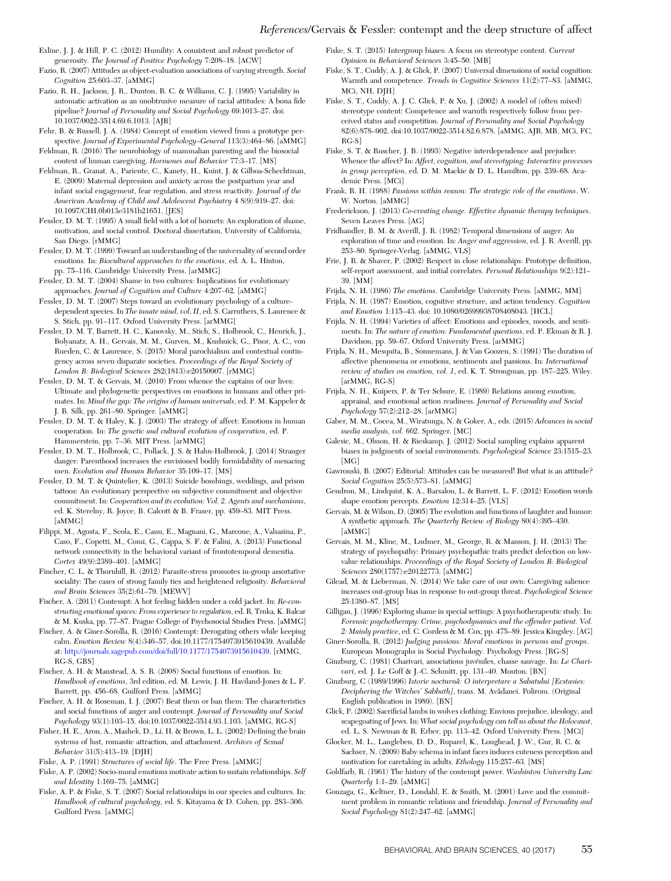Exline, J. J. & Hill, P. C. (2012) Humility: A consistent and robust predictor of generosity. *The Journal of Positive Psychology* 7:208–18. [ACW]

Fazio, R. (2007) Attitudes as object-evaluation associations of varying strength. *Social Cognition* 25:603–37. [aMMG]

Fazio, R. H., Jackson, J. R., Dunton, B. C. & Williams, C. J. (1995) Variability in automatic activation as an unobtrusive measure of racial attitudes: A bona fide pipeline? *Journal of Personality and Social Psychology* 69:1013–27. doi: 10.1037/0022-3514.69.6.1013. [AJB]

Fehr, B. & Russell, J. A. (1984) Concept of emotion viewed from a prototype perspective. *Journal of Experimental Psychology–General* 113(3):464–86. [aMMG]

Feldman, R. (2016) The neurobiology of mammalian parenting and the biosocial context of human caregiving. *Hormones and Behavior* 77:3–17. [MS]

Feldman, R., Granat, A., Pariente, C., Kanety, H., Kuint, J. & Gilboa-Schechtman, E. (2009) Maternal depression and anxiety across the postpartum year and infant social engagement, fear regulation, and stress reactivity. *Journal of the American Academy of Child and Adolescent Psychiatry* 4 8(9):919–27. doi: 10.1097/CHI.0b013e3181b21651. [JES]

Fessler, D. M. T. (1995) A small field with a lot of hornets: An exploration of shame, motivation, and social control. Doctoral dissertation, University of California, San Diego. [rMMG]

Fessler, D. M. T. (1999) Toward an understanding of the universality of second order emotions. In: *Biocultural approaches to the emotions*, ed. A. L. Hinton, pp. 75–116. Cambridge University Press. [arMMG]

Fessler, D. M. T. (2004) Shame in two cultures: Implications for evolutionary approaches. *Journal of Cognition and Culture* 4:207–62. [aMMG]

Fessler, D. M. T. (2007) Steps toward an evolutionary psychology of a culture-dependent species. In *The innate mind, vol. II*, ed. S. Carruthers, S. Laurence & S. Stich, pp. 91–117. Oxford University Press. [arMMG]

Fessler, D. M. T, Barrett, H. C., Kanovsky, M., Stich, S., Holbrook, C., Henrich, J., Bolyanatz, A. H., Gervais, M. M., Gurven, M., Kushnick, G., Pisor, A. C., von Rueden, C. & Laurence, S. (2015) Moral parochialism and contextual contingency across seven disparate societies. *Proceedings of the Royal Society of London B: Biological Sciences* 282(1813):e20150907. [rMMG]

Fessler, D. M. T. & Gervais, M. (2010) From whence the captains of our lives: Ultimate and phylogenetic perspectives on emotions in humans and other primates. In: *Mind the gap: The origins of human universals*, ed. P. M. Kappeler & J. B. Silk, pp. 261–80. Springer. [aMMG]

Fessler, D. M. T. & Haley, K. J. (2003) The strategy of affect: Emotions in human cooperation. In: *The genetic and cultural evolution of cooperation*, ed. P. Hammerstein, pp. 7–36. MIT Press. [arMMG]

Fessler, D. M. T., Holbrook, C., Pollack, J. S. & Hahn-Holbrook, J. (2014) Stranger danger: Parenthood increases the envisioned bodily formidability of menacing men. *Evolution and Human Behavior* 35:109–17. [MS]

Fessler, D. M. T. & Quintelier, K. (2013) Suicide bombings, weddings, and prison tattoos: An evolutionary perspective on subjective commitment and objective commitment. In: *Cooperation and its evolution: Vol. 2. Agents and mechanisms*, ed. K. Sterelny, R. Joyce, B. Calcott & B. Fraser, pp. 459–83. MIT Press. [aMMG]

Filippi, M., Agosta, F., Scola, E., Canu, E., Magnani, G., Marcone, A., Valsasina, P., Caso, F., Copetti, M., Comi, G., Cappa, S. F. & Falini, A. (2013) Functional network connectivity in the behavioral variant of frontotemporal dementia. *Cortex* 49(9):2389–401. [aMMG]

Fincher, C. L. & Thornhill, R. (2012) Parasite-stress promotes in-group assortative sociality: The cases of strong family ties and heightened religiosity. *Behavioral and Brain Sciences* 35(2):61–79. [MEWV]

Fischer, A. (2011) Contempt: A hot feeling hidden under a cold jacket. In: *Re-constructing emotional spaces: From experience to regulation*, ed. R. Trnka, K. Balcar & M. Kuska, pp. 77–87. Prague College of Psychosocial Studies Press. [aMMG]

Fischer, A. & Giner-Sorolla, R. (2016) Contempt: Derogating others while keeping calm. *Emotion Review* 8(4):346–57. doi:10.1177/1754073915610439. Available at: http://journals.sagepub.com/doi/full/10.1177/1754073915610439. [rMMG, RG-S, GBS]

Fischer, A. H. & Manstead, A. S. R. (2008) Social functions of emotion. In: *Handbook of emotions*, 3rd edition, ed. M. Lewis, J. H. Haviland-Jones & L. F. Barrett, pp. 456–68. Guilford Press. [aMMG]

Fischer, A. H. & Roseman, I. J. (2007) Beat them or ban them: The characteristics and social functions of anger and contempt. *Journal of Personality and Social Psychology* 93(1):103–15. doi:10.1037/0022-3514.93.1.103. [aMMG, RG-S]

Fisher, H. E., Aron, A., Mashek, D., Li, H. & Brown, L. L. (2002) Defining the brain systems of lust, romantic attraction, and attachment. *Archives of Sexual Behavior* 31(5):413–19. [DJH]

Fiske, A. P. (1991) *Structures of social life*. The Free Press. [aMMG]

Fiske, A. P. (2002) Socio-moral emotions motivate action to sustain relationships. *Self and Identity* 1:169–75. [aMMG]

Fiske, A. P. & Fiske, S. T. (2007) Social relationships in our species and cultures. In: *Handbook of cultural psychology*, ed. S. Kitayama & D. Cohen, pp. 283–306. Guilford Press. [aMMG]

Fiske, S. T. (2015) Intergroup biases: A focus on stereotype content. *Current Opinion in Behavioral Sciences* 3:45–50. [MB]

Fiske, S. T., Cuddy, A. J. & Glick, P. (2007) Universal dimensions of social cognition: Warmth and competence. *Trends in Cognitive Sciences* 11(2):77–83. [aMMG, MCi, NH, DJH]

Fiske, S. T., Cuddy, A. J. C. Glick, P. & Xu, J. (2002) A model of (often mixed) stereotype content: Competence and warmth respectively follow from perceived status and competition. *Journal of Personality and Social Psychology* 82(6):878–902. doi:10.1037/0022-3514.82.6.878. [aMMG, AJB, MB, MCi, FC, RG-S]

Fiske, S. T. & Ruscher, J. B. (1993) Negative interdependence and prejudice: Whence the affect? In: *Affect, cognition, and stereotyping: Interactive processes in group perception*, ed. D. M. Mackie & D. L. Hamilton, pp. 239–68. Academic Press. [MCi]

Frank, R. H. (1988) *Passions within reason: The strategic role of the emotions*. W. W. Norton. [aMMG]

Frederickson, J. (2013) *Co-creating change. Effective dynamic therapy techniques*. Seven Leaves Press. [AG]

Fridhandler, B. M. & Averill, J. R. (1982) Temporal dimensions of anger: An exploration of time and emotion. In: *Anger and aggression*, ed. J. R. Averill, pp. 253–80. Springer-Verlag. [aMMG, VLS]

Frie, J. R. & Shaver, P. (2002) Respect in close relationships: Prototype definition, self-report assessment, and initial correlates. *Personal Relationships* 9(2):121–39. [MM]

Frijda, N. H. (1986) *The emotions*. Cambridge University Press. [aMMG, MM]

Frijda, N. H. (1987) Emotion, cognitive structure, and action tendency. *Cognition and Emotion* 1:115–43. doi: 10.1080/02699938708408043. [HCL]

Frijda, N. H. (1994) Varieties of affect: Emotions and episodes, moods, and sentiments. In: *The nature of emotion: Fundamental questions*, ed. P. Ekman & R. J. Davidson, pp. 59–67. Oxford University Press. [arMMG]

Frijda, N. H., Mesquita, B., Sonnemans, J. & Van Goozen, S. (1991) The duration of affective phenomena or emotions, sentiments and passions. In: *International review of studies on emotion, vol. 1*, ed. K. T. Strongman, pp. 187–225. Wiley. [arMMG, RG-S]

Frijda, N. H., Kuipers, P. & Ter Schure, E. (1989) Relations among emotion, appraisal, and emotional action readiness. *Journal of Personality and Social Psychology* 57(2):212–28. [arMMG]

Gaber, M. M., Cocea, M., Wiratunga, N. & Goker, A., eds. (2015) *Advances in social media analysis, vol. 602*. Springer. [MC]

Galesic, M., Olsson, H. & Rieskamp, J. (2012) Social sampling explains apparent biases in judgments of social environments. *Psychological Science* 23:1515–23. [MG]

Gawronski, B. (2007) Editorial: Attitudes can be measured! But what is an attitude? *Social Cognition* 25(5):573–81. [aMMG]

Gendron, M., Lindquist, K. A., Barsalou, L. & Barrett, L. F. (2012) Emotion words shape emotion percepts. *Emotion* 12:314–25. [VLS]

Gervais, M. & Wilson, D. (2005) The evolution and functions of laughter and humor: A synthetic approach. *The Quarterly Review of Biology* 80(4):395–430. [aMMG]

Gervais, M. M., Kline, M., Ludmer, M., George, R. & Manson, J. H. (2013) The strategy of psychopathy: Primary psychopathic traits predict defection on low-value relationships. *Proceedings of the Royal Society of London B: Biological Sciences* 280(1757):e20122773. [aMMG]

Gilead, M. & Lieberman, N. (2014) We take care of our own: Caregiving salience increases out-group bias in response to out-group threat. *Psychological Science* 25:1380–87. [MS]

Gilligan, J. (1996) Exploring shame in special settings: A psychotherapeutic study. In: *Forensic psychotherapy: Crime, psychodynamics and the offender patient. Vol. 2: Mainly practice*, ed. C. Cordess & M. Cox, pp. 475–89. Jessica Kingsley. [AG]

Giner-Sorolla, R. (2012) *Judging passions: Moral emotions in persons and groups*. European Monographs in Social Psychology. Psychology Press. [RG-S]

Ginzburg, C. (1981) Charivari, associations juvéniles, chasse sauvage. In: *Le Charivari*, ed. J. Le Goff & J.-C. Schmitt, pp. 131–40. Mouton. [BN]

Ginzburg, C (1989/1996) *Istorie nocturnă: O interpretare a Sabatului [Ecstasies: Deciphering the Witches' Sabbath]*, trans. M. Avădanei. Polirom. (Original English publication in 1989). [BN]

Glick, P. (2002) Sacrificial lambs in wolves clothing: Envious prejudice, ideology, and scapegoating of Jews. In: *What social psychology can tell us about the Holocaust*, ed. L. S. Newman & R. Erber, pp. 113–42. Oxford University Press. [MCi]

Glocker, M. L., Langleben, D. D., Ruparel, K., Loughead, J. W., Gur, R. C. & Sachser, N. (2009) Baby schema in infant faces induces cuteness perception and motivation for caretaking in adults. *Ethology* 115:257–63. [MS]

Goldfarb, R. (1961) The history of the contempt power. *Washinton University Law Quarterly* 1:1–29. [aMMG]

Gonzaga, G., Keltner, D., Londahl, E. & Smith, M. (2001) Love and the commitment problem in romantic relations and friendship. *Journal of Personality and Social Psychology* 81(2):247–62. [aMMG]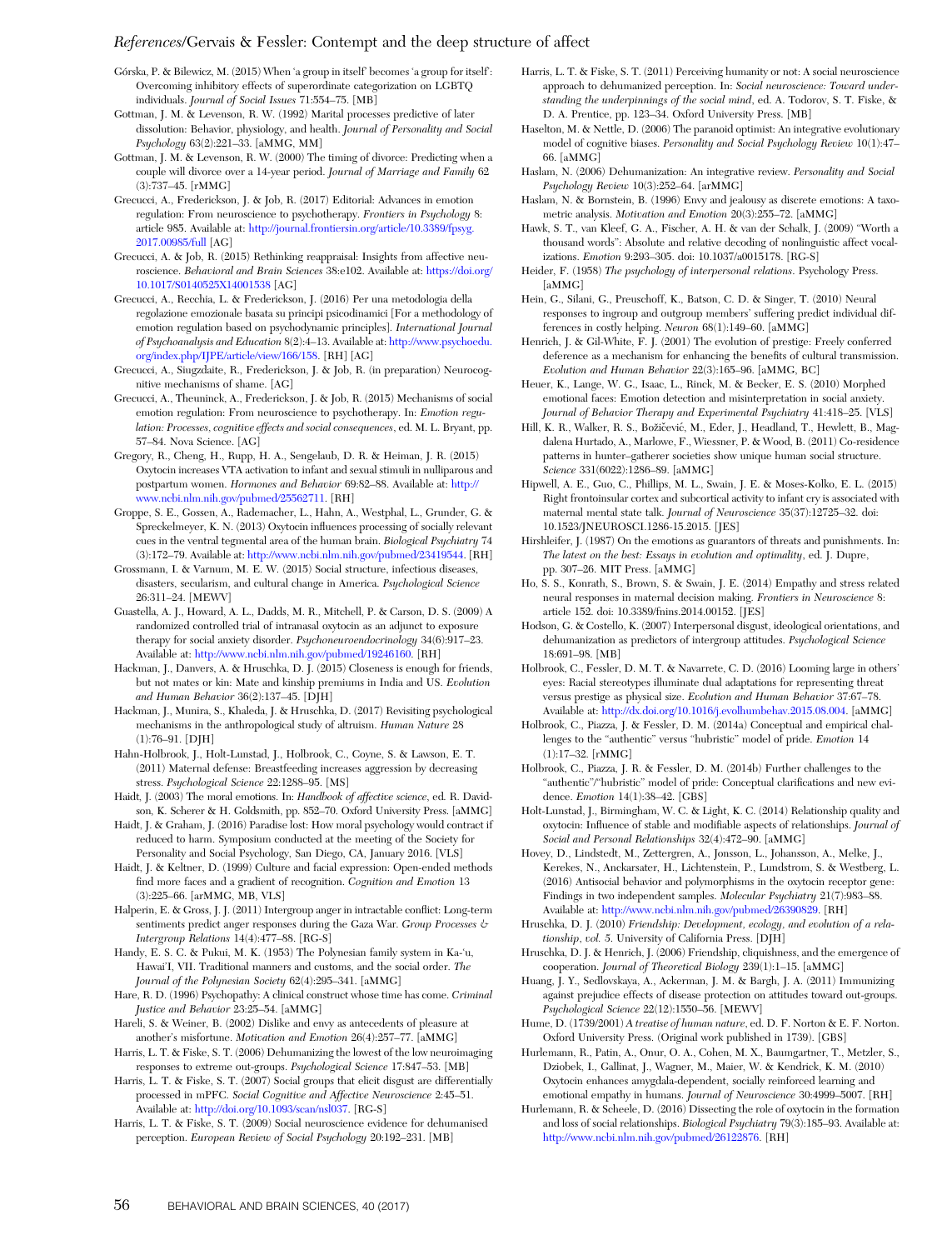Górska, P. & Bilewicz, M. (2015) When 'a group in itself' becomes 'a group for itself': Overcoming inhibitory effects of superordinate categorization on LGBTQ individuals. *Journal of Social Issues* 71:554–75. [MB]

Gottman, J. M. & Levenson, R. W. (1992) Marital processes predictive of later dissolution: Behavior, physiology, and health. *Journal of Personality and Social Psychology* 63(2):221–33. [aMMG, MM]

Gottman, J. M. & Levenson, R. W. (2000) The timing of divorce: Predicting when a couple will divorce over a 14-year period. *Journal of Marriage and Family* 62 (3):737–45. [rMMG]

Grecucci, A., Frederickson, J. & Job, R. (2017) Editorial: Advances in emotion regulation: From neuroscience to psychotherapy. *Frontiers in Psychology* 8: article 985. Available at: http://journal.frontiersin.org/article/10.3389/fpsyg.2017.00985/full [AG]

Grecucci, A. & Job, R. (2015) Rethinking reappraisal: Insights from affective neuroscience. *Behavioral and Brain Sciences* 38:e102. Available at: https://doi.org/10.1017/S0140525X14001538 [AG]

Grecucci, A., Recchia, L. & Frederickson, J. (2016) Per una metodologia della regolazione emozionale basata su principi psicodinamici [For a methodology of emotion regulation based on psychodynamic principles]. *International Journal of Psychoanalysis and Education* 8(2):4–13. Available at: http://www.psychoedu.org/index.php/IJPE/article/view/166/158. [RH] [AG]

Grecucci, A., Siugzdaite, R., Frederickson, J. & Job, R. (in preparation) Neurocognitive mechanisms of shame. [AG]

Grecucci, A., Theuninck, A., Frederickson, J. & Job, R. (2015) Mechanisms of social emotion regulation: From neuroscience to psychotherapy. In: *Emotion regulation: Processes, cognitive effects and social consequences*, ed. M. L. Bryant, pp. 57–84. Nova Science. [AG]

Gregory, R., Cheng, H., Rupp, H. A., Sengelaub, D. R. & Heiman, J. R. (2015) Oxytocin increases VTA activation to infant and sexual stimuli in nulliparous and postpartum women. *Hormones and Behavior* 69:82–88. Available at: http://www.ncbi.nlm.nih.gov/pubmed/25562711. [RH]

Groppe, S. E., Gossen, A., Rademacher, L., Hahn, A., Westphal, L., Grunder, G. & Spreckelmeyer, K. N. (2013) Oxytocin influences processing of socially relevant cues in the ventral tegmental area of the human brain. *Biological Psychiatry* 74 (3):172–79. Available at: http://www.ncbi.nlm.nih.gov/pubmed/23419544. [RH]

Grossmann, I. & Varnum, M. E. W. (2015) Social structure, infectious diseases, disasters, secularism, and cultural change in America. *Psychological Science* 26:311–24. [MEWV]

Guastella, A. J., Howard, A. L., Dadds, M. R., Mitchell, P. & Carson, D. S. (2009) A randomized controlled trial of intranasal oxytocin as an adjunct to exposure therapy for social anxiety disorder. *Psychoneuroendocrinology* 34(6):917–23. Available at: http://www.ncbi.nlm.nih.gov/pubmed/19246160. [RH]

Hackman, J., Danvers, A. & Hruschka, D. J. (2015) Closeness is enough for friends, but not mates or kin: Mate and kinship premiums in India and US. *Evolution and Human Behavior* 36(2):137–45. [DJH]

Hackman, J., Munira, S., Khaleda, J. & Hruschka, D. (2017) Revisiting psychological mechanisms in the anthropological study of altruism. *Human Nature* 28 (1):76–91. [DJH]

Hahn-Holbrook, J., Holt-Lunstad, J., Holbrook, C., Coyne, S. & Lawson, E. T. (2011) Maternal defense: Breastfeeding increases aggression by decreasing stress. *Psychological Science* 22:1288–95. [MS]

Haidt, J. (2003) The moral emotions. In: *Handbook of affective science*, ed. R. Davidson, K. Scherer & H. Goldsmith, pp. 852–70. Oxford University Press. [aMMG]

Haidt, J. & Graham, J. (2016) Paradise lost: How moral psychology would contract if reduced to harm. Symposium conducted at the meeting of the Society for Personality and Social Psychology, San Diego, CA, January 2016. [VLS]

Haidt, J. & Keltner, D. (1999) Culture and facial expression: Open-ended methods find more faces and a gradient of recognition. *Cognition and Emotion* 13 (3):225–66. [arMMG, MB, VLS]

Halperin, E. & Gross, J. J. (2011) Intergroup anger in intractable conflict: Long-term sentiments predict anger responses during the Gaza War. *Group Processes & Intergroup Relations* 14(4):477–88. [RG-S]

Handy, E. S. C. & Pukui, M. K. (1953) The Polynesian family system in Ka-'u, Hawai'I, VII. Traditional manners and customs, and the social order. *The Journal of the Polynesian Society* 62(4):295–341. [aMMG]

Hare, R. D. (1996) Psychopathy: A clinical construct whose time has come. *Criminal Justice and Behavior* 23:25–54. [aMMG]

Hareli, S. & Weiner, B. (2002) Dislike and envy as antecedents of pleasure at another's misfortune. *Motivation and Emotion* 26(4):257–77. [aMMG]

Harris, L. T. & Fiske, S. T. (2006) Dehumanizing the lowest of the low neuroimaging responses to extreme out-groups. *Psychological Science* 17:847–53. [MB]

Harris, L. T. & Fiske, S. T. (2007) Social groups that elicit disgust are differentially processed in mPFC. *Social Cognitive and Affective Neuroscience* 2:45–51. Available at: http://doi.org/10.1093/scan/nsl037. [RG-S]

Harris, L. T. & Fiske, S. T. (2009) Social neuroscience evidence for dehumanised perception. *European Review of Social Psychology* 20:192–231. [MB]

Harris, L. T. & Fiske, S. T. (2011) Perceiving humanity or not: A social neuroscience approach to dehumanized perception. In: *Social neuroscience: Toward understanding the underpinnings of the social mind*, ed. A. Todorov, S. T. Fiske, & D. A. Prentice, pp. 123–34. Oxford University Press. [MB]

Haselton, M. & Nettle, D. (2006) The paranoid optimist: An integrative evolutionary model of cognitive biases. *Personality and Social Psychology Review* 10(1):47–66. [aMMG]

Haslam, N. (2006) Dehumanization: An integrative review. *Personality and Social Psychology Review* 10(3):252–64. [arMMG]

Haslam, N. & Bornstein, B. (1996) Envy and jealousy as discrete emotions: A taxometric analysis. *Motivation and Emotion* 20(3):255–72. [aMMG]

Hawk, S. T., van Kleef, G. A., Fischer, A. H. & van der Schalk, J. (2009) "Worth a thousand words": Absolute and relative decoding of nonlinguistic affect vocalizations. *Emotion* 9:293–305. doi: 10.1037/a0015178. [RG-S]

Heider, F. (1958) *The psychology of interpersonal relations*. Psychology Press. [aMMG]

Hein, G., Silani, G., Preuschoff, K., Batson, C. D. & Singer, T. (2010) Neural responses to ingroup and outgroup members' suffering predict individual differences in costly helping. *Neuron* 68(1):149–60. [aMMG]

Henrich, J. & Gil-White, F. J. (2001) The evolution of prestige: Freely conferred deference as a mechanism for enhancing the benefits of cultural transmission. *Evolution and Human Behavior* 22(3):165–96. [aMMG, BC]

Heuer, K., Lange, W. G., Isaac, L., Rinck, M. & Becker, E. S. (2010) Morphed emotional faces: Emotion detection and misinterpretation in social anxiety. *Journal of Behavior Therapy and Experimental Psychiatry* 41:418–25. [VLS]

Hill, K. R., Walker, R. S., Božičević, M., Eder, J., Headland, T., Hewlett, B., Magdalena Hurtado, A., Marlowe, F., Wiessner, P. & Wood, B. (2011) Co-residence patterns in hunter–gatherer societies show unique human social structure. *Science* 331(6022):1286–89. [aMMG]

Hipwell, A. E., Guo, C., Phillips, M. L., Swain, J. E. & Moses-Kolko, E. L. (2015) Right frontoinsular cortex and subcortical activity to infant cry is associated with maternal mental state talk. *Journal of Neuroscience* 35(37):12725–32. doi: 10.1523/JNEUROSCI.1286-15.2015. [JES]

Hirshleifer, J. (1987) On the emotions as guarantors of threats and punishments. In: *The latest on the best: Essays in evolution and optimality*, ed. J. Dupre, pp. 307–26. MIT Press. [aMMG]

Ho, S. S., Konrath, S., Brown, S. & Swain, J. E. (2014) Empathy and stress related neural responses in maternal decision making. *Frontiers in Neuroscience* 8: article 152. doi: 10.3389/fnins.2014.00152. [JES]

Hodson, G. & Costello, K. (2007) Interpersonal disgust, ideological orientations, and dehumanization as predictors of intergroup attitudes. *Psychological Science* 18:691–98. [MB]

Holbrook, C., Fessler, D. M. T. & Navarrete, C. D. (2016) Looming large in others' eyes: Racial stereotypes illuminate dual adaptations for representing threat versus prestige as physical size. *Evolution and Human Behavior* 37:67–78. Available at: http://dx.doi.org/10.1016/j.evolhumbehav.2015.08.004. [aMMG]

Holbrook, C., Piazza, J. & Fessler, D. M. (2014a) Conceptual and empirical challenges to the "authentic" versus "hubristic" model of pride. *Emotion* 14 (1):17–32. [rMMG]

Holbrook, C., Piazza, J. R. & Fessler, D. M. (2014b) Further challenges to the "authentic"/"hubristic" model of pride: Conceptual clarifications and new evidence. *Emotion* 14(1):38–42. [GBS]

Holt-Lunstad, J., Birmingham, W. C. & Light, K. C. (2014) Relationship quality and oxytocin: Influence of stable and modifiable aspects of relationships. *Journal of Social and Personal Relationships* 32(4):472–90. [aMMG]

Hovey, D., Lindstedt, M., Zettergren, A., Jonsson, L., Johansson, A., Melke, J., Kerekes, N., Anckarsater, H., Lichtenstein, P., Lundstrom, S. & Westberg, L. (2016) Antisocial behavior and polymorphisms in the oxytocin receptor gene: Findings in two independent samples. *Molecular Psychiatry* 21(7):983–88. Available at: http://www.ncbi.nlm.nih.gov/pubmed/26390829. [RH]

Hruschka, D. J. (2010) *Friendship: Development, ecology, and evolution of a relationship, vol. 5*. University of California Press. [DJH]

Hruschka, D. J. & Henrich, J. (2006) Friendship, cliquishness, and the emergence of cooperation. *Journal of Theoretical Biology* 239(1):1–15. [aMMG]

Huang, J. Y., Sedlovskaya, A., Ackerman, J. M. & Bargh, J. A. (2011) Immunizing against prejudice effects of disease protection on attitudes toward out-groups. *Psychological Science* 22(12):1550–56. [MEWV]

Hume, D. (1739/2001) *A treatise of human nature*, ed. D. F. Norton & E. F. Norton. Oxford University Press. (Original work published in 1739). [GBS]

Hurlemann, R., Patin, A., Onur, O. A., Cohen, M. X., Baumgartner, T., Metzler, S., Dziobek, I., Gallinat, J., Wagner, M., Maier, W. & Kendrick, K. M. (2010) Oxytocin enhances amygdala-dependent, socially reinforced learning and emotional empathy in humans. *Journal of Neuroscience* 30:4999–5007. [RH]

Hurlemann, R. & Scheele, D. (2016) Dissecting the role of oxytocin in the formation and loss of social relationships. *Biological Psychiatry* 79(3):185–93. Available at: http://www.ncbi.nlm.nih.gov/pubmed/26122876. [RH]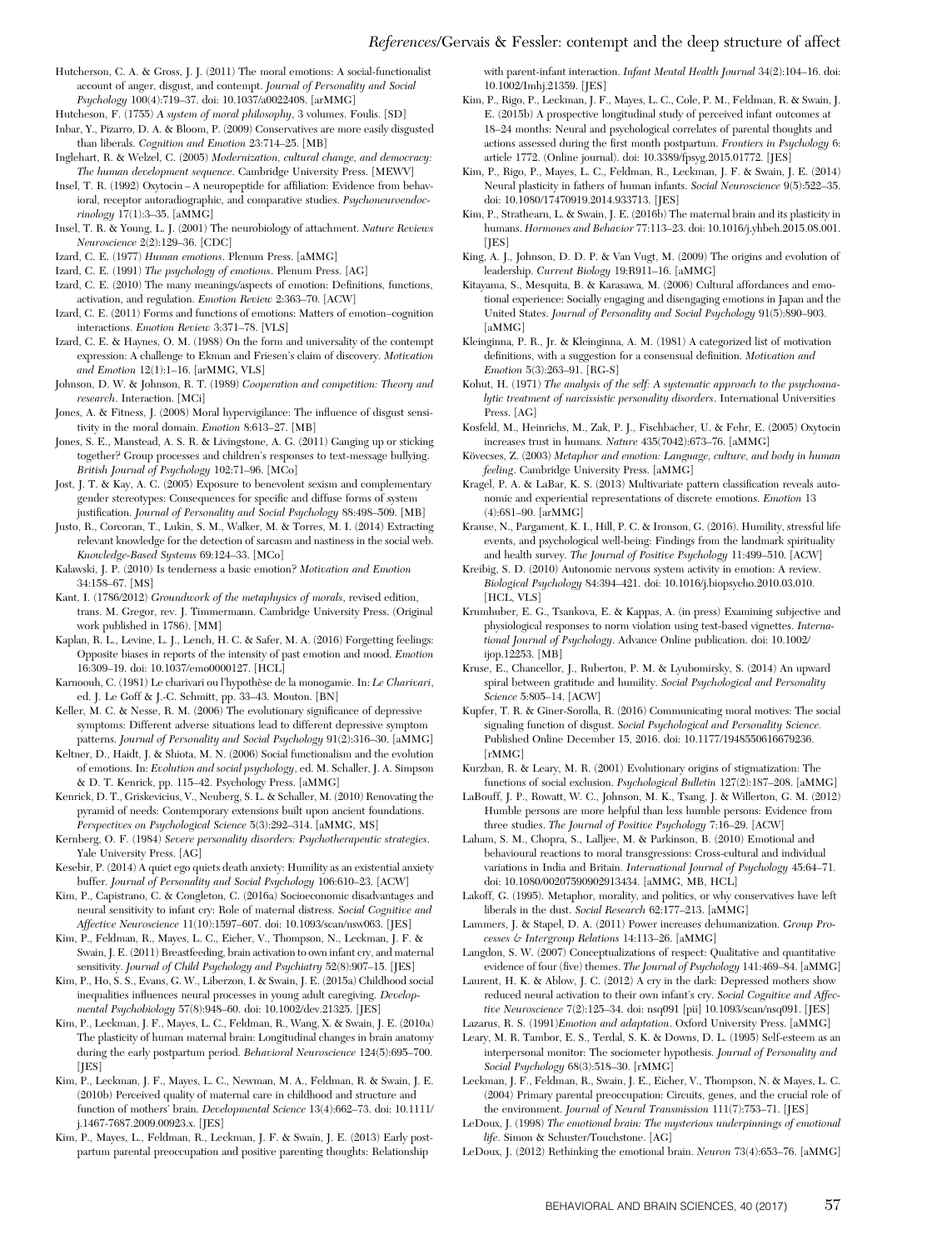Hutcherson, C. A. & Gross, J. J. (2011) The moral emotions: A social-functionalist account of anger, disgust, and contempt. *Journal of Personality and Social Psychology* 100(4):719–37. doi: 10.1037/a0022408. [arMMG]

Hutcheson, F. (1755) *A system of moral philosophy*, 3 volumes. Foulis. [SD]

Inbar, Y., Pizarro, D. A. & Bloom, P. (2009) Conservatives are more easily disgusted than liberals. *Cognition and Emotion* 23:714–25. [MB]

Inglehart, R. & Welzel, C. (2005) *Modernization, cultural change, and democracy: The human development sequence*. Cambridge University Press. [MEWV]

Insel, T. R. (1992) Oxytocin – A neuropeptide for affiliation: Evidence from behavioral, receptor autoradiographic, and comparative studies. *Psychoneuroendocrinology* 17(1):3–35. [aMMG]

Insel, T. R. & Young, L. J. (2001) The neurobiology of attachment. *Nature Reviews Neuroscience* 2(2):129–36. [CDC]

Izard, C. E. (1977) *Human emotions*. Plenum Press. [aMMG]

Izard, C. E. (1991) *The psychology of emotions*. Plenum Press. [AG]

Izard, C. E. (2010) The many meanings/aspects of emotion: Definitions, functions, activation, and regulation. *Emotion Review* 2:363–70. [ACW]

Izard, C. E. (2011) Forms and functions of emotions: Matters of emotion–cognition interactions. *Emotion Review* 3:371–78. [VLS]

Izard, C. E. & Haynes, O. M. (1988) On the form and universality of the contempt expression: A challenge to Ekman and Friesen's claim of discovery. *Motivation and Emotion* 12(1):1–16. [arMMG, VLS]

Johnson, D. W. & Johnson, R. T. (1989) *Cooperation and competition: Theory and research*. Interaction. [MCi]

Jones, A. & Fitness, J. (2008) Moral hypervigilance: The influence of disgust sensitivity in the moral domain. *Emotion* 8:613–27. [MB]

Jones, S. E., Manstead, A. S. R. & Livingstone, A. G. (2011) Ganging up or sticking together? Group processes and children's responses to text-message bullying. *British Journal of Psychology* 102:71–96. [MCo]

Jost, J. T. & Kay, A. C. (2005) Exposure to benevolent sexism and complementary gender stereotypes: Consequences for specific and diffuse forms of system justification. *Journal of Personality and Social Psychology* 88:498–509. [MB]

Justo, R., Corcoran, T., Lukin, S. M., Walker, M. & Torres, M. I. (2014) Extracting relevant knowledge for the detection of sarcasm and nastiness in the social web. *Knowledge-Based Systems* 69:124–33. [MCo]

Kalawski, J. P. (2010) Is tenderness a basic emotion? *Motivation and Emotion* 34:158–67. [MS]

Kant, I. (1786/2012) *Groundwork of the metaphysics of morals*, revised edition, trans. M. Gregor, rev. J. Timmermann. Cambridge University Press. (Original work published in 1786). [MM]

Kaplan, R. L., Levine, L. J., Lench, H. C. & Safer, M. A. (2016) Forgetting feelings: Opposite biases in reports of the intensity of past emotion and mood. *Emotion* 16:309–19. doi: 10.1037/emo0000127. [HCL]

Karnoouh, C. (1981) Le charivari ou l'hypothèse de la monogamie. In: *Le Charivari*, ed. J. Le Goff & J.-C. Schmitt, pp. 33–43. Mouton. [BN]

Keller, M. C. & Nesse, R. M. (2006) The evolutionary significance of depressive symptoms: Different adverse situations lead to different depressive symptom patterns. *Journal of Personality and Social Psychology* 91(2):316–30. [aMMG]

Keltner, D., Haidt, J. & Shiota, M. N. (2006) Social functionalism and the evolution of emotions. In: *Evolution and social psychology*, ed. M. Schaller, J. A. Simpson & D. T. Kenrick, pp. 115–42. Psychology Press. [aMMG]

Kenrick, D. T., Griskevicius, V., Neuberg, S. L. & Schaller, M. (2010) Renovating the pyramid of needs: Contemporary extensions built upon ancient foundations. *Perspectives on Psychological Science* 5(3):292–314. [aMMG, MS]

Kernberg, O. F. (1984) *Severe personality disorders: Psychotherapeutic strategies*. Yale University Press. [AG]

Kesebir, P. (2014) A quiet ego quiets death anxiety: Humility as an existential anxiety buffer. *Journal of Personality and Social Psychology* 106:610–23. [ACW]

Kim, P., Capistrano, C. & Congleton, C. (2016a) Socioeconomic disadvantages and neural sensitivity to infant cry: Role of maternal distress. *Social Cognitive and Affective Neuroscience* 11(10):1597–607. doi: 10.1093/scan/nsw063. [JES]

Kim, P., Feldman, R., Mayes, L. C., Eicher, V., Thompson, N., Leckman, J. F. & Swain, J. E. (2011) Breastfeeding, brain activation to own infant cry, and maternal sensitivity. *Journal of Child Psychology and Psychiatry* 52(8):907–15. [JES]

Kim, P., Ho, S. S., Evans, G. W., Liberzon, I. & Swain, J. E. (2015a) Childhood social inequalities influences neural processes in young adult caregiving. *Developmental Psychobiology* 57(8):948–60. doi: 10.1002/dev.21325. [JES]

Kim, P., Leckman, J. F., Mayes, L. C., Feldman, R., Wang, X. & Swain, J. E. (2010a) The plasticity of human maternal brain: Longitudinal changes in brain anatomy during the early postpartum period. *Behavioral Neuroscience* 124(5):695–700. [JES]

Kim, P., Leckman, J. F., Mayes, L. C., Newman, M. A., Feldman, R. & Swain, J. E. (2010b) Perceived quality of maternal care in childhood and structure and function of mothers' brain. *Developmental Science* 13(4):662–73. doi: 10.1111/j.1467-7687.2009.00923.x. [JES]

Kim, P., Mayes, L., Feldman, R., Leckman, J. F. & Swain, J. E. (2013) Early postpartum parental preoccupation and positive parenting thoughts: Relationship with parent-infant interaction. *Infant Mental Health Journal* 34(2):104–16. doi: 10.1002/Imhj.21359. [JES]

Kim, P., Rigo, P., Leckman, J. F., Mayes, L. C., Cole, P. M., Feldman, R. & Swain, J. E. (2015b) A prospective longitudinal study of perceived infant outcomes at 18–24 months: Neural and psychological correlates of parental thoughts and actions assessed during the first month postpartum. *Frontiers in Psychology* 6: article 1772. (Online journal). doi: 10.3389/fpsyg.2015.01772. [JES]

Kim, P., Rigo, P., Mayes, L. C., Feldman, R., Leckman, J. F. & Swain, J. E. (2014) Neural plasticity in fathers of human infants. *Social Neuroscience* 9(5):522–35. doi: 10.1080/17470919.2014.933713. [JES]

Kim, P., Strathearn, L. & Swain, J. E. (2016b) The maternal brain and its plasticity in humans. *Hormones and Behavior* 77:113–23. doi: 10.1016/j.yhbeh.2015.08.001. [JES]

King, A. J., Johnson, D. D. P. & Van Vugt, M. (2009) The origins and evolution of leadership. *Current Biology* 19:R911–16. [aMMG]

Kitayama, S., Mesquita, B. & Karasawa, M. (2006) Cultural affordances and emotional experience: Socially engaging and disengaging emotions in Japan and the United States. *Journal of Personality and Social Psychology* 91(5):890–903. [aMMG]

Kleinginna, P. R., Jr. & Kleinginna, A. M. (1981) A categorized list of motivation definitions, with a suggestion for a consensual definition. *Motivation and Emotion* 5(3):263–91. [RG-S]

Kohut, H. (1971) *The analysis of the self: A systematic approach to the psychoanalytic treatment of narcissistic personality disorders*. International Universities Press. [AG]

Kosfeld, M., Heinrichs, M., Zak, P. J., Fischbacher, U. & Fehr, E. (2005) Oxytocin increases trust in humans. *Nature* 435(7042):673–76. [aMMG]

Kövecses, Z. (2003) *Metaphor and emotion: Language, culture, and body in human feeling*. Cambridge University Press. [aMMG]

Kragel, P. A. & LaBar, K. S. (2013) Multivariate pattern classification reveals autonomic and experiential representations of discrete emotions. *Emotion* 13 (4):681–90. [arMMG]

Krause, N., Pargament, K. I., Hill, P. C. & Ironson, G. (2016). Humility, stressful life events, and psychological well-being: Findings from the landmark spirituality and health survey. *The Journal of Positive Psychology* 11:499–510. [ACW]

Kreibig, S. D. (2010) Autonomic nervous system activity in emotion: A review. *Biological Psychology* 84:394–421. doi: 10.1016/j.biopsycho.2010.03.010. [HCL, VLS]

Krumhuber, E. G., Tsankova, E. & Kappas, A. (in press) Examining subjective and physiological responses to norm violation using text-based vignettes. *International Journal of Psychology*. Advance Online publication. doi: 10.1002/ijop.12253. [MB]

Kruse, E., Chancellor, J., Ruberton, P. M. & Lyubomirsky, S. (2014) An upward spiral between gratitude and humility. *Social Psychological and Personality Science* 5:805–14. [ACW]

Kupfer, T. R. & Giner-Sorolla, R. (2016) Communicating moral motives: The social signaling function of disgust. *Social Psychological and Personality Science.* Published Online December 15, 2016. doi: 10.1177/1948550616679236. [rMMG]

Kurzban, R. & Leary, M. R. (2001) Evolutionary origins of stigmatization: The functions of social exclusion. *Psychological Bulletin* 127(2):187–208. [aMMG]

LaBouff, J. P., Rowatt, W. C., Johnson, M. K., Tsang, J. & Willerton, G. M. (2012) Humble persons are more helpful than less humble persons: Evidence from three studies. *The Journal of Positive Psychology* 7:16–29. [ACW]

Laham, S. M., Chopra, S., Lalljee, M. & Parkinson, B. (2010) Emotional and behavioural reactions to moral transgressions: Cross-cultural and individual variations in India and Britain. *International Journal of Psychology* 45:64–71. doi: 10.1080/00207590902913434. [aMMG, MB, HCL]

Lakoff, G. (1995). Metaphor, morality, and politics, or why conservatives have left liberals in the dust. *Social Research* 62:177–213. [aMMG]

Lammers, J. & Stapel, D. A. (2011) Power increases dehumanization. *Group Processes & Intergroup Relations* 14:113–26. [aMMG]

Langdon, S. W. (2007) Conceptualizations of respect: Qualitative and quantitative evidence of four (five) themes. *The Journal of Psychology* 141:469–84. [aMMG]

Laurent, H. K. & Ablow, J. C. (2012) A cry in the dark: Depressed mothers show reduced neural activation to their own infant's cry. *Social Cognitive and Affective Neuroscience* 7(2):125–34. doi: nsq091 [pii] 10.1093/scan/nsq091. [JES]

Lazarus, R. S. (1991)*Emotion and adaptation*. Oxford University Press. [aMMG]

Leary, M. R. Tambor, E. S., Terdal, S. K. & Downs, D. L. (1995) Self-esteem as an interpersonal monitor: The sociometer hypothesis. *Journal of Personality and Social Psychology* 68(3):518–30. [rMMG]

Leckman, J. F., Feldman, R., Swain, J. E., Eicher, V., Thompson, N. & Mayes, L. C. (2004) Primary parental preoccupation: Circuits, genes, and the crucial role of the environment. *Journal of Neural Transmission* 111(7):753–71. [JES]

LeDoux, J. (1998) *The emotional brain: The mysterious underpinnings of emotional life*. Simon & Schuster/Touchstone. [AG]

LeDoux, J. (2012) Rethinking the emotional brain. *Neuron* 73(4):653–76. [aMMG]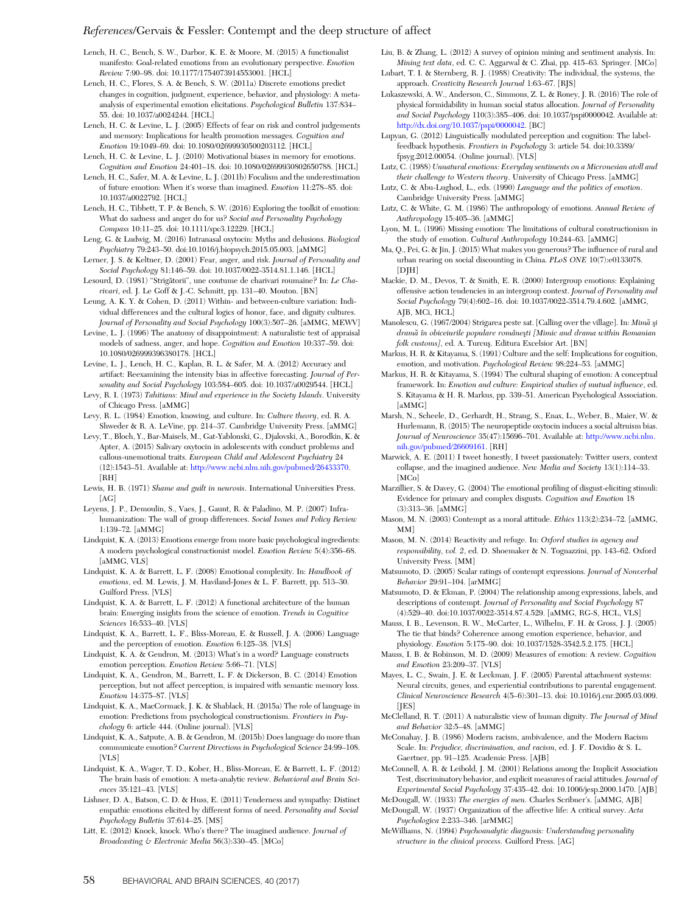Lench, H. C., Bench, S. W., Darbor, K. E. & Moore, M. (2015) A functionalist manifesto: Goal-related emotions from an evolutionary perspective. *Emotion Review* 7:90–98. doi: 10.1177/1754073914553001. [HCL]

Lench, H. C., Flores, S. A. & Bench, S. W. (2011a) Discrete emotions predict changes in cognition, judgment, experience, behavior, and physiology: A meta-analysis of experimental emotion elicitations. *Psychological Bulletin* 137:834–55. doi: 10.1037/a0024244. [HCL]

Lench, H. C. & Levine, L. J. (2005) Effects of fear on risk and control judgements and memory: Implications for health promotion messages. *Cognition and Emotion* 19:1049–69. doi: 10.1080/02699930500203112. [HCL]

Lench, H. C. & Levine, L. J. (2010) Motivational biases in memory for emotions. *Cognition and Emotion* 24:401–18. doi: 10.1080/02699930802650788. [HCL]

Lench, H. C., Safer, M. A. & Levine, L. J. (2011b) Focalism and the underestimation of future emotion: When it's worse than imagined. *Emotion* 11:278–85. doi: 10.1037/a0022792. [HCL]

Lench, H. C., Tibbett, T. P. & Bench, S. W. (2016) Exploring the toolkit of emotion: What do sadness and anger do for us? *Social and Personality Psychology Compass* 10:11–25. doi: 10.1111/spc3.12229. [HCL]

Leng, G. & Ludwig, M. (2016) Intranasal oxytocin: Myths and delusions. *Biological Psychiatry* 79:243–50. doi:10.1016/j.biopsych.2015.05.003. [aMMG]

Lerner, J. S. & Keltner, D. (2001) Fear, anger, and risk. *Journal of Personality and Social Psychology* 81:146–59. doi: 10.1037/0022-3514.81.1.146. [HCL]

Lesourd, D. (1981) "Strigătorii", une coutume de charivari roumaine? In: *Le Charivari*, ed. J. Le Goff & J.-C. Schmitt, pp. 131–40. Mouton. [BN]

Leung, A. K. Y. & Cohen, D. (2011) Within- and between-culture variation: Individual differences and the cultural logics of honor, face, and dignity cultures. *Journal of Personality and Social Psychology* 100(3):507–26. [aMMG, MEWV]

Levine, L. J. (1996) The anatomy of disappointment: A naturalistic test of appraisal models of sadness, anger, and hope. *Cognition and Emotion* 10:337–59. doi: 10.1080/026999396380178. [HCL]

Levine, L. J., Lench, H. C., Kaplan, R. L. & Safer, M. A. (2012) Accuracy and artifact: Reexamining the intensity bias in affective forecasting. *Journal of Personality and Social Psychology* 103:584–605. doi: 10.1037/a0029544. [HCL]

Levy, R. I. (1973) *Tahitians: Mind and experience in the Society Islands*. University of Chicago Press. [aMMG]

Levy, R. L. (1984) Emotion, knowing, and culture. In: *Culture theory*, ed. R. A. Shweder & R. A. LeVine, pp. 214–37. Cambridge University Press. [aMMG]

Levy, T., Bloch, Y., Bar-Maisels, M., Gat-Yablonski, G., Djalovski, A., Borodkin, K. & Apter, A. (2015) Salivary oxytocin in adolescents with conduct problems and callous-unemotional traits. *European Child and Adolescent Psychiatry* 24 (12):1543–51. Available at: http://www.ncbi.nlm.nih.gov/pubmed/26433370. [RH]

Lewis, H. B. (1971) *Shame and guilt in neurosis*. International Universities Press. [AG]

Leyens, J. P., Demoulin, S., Vaes, J., Gaunt, R. & Paladino, M. P. (2007) Infra-humanization: The wall of group differences. *Social Issues and Policy Review* 1:139–72. [aMMG]

Lindquist, K. A. (2013) Emotions emerge from more basic psychological ingredients: A modern psychological constructionist model. *Emotion Review* 5(4):356–68. [aMMG, VLS]

Lindquist, K. A. & Barrett, L. F. (2008) Emotional complexity. In: *Handbook of emotions*, ed. M. Lewis, J. M. Haviland-Jones & L. F. Barrett, pp. 513–30. Guilford Press. [VLS]

Lindquist, K. A. & Barrett, L. F. (2012) A functional architecture of the human brain: Emerging insights from the science of emotion. *Trends in Cognitive Sciences* 16:533–40. [VLS]

Lindquist, K. A., Barrett, L. F., Bliss-Moreau, E. & Russell, J. A. (2006) Language and the perception of emotion. *Emotion* 6:125–38. [VLS]

Lindquist, K. A. & Gendron, M. (2013) What's in a word? Language constructs emotion perception. *Emotion Review* 5:66–71. [VLS]

Lindquist, K. A., Gendron, M., Barrett, L. F. & Dickerson, B. C. (2014) Emotion perception, but not affect perception, is impaired with semantic memory loss. *Emotion* 14:375–87. [VLS]

Lindquist, K. A., MacCormack, J. K. & Shablack, H. (2015a) The role of language in emotion: Predictions from psychological constructionism. *Frontiers in Psychology* 6: article 444. (Online journal). [VLS]

Lindquist, K. A., Satpute, A. B. & Gendron, M. (2015b) Does language do more than communicate emotion? *Current Directions in Psychological Science* 24:99–108. [VLS]

Lindquist, K. A., Wager, T. D., Kober, H., Bliss-Moreau, E. & Barrett, L. F. (2012) The brain basis of emotion: A meta-analytic review. *Behavioral and Brain Sciences* 35:121–43. [VLS]

Lishner, D. A., Batson, C. D. & Huss, E. (2011) Tenderness and sympathy: Distinct empathic emotions elicited by different forms of need. *Personality and Social Psychology Bulletin* 37:614–25. [MS]

Litt, E. (2012) Knock, knock. Who's there? The imagined audience. *Journal of Broadcasting & Electronic Media* 56(3):330–45. [MCo]

Liu, B. & Zhang, L. (2012) A survey of opinion mining and sentiment analysis. In: *Mining text data*, ed. C. C. Aggarwal & C. Zhai, pp. 415–63. Springer. [MCo]

Lubart, T. I. & Sternberg, R. J. (1988) Creativity: The individual, the systems, the approach. *Creativity Research Journal* 1:63–67. [RJS]

Lukaszewski, A. W., Anderson, C., Simmons, Z. L. & Roney, J. R. (2016) The role of physical formidability in human social status allocation. *Journal of Personality and Social Psychology* 110(3):385–406. doi: 10.1037/pspi0000042. Available at: http://dx.doi.org/10.1037/pspi0000042. [BC]

Lupyan, G. (2012) Linguistically modulated perception and cognition: The label-feedback hypothesis. *Frontiers in Psychology* 3: article 54. doi:10.3389/fpsyg.2012.00054. (Online journal). [VLS]

Lutz, C. (1988) *Unnatural emotions: Everyday sentiments on a Micronesian atoll and their challenge to Western theory*. University of Chicago Press. [aMMG]

Lutz, C. & Abu-Lughod, L., eds. (1990) *Language and the politics of emotion*. Cambridge University Press. [aMMG]

Lutz, C. & White, G. M. (1986) The anthropology of emotions. *Annual Review of Anthropology* 15:405–36. [aMMG]

Lyon, M. L. (1996) Missing emotion: The limitations of cultural constructionism in the study of emotion. *Cultural Anthropology* 10:244–63. [aMMG]

Ma, Q., Pei, G. & Jin, J. (2015) What makes you generous? The influence of rural and urban rearing on social discounting in China. *PLoS ONE* 10(7):e0133078. [DJH]

Mackie, D. M., Devos, T. & Smith, E. R. (2000) Intergroup emotions: Explaining offensive action tendencies in an intergroup context. *Journal of Personality and Social Psychology* 79(4):602–16. doi: 10.1037/0022-3514.79.4.602. [aMMG, AJB, MCi, HCL]

Manolescu, G. (1967/2004) Strigarea peste sat. [Calling over the village]. In: *Mimă și dramă în obiceiurile populare românești [Mimic and drama within Romanian folk customs]*, ed. A. Turcuș. Editura Excelsior Art. [BN]

Markus, H. R. & Kitayama, S. (1991) Culture and the self: Implications for cognition, emotion, and motivation. *Psychological Review* 98:224–53. [aMMG]

Markus, H. R. & Kitayama, S. (1994) The cultural shaping of emotion: A conceptual framework. In: *Emotion and culture: Empirical studies of mutual influence*, ed. S. Kitayama & H. R. Markus, pp. 339–51. American Psychological Association. [aMMG]

Marsh, N., Scheele, D., Gerhardt, H., Strang, S., Enax, L., Weber, B., Maier, W. & Hurlemann, R. (2015) The neuropeptide oxytocin induces a social altruism bias. *Journal of Neuroscience* 35(47):15696–701. Available at: http://www.ncbi.nlm.nih.gov/pubmed/26609161. [RH]

Marwick, A. E. (2011) I tweet honestly, I tweet passionately: Twitter users, context collapse, and the imagined audience. *New Media and Society* 13(1):114–33. [MCo]

Marzillier, S. & Davey, G. (2004) The emotional profiling of disgust-eliciting stimuli: Evidence for primary and complex disgusts. *Cognition and Emotion* 18 (3):313–36. [aMMG]

Mason, M. N. (2003) Contempt as a moral attitude. *Ethics* 113(2):234–72. [aMMG, MM]

Mason, M. N. (2014) Reactivity and refuge. In: *Oxford studies in agency and responsibility, vol. 2*, ed. D. Shoemaker & N. Tognazzini, pp. 143–62. Oxford University Press. [MM]

Matsumoto, D. (2005) Scalar ratings of contempt expressions. *Journal of Nonverbal Behavior* 29:91–104. [arMMG]

Matsumoto, D. & Ekman, P. (2004) The relationship among expressions, labels, and descriptions of contempt. *Journal of Personality and Social Psychology* 87 (4):529–40. doi:10.1037/0022-3514.87.4.529. [aMMG, RG-S, HCL, VLS]

Mauss, I. B., Levenson, R. W., McCarter, L., Wilhelm, F. H. & Gross, J. J. (2005) The tie that binds? Coherence among emotion experience, behavior, and physiology. *Emotion* 5:175–90. doi: 10.1037/1528-3542.5.2.175. [HCL]

Mauss, I. B. & Robinson, M. D. (2009) Measures of emotion: A review. *Cognition and Emotion* 23:209–37. [VLS]

Mayes, L. C., Swain, J. E. & Leckman, J. F. (2005) Parental attachment systems: Neural circuits, genes, and experiential contributions to parental engagement. *Clinical Neuroscience Research* 4(5–6):301–13. doi: 10.1016/j.cnr.2005.03.009. [JES]

McClelland, R. T. (2011) A naturalistic view of human dignity. *The Journal of Mind and Behavior* 32:5–48. [aMMG]

McConahay, J. B. (1986) Modern racism, ambivalence, and the Modern Racism Scale. In: *Prejudice, discrimination, and racism*, ed. J. F. Dovidio & S. L. Gaertner, pp. 91–125. Academic Press. [AJB]

McConnell, A. R. & Leibold, J. M. (2001) Relations among the Implicit Association Test, discriminatory behavior, and explicit measures of racial attitudes. *Journal of Experimental Social Psychology* 37:435–42. doi: 10.1006/jesp.2000.1470. [AJB]

McDougall, W. (1933) *The energies of men*. Charles Scribner's. [aMMG, AJB]

McDougall, W. (1937) Organization of the affective life: A critical survey. *Acta Psychologica* 2:233–346. [arMMG]

McWilliams, N. (1994) *Psychoanalytic diagnosis: Understanding personality structure in the clinical process.* Guilford Press. [AG]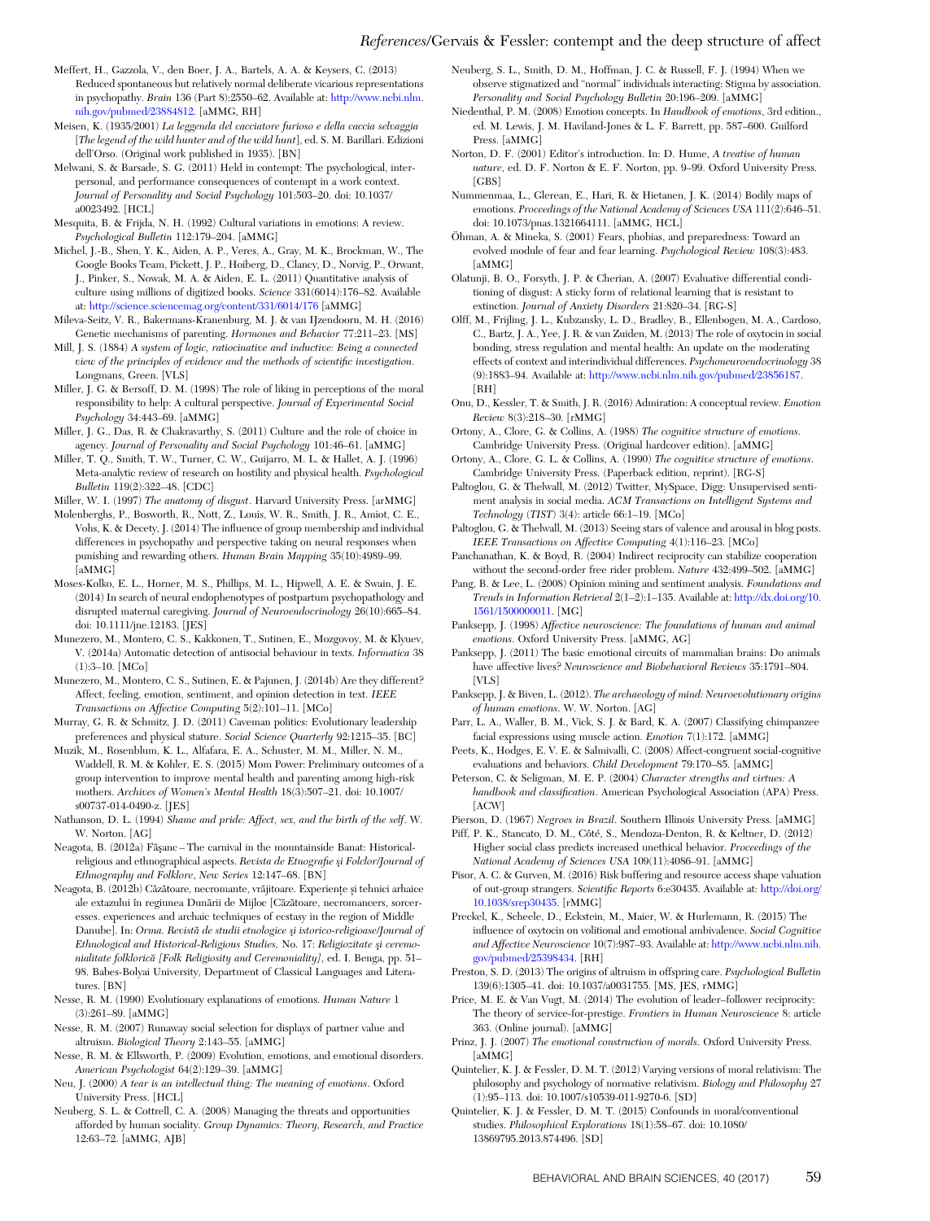Meffert, H., Gazzola, V., den Boer, J. A., Bartels, A. A. & Keysers, C. (2013) Reduced spontaneous but relatively normal deliberate vicarious representations in psychopathy. *Brain* 136 (Part 8):2550–62. Available at: http://www.ncbi.nlm.nih.gov/pubmed/23884812. [aMMG, RH]

Meisen, K. (1935/2001) *La leggenda del cacciatore furioso e della caccia selvaggia [The legend of the wild hunter and of the wild hunt]*, ed. S. M. Barillari. Edizioni dell'Orso. (Original work published in 1935). [BN]

Melwani, S. & Barsade, S. G. (2011) Held in contempt: The psychological, interpersonal, and performance consequences of contempt in a work context. *Journal of Personality and Social Psychology* 101:503–20. doi: 10.1037/a0023492. [HCL]

Mesquita, B. & Frijda, N. H. (1992) Cultural variations in emotions: A review. *Psychological Bulletin* 112:179–204. [aMMG]

Michel, J.-B., Shen, Y. K., Aiden, A. P., Veres, A., Gray, M. K., Brockman, W., The Google Books Team, Pickett, J. P., Hoiberg, D., Clancy, D., Norvig, P., Orwant, J., Pinker, S., Nowak, M. A. & Aiden, E. L. (2011) Quantitative analysis of culture using millions of digitized books. *Science* 331(6014):176–82. Available at: http://science.sciencemag.org/content/331/6014/176 [aMMG]

Mileva-Seitz, V. R., Bakermans-Kranenburg, M. J. & van IJzendoorn, M. H. (2016) Genetic mechanisms of parenting. *Hormones and Behavior* 77:211–23. [MS]

Mill, J. S. (1884) *A system of logic, ratiocinative and inductive: Being a connected view of the principles of evidence and the methods of scientific investigation*. Longmans, Green. [VLS]

Miller, J. G. & Bersoff, D. M. (1998) The role of liking in perceptions of the moral responsibility to help: A cultural perspective. *Journal of Experimental Social Psychology* 34:443–69. [aMMG]

Miller, J. G., Das, R. & Chakravarthy, S. (2011) Culture and the role of choice in agency. *Journal of Personality and Social Psychology* 101:46–61. [aMMG]

Miller, T. Q., Smith, T. W., Turner, C. W., Guijarro, M. L. & Hallet, A. J. (1996) Meta-analytic review of research on hostility and physical health. *Psychological Bulletin* 119(2):322–48. [CDC]

Miller, W. I. (1997) *The anatomy of disgust*. Harvard University Press. [arMMG]

Molenberghs, P., Bosworth, R., Nott, Z., Louis, W. R., Smith, J. R., Amiot, C. E., Vohs, K. & Decety, J. (2014) The influence of group membership and individual differences in psychopathy and perspective taking on neural responses when punishing and rewarding others. *Human Brain Mapping* 35(10):4989–99. [aMMG]

Moses-Kolko, E. L., Horner, M. S., Phillips, M. L., Hipwell, A. E. & Swain, J. E. (2014) In search of neural endophenotypes of postpartum psychopathology and disrupted maternal caregiving. *Journal of Neuroendocrinology* 26(10):665–84. doi: 10.1111/jne.12183. [JES]

Munezero, M., Montero, C. S., Kakkonen, T., Sutinen, E., Mozgovoy, M. & Klyuev, V. (2014a) Automatic detection of antisocial behaviour in texts. *Informatica* 38 (1):3–10. [MCo]

Munezero, M., Montero, C. S., Sutinen, E. & Pajunen, J. (2014b) Are they different? Affect, feeling, emotion, sentiment, and opinion detection in text. *IEEE Transactions on Affective Computing* 5(2):101–11. [MCo]

Murray, G. R. & Schmitz, J. D. (2011) Caveman politics: Evolutionary leadership preferences and physical stature. *Social Science Quarterly* 92:1215–35. [BC]

Muzik, M., Rosenblum, K. L., Alfafara, E. A., Schuster, M. M., Miller, N. M., Waddell, R. M. & Kohler, E. S. (2015) Mom Power: Preliminary outcomes of a group intervention to improve mental health and parenting among high-risk mothers. *Archives of Women's Mental Health* 18(3):507–21. doi: 10.1007/s00737-014-0490-z. [JES]

Nathanson, D. L. (1994) *Shame and pride: Affect, sex, and the birth of the self*. W. W. Norton. [AG]

Neagota, B. (2012a) Fășanc – The carnival in the mountainside Banat: Historical-religious and ethnographical aspects. *Revista de Etnografie și Folclor/Journal of Ethnography and Folklore, New Series* 12:147–68. [BN]

Neagota, B. (2012b) Căzătoare, necromante, vrăjitoare. Experiențe și tehnici arhaice ale extazului în regiunea Dunării de Mijloc [Căzătoare, necromancers, sorceresses. experiences and archaic techniques of ecstasy in the region of Middle Danube]. In: *Orma. Revistă de studii etnologice și istorico-religioase/Journal of Ethnological and Historical-Religious Studies*, No. 17: *Religiozitate și ceremonialitate folclorică [Folk Religiosity and Ceremoniality]*, ed. I. Benga, pp. 51–98. Babes-Bolyai University, Department of Classical Languages and Literatures. [BN]

Nesse, R. M. (1990) Evolutionary explanations of emotions. *Human Nature* 1 (3):261–89. [aMMG]

Nesse, R. M. (2007) Runaway social selection for displays of partner value and altruism. *Biological Theory* 2:143–55. [aMMG]

Nesse, R. M. & Ellsworth, P. (2009) Evolution, emotions, and emotional disorders. *American Psychologist* 64(2):129–39. [aMMG]

Neu, J. (2000) *A tear is an intellectual thing: The meaning of emotions*. Oxford University Press. [HCL]

Neuberg, S. L. & Cottrell, C. A. (2008) Managing the threats and opportunities afforded by human sociality. *Group Dynamics: Theory, Research, and Practice* 12:63–72. [aMMG, AJB]

Neuberg, S. L., Smith, D. M., Hoffman, J. C. & Russell, F. J. (1994) When we observe stigmatized and "normal" individuals interacting: Stigma by association. *Personality and Social Psychology Bulletin* 20:196–209. [aMMG]

Niedenthal, P. M. (2008) Emotion concepts. In *Handbook of emotions*, 3rd edition., ed. M. Lewis, J. M. Haviland-Jones & L. F. Barrett, pp. 587–600. Guilford Press. [aMMG]

Norton, D. F. (2001) Editor's introduction. In: D. Hume, *A treatise of human nature*, ed. D. F. Norton & E. F. Norton, pp. 9–99. Oxford University Press. [GBS]

Nummenmaa, L., Glerean, E., Hari, R. & Hietanen, J. K. (2014) Bodily maps of emotions. *Proceedings of the National Academy of Sciences USA* 111(2):646–51. doi: 10.1073/pnas.1321664111. [aMMG, HCL]

Öhman, A. & Mineka, S. (2001) Fears, phobias, and preparedness: Toward an evolved module of fear and fear learning. *Psychological Review* 108(3):483. [aMMG]

Olatunji, B. O., Forsyth, J. P. & Cherian, A. (2007) Evaluative differential conditioning of disgust: A sticky form of relational learning that is resistant to extinction. *Journal of Anxiety Disorders* 21:820–34. [RG-S]

Olff, M., Frijling, J. L., Kubzansky, L. D., Bradley, B., Ellenbogen, M. A., Cardoso, C., Bartz, J. A., Yee, J. R. & van Zuiden, M. (2013) The role of oxytocin in social bonding, stress regulation and mental health: An update on the moderating effects of context and interindividual differences. *Psychoneuroendocrinology* 38 (9):1883–94. Available at: http://www.ncbi.nlm.nih.gov/pubmed/23856187. [RH]

Onu, D., Kessler, T. & Smith, J. R. (2016) Admiration: A conceptual review. *Emotion Review* 8(3):218–30. [rMMG]

Ortony, A., Clore, G. & Collins, A. (1988) *The cognitive structure of emotions*. Cambridge University Press. (Original hardcover edition). [aMMG]

Ortony, A., Clore, G. L. & Collins, A. (1990) *The cognitive structure of emotions*. Cambridge University Press. (Paperback edition, reprint). [RG-S]

Paltoglou, G. & Thelwall, M. (2012) Twitter, MySpace, Digg: Unsupervised sentiment analysis in social media. *ACM Transactions on Intelligent Systems and Technology (TIST)* 3(4): article 66:1–19. [MCo]

Paltoglou, G. & Thelwall, M. (2013) Seeing stars of valence and arousal in blog posts. *IEEE Transactions on Affective Computing* 4(1):116–23. [MCo]

Panchanathan, K. & Boyd, R. (2004) Indirect reciprocity can stabilize cooperation without the second-order free rider problem. *Nature* 432:499–502. [aMMG]

Pang, B. & Lee, L. (2008) Opinion mining and sentiment analysis. *Foundations and Trends in Information Retrieval* 2(1–2):1–135. Available at: http://dx.doi.org/10.1561/1500000011. [MG]

Panksepp, J. (1998) *Affective neuroscience: The foundations of human and animal emotions*. Oxford University Press. [aMMG, AG]

Panksepp, J. (2011) The basic emotional circuits of mammalian brains: Do animals have affective lives? *Neuroscience and Biobehavioral Reviews* 35:1791–804. [VLS]

Panksepp, J. & Biven, L. (2012). *The archaeology of mind: Neuroevolutionary origins of human emotions*. W. W. Norton. [AG]

Parr, L. A., Waller, B. M., Vick, S. J. & Bard, K. A. (2007) Classifying chimpanzee facial expressions using muscle action. *Emotion* 7(1):172. [aMMG]

Peets, K., Hodges, E. V. E. & Salmivalli, C. (2008) Affect-congruent social-cognitive evaluations and behaviors. *Child Development* 79:170–85. [aMMG]

Peterson, C. & Seligman, M. E. P. (2004) *Character strengths and virtues: A handbook and classification*. American Psychological Association (APA) Press. [ACW]

Pierson, D. (1967) *Negroes in Brazil*. Southern Illinois University Press. [aMMG]

Piff, P. K., Stancato, D. M., Côté, S., Mendoza-Denton, R. & Keltner, D. (2012) Higher social class predicts increased unethical behavior. *Proceedings of the National Academy of Sciences USA* 109(11):4086–91. [aMMG]

Pisor, A. C. & Gurven, M. (2016) Risk buffering and resource access shape valuation of out-group strangers. *Scientific Reports* 6:e30435. Available at: http://doi.org/10.1038/srep30435. [rMMG]

Preckel, K., Scheele, D., Eckstein, M., Maier, W. & Hurlemann, R. (2015) The influence of oxytocin on volitional and emotional ambivalence. *Social Cognitive and Affective Neuroscience* 10(7):987–93. Available at: http://www.ncbi.nlm.nih.gov/pubmed/25398434. [RH]

Preston, S. D. (2013) The origins of altruism in offspring care. *Psychological Bulletin* 139(6):1305–41. doi: 10.1037/a0031755. [MS, JES, rMMG]

Price, M. E. & Van Vugt, M. (2014) The evolution of leader–follower reciprocity: The theory of service-for-prestige. *Frontiers in Human Neuroscience* 8: article 363. (Online journal). [aMMG]

Prinz, J. J. (2007) *The emotional construction of morals*. Oxford University Press. [aMMG]

Quintelier, K. J. & Fessler, D. M. T. (2012) Varying versions of moral relativism: The philosophy and psychology of normative relativism. *Biology and Philosophy* 27 (1):95–113. doi: 10.1007/s10539-011-9270-6. [SD]

Quintelier, K. J. & Fessler, D. M. T. (2015) Confounds in moral/conventional studies. *Philosophical Explorations* 18(1):58–67. doi: 10.1080/13869795.2013.874496. [SD]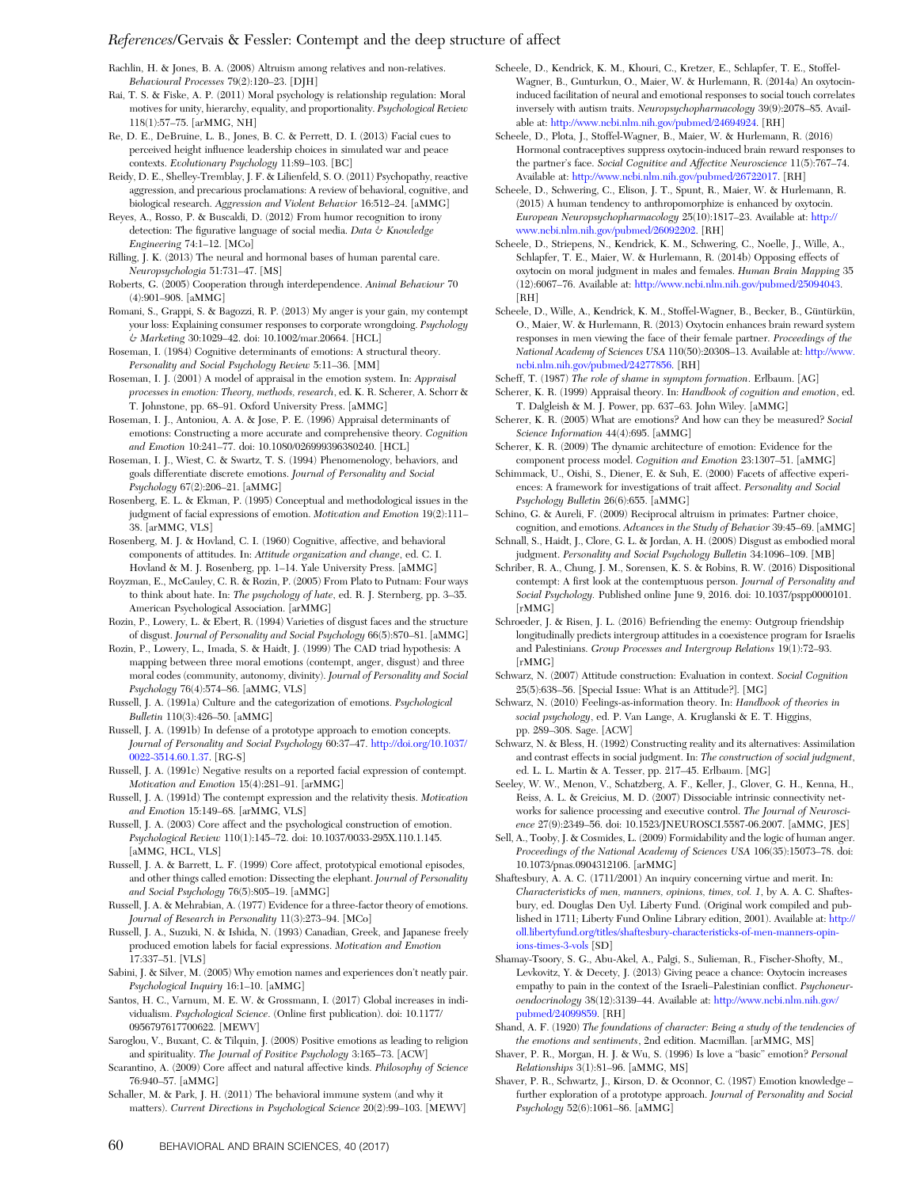Rachlin, H. & Jones, B. A. (2008) Altruism among relatives and non-relatives. *Behavioural Processes* 79(2):120–23. [DJH]

Rai, T. S. & Fiske, A. P. (2011) Moral psychology is relationship regulation: Moral motives for unity, hierarchy, equality, and proportionality. *Psychological Review* 118(1):57–75. [arMMG, NH]

Re, D. E., DeBruine, L. B., Jones, B. C. & Perrett, D. I. (2013) Facial cues to perceived height influence leadership choices in simulated war and peace contexts. *Evolutionary Psychology* 11:89–103. [BC]

Reidy, D. E., Shelley-Tremblay, J. F. & Lilienfeld, S. O. (2011) Psychopathy, reactive aggression, and precarious proclamations: A review of behavioral, cognitive, and biological research. *Aggression and Violent Behavior* 16:512–24. [aMMG]

Reyes, A., Rosso, P. & Buscaldi, D. (2012) From humor recognition to irony detection: The figurative language of social media. *Data & Knowledge Engineering* 74:1–12. [MCo]

Rilling, J. K. (2013) The neural and hormonal bases of human parental care. *Neuropsychologia* 51:731–47. [MS]

Roberts, G. (2005) Cooperation through interdependence. *Animal Behaviour* 70 (4):901–908. [aMMG]

Romani, S., Grappi, S. & Bagozzi, R. P. (2013) My anger is your gain, my contempt your loss: Explaining consumer responses to corporate wrongdoing. *Psychology & Marketing* 30:1029–42. doi: 10.1002/mar.20664. [HCL]

Roseman, I. (1984) Cognitive determinants of emotions: A structural theory. *Personality and Social Psychology Review* 5:11–36. [MM]

Roseman, I. J. (2001) A model of appraisal in the emotion system. In: *Appraisal processes in emotion: Theory, methods, research*, ed. K. R. Scherer, A. Schorr & T. Johnstone, pp. 68–91. Oxford University Press. [aMMG]

Roseman, I. J., Antoniou, A. A. & Jose, P. E. (1996) Appraisal determinants of emotions: Constructing a more accurate and comprehensive theory. *Cognition and Emotion* 10:241–77. doi: 10.1080/026999396380240. [HCL]

Roseman, I. J., Wiest, C. & Swartz, T. S. (1994) Phenomenology, behaviors, and goals differentiate discrete emotions. *Journal of Personality and Social Psychology* 67(2):206–21. [aMMG]

Rosenberg, E. L. & Ekman, P. (1995) Conceptual and methodological issues in the judgment of facial expressions of emotion. *Motivation and Emotion* 19(2):111–38. [arMMG, VLS]

Rosenberg, M. J. & Hovland, C. I. (1960) Cognitive, affective, and behavioral components of attitudes. In: *Attitude organization and change*, ed. C. I. Hovland & M. J. Rosenberg, pp. 1–14. Yale University Press. [aMMG]

Royzman, E., McCauley, C. R. & Rozin, P. (2005) From Plato to Putnam: Four ways to think about hate. In: *The psychology of hate*, ed. R. J. Sternberg, pp. 3–35. American Psychological Association. [arMMG]

Rozin, P., Lowery, L. & Ebert, R. (1994) Varieties of disgust faces and the structure of disgust. *Journal of Personality and Social Psychology* 66(5):870–81. [aMMG]

Rozin, P., Lowery, L., Imada, S. & Haidt, J. (1999) The CAD triad hypothesis: A mapping between three moral emotions (contempt, anger, disgust) and three moral codes (community, autonomy, divinity). *Journal of Personality and Social Psychology* 76(4):574–86. [aMMG, VLS]

Russell, J. A. (1991a) Culture and the categorization of emotions. *Psychological Bulletin* 110(3):426–50. [aMMG]

Russell, J. A. (1991b) In defense of a prototype approach to emotion concepts. *Journal of Personality and Social Psychology* 60:37–47. http://doi.org/10.1037/0022-3514.60.1.37. [RG-S]

Russell, J. A. (1991c) Negative results on a reported facial expression of contempt. *Motivation and Emotion* 15(4):281–91. [arMMG]

Russell, J. A. (1991d) The contempt expression and the relativity thesis. *Motivation and Emotion* 15:149–68. [arMMG, VLS]

Russell, J. A. (2003) Core affect and the psychological construction of emotion. *Psychological Review* 110(1):145–72. doi: 10.1037/0033-295X.110.1.145. [aMMG, HCL, VLS]

Russell, J. A. & Barrett, L. F. (1999) Core affect, prototypical emotional episodes, and other things called emotion: Dissecting the elephant. *Journal of Personality and Social Psychology* 76(5):805–19. [aMMG]

Russell, J. A. & Mehrabian, A. (1977) Evidence for a three-factor theory of emotions. *Journal of Research in Personality* 11(3):273–94. [MCo]

Russell, J. A., Suzuki, N. & Ishida, N. (1993) Canadian, Greek, and Japanese freely produced emotion labels for facial expressions. *Motivation and Emotion* 17:337–51. [VLS]

Sabini, J. & Silver, M. (2005) Why emotion names and experiences don't neatly pair. *Psychological Inquiry* 16:1–10. [aMMG]

Santos, H. C., Varnum, M. E. W. & Grossmann, I. (2017) Global increases in individualism. *Psychological Science*. (Online first publication). doi: 10.1177/0956797617700622. [MEWV]

Saroglou, V., Buxant, C. & Tilquin, J. (2008) Positive emotions as leading to religion and spirituality. *The Journal of Positive Psychology* 3:165–73. [ACW]

Scarantino, A. (2009) Core affect and natural affective kinds. *Philosophy of Science* 76:940–57. [aMMG]

Schaller, M. & Park, J. H. (2011) The behavioral immune system (and why it matters). *Current Directions in Psychological Science* 20(2):99–103. [MEWV]

Scheele, D., Kendrick, K. M., Khouri, C., Kretzer, E., Schlapfer, T. E., Stoffel-Wagner, B., Gunturkun, O., Maier, W. & Hurlemann, R. (2014a) An oxytocin-induced facilitation of neural and emotional responses to social touch correlates inversely with autism traits. *Neuropsychopharmacology* 39(9):2078–85. Available at: http://www.ncbi.nlm.nih.gov/pubmed/24694924. [RH]

Scheele, D., Plota, J., Stoffel-Wagner, B., Maier, W. & Hurlemann, R. (2016) Hormonal contraceptives suppress oxytocin-induced brain reward responses to the partner's face. *Social Cognitive and Affective Neuroscience* 11(5):767–74. Available at: http://www.ncbi.nlm.nih.gov/pubmed/26722017. [RH]

Scheele, D., Schwering, C., Elison, J. T., Spunt, R., Maier, W. & Hurlemann, R. (2015) A human tendency to anthropomorphize is enhanced by oxytocin. *European Neuropsychopharmacology* 25(10):1817–23. Available at: http://www.ncbi.nlm.nih.gov/pubmed/26092202. [RH]

Scheele, D., Striepens, N., Kendrick, K. M., Schwering, C., Noelle, J., Wille, A., Schlapfer, T. E., Maier, W. & Hurlemann, R. (2014b) Opposing effects of oxytocin on moral judgment in males and females. *Human Brain Mapping* 35 (12):6067–76. Available at: http://www.ncbi.nlm.nih.gov/pubmed/25094043. [RH]

Scheele, D., Wille, A., Kendrick, K. M., Stoffel-Wagner, B., Becker, B., Güntürkün, O., Maier, W. & Hurlemann, R. (2013) Oxytocin enhances brain reward system responses in men viewing the face of their female partner. *Proceedings of the National Academy of Sciences USA* 110(50):20308–13. Available at: http://www.ncbi.nlm.nih.gov/pubmed/24277856. [RH]

Scheff, T. (1987) *The role of shame in symptom formation*. Erlbaum. [AG]

Scherer, K. R. (1999) Appraisal theory. In: *Handbook of cognition and emotion*, ed. T. Dalgleish & M. J. Power, pp. 637–63. John Wiley. [aMMG]

Scherer, K. R. (2005) What are emotions? And how can they be measured? *Social Science Information* 44(4):695. [aMMG]

Scherer, K. R. (2009) The dynamic architecture of emotion: Evidence for the component process model. *Cognition and Emotion* 23:1307–51. [aMMG]

Schimmack, U., Oishi, S., Diener, E. & Suh, E. (2000) Facets of affective experiences: A framework for investigations of trait affect. *Personality and Social Psychology Bulletin* 26(6):655. [aMMG]

Schino, G. & Aureli, F. (2009) Reciprocal altruism in primates: Partner choice, cognition, and emotions. *Advances in the Study of Behavior* 39:45–69. [aMMG]

Schnall, S., Haidt, J., Clore, G. L. & Jordan, A. H. (2008) Disgust as embodied moral judgment. *Personality and Social Psychology Bulletin* 34:1096–109. [MB]

Schriber, R. A., Chung, J. M., Sorensen, K. S. & Robins, R. W. (2016) Dispositional contempt: A first look at the contemptuous person. *Journal of Personality and Social Psychology.* Published online June 9, 2016. doi: 10.1037/pspp0000101. [rMMG]

Schroeder, J. & Risen, J. L. (2016) Befriending the enemy: Outgroup friendship longitudinally predicts intergroup attitudes in a coexistence program for Israelis and Palestinians. *Group Processes and Intergroup Relations* 19(1):72–93. [rMMG]

Schwarz, N. (2007) Attitude construction: Evaluation in context. *Social Cognition* 25(5):638–56. [Special Issue: What is an Attitude?]. [MG]

Schwarz, N. (2010) Feelings-as-information theory. In: *Handbook of theories in social psychology*, ed. P. Van Lange, A. Kruglanski & E. T. Higgins, pp. 289–308. Sage. [ACW]

Schwarz, N. & Bless, H. (1992) Constructing reality and its alternatives: Assimilation and contrast effects in social judgment. In: *The construction of social judgment*, ed. L. L. Martin & A. Tesser, pp. 217–45. Erlbaum. [MG]

Seeley, W. W., Menon, V., Schatzberg, A. F., Keller, J., Glover, G. H., Kenna, H., Reiss, A. L. & Greicius, M. D. (2007) Dissociable intrinsic connectivity networks for salience processing and executive control. *The Journal of Neuroscience* 27(9):2349–56. doi: 10.1523/JNEUROSCI.5587-06.2007. [aMMG, JES]

Sell, A., Tooby, J. & Cosmides, L. (2009) Formidability and the logic of human anger. *Proceedings of the National Academy of Sciences USA* 106(35):15073–78. doi: 10.1073/pnas.0904312106. [arMMG]

Shaftesbury, A. A. C. (1711/2001) An inquiry concerning virtue and merit. In: *Characteristicks of men, manners, opinions, times, vol. 1*, by A. A. C. Shaftesbury, ed. Douglas Den Uyl. Liberty Fund. (Original work compiled and published in 1711; Liberty Fund Online Library edition, 2001). Available at: http://oll.libertyfund.org/titles/shaftesbury-characteristicks-of-men-manners-opinions-times-3-vols [SD]

Shamay-Tsoory, S. G., Abu-Akel, A., Palgi, S., Sulieman, R., Fischer-Shofty, M., Levkovitz, Y. & Decety, J. (2013) Giving peace a chance: Oxytocin increases empathy to pain in the context of the Israeli–Palestinian conflict. *Psychoneuroendocrinology* 38(12):3139–44. Available at: http://www.ncbi.nlm.nih.gov/pubmed/24099859. [RH]

Shand, A. F. (1920) *The foundations of character: Being a study of the tendencies of the emotions and sentiments*, 2nd edition. Macmillan. [arMMG, MS]

Shaver, P. R., Morgan, H. J. & Wu, S. (1996) Is love a "basic" emotion? *Personal Relationships* 3(1):81–96. [aMMG, MS]

Shaver, P. R., Schwartz, J., Kirson, D. & Oconnor, C. (1987) Emotion knowledge – further exploration of a prototype approach. *Journal of Personality and Social Psychology* 52(6):1061–86. [aMMG]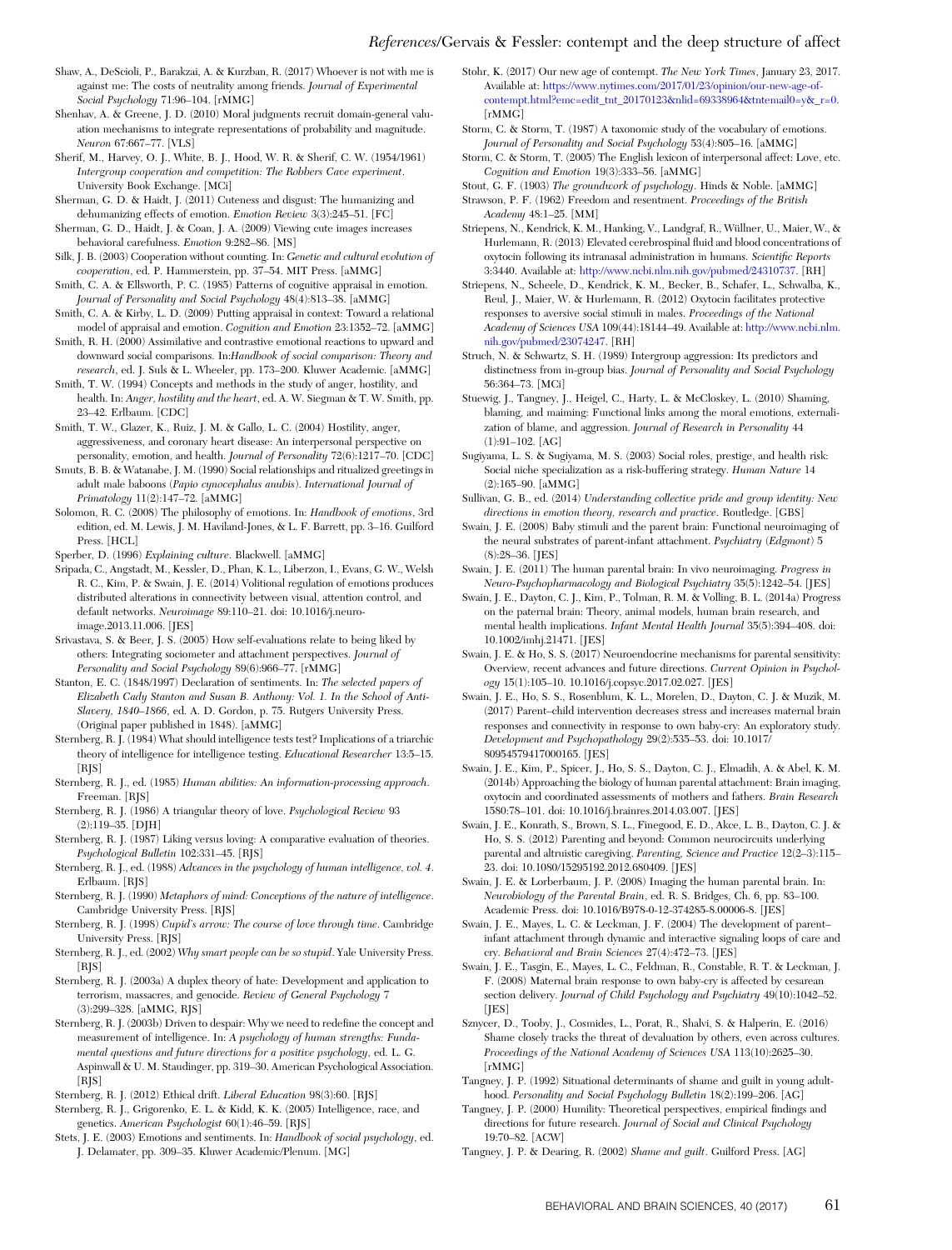Shaw, A., DeScioli, P., Barakzai, A. & Kurzban, R. (2017) Whoever is not with me is against me: The costs of neutrality among friends. *Journal of Experimental Social Psychology* 71:96–104. [rMMG]

Shenhav, A. & Greene, J. D. (2010) Moral judgments recruit domain-general valuation mechanisms to integrate representations of probability and magnitude. *Neuron* 67:667–77. [VLS]

Sherif, M., Harvey, O. J., White, B. J., Hood, W. R. & Sherif, C. W. (1954/1961) *Intergroup cooperation and competition: The Robbers Cave experiment*. University Book Exchange. [MCi]

Sherman, G. D. & Haidt, J. (2011) Cuteness and disgust: The humanizing and dehumanizing effects of emotion. *Emotion Review* 3(3):245–51. [FC]

Sherman, G. D., Haidt, J. & Coan, J. A. (2009) Viewing cute images increases behavioral carefulness. *Emotion* 9:282–86. [MS]

Silk, J. B. (2003) Cooperation without counting. In: *Genetic and cultural evolution of cooperation*, ed. P. Hammerstein, pp. 37–54. MIT Press. [aMMG]

Smith, C. A. & Ellsworth, P. C. (1985) Patterns of cognitive appraisal in emotion. *Journal of Personality and Social Psychology* 48(4):813–38. [aMMG]

Smith, C. A. & Kirby, L. D. (2009) Putting appraisal in context: Toward a relational model of appraisal and emotion. *Cognition and Emotion* 23:1352–72. [aMMG]

Smith, R. H. (2000) Assimilative and contrastive emotional reactions to upward and downward social comparisons. In:*Handbook of social comparison: Theory and research*, ed. J. Suls & L. Wheeler, pp. 173–200. Kluwer Academic. [aMMG]

Smith, T. W. (1994) Concepts and methods in the study of anger, hostility, and health. In: *Anger, hostility and the heart*, ed. A. W. Siegman & T. W. Smith, pp. 23–42. Erlbaum. [CDC]

Smith, T. W., Glazer, K., Ruiz, J. M. & Gallo, L. C. (2004) Hostility, anger, aggressiveness, and coronary heart disease: An interpersonal perspective on personality, emotion, and health. *Journal of Personality* 72(6):1217–70. [CDC]

Smuts, B. B. & Watanabe, J. M. (1990) Social relationships and ritualized greetings in adult male baboons (*Papio cynocephalus anubis*). *International Journal of Primatology* 11(2):147–72. [aMMG]

Solomon, R. C. (2008) The philosophy of emotions. In: *Handbook of emotions*, 3rd edition, ed. M. Lewis, J. M. Haviland-Jones, & L. F. Barrett, pp. 3–16. Guilford Press. [HCL]

Sperber, D. (1996) *Explaining culture*. Blackwell. [aMMG]

Sripada, C., Angstadt, M., Kessler, D., Phan, K. L., Liberzon, I., Evans, G. W., Welsh R. C., Kim, P. & Swain, J. E. (2014) Volitional regulation of emotions produces distributed alterations in connectivity between visual, attention control, and default networks. *Neuroimage* 89:110–21. doi: 10.1016/j.neuroimage.2013.11.006. [JES]

Srivastava, S. & Beer, J. S. (2005) How self-evaluations relate to being liked by others: Integrating sociometer and attachment perspectives. *Journal of Personality and Social Psychology* 89(6):966–77. [rMMG]

Stanton, E. C. (1848/1997) Declaration of sentiments. In: *The selected papers of Elizabeth Cady Stanton and Susan B. Anthony: Vol. 1. In the School of Anti-Slavery, 1840–1866*, ed. A. D. Gordon, p. 75. Rutgers University Press. (Original paper published in 1848). [aMMG]

Sternberg, R. J. (1984) What should intelligence tests test? Implications of a triarchic theory of intelligence for intelligence testing. *Educational Researcher* 13:5–15. [RJS]

Sternberg, R. J., ed. (1985) *Human abilities: An information-processing approach*. Freeman. [RJS]

Sternberg, R. J. (1986) A triangular theory of love. *Psychological Review* 93 (2):119–35. [DJH]

Sternberg, R. J. (1987) Liking versus loving: A comparative evaluation of theories. *Psychological Bulletin* 102:331–45. [RJS]

Sternberg, R. J., ed. (1988) *Advances in the psychology of human intelligence, vol. 4*. Erlbaum. [RJS]

Sternberg, R. J. (1990) *Metaphors of mind: Conceptions of the nature of intelligence*. Cambridge University Press. [RJS]

Sternberg, R. J. (1998) *Cupid's arrow: The course of love through time*. Cambridge University Press. [RJS]

Sternberg, R. J., ed. (2002) *Why smart people can be so stupid*. Yale University Press. [RJS]

Sternberg, R. J. (2003a) A duplex theory of hate: Development and application to terrorism, massacres, and genocide. *Review of General Psychology* 7 (3):299–328. [aMMG, RJS]

Sternberg, R. J. (2003b) Driven to despair: Why we need to redefine the concept and measurement of intelligence. In: *A psychology of human strengths: Fundamental questions and future directions for a positive psychology*, ed. L. G. Aspinwall & U. M. Staudinger, pp. 319–30. American Psychological Association. [RJS]

Sternberg, R. J. (2012) Ethical drift. *Liberal Education* 98(3):60. [RJS]

Sternberg, R. J., Grigorenko, E. L. & Kidd, K. K. (2005) Intelligence, race, and genetics. *American Psychologist* 60(1):46–59. [RJS]

Stets, J. E. (2003) Emotions and sentiments. In: *Handbook of social psychology*, ed. J. Delamater, pp. 309–35. Kluwer Academic/Plenum. [MG]

Stohr, K. (2017) Our new age of contempt. *The New York Times*, January 23, 2017. Available at: https://www.nytimes.com/2017/01/23/opinion/our-new-age-of-contempt.html?emc=edit_tnt_20170123&nlid=69338964&tntemail0=y&_r=0. [rMMG]

Storm, C. & Storm, T. (1987) A taxonomic study of the vocabulary of emotions. *Journal of Personality and Social Psychology* 53(4):805–16. [aMMG]

Storm, C. & Storm, T. (2005) The English lexicon of interpersonal affect: Love, etc. *Cognition and Emotion* 19(3):333–56. [aMMG]

Stout, G. F. (1903) *The groundwork of psychology*. Hinds & Noble. [aMMG]

Strawson, P. F. (1962) Freedom and resentment. *Proceedings of the British Academy* 48:1–25. [MM]

Striepens, N., Kendrick, K. M., Hanking, V., Landgraf, R., Wüllner, U., Maier, W., & Hurlemann, R. (2013) Elevated cerebrospinal fluid and blood concentrations of oxytocin following its intranasal administration in humans. *Scientific Reports* 3:3440. Available at: http://www.ncbi.nlm.nih.gov/pubmed/24310737. [RH]

Striepens, N., Scheele, D., Kendrick, K. M., Becker, B., Schafer, L., Schwalba, K., Reul, J., Maier, W. & Hurlemann, R. (2012) Oxytocin facilitates protective responses to aversive social stimuli in males. *Proceedings of the National Academy of Sciences USA* 109(44):18144–49. Available at: http://www.ncbi.nlm.nih.gov/pubmed/23074247. [RH]

Struch, N. & Schwartz, S. H. (1989) Intergroup aggression: Its predictors and distinctness from in-group bias. *Journal of Personality and Social Psychology* 56:364–73. [MCi]

Stuewig, J., Tangney, J., Heigel, C., Harty, L. & McCloskey, L. (2010) Shaming, blaming, and maiming: Functional links among the moral emotions, externalization of blame, and aggression. *Journal of Research in Personality* 44 (1):91–102. [AG]

Sugiyama, L. S. & Sugiyama, M. S. (2003) Social roles, prestige, and health risk: Social niche specialization as a risk-buffering strategy. *Human Nature* 14 (2):165–90. [aMMG]

Sullivan, G. B., ed. (2014) *Understanding collective pride and group identity: New directions in emotion theory, research and practice*. Routledge. [GBS]

Swain, J. E. (2008) Baby stimuli and the parent brain: Functional neuroimaging of the neural substrates of parent-infant attachment. *Psychiatry (Edgmont)* 5 (8):28–36. [JES]

Swain, J. E. (2011) The human parental brain: In vivo neuroimaging. *Progress in Neuro-Psychopharmacology and Biological Psychiatry* 35(5):1242–54. [JES]

Swain, J. E., Dayton, C. J., Kim, P., Tolman, R. M. & Volling, B. L. (2014a) Progress on the paternal brain: Theory, animal models, human brain research, and mental health implications. *Infant Mental Health Journal* 35(5):394–408. doi: 10.1002/imhj.21471. [JES]

Swain, J. E. & Ho, S. S. (2017) Neuroendocrine mechanisms for parental sensitivity: Overview, recent advances and future directions. *Current Opinion in Psychology* 15(1):105–10. 10.1016/j.copsyc.2017.02.027. [JES]

Swain, J. E., Ho, S. S., Rosenblum, K. L., Morelen, D., Dayton, C. J. & Muzik, M. (2017) Parent–child intervention decreases stress and increases maternal brain responses and connectivity in response to own baby-cry: An exploratory study. *Development and Psychopathology* 29(2):535–53. doi: 10.1017/S0954579417000165. [JES]

Swain, J. E., Kim, P., Spicer, J., Ho, S. S., Dayton, C. J., Elmadih, A. & Abel, K. M. (2014b) Approaching the biology of human parental attachment: Brain imaging, oxytocin and coordinated assessments of mothers and fathers. *Brain Research* 1580:78–101. doi: 10.1016/j.brainres.2014.03.007. [JES]

Swain, J. E., Konrath, S., Brown, S. L., Finegood, E. D., Akce, L. B., Dayton, C. J. & Ho, S. S. (2012) Parenting and beyond: Common neurocircuits underlying parental and altruistic caregiving. *Parenting, Science and Practice* 12(2–3):115–23. doi: 10.1080/15295192.2012.680409. [JES]

Swain, J. E. & Lorberbaum, J. P. (2008) Imaging the human parental brain. In: *Neurobiology of the Parental Brain*, ed. R. S. Bridges, Ch. 6, pp. 83–100. Academic Press. doi: 10.1016/B978-0-12-374285-8.00006-8. [JES]

Swain, J. E., Mayes, L. C. & Leckman, J. F. (2004) The development of parent–infant attachment through dynamic and interactive signaling loops of care and cry. *Behavioral and Brain Sciences* 27(4):472–73. [JES]

Swain, J. E., Tasgin, E., Mayes, L. C., Feldman, R., Constable, R. T. & Leckman, J. F. (2008) Maternal brain response to own baby-cry is affected by cesarean section delivery. *Journal of Child Psychology and Psychiatry* 49(10):1042–52. [JES]

Sznycer, D., Tooby, J., Cosmides, L., Porat, R., Shalvi, S. & Halperin, E. (2016) Shame closely tracks the threat of devaluation by others, even across cultures. *Proceedings of the National Academy of Sciences USA* 113(10):2625–30. [rMMG]

Tangney, J. P. (1992) Situational determinants of shame and guilt in young adulthood. *Personality and Social Psychology Bulletin* 18(2):199–206. [AG]

Tangney, J. P. (2000) Humility: Theoretical perspectives, empirical findings and directions for future research. *Journal of Social and Clinical Psychology* 19:70–82. [ACW]

Tangney, J. P. & Dearing, R. (2002) *Shame and guilt*. Guilford Press. [AG]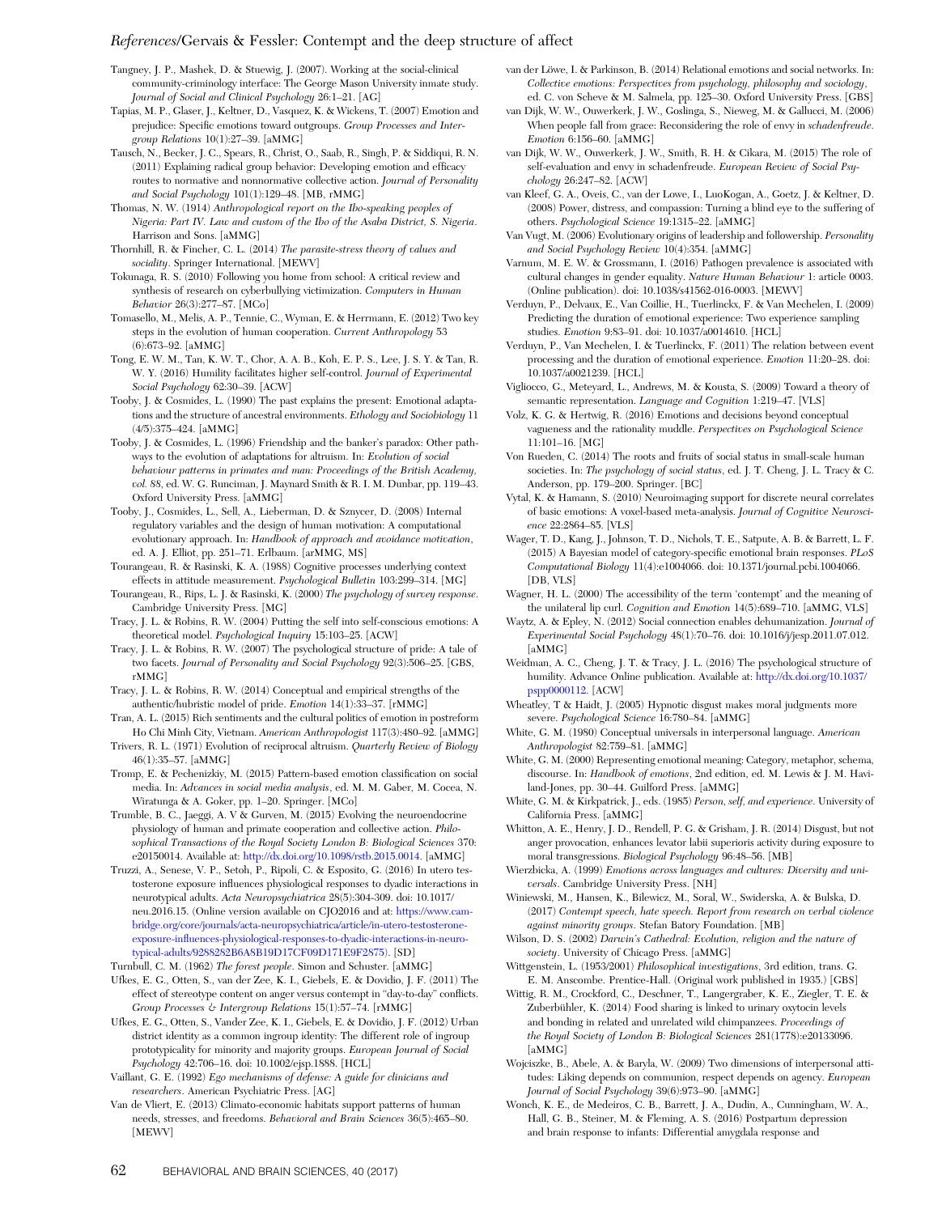Tangney, J. P., Mashek, D. & Stuewig, J. (2007). Working at the social-clinical community-criminology interface: The George Mason University inmate study. *Journal of Social and Clinical Psychology* 26:1–21. [AG]

Tapias, M. P., Glaser, J., Keltner, D., Vasquez, K. & Wickens, T. (2007) Emotion and prejudice: Specific emotions toward outgroups. *Group Processes and Intergroup Relations* 10(1):27–39. [aMMG]

Tausch, N., Becker, J. C., Spears, R., Christ, O., Saab, R., Singh, P. & Siddiqui, R. N. (2011) Explaining radical group behavior: Developing emotion and efficacy routes to normative and nonnormative collective action. *Journal of Personality and Social Psychology* 101(1):129–48. [MB, rMMG]

Thomas, N. W. (1914) *Anthropological report on the Ibo-speaking peoples of Nigeria: Part IV. Law and custom of the Ibo of the Asaba District, S. Nigeria*. Harrison and Sons. [aMMG]

Thornhill, R. & Fincher, C. L. (2014) *The parasite-stress theory of values and sociality*. Springer International. [MEWV]

Tokunaga, R. S. (2010) Following you home from school: A critical review and synthesis of research on cyberbullying victimization. *Computers in Human Behavior* 26(3):277–87. [MCo]

Tomasello, M., Melis, A. P., Tennie, C., Wyman, E. & Herrmann, E. (2012) Two key steps in the evolution of human cooperation. *Current Anthropology* 53 (6):673–92. [aMMG]

Tong, E. W. M., Tan, K. W. T., Chor, A. A. B., Koh, E. P. S., Lee, J. S. Y. & Tan, R. W. Y. (2016) Humility facilitates higher self-control. *Journal of Experimental Social Psychology* 62:30–39. [ACW]

Tooby, J. & Cosmides, L. (1990) The past explains the present: Emotional adaptations and the structure of ancestral environments. *Ethology and Sociobiology* 11 (4/5):375–424. [aMMG]

Tooby, J. & Cosmides, L. (1996) Friendship and the banker's paradox: Other pathways to the evolution of adaptations for altruism. In: *Evolution of social behaviour patterns in primates and man: Proceedings of the British Academy, vol. 88*, ed. W. G. Runciman, J. Maynard Smith & R. I. M. Dunbar, pp. 119–43. Oxford University Press. [aMMG]

Tooby, J., Cosmides, L., Sell, A., Lieberman, D. & Sznycer, D. (2008) Internal regulatory variables and the design of human motivation: A computational evolutionary approach. In: *Handbook of approach and avoidance motivation*, ed. A. J. Elliot, pp. 251–71. Erlbaum. [arMMG, MS]

Tourangeau, R. & Rasinski, K. A. (1988) Cognitive processes underlying context effects in attitude measurement. *Psychological Bulletin* 103:299–314. [MG]

Tourangeau, R., Rips, L. J. & Rasinski, K. (2000) *The psychology of survey response*. Cambridge University Press. [MG]

Tracy, J. L. & Robins, R. W. (2004) Putting the self into self-conscious emotions: A theoretical model. *Psychological Inquiry* 15:103–25. [ACW]

Tracy, J. L. & Robins, R. W. (2007) The psychological structure of pride: A tale of two facets. *Journal of Personality and Social Psychology* 92(3):506–25. [GBS, rMMG]

Tracy, J. L. & Robins, R. W. (2014) Conceptual and empirical strengths of the authentic/hubristic model of pride. *Emotion* 14(1):33–37. [rMMG]

Tran, A. L. (2015) Rich sentiments and the cultural politics of emotion in postreform Ho Chi Minh City, Vietnam. *American Anthropologist* 117(3):480–92. [aMMG]

Trivers, R. L. (1971) Evolution of reciprocal altruism. *Quarterly Review of Biology* 46(1):35–57. [aMMG]

Tromp, E. & Pechenizkiy, M. (2015) Pattern-based emotion classification on social media. In: *Advances in social media analysis*, ed. M. M. Gaber, M. Cocea, N. Wiratunga & A. Goker, pp. 1–20. Springer. [MCo]

Trumble, B. C., Jaeggi, A. V & Gurven, M. (2015) Evolving the neuroendocrine physiology of human and primate cooperation and collective action. *Philosophical Transactions of the Royal Society London B: Biological Sciences* 370: e20150014. Available at: http://dx.doi.org/10.1098/rstb.2015.0014. [aMMG]

Truzzi, A., Senese, V. P., Setoh, P., Ripoli, C. & Esposito, G. (2016) In utero testosterone exposure influences physiological responses to dyadic interactions in neurotypical adults. *Acta Neuropsychiatrica* 28(5):304-309. doi: 10.1017/neu.2016.15. (Online version available on CJO2016 and at: https://www.cambridge.org/core/journals/acta-neuropsychiatrica/article/in-utero-testosterone-exposure-influences-physiological-responses-to-dyadic-interactions-in-neurotypical-adults/9288282B6A8B19D17CF09D171E9F2875). [SD]

Turnbull, C. M. (1962) *The forest people*. Simon and Schuster. [aMMG]

Ufkes, E. G., Otten, S., van der Zee, K. I., Giebels, E. & Dovidio, J. F. (2011) The effect of stereotype content on anger versus contempt in "day-to-day" conflicts. *Group Processes & Intergroup Relations* 15(1):57–74. [rMMG]

Ufkes, E. G., Otten, S., Vander Zee, K. I., Giebels, E. & Dovidio, J. F. (2012) Urban district identity as a common ingroup identity: The different role of ingroup prototypicality for minority and majority groups. *European Journal of Social Psychology* 42:706–16. doi: 10.1002/ejsp.1888. [HCL]

Vaillant, G. E. (1992) *Ego mechanisms of defense: A guide for clinicians and researchers*. American Psychiatric Press. [AG]

Van de Vliert, E. (2013) Climato-economic habitats support patterns of human needs, stresses, and freedoms. *Behavioral and Brain Sciences* 36(5):465–80. [MEWV]

van der Löwe, I. & Parkinson, B. (2014) Relational emotions and social networks. In: *Collective emotions: Perspectives from psychology, philosophy and sociology*, ed. C. von Scheve & M. Salmela, pp. 125–30. Oxford University Press. [GBS]

van Dijk, W. W., Ouwerkerk, J. W., Goslinga, S., Nieweg, M. & Gallucci, M. (2006) When people fall from grace: Reconsidering the role of envy in *schadenfreude*. *Emotion* 6:156–60. [ACW]

van Dijk, W. W., Ouwerkerk, J. W., Smith, R. H. & Cikara, M. (2015) The role of self-evaluation and envy in schadenfreude. *European Review of Social Psychology* 26:247–82. [ACW]

van Kleef, G. A., Oveis, C., van der Lowe, I., LuoKogan, A., Goetz, J. & Keltner, D. (2008) Power, distress, and compassion: Turning a blind eye to the suffering of others. *Psychological Science* 19:1315–22. [aMMG]

Van Vugt, M. (2006) Evolutionary origins of leadership and followership. *Personality and Social Psychology Review* 10(4):354. [aMMG]

Varnum, M. E. W. & Grossmann, I. (2016) Pathogen prevalence is associated with cultural changes in gender equality. *Nature Human Behaviour* 1: article 0003. (Online publication). doi: 10.1038/s41562-016-0003. [MEWV]

Verduyn, P., Delvaux, E., Van Coillie, H., Tuerlinckx, F. & Van Mechelen, I. (2009) Predicting the duration of emotional experience: Two experience sampling studies. *Emotion* 9:83–91. doi: 10.1037/a0014610. [HCL]

Verduyn, P., Van Mechelen, I. & Tuerlinckx, F. (2011) The relation between event processing and the duration of emotional experience. *Emotion* 11:20–28. doi: 10.1037/a0021239. [HCL]

Vigliocco, G., Meteyard, L., Andrews, M. & Kousta, S. (2009) Toward a theory of semantic representation. *Language and Cognition* 1:219–47. [VLS]

Volz, K. G. & Hertwig, R. (2016) Emotions and decisions beyond conceptual vagueness and the rationality muddle. *Perspectives on Psychological Science* 11:101–16. [MG]

Von Rueden, C. (2014) The roots and fruits of social status in small-scale human societies. In: *The psychology of social status*, ed. J. T. Cheng, J. L. Tracy & C. Anderson, pp. 179–200. Springer. [BC]

Vytal, K. & Hamann, S. (2010) Neuroimaging support for discrete neural correlates of basic emotions: A voxel-based meta-analysis. *Journal of Cognitive Neuroscience* 22:2864–85. [VLS]

Wager, T. D., Kang, J., Johnson, T. D., Nichols, T. E., Satpute, A. B. & Barrett, L. F. (2015) A Bayesian model of category-specific emotional brain responses. *PLoS Computational Biology* 11(4):e1004066. doi: 10.1371/journal.pcbi.1004066. [DB, VLS]

Wagner, H. L. (2000) The accessibility of the term 'contempt' and the meaning of the unilateral lip curl. *Cognition and Emotion* 14(5):689–710. [aMMG, VLS]

Waytz, A. & Epley, N. (2012) Social connection enables dehumanization. *Journal of Experimental Social Psychology* 48(1):70–76. doi: 10.1016/j/jesp.2011.07.012. [aMMG]

Weidman, A. C., Cheng, J. T. & Tracy, J. L. (2016) The psychological structure of humility. Advance Online publication. Available at: http://dx.doi.org/10.1037/pspp0000112. [ACW]

Wheatley, T & Haidt, J. (2005) Hypnotic disgust makes moral judgments more severe. *Psychological Science* 16:780–84. [aMMG]

White, G. M. (1980) Conceptual universals in interpersonal language. *American Anthropologist* 82:759–81. [aMMG]

White, G. M. (2000) Representing emotional meaning: Category, metaphor, schema, discourse. In: *Handbook of emotions*, 2nd edition, ed. M. Lewis & J. M. Haviland-Jones, pp. 30–44. Guilford Press. [aMMG]

White, G. M. & Kirkpatrick, J., eds. (1985) *Person, self, and experience*. University of California Press. [aMMG]

Whitton, A. E., Henry, J. D., Rendell, P. G. & Grisham, J. R. (2014) Disgust, but not anger provocation, enhances levator labii superioris activity during exposure to moral transgressions. *Biological Psychology* 96:48–56. [MB]

Wierzbicka, A. (1999) *Emotions across languages and cultures: Diversity and universals*. Cambridge University Press. [NH]

Winiewski, M., Hansen, K., Bilewicz, M., Soral, W., Swiderska, A. & Bulska, D. (2017) *Contempt speech, hate speech. Report from research on verbal violence against minority groups*. Stefan Batory Foundation. [MB]

Wilson, D. S. (2002) *Darwin's Cathedral: Evolution, religion and the nature of society*. University of Chicago Press. [aMMG]

Wittgenstein, L. (1953/2001) *Philosophical investigations*, 3rd edition, trans. G. E. M. Anscombe. Prentice-Hall. (Original work published in 1935.) [GBS]

Wittig, R. M., Crockford, C., Deschner, T., Langergraber, K. E., Ziegler, T. E. & Zuberbühler, K. (2014) Food sharing is linked to urinary oxytocin levels and bonding in related and unrelated wild chimpanzees. *Proceedings of the Royal Society of London B: Biological Sciences* 281(1778):e20133096. [aMMG]

Wojciszke, B., Abele, A. & Baryla, W. (2009) Two dimensions of interpersonal attitudes: Liking depends on communion, respect depends on agency. *European Journal of Social Psychology* 39(6):973–90. [aMMG]

Wonch, K. E., de Medeiros, C. B., Barrett, J. A., Dudin, A., Cunningham, W. A., Hall, G. B., Steiner, M. & Fleming, A. S. (2016) Postpartum depression and brain response to infants: Differential amygdala response and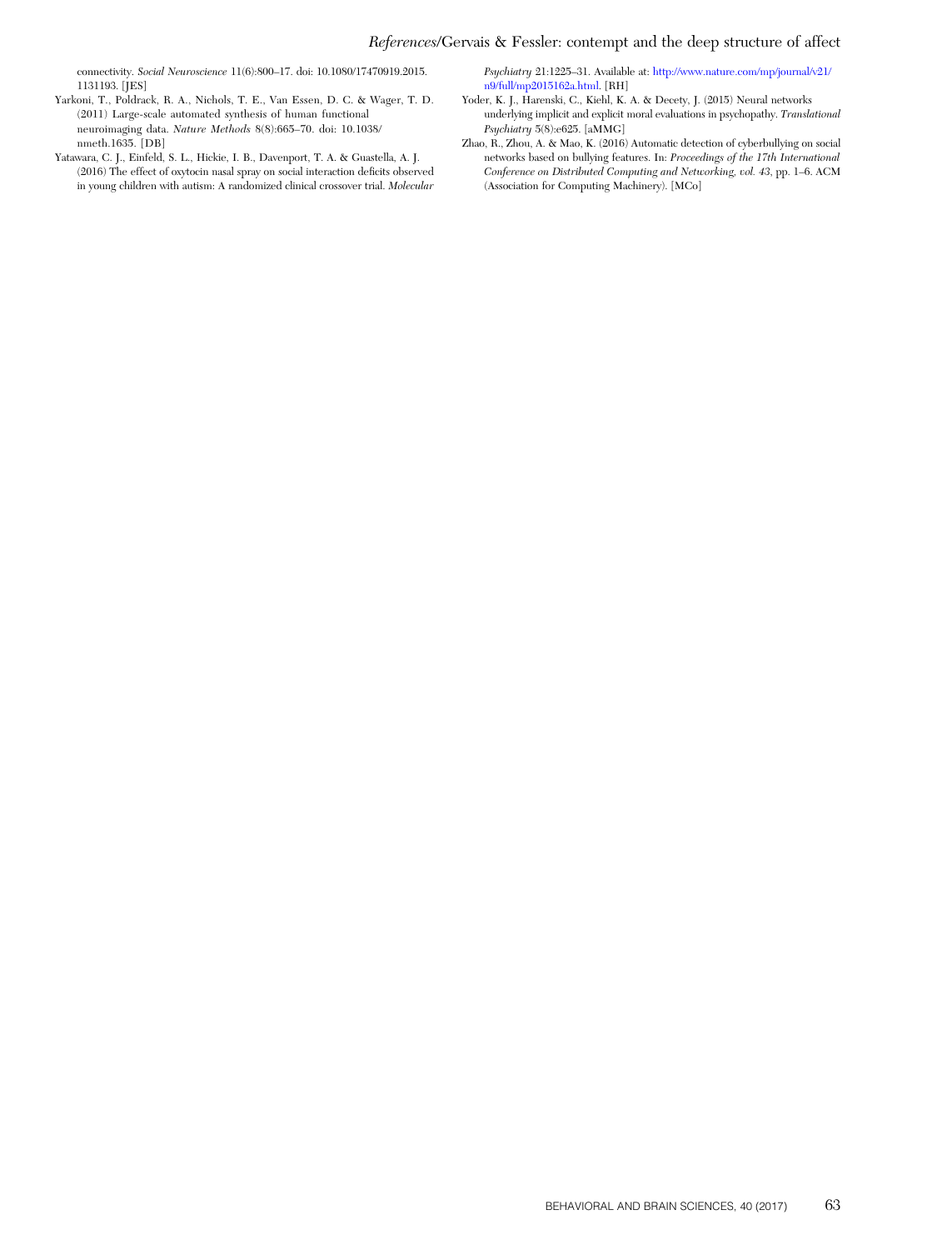connectivity. *Social Neuroscience* 11(6):800–17. doi: 10.1080/17470919.2015.1131193. [JES]

Yarkoni, T., Poldrack, R. A., Nichols, T. E., Van Essen, D. C. & Wager, T. D. (2011) Large-scale automated synthesis of human functional neuroimaging data. *Nature Methods* 8(8):665–70. doi: 10.1038/nmeth.1635. [DB]

Yatawara, C. J., Einfeld, S. L., Hickie, I. B., Davenport, T. A. & Guastella, A. J. (2016) The effect of oxytocin nasal spray on social interaction deficits observed in young children with autism: A randomized clinical crossover trial. *Molecular Psychiatry* 21:1225–31. Available at: http://www.nature.com/mp/journal/v21/n9/full/mp2015162a.html. [RH]

Yoder, K. J., Harenski, C., Kiehl, K. A. & Decety, J. (2015) Neural networks underlying implicit and explicit moral evaluations in psychopathy. *Translational Psychiatry* 5(8):e625. [aMMG]

Zhao, R., Zhou, A. & Mao, K. (2016) Automatic detection of cyberbullying on social networks based on bullying features. In: *Proceedings of the 17th International Conference on Distributed Computing and Networking, vol. 43*, pp. 1–6. ACM (Association for Computing Machinery). [MCo]